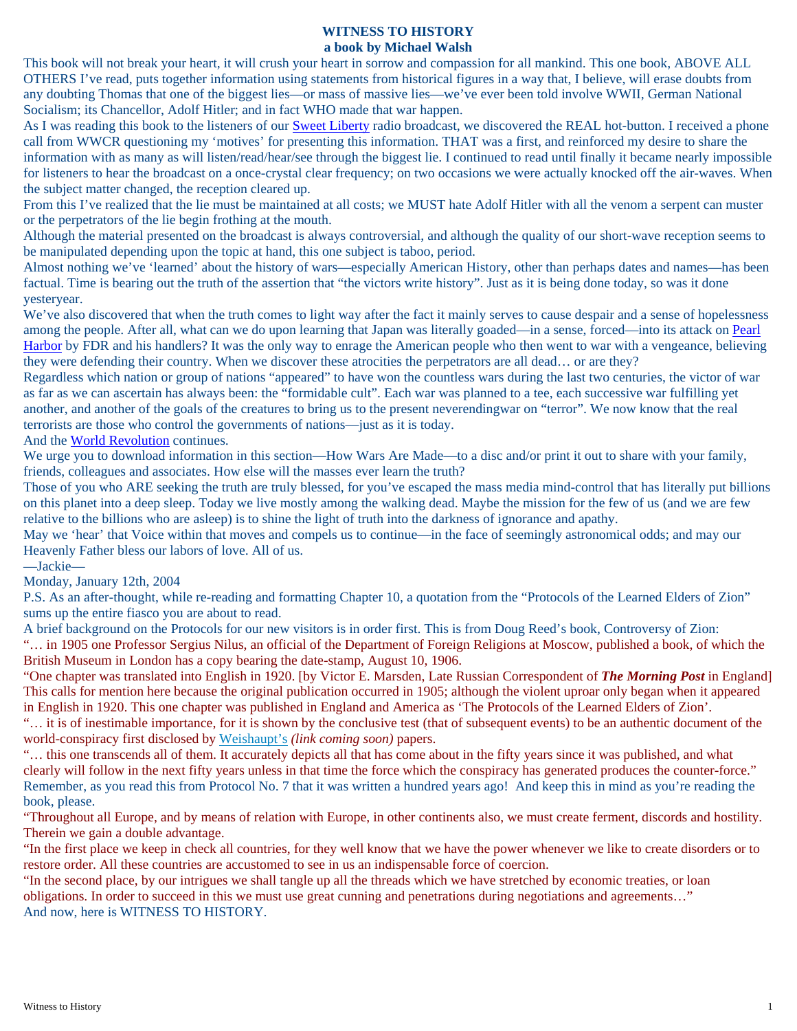# WITNESS TO HISTORY
## a book by Michael Walsh

This book will not break your heart, it will crush your heart in sorrow and compassion for all mankind. This one book, ABOVE ALL OTHERS I've read, puts together information using statements from historical figures in a way that, I believe, will erase doubts from any doubting Thomas that one of the biggest lies—or mass of massive lies—we've ever been told involve WWII, German National Socialism; its Chancellor, Adolf Hitler; and in fact WHO made that war happen.

As I was reading this book to the listeners of our Sweet Liberty radio broadcast, we discovered the REAL hot-button. I received a phone call from WWCR questioning my 'motives' for presenting this information. THAT was a first, and reinforced my desire to share the information with as many as will listen/read/hear/see through the biggest lie. I continued to read until finally it became nearly impossible for listeners to hear the broadcast on a once-crystal clear frequency; on two occasions we were actually knocked off the air-waves. When the subject matter changed, the reception cleared up.

From this I've realized that the lie must be maintained at all costs; we MUST hate Adolf Hitler with all the venom a serpent can muster or the perpetrators of the lie begin frothing at the mouth.

Although the material presented on the broadcast is always controversial, and although the quality of our short-wave reception seems to be manipulated depending upon the topic at hand, this one subject is taboo, period.

Almost nothing we've 'learned' about the history of wars—especially American History, other than perhaps dates and names—has been factual. Time is bearing out the truth of the assertion that "the victors write history". Just as it is being done today, so was it done yesteryear.

We've also discovered that when the truth comes to light way after the fact it mainly serves to cause despair and a sense of hopelessness among the people. After all, what can we do upon learning that Japan was literally goaded—in a sense, forced—into its attack on Pearl Harbor by FDR and his handlers? It was the only way to enrage the American people who then went to war with a vengeance, believing they were defending their country. When we discover these atrocities the perpetrators are all dead… or are they?

Regardless which nation or group of nations "appeared" to have won the countless wars during the last two centuries, the victor of war as far as we can ascertain has always been: the "formidable cult". Each war was planned to a tee, each successive war fulfilling yet another, and another of the goals of the creatures to bring us to the present neverendingwar on "terror". We now know that the real terrorists are those who control the governments of nations—just as it is today.

And the World Revolution continues.

We urge you to download information in this section—How Wars Are Made—to a disc and/or print it out to share with your family, friends, colleagues and associates. How else will the masses ever learn the truth?

Those of you who ARE seeking the truth are truly blessed, for you've escaped the mass media mind-control that has literally put billions on this planet into a deep sleep. Today we live mostly among the walking dead. Maybe the mission for the few of us (and we are few relative to the billions who are asleep) is to shine the light of truth into the darkness of ignorance and apathy.

May we 'hear' that Voice within that moves and compels us to continue—in the face of seemingly astronomical odds; and may our Heavenly Father bless our labors of love. All of us.

—Jackie—

Monday, January 12th, 2004

P.S. As an after-thought, while re-reading and formatting Chapter 10, a quotation from the "Protocols of the Learned Elders of Zion" sums up the entire fiasco you are about to read.

A brief background on the Protocols for our new visitors is in order first. This is from Doug Reed's book, Controversy of Zion:

"… in 1905 one Professor Sergius Nilus, an official of the Department of Foreign Religions at Moscow, published a book, of which the British Museum in London has a copy bearing the date-stamp, August 10, 1906.

"One chapter was translated into English in 1920. [by Victor E. Marsden, Late Russian Correspondent of ***The Morning Post*** in England] This calls for mention here because the original publication occurred in 1905; although the violent uproar only began when it appeared in English in 1920. This one chapter was published in England and America as 'The Protocols of the Learned Elders of Zion'.

"… it is of inestimable importance, for it is shown by the conclusive test (that of subsequent events) to be an authentic document of the world-conspiracy first disclosed by Weishaupt's *(link coming soon)* papers.

"… this one transcends all of them. It accurately depicts all that has come about in the fifty years since it was published, and what clearly will follow in the next fifty years unless in that time the force which the conspiracy has generated produces the counter-force."

Remember, as you read this from Protocol No. 7 that it was written a hundred years ago! And keep this in mind as you're reading the book, please.

"Throughout all Europe, and by means of relation with Europe, in other continents also, we must create ferment, discords and hostility. Therein we gain a double advantage.

"In the first place we keep in check all countries, for they well know that we have the power whenever we like to create disorders or to restore order. All these countries are accustomed to see in us an indispensable force of coercion.

"In the second place, by our intrigues we shall tangle up all the threads which we have stretched by economic treaties, or loan obligations. In order to succeed in this we must use great cunning and penetrations during negotiations and agreements…"

And now, here is WITNESS TO HISTORY.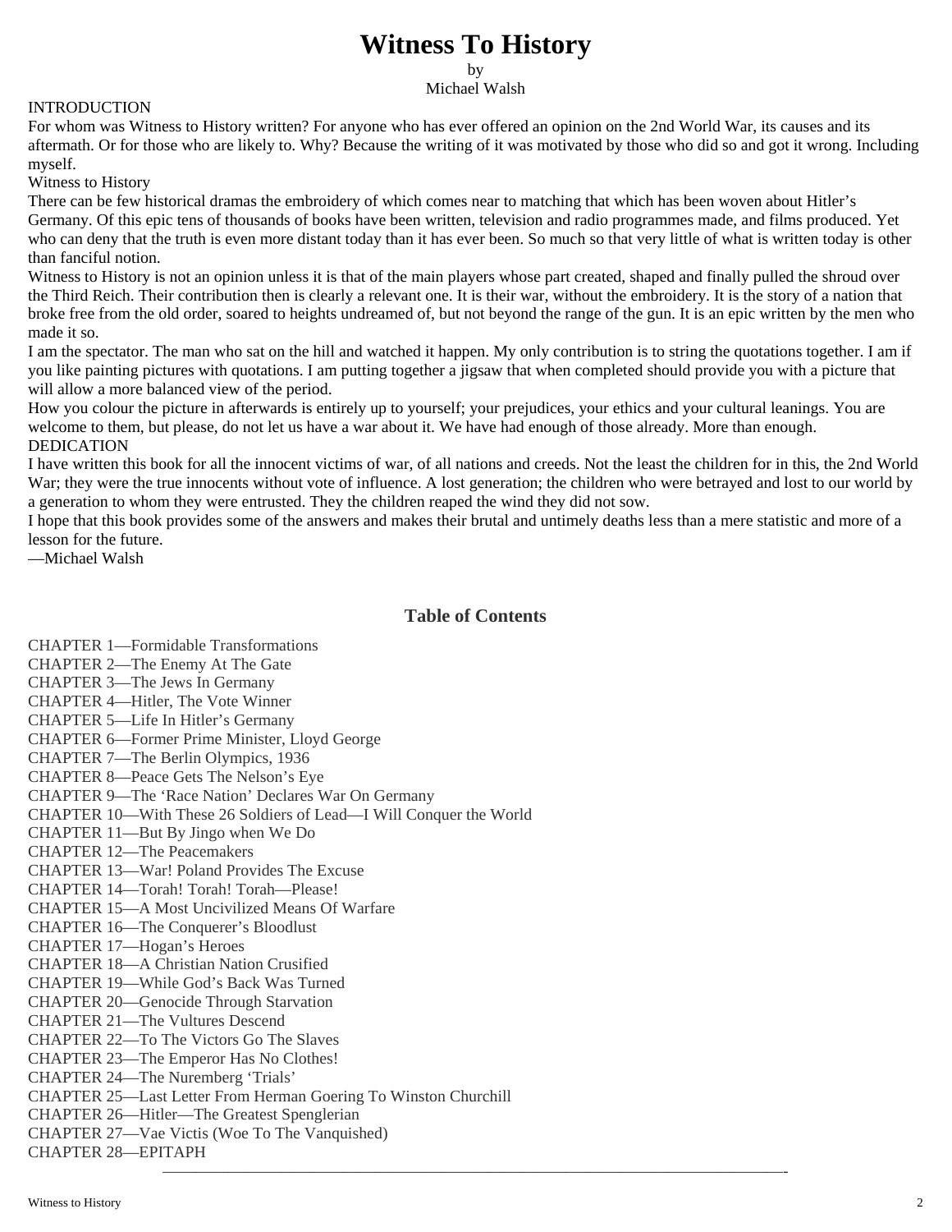# Witness To History

by

Michael Walsh

INTRODUCTION

For whom was Witness to History written? For anyone who has ever offered an opinion on the 2nd World War, its causes and its aftermath. Or for those who are likely to. Why? Because the writing of it was motivated by those who did so and got it wrong. Including myself.

Witness to History

There can be few historical dramas the embroidery of which comes near to matching that which has been woven about Hitler's Germany. Of this epic tens of thousands of books have been written, television and radio programmes made, and films produced. Yet who can deny that the truth is even more distant today than it has ever been. So much so that very little of what is written today is other than fanciful notion.

Witness to History is not an opinion unless it is that of the main players whose part created, shaped and finally pulled the shroud over the Third Reich. Their contribution then is clearly a relevant one. It is their war, without the embroidery. It is the story of a nation that broke free from the old order, soared to heights undreamed of, but not beyond the range of the gun. It is an epic written by the men who made it so.

I am the spectator. The man who sat on the hill and watched it happen. My only contribution is to string the quotations together. I am if you like painting pictures with quotations. I am putting together a jigsaw that when completed should provide you with a picture that will allow a more balanced view of the period.

How you colour the picture in afterwards is entirely up to yourself; your prejudices, your ethics and your cultural leanings. You are welcome to them, but please, do not let us have a war about it. We have had enough of those already. More than enough.

DEDICATION

I have written this book for all the innocent victims of war, of all nations and creeds. Not the least the children for in this, the 2nd World War; they were the true innocents without vote of influence. A lost generation; the children who were betrayed and lost to our world by a generation to whom they were entrusted. They the children reaped the wind they did not sow.

I hope that this book provides some of the answers and makes their brutal and untimely deaths less than a mere statistic and more of a lesson for the future.

—Michael Walsh

## Table of Contents

CHAPTER 1—Formidable Transformations
CHAPTER 2—The Enemy At The Gate
CHAPTER 3—The Jews In Germany
CHAPTER 4—Hitler, The Vote Winner
CHAPTER 5—Life In Hitler's Germany
CHAPTER 6—Former Prime Minister, Lloyd George
CHAPTER 7—The Berlin Olympics, 1936
CHAPTER 8—Peace Gets The Nelson's Eye
CHAPTER 9—The 'Race Nation' Declares War On Germany
CHAPTER 10—With These 26 Soldiers of Lead—I Will Conquer the World
CHAPTER 11—But By Jingo when We Do
CHAPTER 12—The Peacemakers
CHAPTER 13—War! Poland Provides The Excuse
CHAPTER 14—Torah! Torah! Torah—Please!
CHAPTER 15—A Most Uncivilized Means Of Warfare
CHAPTER 16—The Conquerer's Bloodlust
CHAPTER 17—Hogan's Heroes
CHAPTER 18—A Christian Nation Crusified
CHAPTER 19—While God's Back Was Turned
CHAPTER 20—Genocide Through Starvation
CHAPTER 21—The Vultures Descend
CHAPTER 22—To The Victors Go The Slaves
CHAPTER 23—The Emperor Has No Clothes!
CHAPTER 24—The Nuremberg 'Trials'
CHAPTER 25—Last Letter From Herman Goering To Winston Churchill
CHAPTER 26—Hitler—The Greatest Spenglerian
CHAPTER 27—Vae Victis (Woe To The Vanquished)
CHAPTER 28—EPITAPH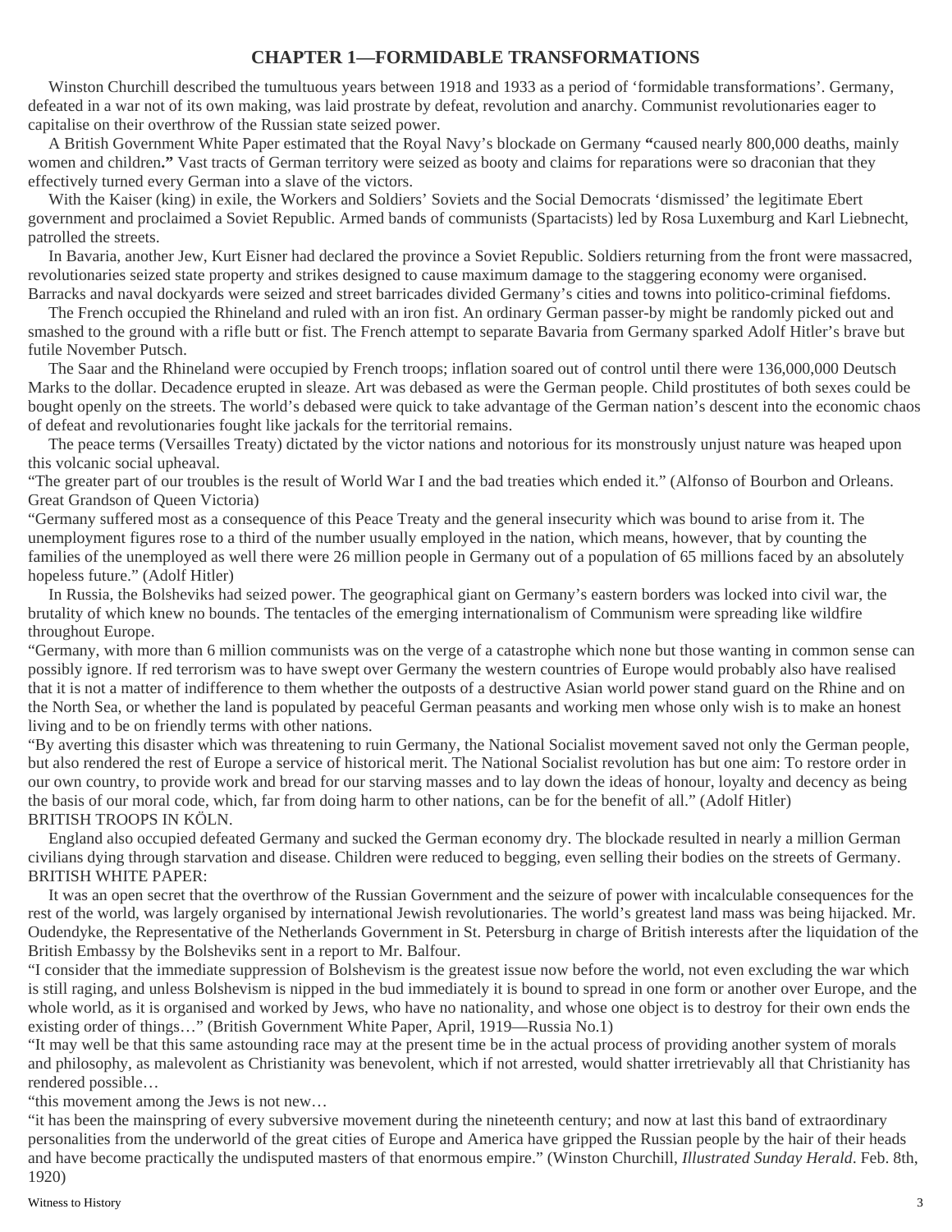# CHAPTER 1—FORMIDABLE TRANSFORMATIONS

Winston Churchill described the tumultuous years between 1918 and 1933 as a period of 'formidable transformations'. Germany, defeated in a war not of its own making, was laid prostrate by defeat, revolution and anarchy. Communist revolutionaries eager to capitalise on their overthrow of the Russian state seized power.

A British Government White Paper estimated that the Royal Navy's blockade on Germany **"**caused nearly 800,000 deaths, mainly women and children**."** Vast tracts of German territory were seized as booty and claims for reparations were so draconian that they effectively turned every German into a slave of the victors.

With the Kaiser (king) in exile, the Workers and Soldiers' Soviets and the Social Democrats 'dismissed' the legitimate Ebert government and proclaimed a Soviet Republic. Armed bands of communists (Spartacists) led by Rosa Luxemburg and Karl Liebnecht, patrolled the streets.

In Bavaria, another Jew, Kurt Eisner had declared the province a Soviet Republic. Soldiers returning from the front were massacred, revolutionaries seized state property and strikes designed to cause maximum damage to the staggering economy were organised. Barracks and naval dockyards were seized and street barricades divided Germany's cities and towns into politico-criminal fiefdoms.

The French occupied the Rhineland and ruled with an iron fist. An ordinary German passer-by might be randomly picked out and smashed to the ground with a rifle butt or fist. The French attempt to separate Bavaria from Germany sparked Adolf Hitler's brave but futile November Putsch.

The Saar and the Rhineland were occupied by French troops; inflation soared out of control until there were 136,000,000 Deutsch Marks to the dollar. Decadence erupted in sleaze. Art was debased as were the German people. Child prostitutes of both sexes could be bought openly on the streets. The world's debased were quick to take advantage of the German nation's descent into the economic chaos of defeat and revolutionaries fought like jackals for the territorial remains.

The peace terms (Versailles Treaty) dictated by the victor nations and notorious for its monstrously unjust nature was heaped upon this volcanic social upheaval.

"The greater part of our troubles is the result of World War I and the bad treaties which ended it." (Alfonso of Bourbon and Orleans. Great Grandson of Queen Victoria)

"Germany suffered most as a consequence of this Peace Treaty and the general insecurity which was bound to arise from it. The unemployment figures rose to a third of the number usually employed in the nation, which means, however, that by counting the families of the unemployed as well there were 26 million people in Germany out of a population of 65 millions faced by an absolutely hopeless future." (Adolf Hitler)

In Russia, the Bolsheviks had seized power. The geographical giant on Germany's eastern borders was locked into civil war, the brutality of which knew no bounds. The tentacles of the emerging internationalism of Communism were spreading like wildfire throughout Europe.

"Germany, with more than 6 million communists was on the verge of a catastrophe which none but those wanting in common sense can possibly ignore. If red terrorism was to have swept over Germany the western countries of Europe would probably also have realised that it is not a matter of indifference to them whether the outposts of a destructive Asian world power stand guard on the Rhine and on the North Sea, or whether the land is populated by peaceful German peasants and working men whose only wish is to make an honest living and to be on friendly terms with other nations.

"By averting this disaster which was threatening to ruin Germany, the National Socialist movement saved not only the German people, but also rendered the rest of Europe a service of historical merit. The National Socialist revolution has but one aim: To restore order in our own country, to provide work and bread for our starving masses and to lay down the ideas of honour, loyalty and decency as being the basis of our moral code, which, far from doing harm to other nations, can be for the benefit of all." (Adolf Hitler)

BRITISH TROOPS IN KÖLN.

England also occupied defeated Germany and sucked the German economy dry. The blockade resulted in nearly a million German civilians dying through starvation and disease. Children were reduced to begging, even selling their bodies on the streets of Germany.

BRITISH WHITE PAPER:

It was an open secret that the overthrow of the Russian Government and the seizure of power with incalculable consequences for the rest of the world, was largely organised by international Jewish revolutionaries. The world's greatest land mass was being hijacked. Mr. Oudendyke, the Representative of the Netherlands Government in St. Petersburg in charge of British interests after the liquidation of the British Embassy by the Bolsheviks sent in a report to Mr. Balfour.

"I consider that the immediate suppression of Bolshevism is the greatest issue now before the world, not even excluding the war which is still raging, and unless Bolshevism is nipped in the bud immediately it is bound to spread in one form or another over Europe, and the whole world, as it is organised and worked by Jews, who have no nationality, and whose one object is to destroy for their own ends the existing order of things…" (British Government White Paper, April, 1919—Russia No.1)

"It may well be that this same astounding race may at the present time be in the actual process of providing another system of morals and philosophy, as malevolent as Christianity was benevolent, which if not arrested, would shatter irretrievably all that Christianity has rendered possible…

"this movement among the Jews is not new…

"it has been the mainspring of every subversive movement during the nineteenth century; and now at last this band of extraordinary personalities from the underworld of the great cities of Europe and America have gripped the Russian people by the hair of their heads and have become practically the undisputed masters of that enormous empire." (Winston Churchill, *Illustrated Sunday Herald*. Feb. 8th, 1920)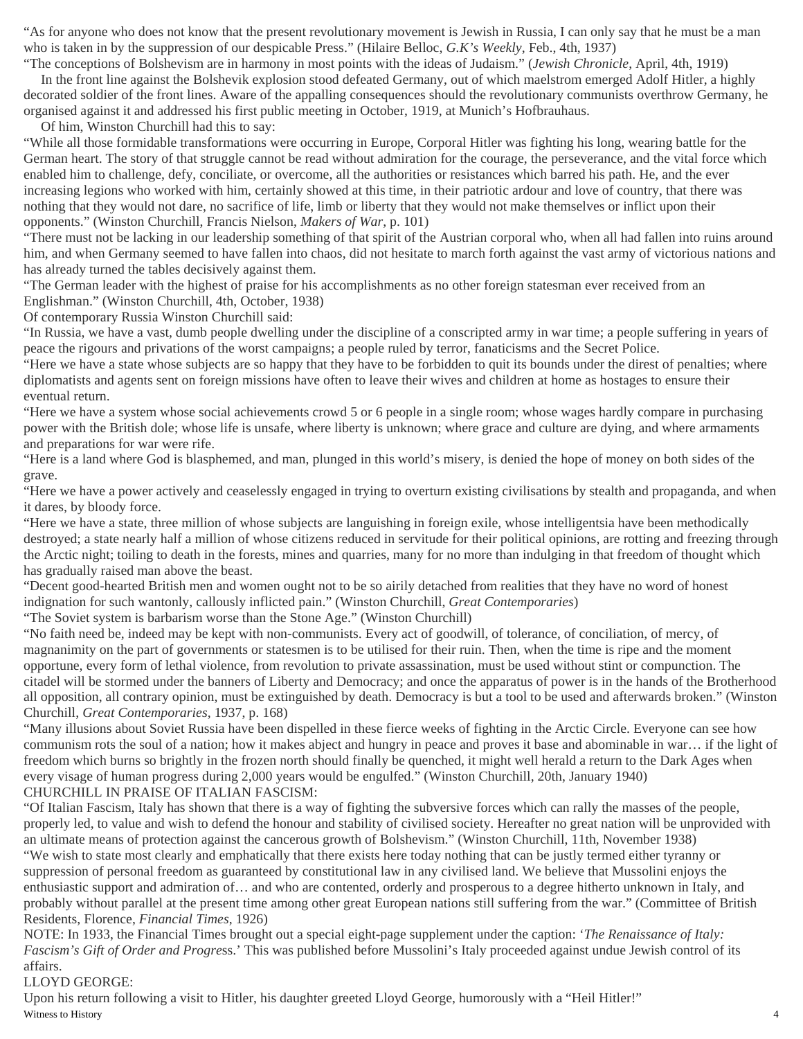"As for anyone who does not know that the present revolutionary movement is Jewish in Russia, I can only say that he must be a man who is taken in by the suppression of our despicable Press." (Hilaire Belloc, *G.K's Weekly*, Feb., 4th, 1937)

"The conceptions of Bolshevism are in harmony in most points with the ideas of Judaism." (*Jewish Chronicle*, April, 4th, 1919)

In the front line against the Bolshevik explosion stood defeated Germany, out of which maelstrom emerged Adolf Hitler, a highly decorated soldier of the front lines. Aware of the appalling consequences should the revolutionary communists overthrow Germany, he organised against it and addressed his first public meeting in October, 1919, at Munich's Hofbrauhaus.

Of him, Winston Churchill had this to say:

"While all those formidable transformations were occurring in Europe, Corporal Hitler was fighting his long, wearing battle for the German heart. The story of that struggle cannot be read without admiration for the courage, the perseverance, and the vital force which enabled him to challenge, defy, conciliate, or overcome, all the authorities or resistances which barred his path. He, and the ever increasing legions who worked with him, certainly showed at this time, in their patriotic ardour and love of country, that there was nothing that they would not dare, no sacrifice of life, limb or liberty that they would not make themselves or inflict upon their opponents." (Winston Churchill, Francis Nielson, *Makers of War*, p. 101)

"There must not be lacking in our leadership something of that spirit of the Austrian corporal who, when all had fallen into ruins around him, and when Germany seemed to have fallen into chaos, did not hesitate to march forth against the vast army of victorious nations and has already turned the tables decisively against them.

"The German leader with the highest of praise for his accomplishments as no other foreign statesman ever received from an Englishman." (Winston Churchill, 4th, October, 1938)

Of contemporary Russia Winston Churchill said:

"In Russia, we have a vast, dumb people dwelling under the discipline of a conscripted army in war time; a people suffering in years of peace the rigours and privations of the worst campaigns; a people ruled by terror, fanaticisms and the Secret Police.

"Here we have a state whose subjects are so happy that they have to be forbidden to quit its bounds under the direst of penalties; where diplomatists and agents sent on foreign missions have often to leave their wives and children at home as hostages to ensure their eventual return.

"Here we have a system whose social achievements crowd 5 or 6 people in a single room; whose wages hardly compare in purchasing power with the British dole; whose life is unsafe, where liberty is unknown; where grace and culture are dying, and where armaments and preparations for war were rife.

"Here is a land where God is blasphemed, and man, plunged in this world's misery, is denied the hope of money on both sides of the grave.

"Here we have a power actively and ceaselessly engaged in trying to overturn existing civilisations by stealth and propaganda, and when it dares, by bloody force.

"Here we have a state, three million of whose subjects are languishing in foreign exile, whose intelligentsia have been methodically destroyed; a state nearly half a million of whose citizens reduced in servitude for their political opinions, are rotting and freezing through the Arctic night; toiling to death in the forests, mines and quarries, many for no more than indulging in that freedom of thought which has gradually raised man above the beast.

"Decent good-hearted British men and women ought not to be so airily detached from realities that they have no word of honest indignation for such wantonly, callously inflicted pain." (Winston Churchill, *Great Contemporaries*)

"The Soviet system is barbarism worse than the Stone Age." (Winston Churchill)

"No faith need be, indeed may be kept with non-communists. Every act of goodwill, of tolerance, of conciliation, of mercy, of magnanimity on the part of governments or statesmen is to be utilised for their ruin. Then, when the time is ripe and the moment opportune, every form of lethal violence, from revolution to private assassination, must be used without stint or compunction. The citadel will be stormed under the banners of Liberty and Democracy; and once the apparatus of power is in the hands of the Brotherhood all opposition, all contrary opinion, must be extinguished by death. Democracy is but a tool to be used and afterwards broken." (Winston Churchill, *Great Contemporaries*, 1937, p. 168)

"Many illusions about Soviet Russia have been dispelled in these fierce weeks of fighting in the Arctic Circle. Everyone can see how communism rots the soul of a nation; how it makes abject and hungry in peace and proves it base and abominable in war… if the light of freedom which burns so brightly in the frozen north should finally be quenched, it might well herald a return to the Dark Ages when every visage of human progress during 2,000 years would be engulfed." (Winston Churchill, 20th, January 1940)

CHURCHILL IN PRAISE OF ITALIAN FASCISM:

"Of Italian Fascism, Italy has shown that there is a way of fighting the subversive forces which can rally the masses of the people, properly led, to value and wish to defend the honour and stability of civilised society. Hereafter no great nation will be unprovided with an ultimate means of protection against the cancerous growth of Bolshevism." (Winston Churchill, 11th, November 1938)

"We wish to state most clearly and emphatically that there exists here today nothing that can be justly termed either tyranny or suppression of personal freedom as guaranteed by constitutional law in any civilised land. We believe that Mussolini enjoys the enthusiastic support and admiration of… and who are contented, orderly and prosperous to a degree hitherto unknown in Italy, and probably without parallel at the present time among other great European nations still suffering from the war." (Committee of British Residents, Florence, *Financial Times*, 1926)

NOTE: In 1933, the Financial Times brought out a special eight-page supplement under the caption: '*The Renaissance of Italy: Fascism's Gift of Order and Progress*.' This was published before Mussolini's Italy proceeded against undue Jewish control of its affairs.

LLOYD GEORGE:

Upon his return following a visit to Hitler, his daughter greeted Lloyd George, humorously with a "Heil Hitler!"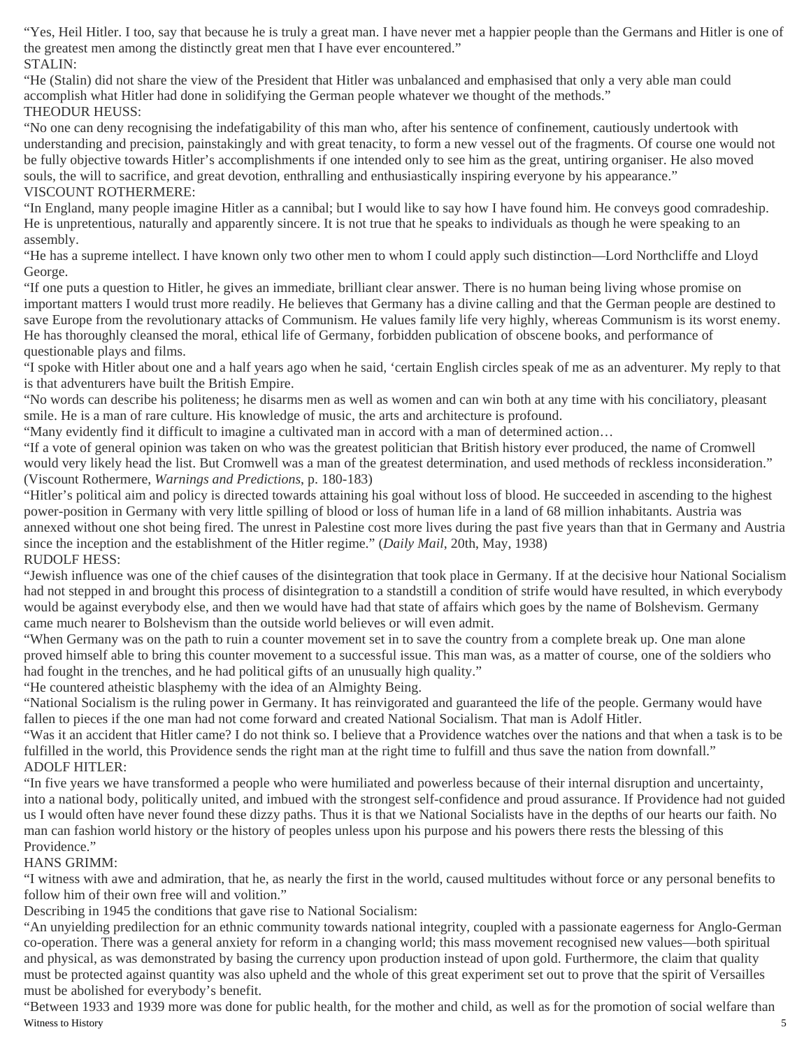"Yes, Heil Hitler. I too, say that because he is truly a great man. I have never met a happier people than the Germans and Hitler is one of the greatest men among the distinctly great men that I have ever encountered."

STALIN:

"He (Stalin) did not share the view of the President that Hitler was unbalanced and emphasised that only a very able man could accomplish what Hitler had done in solidifying the German people whatever we thought of the methods."

THEODUR HEUSS:

"No one can deny recognising the indefatigability of this man who, after his sentence of confinement, cautiously undertook with understanding and precision, painstakingly and with great tenacity, to form a new vessel out of the fragments. Of course one would not be fully objective towards Hitler's accomplishments if one intended only to see him as the great, untiring organiser. He also moved souls, the will to sacrifice, and great devotion, enthralling and enthusiastically inspiring everyone by his appearance."

VISCOUNT ROTHERMERE:

"In England, many people imagine Hitler as a cannibal; but I would like to say how I have found him. He conveys good comradeship. He is unpretentious, naturally and apparently sincere. It is not true that he speaks to individuals as though he were speaking to an assembly.

"He has a supreme intellect. I have known only two other men to whom I could apply such distinction—Lord Northcliffe and Lloyd George.

"If one puts a question to Hitler, he gives an immediate, brilliant clear answer. There is no human being living whose promise on important matters I would trust more readily. He believes that Germany has a divine calling and that the German people are destined to save Europe from the revolutionary attacks of Communism. He values family life very highly, whereas Communism is its worst enemy. He has thoroughly cleansed the moral, ethical life of Germany, forbidden publication of obscene books, and performance of questionable plays and films.

"I spoke with Hitler about one and a half years ago when he said, 'certain English circles speak of me as an adventurer. My reply to that is that adventurers have built the British Empire.

"No words can describe his politeness; he disarms men as well as women and can win both at any time with his conciliatory, pleasant smile. He is a man of rare culture. His knowledge of music, the arts and architecture is profound.

"Many evidently find it difficult to imagine a cultivated man in accord with a man of determined action…

"If a vote of general opinion was taken on who was the greatest politician that British history ever produced, the name of Cromwell would very likely head the list. But Cromwell was a man of the greatest determination, and used methods of reckless inconsideration." (Viscount Rothermere, *Warnings and Predictions*, p. 180-183)

"Hitler's political aim and policy is directed towards attaining his goal without loss of blood. He succeeded in ascending to the highest power-position in Germany with very little spilling of blood or loss of human life in a land of 68 million inhabitants. Austria was annexed without one shot being fired. The unrest in Palestine cost more lives during the past five years than that in Germany and Austria since the inception and the establishment of the Hitler regime." (*Daily Mail*, 20th, May, 1938)

RUDOLF HESS:

"Jewish influence was one of the chief causes of the disintegration that took place in Germany. If at the decisive hour National Socialism had not stepped in and brought this process of disintegration to a standstill a condition of strife would have resulted, in which everybody would be against everybody else, and then we would have had that state of affairs which goes by the name of Bolshevism. Germany came much nearer to Bolshevism than the outside world believes or will even admit.

"When Germany was on the path to ruin a counter movement set in to save the country from a complete break up. One man alone proved himself able to bring this counter movement to a successful issue. This man was, as a matter of course, one of the soldiers who had fought in the trenches, and he had political gifts of an unusually high quality."

"He countered atheistic blasphemy with the idea of an Almighty Being.

"National Socialism is the ruling power in Germany. It has reinvigorated and guaranteed the life of the people. Germany would have fallen to pieces if the one man had not come forward and created National Socialism. That man is Adolf Hitler.

"Was it an accident that Hitler came? I do not think so. I believe that a Providence watches over the nations and that when a task is to be fulfilled in the world, this Providence sends the right man at the right time to fulfill and thus save the nation from downfall."

ADOLF HITLER:

"In five years we have transformed a people who were humiliated and powerless because of their internal disruption and uncertainty, into a national body, politically united, and imbued with the strongest self-confidence and proud assurance. If Providence had not guided us I would often have never found these dizzy paths. Thus it is that we National Socialists have in the depths of our hearts our faith. No man can fashion world history or the history of peoples unless upon his purpose and his powers there rests the blessing of this Providence."

HANS GRIMM:

"I witness with awe and admiration, that he, as nearly the first in the world, caused multitudes without force or any personal benefits to follow him of their own free will and volition."

Describing in 1945 the conditions that gave rise to National Socialism:

"An unyielding predilection for an ethnic community towards national integrity, coupled with a passionate eagerness for Anglo-German co-operation. There was a general anxiety for reform in a changing world; this mass movement recognised new values—both spiritual and physical, as was demonstrated by basing the currency upon production instead of upon gold. Furthermore, the claim that quality must be protected against quantity was also upheld and the whole of this great experiment set out to prove that the spirit of Versailles must be abolished for everybody's benefit.

"Between 1933 and 1939 more was done for public health, for the mother and child, as well as for the promotion of social welfare than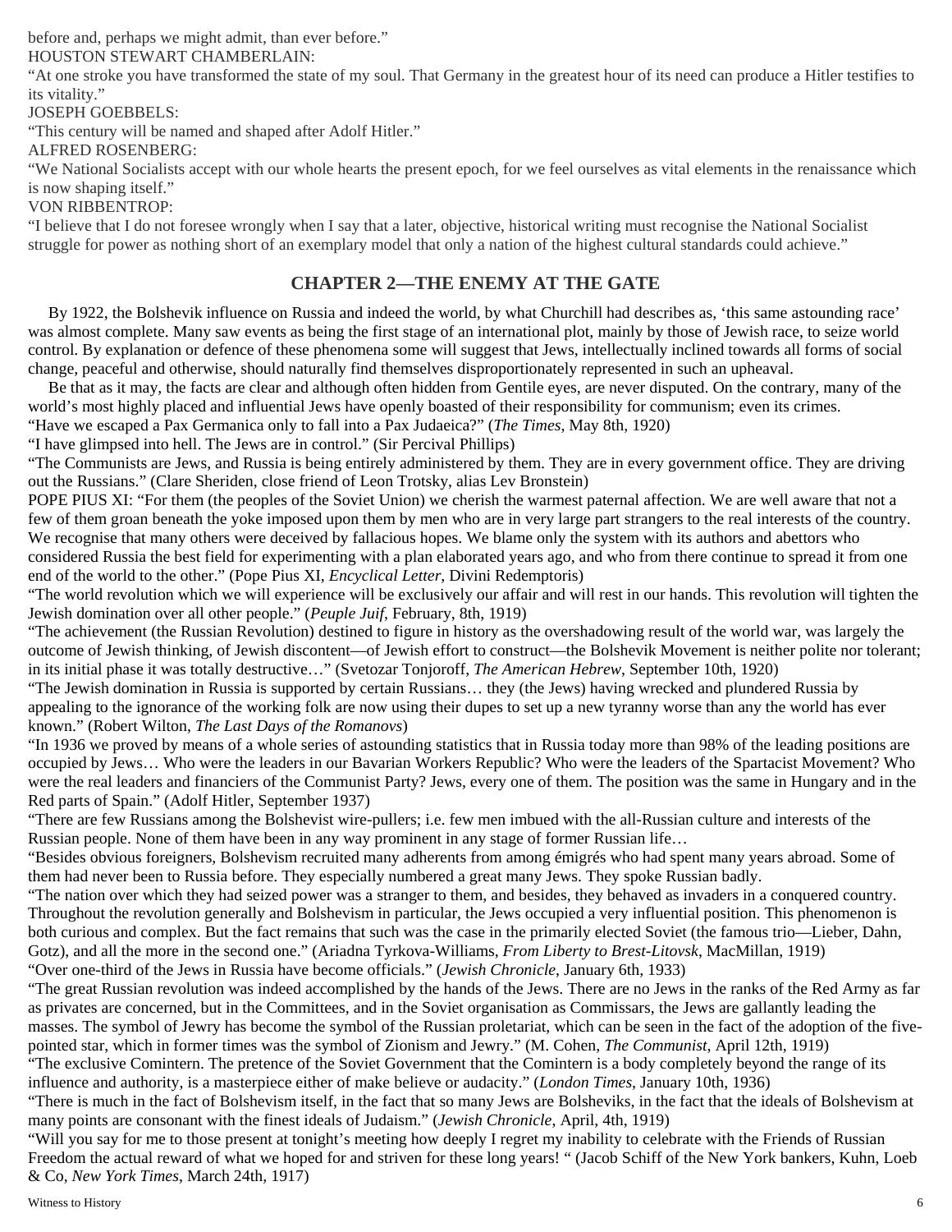before and, perhaps we might admit, than ever before."

HOUSTON STEWART CHAMBERLAIN:

"At one stroke you have transformed the state of my soul. That Germany in the greatest hour of its need can produce a Hitler testifies to its vitality."

JOSEPH GOEBBELS:

"This century will be named and shaped after Adolf Hitler."

ALFRED ROSENBERG:

"We National Socialists accept with our whole hearts the present epoch, for we feel ourselves as vital elements in the renaissance which is now shaping itself."

VON RIBBENTROP:

"I believe that I do not foresee wrongly when I say that a later, objective, historical writing must recognise the National Socialist struggle for power as nothing short of an exemplary model that only a nation of the highest cultural standards could achieve."

## CHAPTER 2—THE ENEMY AT THE GATE

By 1922, the Bolshevik influence on Russia and indeed the world, by what Churchill had describes as, 'this same astounding race' was almost complete. Many saw events as being the first stage of an international plot, mainly by those of Jewish race, to seize world control. By explanation or defence of these phenomena some will suggest that Jews, intellectually inclined towards all forms of social change, peaceful and otherwise, should naturally find themselves disproportionately represented in such an upheaval.

Be that as it may, the facts are clear and although often hidden from Gentile eyes, are never disputed. On the contrary, many of the world's most highly placed and influential Jews have openly boasted of their responsibility for communism; even its crimes.

"Have we escaped a Pax Germanica only to fall into a Pax Judaeica?" (*The Times*, May 8th, 1920)

"I have glimpsed into hell. The Jews are in control." (Sir Percival Phillips)

"The Communists are Jews, and Russia is being entirely administered by them. They are in every government office. They are driving out the Russians." (Clare Sheriden, close friend of Leon Trotsky, alias Lev Bronstein)

POPE PIUS XI: "For them (the peoples of the Soviet Union) we cherish the warmest paternal affection. We are well aware that not a few of them groan beneath the yoke imposed upon them by men who are in very large part strangers to the real interests of the country. We recognise that many others were deceived by fallacious hopes. We blame only the system with its authors and abettors who considered Russia the best field for experimenting with a plan elaborated years ago, and who from there continue to spread it from one end of the world to the other." (Pope Pius XI, *Encyclical Letter*, Divini Redemptoris)

"The world revolution which we will experience will be exclusively our affair and will rest in our hands. This revolution will tighten the Jewish domination over all other people." (*Peuple Juif*, February, 8th, 1919)

"The achievement (the Russian Revolution) destined to figure in history as the overshadowing result of the world war, was largely the outcome of Jewish thinking, of Jewish discontent—of Jewish effort to construct—the Bolshevik Movement is neither polite nor tolerant; in its initial phase it was totally destructive…" (Svetozar Tonjoroff, *The American Hebrew*, September 10th, 1920)

"The Jewish domination in Russia is supported by certain Russians… they (the Jews) having wrecked and plundered Russia by appealing to the ignorance of the working folk are now using their dupes to set up a new tyranny worse than any the world has ever known." (Robert Wilton, *The Last Days of the Romanovs*)

"In 1936 we proved by means of a whole series of astounding statistics that in Russia today more than 98% of the leading positions are occupied by Jews… Who were the leaders in our Bavarian Workers Republic? Who were the leaders of the Spartacist Movement? Who were the real leaders and financiers of the Communist Party? Jews, every one of them. The position was the same in Hungary and in the Red parts of Spain." (Adolf Hitler, September 1937)

"There are few Russians among the Bolshevist wire-pullers; i.e. few men imbued with the all-Russian culture and interests of the Russian people. None of them have been in any way prominent in any stage of former Russian life…

"Besides obvious foreigners, Bolshevism recruited many adherents from among émigrés who had spent many years abroad. Some of them had never been to Russia before. They especially numbered a great many Jews. They spoke Russian badly.

"The nation over which they had seized power was a stranger to them, and besides, they behaved as invaders in a conquered country. Throughout the revolution generally and Bolshevism in particular, the Jews occupied a very influential position. This phenomenon is both curious and complex. But the fact remains that such was the case in the primarily elected Soviet (the famous trio—Lieber, Dahn, Gotz), and all the more in the second one." (Ariadna Tyrkova-Williams, *From Liberty to Brest-Litovsk*, MacMillan, 1919)

"Over one-third of the Jews in Russia have become officials." (*Jewish Chronicle*, January 6th, 1933)

"The great Russian revolution was indeed accomplished by the hands of the Jews. There are no Jews in the ranks of the Red Army as far as privates are concerned, but in the Committees, and in the Soviet organisation as Commissars, the Jews are gallantly leading the masses. The symbol of Jewry has become the symbol of the Russian proletariat, which can be seen in the fact of the adoption of the five-pointed star, which in former times was the symbol of Zionism and Jewry." (M. Cohen, *The Communist*, April 12th, 1919)

"The exclusive Comintern. The pretence of the Soviet Government that the Comintern is a body completely beyond the range of its influence and authority, is a masterpiece either of make believe or audacity." (*London Times*, January 10th, 1936)

"There is much in the fact of Bolshevism itself, in the fact that so many Jews are Bolsheviks, in the fact that the ideals of Bolshevism at many points are consonant with the finest ideals of Judaism." (*Jewish Chronicle*, April, 4th, 1919)

"Will you say for me to those present at tonight's meeting how deeply I regret my inability to celebrate with the Friends of Russian Freedom the actual reward of what we hoped for and striven for these long years! " (Jacob Schiff of the New York bankers, Kuhn, Loeb & Co, *New York Times*, March 24th, 1917)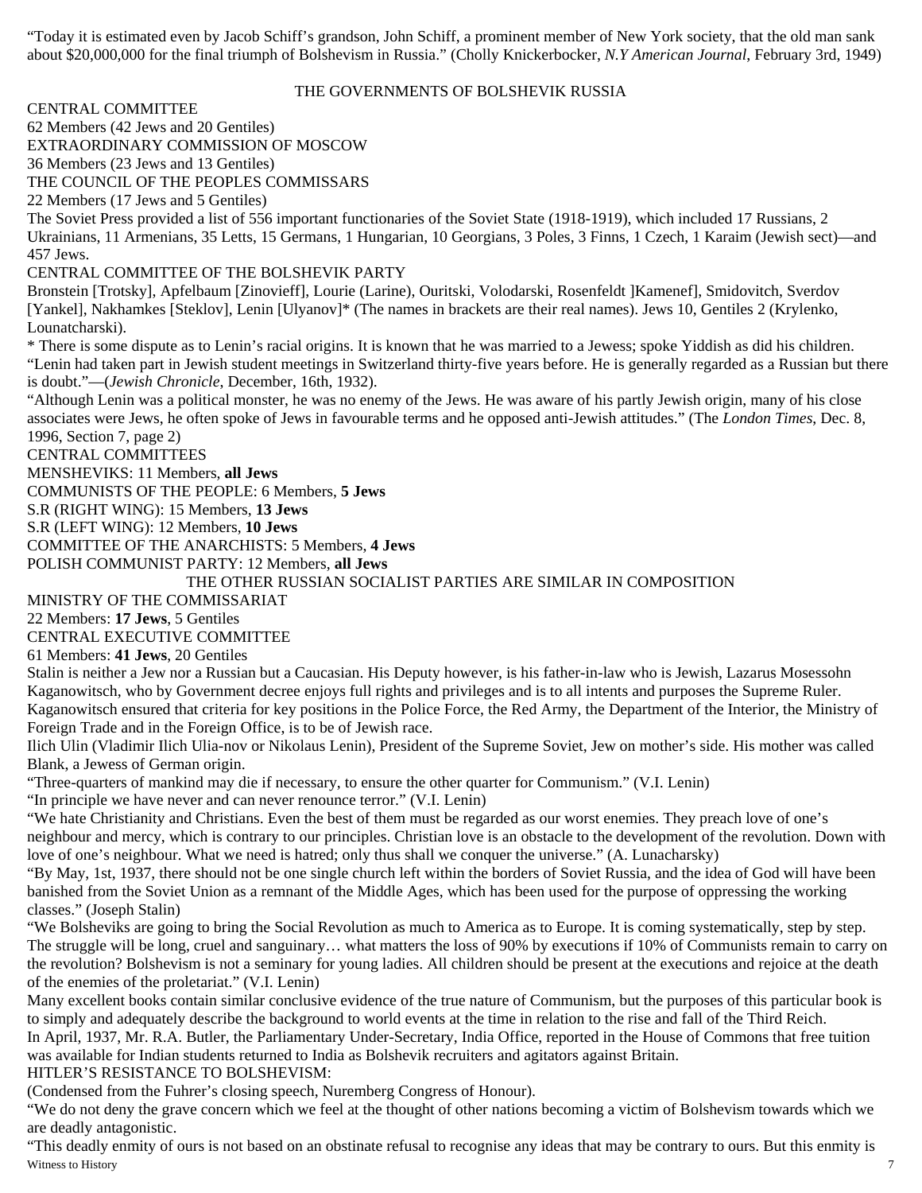"Today it is estimated even by Jacob Schiff's grandson, John Schiff, a prominent member of New York society, that the old man sank about $20,000,000 for the final triumph of Bolshevism in Russia." (Cholly Knickerbocker, *N.Y American Journal*, February 3rd, 1949)

THE GOVERNMENTS OF BOLSHEVIK RUSSIA

CENTRAL COMMITTEE
62 Members (42 Jews and 20 Gentiles)
EXTRAORDINARY COMMISSION OF MOSCOW
36 Members (23 Jews and 13 Gentiles)
THE COUNCIL OF THE PEOPLES COMMISSARS
22 Members (17 Jews and 5 Gentiles)
The Soviet Press provided a list of 556 important functionaries of the Soviet State (1918-1919), which included 17 Russians, 2 Ukrainians, 11 Armenians, 35 Letts, 15 Germans, 1 Hungarian, 10 Georgians, 3 Poles, 3 Finns, 1 Czech, 1 Karaim (Jewish sect)—and 457 Jews.
CENTRAL COMMITTEE OF THE BOLSHEVIK PARTY
Bronstein [Trotsky], Apfelbaum [Zinovieff], Lourie (Larine), Ouritski, Volodarski, Rosenfeldt ]Kamenef], Smidovitch, Sverdov [Yankel], Nakhamkes [Steklov], Lenin [Ulyanov]* (The names in brackets are their real names). Jews 10, Gentiles 2 (Krylenko, Lounatcharski).
* There is some dispute as to Lenin's racial origins. It is known that he was married to a Jewess; spoke Yiddish as did his children. "Lenin had taken part in Jewish student meetings in Switzerland thirty-five years before. He is generally regarded as a Russian but there is doubt."—(*Jewish Chronicle*, December, 16th, 1932).
"Although Lenin was a political monster, he was no enemy of the Jews. He was aware of his partly Jewish origin, many of his close associates were Jews, he often spoke of Jews in favourable terms and he opposed anti-Jewish attitudes." (The *London Times*, Dec. 8, 1996, Section 7, page 2)
CENTRAL COMMITTEES
MENSHEVIKS: 11 Members, **all Jews**
COMMUNISTS OF THE PEOPLE: 6 Members, **5 Jews**
S.R (RIGHT WING): 15 Members, **13 Jews**
S.R (LEFT WING): 12 Members, **10 Jews**
COMMITTEE OF THE ANARCHISTS: 5 Members, **4 Jews**
POLISH COMMUNIST PARTY: 12 Members, **all Jews**

THE OTHER RUSSIAN SOCIALIST PARTIES ARE SIMILAR IN COMPOSITION

MINISTRY OF THE COMMISSARIAT
22 Members: **17 Jews**, 5 Gentiles
CENTRAL EXECUTIVE COMMITTEE
61 Members: **41 Jews**, 20 Gentiles
Stalin is neither a Jew nor a Russian but a Caucasian. His Deputy however, is his father-in-law who is Jewish, Lazarus Mosessohn Kaganowitsch, who by Government decree enjoys full rights and privileges and is to all intents and purposes the Supreme Ruler. Kaganowitsch ensured that criteria for key positions in the Police Force, the Red Army, the Department of the Interior, the Ministry of Foreign Trade and in the Foreign Office, is to be of Jewish race.
Ilich Ulin (Vladimir Ilich Ulia-nov or Nikolaus Lenin), President of the Supreme Soviet, Jew on mother's side. His mother was called Blank, a Jewess of German origin.
"Three-quarters of mankind may die if necessary, to ensure the other quarter for Communism." (V.I. Lenin)
"In principle we have never and can never renounce terror." (V.I. Lenin)
"We hate Christianity and Christians. Even the best of them must be regarded as our worst enemies. They preach love of one's neighbour and mercy, which is contrary to our principles. Christian love is an obstacle to the development of the revolution. Down with love of one's neighbour. What we need is hatred; only thus shall we conquer the universe." (A. Lunacharsky)
"By May, 1st, 1937, there should not be one single church left within the borders of Soviet Russia, and the idea of God will have been banished from the Soviet Union as a remnant of the Middle Ages, which has been used for the purpose of oppressing the working classes." (Joseph Stalin)
"We Bolsheviks are going to bring the Social Revolution as much to America as to Europe. It is coming systematically, step by step. The struggle will be long, cruel and sanguinary… what matters the loss of 90% by executions if 10% of Communists remain to carry on the revolution? Bolshevism is not a seminary for young ladies. All children should be present at the executions and rejoice at the death of the enemies of the proletariat." (V.I. Lenin)
Many excellent books contain similar conclusive evidence of the true nature of Communism, but the purposes of this particular book is to simply and adequately describe the background to world events at the time in relation to the rise and fall of the Third Reich.
In April, 1937, Mr. R.A. Butler, the Parliamentary Under-Secretary, India Office, reported in the House of Commons that free tuition was available for Indian students returned to India as Bolshevik recruiters and agitators against Britain.
HITLER'S RESISTANCE TO BOLSHEVISM:
(Condensed from the Fuhrer's closing speech, Nuremberg Congress of Honour).
"We do not deny the grave concern which we feel at the thought of other nations becoming a victim of Bolshevism towards which we are deadly antagonistic.
"This deadly enmity of ours is not based on an obstinate refusal to recognise any ideas that may be contrary to ours. But this enmity is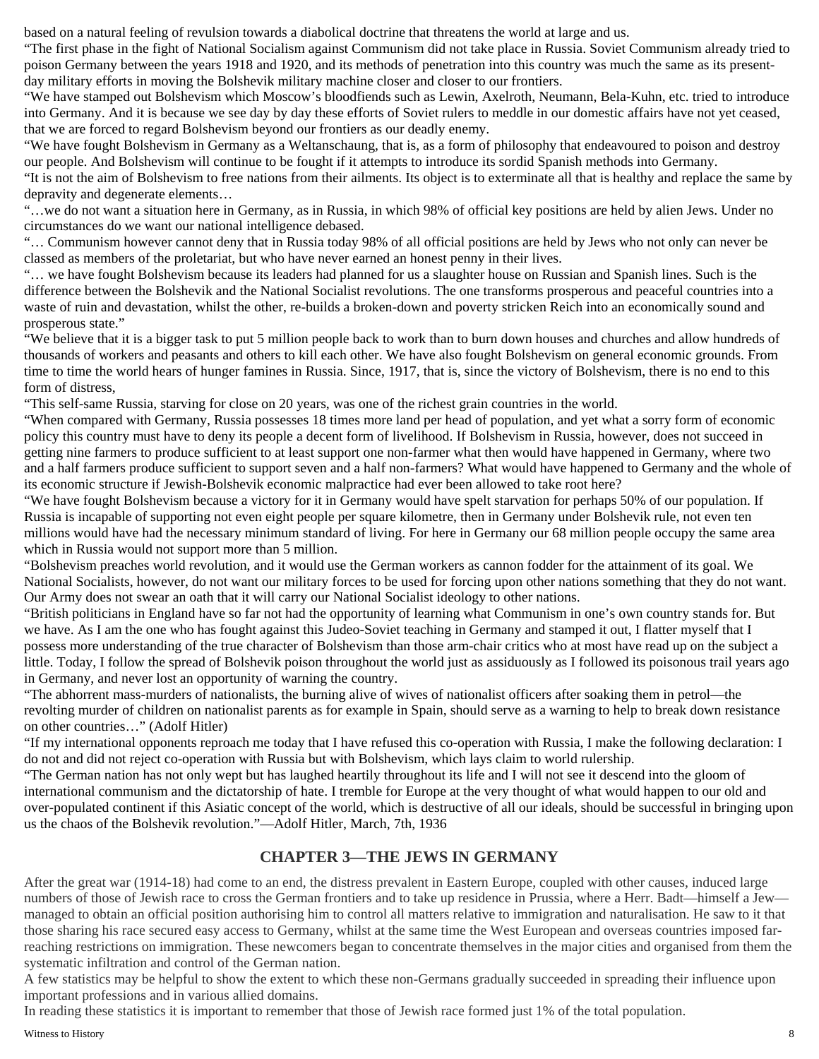based on a natural feeling of revulsion towards a diabolical doctrine that threatens the world at large and us.

"The first phase in the fight of National Socialism against Communism did not take place in Russia. Soviet Communism already tried to poison Germany between the years 1918 and 1920, and its methods of penetration into this country was much the same as its present-day military efforts in moving the Bolshevik military machine closer and closer to our frontiers.

"We have stamped out Bolshevism which Moscow's bloodfiends such as Lewin, Axelroth, Neumann, Bela-Kuhn, etc. tried to introduce into Germany. And it is because we see day by day these efforts of Soviet rulers to meddle in our domestic affairs have not yet ceased, that we are forced to regard Bolshevism beyond our frontiers as our deadly enemy.

"We have fought Bolshevism in Germany as a Weltanschauung, that is, as a form of philosophy that endeavoured to poison and destroy our people. And Bolshevism will continue to be fought if it attempts to introduce its sordid Spanish methods into Germany.

"It is not the aim of Bolshevism to free nations from their ailments. Its object is to exterminate all that is healthy and replace the same by depravity and degenerate elements…

"…we do not want a situation here in Germany, as in Russia, in which 98% of official key positions are held by alien Jews. Under no circumstances do we want our national intelligence debased.

"… Communism however cannot deny that in Russia today 98% of all official positions are held by Jews who not only can never be classed as members of the proletariat, but who have never earned an honest penny in their lives.

"… we have fought Bolshevism because its leaders had planned for us a slaughter house on Russian and Spanish lines. Such is the difference between the Bolshevik and the National Socialist revolutions. The one transforms prosperous and peaceful countries into a waste of ruin and devastation, whilst the other, re-builds a broken-down and poverty stricken Reich into an economically sound and prosperous state."

"We believe that it is a bigger task to put 5 million people back to work than to burn down houses and churches and allow hundreds of thousands of workers and peasants and others to kill each other. We have also fought Bolshevism on general economic grounds. From time to time the world hears of hunger famines in Russia. Since, 1917, that is, since the victory of Bolshevism, there is no end to this form of distress,

"This self-same Russia, starving for close on 20 years, was one of the richest grain countries in the world.

"When compared with Germany, Russia possesses 18 times more land per head of population, and yet what a sorry form of economic policy this country must have to deny its people a decent form of livelihood. If Bolshevism in Russia, however, does not succeed in getting nine farmers to produce sufficient to at least support one non-farmer what then would have happened in Germany, where two and a half farmers produce sufficient to support seven and a half non-farmers? What would have happened to Germany and the whole of its economic structure if Jewish-Bolshevik economic malpractice had ever been allowed to take root here?

"We have fought Bolshevism because a victory for it in Germany would have spelt starvation for perhaps 50% of our population. If Russia is incapable of supporting not even eight people per square kilometre, then in Germany under Bolshevik rule, not even ten millions would have had the necessary minimum standard of living. For here in Germany our 68 million people occupy the same area which in Russia would not support more than 5 million.

"Bolshevism preaches world revolution, and it would use the German workers as cannon fodder for the attainment of its goal. We National Socialists, however, do not want our military forces to be used for forcing upon other nations something that they do not want. Our Army does not swear an oath that it will carry our National Socialist ideology to other nations.

"British politicians in England have so far not had the opportunity of learning what Communism in one's own country stands for. But we have. As I am the one who has fought against this Judeo-Soviet teaching in Germany and stamped it out, I flatter myself that I possess more understanding of the true character of Bolshevism than those arm-chair critics who at most have read up on the subject a little. Today, I follow the spread of Bolshevik poison throughout the world just as assiduously as I followed its poisonous trail years ago in Germany, and never lost an opportunity of warning the country.

"The abhorrent mass-murders of nationalists, the burning alive of wives of nationalist officers after soaking them in petrol—the revolting murder of children on nationalist parents as for example in Spain, should serve as a warning to help to break down resistance on other countries…" (Adolf Hitler)

"If my international opponents reproach me today that I have refused this co-operation with Russia, I make the following declaration: I do not and did not reject co-operation with Russia but with Bolshevism, which lays claim to world rulership.

"The German nation has not only wept but has laughed heartily throughout its life and I will not see it descend into the gloom of international communism and the dictatorship of hate. I tremble for Europe at the very thought of what would happen to our old and over-populated continent if this Asiatic concept of the world, which is destructive of all our ideals, should be successful in bringing upon us the chaos of the Bolshevik revolution."—Adolf Hitler, March, 7th, 1936

## CHAPTER 3—THE JEWS IN GERMANY

After the great war (1914-18) had come to an end, the distress prevalent in Eastern Europe, coupled with other causes, induced large numbers of those of Jewish race to cross the German frontiers and to take up residence in Prussia, where a Herr. Badt—himself a Jew—managed to obtain an official position authorising him to control all matters relative to immigration and naturalisation. He saw to it that those sharing his race secured easy access to Germany, whilst at the same time the West European and overseas countries imposed far-reaching restrictions on immigration. These newcomers began to concentrate themselves in the major cities and organised from them the systematic infiltration and control of the German nation.

A few statistics may be helpful to show the extent to which these non-Germans gradually succeeded in spreading their influence upon important professions and in various allied domains.

In reading these statistics it is important to remember that those of Jewish race formed just 1% of the total population.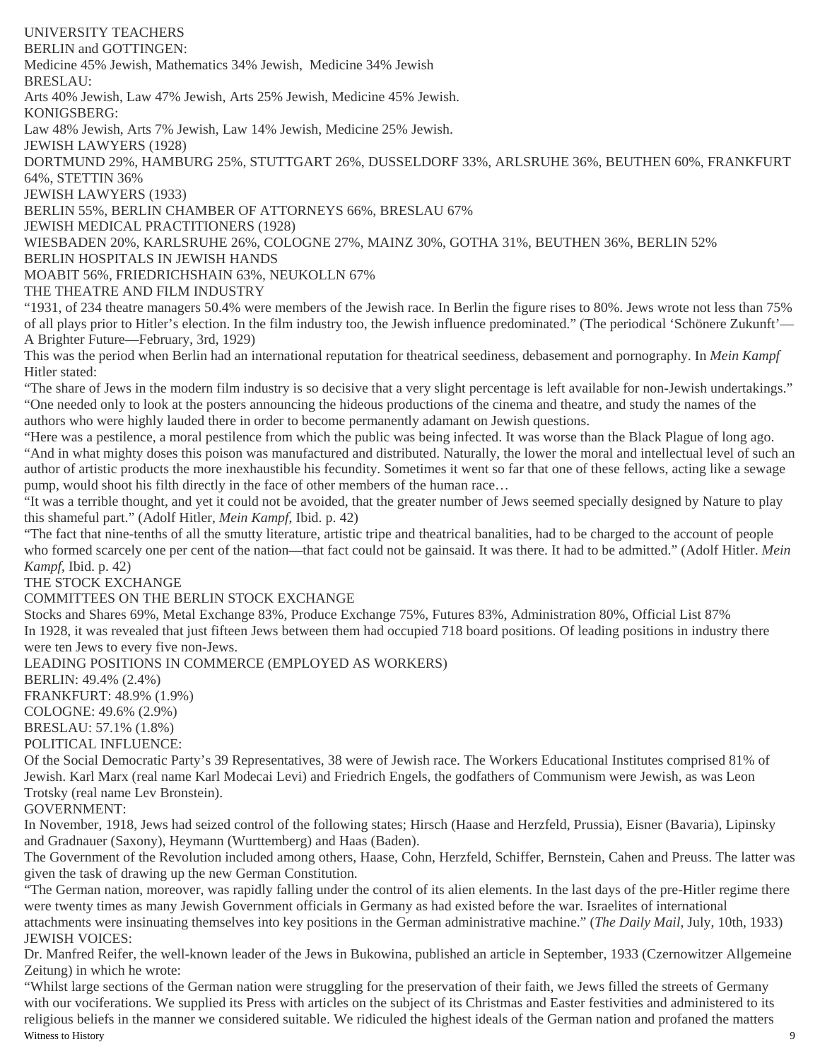UNIVERSITY TEACHERS

BERLIN and GOTTINGEN:

Medicine 45% Jewish, Mathematics 34% Jewish, Medicine 34% Jewish

BRESLAU:

Arts 40% Jewish, Law 47% Jewish, Arts 25% Jewish, Medicine 45% Jewish.

KONIGSBERG:

Law 48% Jewish, Arts 7% Jewish, Law 14% Jewish, Medicine 25% Jewish.

JEWISH LAWYERS (1928)

DORTMUND 29%, HAMBURG 25%, STUTTGART 26%, DUSSELDORF 33%, ARLSRUHE 36%, BEUTHEN 60%, FRANKFURT 64%, STETTIN 36%

JEWISH LAWYERS (1933)

BERLIN 55%, BERLIN CHAMBER OF ATTORNEYS 66%, BRESLAU 67%

JEWISH MEDICAL PRACTITIONERS (1928)

WIESBADEN 20%, KARLSRUHE 26%, COLOGNE 27%, MAINZ 30%, GOTHA 31%, BEUTHEN 36%, BERLIN 52%

BERLIN HOSPITALS IN JEWISH HANDS

MOABIT 56%, FRIEDRICHSHAIN 63%, NEUKOLLN 67%

THE THEATRE AND FILM INDUSTRY

"1931, of 234 theatre managers 50.4% were members of the Jewish race. In Berlin the figure rises to 80%. Jews wrote not less than 75% of all plays prior to Hitler's election. In the film industry too, the Jewish influence predominated." (The periodical 'Schönere Zukunft'—A Brighter Future—February, 3rd, 1929)

This was the period when Berlin had an international reputation for theatrical seediness, debasement and pornography. In *Mein Kampf* Hitler stated:

"The share of Jews in the modern film industry is so decisive that a very slight percentage is left available for non-Jewish undertakings."

"One needed only to look at the posters announcing the hideous productions of the cinema and theatre, and study the names of the authors who were highly lauded there in order to become permanently adamant on Jewish questions.

"Here was a pestilence, a moral pestilence from which the public was being infected. It was worse than the Black Plague of long ago.

"And in what mighty doses this poison was manufactured and distributed. Naturally, the lower the moral and intellectual level of such an author of artistic products the more inexhaustible his fecundity. Sometimes it went so far that one of these fellows, acting like a sewage pump, would shoot his filth directly in the face of other members of the human race…

"It was a terrible thought, and yet it could not be avoided, that the greater number of Jews seemed specially designed by Nature to play this shameful part." (Adolf Hitler, *Mein Kampf*, Ibid. p. 42)

"The fact that nine-tenths of all the smutty literature, artistic tripe and theatrical banalities, had to be charged to the account of people who formed scarcely one per cent of the nation—that fact could not be gainsaid. It was there. It had to be admitted." (Adolf Hitler. *Mein Kampf*, Ibid. p. 42)

THE STOCK EXCHANGE

COMMITTEES ON THE BERLIN STOCK EXCHANGE

Stocks and Shares 69%, Metal Exchange 83%, Produce Exchange 75%, Futures 83%, Administration 80%, Official List 87%

In 1928, it was revealed that just fifteen Jews between them had occupied 718 board positions. Of leading positions in industry there were ten Jews to every five non-Jews.

LEADING POSITIONS IN COMMERCE (EMPLOYED AS WORKERS)

BERLIN: 49.4% (2.4%)

FRANKFURT: 48.9% (1.9%)

COLOGNE: 49.6% (2.9%)

BRESLAU: 57.1% (1.8%)

POLITICAL INFLUENCE:

Of the Social Democratic Party's 39 Representatives, 38 were of Jewish race. The Workers Educational Institutes comprised 81% of Jewish. Karl Marx (real name Karl Modecai Levi) and Friedrich Engels, the godfathers of Communism were Jewish, as was Leon Trotsky (real name Lev Bronstein).

GOVERNMENT:

In November, 1918, Jews had seized control of the following states; Hirsch (Haase and Herzfeld, Prussia), Eisner (Bavaria), Lipinsky and Gradnauer (Saxony), Heymann (Wurttemberg) and Haas (Baden).

The Government of the Revolution included among others, Haase, Cohn, Herzfeld, Schiffer, Bernstein, Cahen and Preuss. The latter was given the task of drawing up the new German Constitution.

"The German nation, moreover, was rapidly falling under the control of its alien elements. In the last days of the pre-Hitler regime there were twenty times as many Jewish Government officials in Germany as had existed before the war. Israelites of international attachments were insinuating themselves into key positions in the German administrative machine." (*The Daily Mail*, July, 10th, 1933)

JEWISH VOICES:

Dr. Manfred Reifer, the well-known leader of the Jews in Bukowina, published an article in September, 1933 (Czernowitzer Allgemeine Zeitung) in which he wrote:

"Whilst large sections of the German nation were struggling for the preservation of their faith, we Jews filled the streets of Germany with our vociferations. We supplied its Press with articles on the subject of its Christmas and Easter festivities and administered to its religious beliefs in the manner we considered suitable. We ridiculed the highest ideals of the German nation and profaned the matters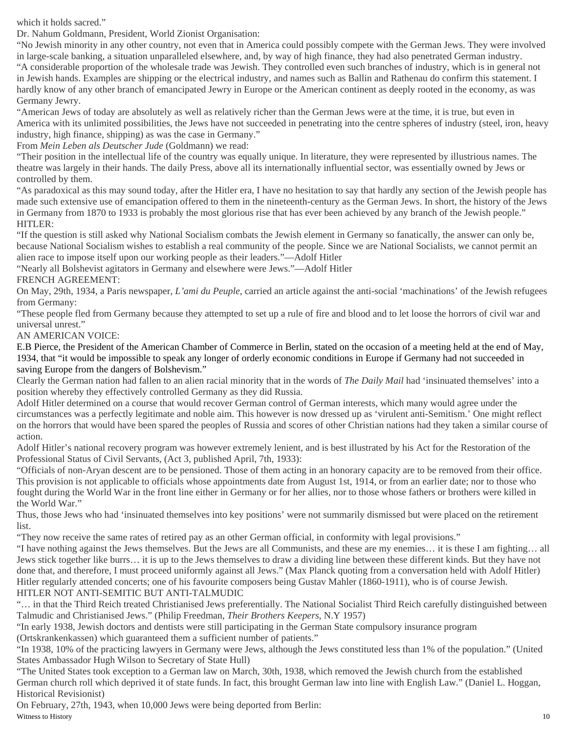which it holds sacred."

Dr. Nahum Goldmann, President, World Zionist Organisation:

"No Jewish minority in any other country, not even that in America could possibly compete with the German Jews. They were involved in large-scale banking, a situation unparalleled elsewhere, and, by way of high finance, they had also penetrated German industry.

"A considerable proportion of the wholesale trade was Jewish. They controlled even such branches of industry, which is in general not in Jewish hands. Examples are shipping or the electrical industry, and names such as Ballin and Rathenau do confirm this statement. I hardly know of any other branch of emancipated Jewry in Europe or the American continent as deeply rooted in the economy, as was Germany Jewry.

"American Jews of today are absolutely as well as relatively richer than the German Jews were at the time, it is true, but even in America with its unlimited possibilities, the Jews have not succeeded in penetrating into the centre spheres of industry (steel, iron, heavy industry, high finance, shipping) as was the case in Germany."

From *Mein Leben als Deutscher Jude* (Goldmann) we read:

"Their position in the intellectual life of the country was equally unique. In literature, they were represented by illustrious names. The theatre was largely in their hands. The daily Press, above all its internationally influential sector, was essentially owned by Jews or controlled by them.

"As paradoxical as this may sound today, after the Hitler era, I have no hesitation to say that hardly any section of the Jewish people has made such extensive use of emancipation offered to them in the nineteenth-century as the German Jews. In short, the history of the Jews in Germany from 1870 to 1933 is probably the most glorious rise that has ever been achieved by any branch of the Jewish people."

HITLER:

"If the question is still asked why National Socialism combats the Jewish element in Germany so fanatically, the answer can only be, because National Socialism wishes to establish a real community of the people. Since we are National Socialists, we cannot permit an alien race to impose itself upon our working people as their leaders."—Adolf Hitler

"Nearly all Bolshevist agitators in Germany and elsewhere were Jews."—Adolf Hitler

FRENCH AGREEMENT:

On May, 29th, 1934, a Paris newspaper, *L'ami du Peuple*, carried an article against the anti-social 'machinations' of the Jewish refugees from Germany:

"These people fled from Germany because they attempted to set up a rule of fire and blood and to let loose the horrors of civil war and universal unrest."

AN AMERICAN VOICE:

E.B Pierce, the President of the American Chamber of Commerce in Berlin, stated on the occasion of a meeting held at the end of May, 1934, that "it would be impossible to speak any longer of orderly economic conditions in Europe if Germany had not succeeded in saving Europe from the dangers of Bolshevism."

Clearly the German nation had fallen to an alien racial minority that in the words of *The Daily Mail* had 'insinuated themselves' into a position whereby they effectively controlled Germany as they did Russia.

Adolf Hitler determined on a course that would recover German control of German interests, which many would agree under the circumstances was a perfectly legitimate and noble aim. This however is now dressed up as 'virulent anti-Semitism.' One might reflect on the horrors that would have been spared the peoples of Russia and scores of other Christian nations had they taken a similar course of action.

Adolf Hitler's national recovery program was however extremely lenient, and is best illustrated by his Act for the Restoration of the Professional Status of Civil Servants, (Act 3, published April, 7th, 1933):

"Officials of non-Aryan descent are to be pensioned. Those of them acting in an honorary capacity are to be removed from their office. This provision is not applicable to officials whose appointments date from August 1st, 1914, or from an earlier date; nor to those who fought during the World War in the front line either in Germany or for her allies, nor to those whose fathers or brothers were killed in the World War."

Thus, those Jews who had 'insinuated themselves into key positions' were not summarily dismissed but were placed on the retirement list.

"They now receive the same rates of retired pay as an other German official, in conformity with legal provisions."

"I have nothing against the Jews themselves. But the Jews are all Communists, and these are my enemies… it is these I am fighting… all Jews stick together like burrs… it is up to the Jews themselves to draw a dividing line between these different kinds. But they have not done that, and therefore, I must proceed uniformly against all Jews." (Max Planck quoting from a conversation held with Adolf Hitler)

Hitler regularly attended concerts; one of his favourite composers being Gustav Mahler (1860-1911), who is of course Jewish.

HITLER NOT ANTI-SEMITIC BUT ANTI-TALMUDIC

"… in that the Third Reich treated Christianised Jews preferentially. The National Socialist Third Reich carefully distinguished between Talmudic and Christianised Jews." (Philip Freedman, *Their Brothers Keepers*, N.Y 1957)

"In early 1938, Jewish doctors and dentists were still participating in the German State compulsory insurance program (Ortskrankenkassen) which guaranteed them a sufficient number of patients."

"In 1938, 10% of the practicing lawyers in Germany were Jews, although the Jews constituted less than 1% of the population." (United States Ambassador Hugh Wilson to Secretary of State Hull)

"The United States took exception to a German law on March, 30th, 1938, which removed the Jewish church from the established German church roll which deprived it of state funds. In fact, this brought German law into line with English Law." (Daniel L. Hoggan, Historical Revisionist)

On February, 27th, 1943, when 10,000 Jews were being deported from Berlin: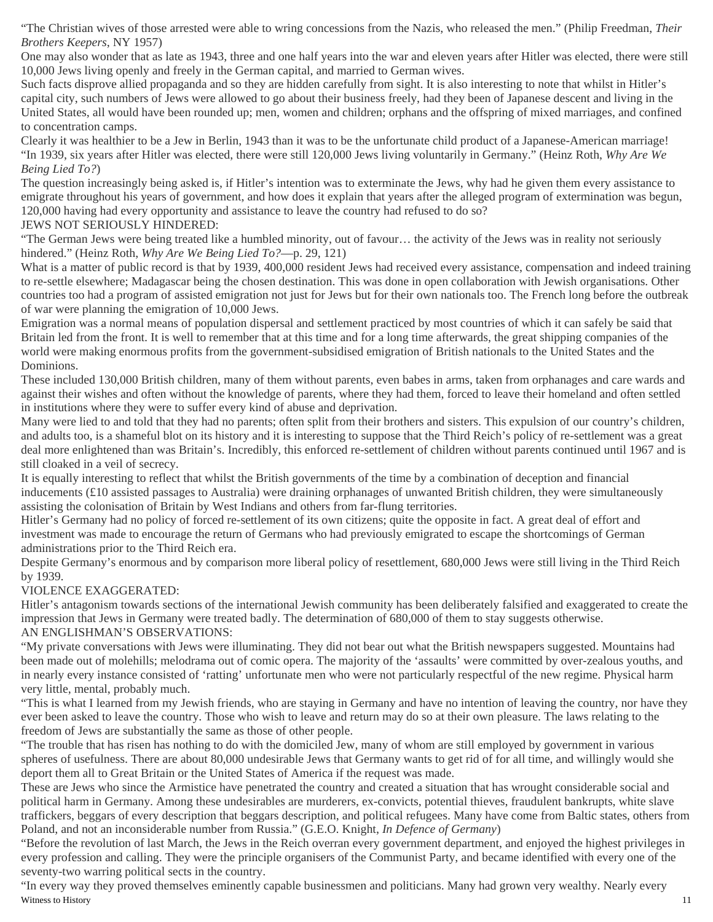"The Christian wives of those arrested were able to wring concessions from the Nazis, who released the men." (Philip Freedman, *Their Brothers Keepers*, NY 1957)

One may also wonder that as late as 1943, three and one half years into the war and eleven years after Hitler was elected, there were still 10,000 Jews living openly and freely in the German capital, and married to German wives.

Such facts disprove allied propaganda and so they are hidden carefully from sight. It is also interesting to note that whilst in Hitler's capital city, such numbers of Jews were allowed to go about their business freely, had they been of Japanese descent and living in the United States, all would have been rounded up; men, women and children; orphans and the offspring of mixed marriages, and confined to concentration camps.

Clearly it was healthier to be a Jew in Berlin, 1943 than it was to be the unfortunate child product of a Japanese-American marriage!

"In 1939, six years after Hitler was elected, there were still 120,000 Jews living voluntarily in Germany." (Heinz Roth, *Why Are We Being Lied To?*)

The question increasingly being asked is, if Hitler's intention was to exterminate the Jews, why had he given them every assistance to emigrate throughout his years of government, and how does it explain that years after the alleged program of extermination was begun, 120,000 having had every opportunity and assistance to leave the country had refused to do so?

JEWS NOT SERIOUSLY HINDERED:

"The German Jews were being treated like a humbled minority, out of favour… the activity of the Jews was in reality not seriously hindered." (Heinz Roth, *Why Are We Being Lied To?*—p. 29, 121)

What is a matter of public record is that by 1939, 400,000 resident Jews had received every assistance, compensation and indeed training to re-settle elsewhere; Madagascar being the chosen destination. This was done in open collaboration with Jewish organisations. Other countries too had a program of assisted emigration not just for Jews but for their own nationals too. The French long before the outbreak of war were planning the emigration of 10,000 Jews.

Emigration was a normal means of population dispersal and settlement practiced by most countries of which it can safely be said that Britain led from the front. It is well to remember that at this time and for a long time afterwards, the great shipping companies of the world were making enormous profits from the government-subsidised emigration of British nationals to the United States and the Dominions.

These included 130,000 British children, many of them without parents, even babes in arms, taken from orphanages and care wards and against their wishes and often without the knowledge of parents, where they had them, forced to leave their homeland and often settled in institutions where they were to suffer every kind of abuse and deprivation.

Many were lied to and told that they had no parents; often split from their brothers and sisters. This expulsion of our country's children, and adults too, is a shameful blot on its history and it is interesting to suppose that the Third Reich's policy of re-settlement was a great deal more enlightened than was Britain's. Incredibly, this enforced re-settlement of children without parents continued until 1967 and is still cloaked in a veil of secrecy.

It is equally interesting to reflect that whilst the British governments of the time by a combination of deception and financial inducements (£10 assisted passages to Australia) were draining orphanages of unwanted British children, they were simultaneously assisting the colonisation of Britain by West Indians and others from far-flung territories.

Hitler's Germany had no policy of forced re-settlement of its own citizens; quite the opposite in fact. A great deal of effort and investment was made to encourage the return of Germans who had previously emigrated to escape the shortcomings of German administrations prior to the Third Reich era.

Despite Germany's enormous and by comparison more liberal policy of resettlement, 680,000 Jews were still living in the Third Reich by 1939.

VIOLENCE EXAGGERATED:

Hitler's antagonism towards sections of the international Jewish community has been deliberately falsified and exaggerated to create the impression that Jews in Germany were treated badly. The determination of 680,000 of them to stay suggests otherwise.

AN ENGLISHMAN'S OBSERVATIONS:

"My private conversations with Jews were illuminating. They did not bear out what the British newspapers suggested. Mountains had been made out of molehills; melodrama out of comic opera. The majority of the 'assaults' were committed by over-zealous youths, and in nearly every instance consisted of 'ratting' unfortunate men who were not particularly respectful of the new regime. Physical harm very little, mental, probably much.

"This is what I learned from my Jewish friends, who are staying in Germany and have no intention of leaving the country, nor have they ever been asked to leave the country. Those who wish to leave and return may do so at their own pleasure. The laws relating to the freedom of Jews are substantially the same as those of other people.

"The trouble that has risen has nothing to do with the domiciled Jew, many of whom are still employed by government in various spheres of usefulness. There are about 80,000 undesirable Jews that Germany wants to get rid of for all time, and willingly would she deport them all to Great Britain or the United States of America if the request was made.

These are Jews who since the Armistice have penetrated the country and created a situation that has wrought considerable social and political harm in Germany. Among these undesirables are murderers, ex-convicts, potential thieves, fraudulent bankrupts, white slave traffickers, beggars of every description that beggars description, and political refugees. Many have come from Baltic states, others from Poland, and not an inconsiderable number from Russia." (G.E.O. Knight, *In Defence of Germany*)

"Before the revolution of last March, the Jews in the Reich overran every government department, and enjoyed the highest privileges in every profession and calling. They were the principle organisers of the Communist Party, and became identified with every one of the seventy-two warring political sects in the country.

"In every way they proved themselves eminently capable businessmen and politicians. Many had grown very wealthy. Nearly every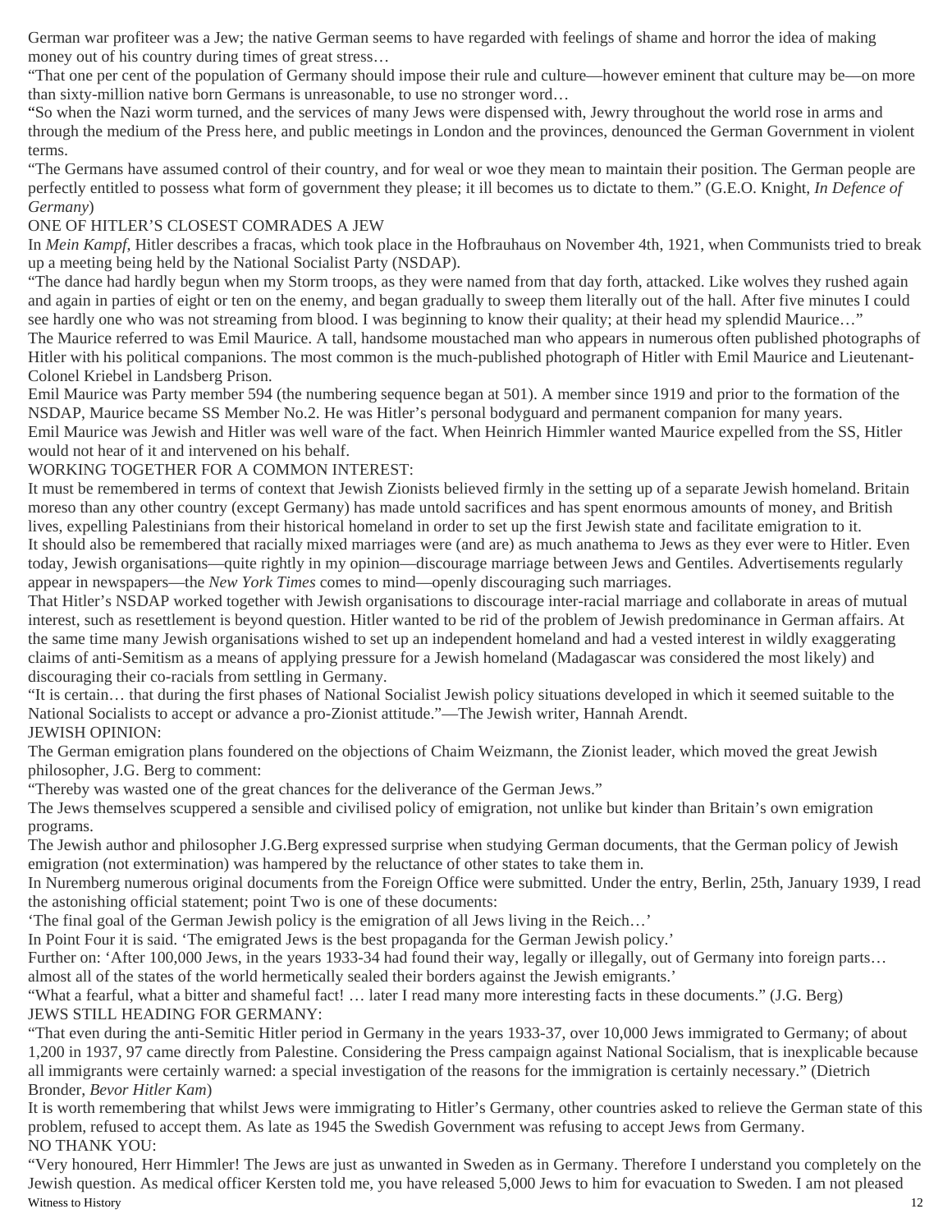German war profiteer was a Jew; the native German seems to have regarded with feelings of shame and horror the idea of making money out of his country during times of great stress…

"That one per cent of the population of Germany should impose their rule and culture—however eminent that culture may be—on more than sixty-million native born Germans is unreasonable, to use no stronger word…

"So when the Nazi worm turned, and the services of many Jews were dispensed with, Jewry throughout the world rose in arms and through the medium of the Press here, and public meetings in London and the provinces, denounced the German Government in violent terms.

"The Germans have assumed control of their country, and for weal or woe they mean to maintain their position. The German people are perfectly entitled to possess what form of government they please; it ill becomes us to dictate to them." (G.E.O. Knight, *In Defence of Germany*)

ONE OF HITLER'S CLOSEST COMRADES A JEW

In *Mein Kampf*, Hitler describes a fracas, which took place in the Hofbrauhaus on November 4th, 1921, when Communists tried to break up a meeting being held by the National Socialist Party (NSDAP).

"The dance had hardly begun when my Storm troops, as they were named from that day forth, attacked. Like wolves they rushed again and again in parties of eight or ten on the enemy, and began gradually to sweep them literally out of the hall. After five minutes I could see hardly one who was not streaming from blood. I was beginning to know their quality; at their head my splendid Maurice…"

The Maurice referred to was Emil Maurice. A tall, handsome moustached man who appears in numerous often published photographs of Hitler with his political companions. The most common is the much-published photograph of Hitler with Emil Maurice and Lieutenant-Colonel Kriebel in Landsberg Prison.

Emil Maurice was Party member 594 (the numbering sequence began at 501). A member since 1919 and prior to the formation of the NSDAP, Maurice became SS Member No.2. He was Hitler's personal bodyguard and permanent companion for many years.

Emil Maurice was Jewish and Hitler was well ware of the fact. When Heinrich Himmler wanted Maurice expelled from the SS, Hitler would not hear of it and intervened on his behalf.

WORKING TOGETHER FOR A COMMON INTEREST:

It must be remembered in terms of context that Jewish Zionists believed firmly in the setting up of a separate Jewish homeland. Britain moreso than any other country (except Germany) has made untold sacrifices and has spent enormous amounts of money, and British lives, expelling Palestinians from their historical homeland in order to set up the first Jewish state and facilitate emigration to it.

It should also be remembered that racially mixed marriages were (and are) as much anathema to Jews as they ever were to Hitler. Even today, Jewish organisations—quite rightly in my opinion—discourage marriage between Jews and Gentiles. Advertisements regularly appear in newspapers—the *New York Times* comes to mind—openly discouraging such marriages.

That Hitler's NSDAP worked together with Jewish organisations to discourage inter-racial marriage and collaborate in areas of mutual interest, such as resettlement is beyond question. Hitler wanted to be rid of the problem of Jewish predominance in German affairs. At the same time many Jewish organisations wished to set up an independent homeland and had a vested interest in wildly exaggerating claims of anti-Semitism as a means of applying pressure for a Jewish homeland (Madagascar was considered the most likely) and discouraging their co-racials from settling in Germany.

"It is certain… that during the first phases of National Socialist Jewish policy situations developed in which it seemed suitable to the National Socialists to accept or advance a pro-Zionist attitude."—The Jewish writer, Hannah Arendt.

JEWISH OPINION:

The German emigration plans foundered on the objections of Chaim Weizmann, the Zionist leader, which moved the great Jewish philosopher, J.G. Berg to comment:

"Thereby was wasted one of the great chances for the deliverance of the German Jews."

The Jews themselves scuppered a sensible and civilised policy of emigration, not unlike but kinder than Britain's own emigration programs.

The Jewish author and philosopher J.G.Berg expressed surprise when studying German documents, that the German policy of Jewish emigration (not extermination) was hampered by the reluctance of other states to take them in.

In Nuremberg numerous original documents from the Foreign Office were submitted. Under the entry, Berlin, 25th, January 1939, I read the astonishing official statement; point Two is one of these documents:

'The final goal of the German Jewish policy is the emigration of all Jews living in the Reich…'

In Point Four it is said. 'The emigrated Jews is the best propaganda for the German Jewish policy.'

Further on: 'After 100,000 Jews, in the years 1933-34 had found their way, legally or illegally, out of Germany into foreign parts… almost all of the states of the world hermetically sealed their borders against the Jewish emigrants.'

"What a fearful, what a bitter and shameful fact! … later I read many more interesting facts in these documents." (J.G. Berg)

JEWS STILL HEADING FOR GERMANY:

"That even during the anti-Semitic Hitler period in Germany in the years 1933-37, over 10,000 Jews immigrated to Germany; of about 1,200 in 1937, 97 came directly from Palestine. Considering the Press campaign against National Socialism, that is inexplicable because all immigrants were certainly warned: a special investigation of the reasons for the immigration is certainly necessary." (Dietrich Bronder, *Bevor Hitler Kam*)

It is worth remembering that whilst Jews were immigrating to Hitler's Germany, other countries asked to relieve the German state of this problem, refused to accept them. As late as 1945 the Swedish Government was refusing to accept Jews from Germany.

NO THANK YOU:

"Very honoured, Herr Himmler! The Jews are just as unwanted in Sweden as in Germany. Therefore I understand you completely on the Jewish question. As medical officer Kersten told me, you have released 5,000 Jews to him for evacuation to Sweden. I am not pleased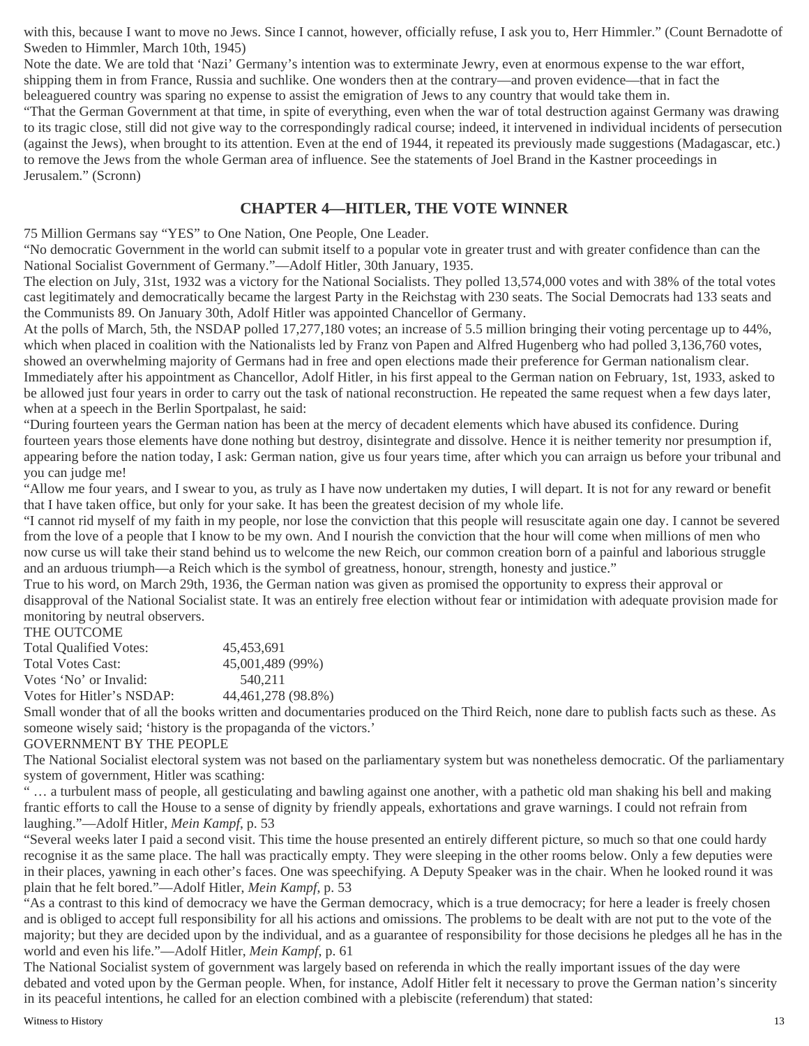with this, because I want to move no Jews. Since I cannot, however, officially refuse, I ask you to, Herr Himmler." (Count Bernadotte of Sweden to Himmler, March 10th, 1945)

Note the date. We are told that 'Nazi' Germany's intention was to exterminate Jewry, even at enormous expense to the war effort, shipping them in from France, Russia and suchlike. One wonders then at the contrary—and proven evidence—that in fact the beleaguered country was sparing no expense to assist the emigration of Jews to any country that would take them in.

"That the German Government at that time, in spite of everything, even when the war of total destruction against Germany was drawing to its tragic close, still did not give way to the correspondingly radical course; indeed, it intervened in individual incidents of persecution (against the Jews), when brought to its attention. Even at the end of 1944, it repeated its previously made suggestions (Madagascar, etc.) to remove the Jews from the whole German area of influence. See the statements of Joel Brand in the Kastner proceedings in Jerusalem." (Scronn)

## CHAPTER 4—HITLER, THE VOTE WINNER

75 Million Germans say "YES" to One Nation, One People, One Leader.

"No democratic Government in the world can submit itself to a popular vote in greater trust and with greater confidence than can the National Socialist Government of Germany."—Adolf Hitler, 30th January, 1935.

The election on July, 31st, 1932 was a victory for the National Socialists. They polled 13,574,000 votes and with 38% of the total votes cast legitimately and democratically became the largest Party in the Reichstag with 230 seats. The Social Democrats had 133 seats and the Communists 89. On January 30th, Adolf Hitler was appointed Chancellor of Germany.

At the polls of March, 5th, the NSDAP polled 17,277,180 votes; an increase of 5.5 million bringing their voting percentage up to 44%, which when placed in coalition with the Nationalists led by Franz von Papen and Alfred Hugenberg who had polled 3,136,760 votes, showed an overwhelming majority of Germans had in free and open elections made their preference for German nationalism clear.

Immediately after his appointment as Chancellor, Adolf Hitler, in his first appeal to the German nation on February, 1st, 1933, asked to be allowed just four years in order to carry out the task of national reconstruction. He repeated the same request when a few days later, when at a speech in the Berlin Sportpalast, he said:

"During fourteen years the German nation has been at the mercy of decadent elements which have abused its confidence. During fourteen years those elements have done nothing but destroy, disintegrate and dissolve. Hence it is neither temerity nor presumption if, appearing before the nation today, I ask: German nation, give us four years time, after which you can arraign us before your tribunal and you can judge me!

"Allow me four years, and I swear to you, as truly as I have now undertaken my duties, I will depart. It is not for any reward or benefit that I have taken office, but only for your sake. It has been the greatest decision of my whole life.

"I cannot rid myself of my faith in my people, nor lose the conviction that this people will resuscitate again one day. I cannot be severed from the love of a people that I know to be my own. And I nourish the conviction that the hour will come when millions of men who now curse us will take their stand behind us to welcome the new Reich, our common creation born of a painful and laborious struggle and an arduous triumph—a Reich which is the symbol of greatness, honour, strength, honesty and justice."

True to his word, on March 29th, 1936, the German nation was given as promised the opportunity to express their approval or disapproval of the National Socialist state. It was an entirely free election without fear or intimidation with adequate provision made for monitoring by neutral observers.

THE OUTCOME

| | |
|---|---|
| Total Qualified Votes: | 45,453,691 |
| Total Votes Cast: | 45,001,489 (99%) |
| Votes 'No' or Invalid: | 540,211 |
| Votes for Hitler's NSDAP: | 44,461,278 (98.8%) |

Small wonder that of all the books written and documentaries produced on the Third Reich, none dare to publish facts such as these. As someone wisely said; 'history is the propaganda of the victors.'

GOVERNMENT BY THE PEOPLE

The National Socialist electoral system was not based on the parliamentary system but was nonetheless democratic. Of the parliamentary system of government, Hitler was scathing:

" … a turbulent mass of people, all gesticulating and bawling against one another, with a pathetic old man shaking his bell and making frantic efforts to call the House to a sense of dignity by friendly appeals, exhortations and grave warnings. I could not refrain from laughing."—Adolf Hitler, *Mein Kampf*, p. 53

"Several weeks later I paid a second visit. This time the house presented an entirely different picture, so much so that one could hardy recognise it as the same place. The hall was practically empty. They were sleeping in the other rooms below. Only a few deputies were in their places, yawning in each other's faces. One was speechifying. A Deputy Speaker was in the chair. When he looked round it was plain that he felt bored."—Adolf Hitler, *Mein Kampf*, p. 53

"As a contrast to this kind of democracy we have the German democracy, which is a true democracy; for here a leader is freely chosen and is obliged to accept full responsibility for all his actions and omissions. The problems to be dealt with are not put to the vote of the majority; but they are decided upon by the individual, and as a guarantee of responsibility for those decisions he pledges all he has in the world and even his life."—Adolf Hitler, *Mein Kampf*, p. 61

The National Socialist system of government was largely based on referenda in which the really important issues of the day were debated and voted upon by the German people. When, for instance, Adolf Hitler felt it necessary to prove the German nation's sincerity in its peaceful intentions, he called for an election combined with a plebiscite (referendum) that stated: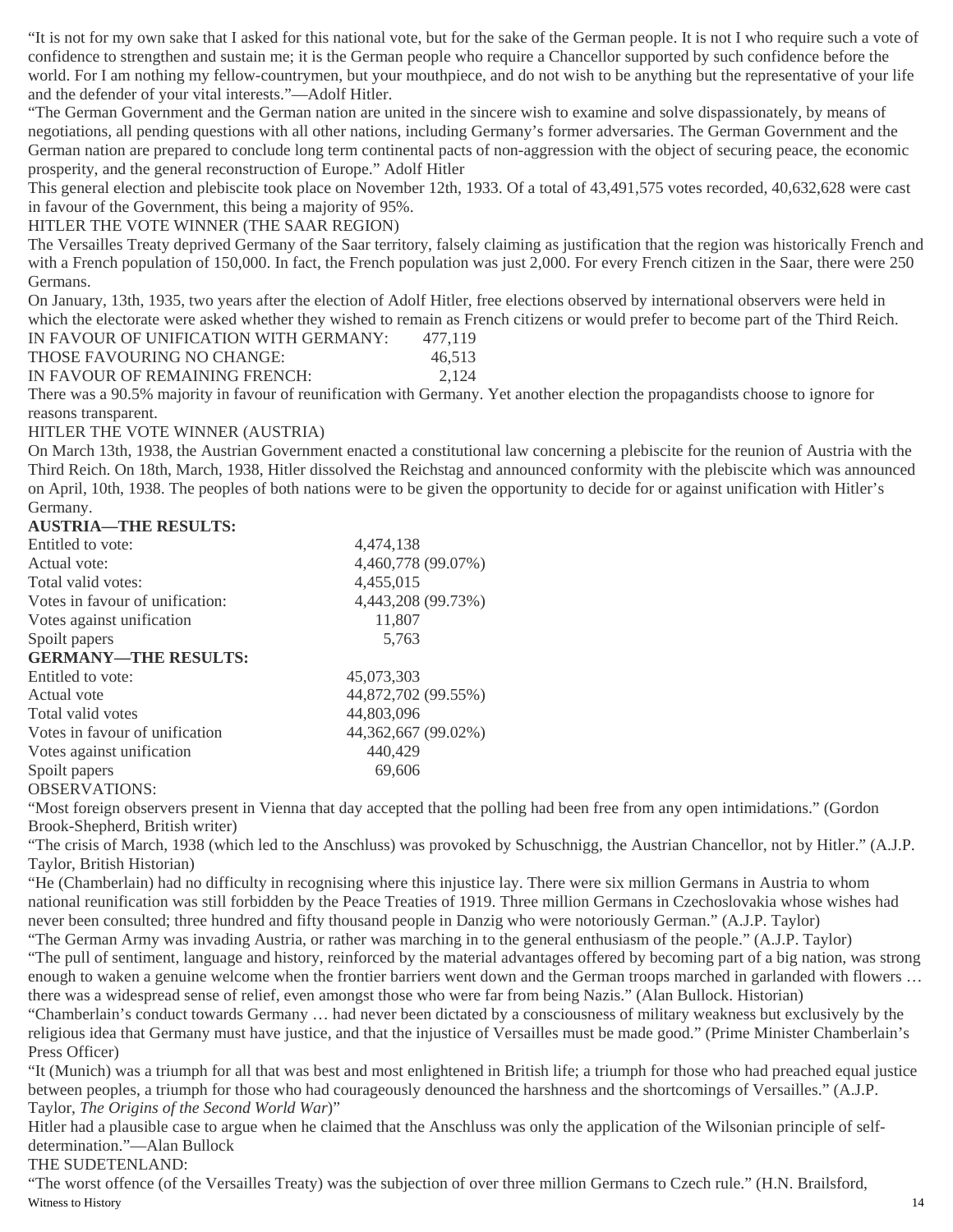"It is not for my own sake that I asked for this national vote, but for the sake of the German people. It is not I who require such a vote of confidence to strengthen and sustain me; it is the German people who require a Chancellor supported by such confidence before the world. For I am nothing my fellow-countrymen, but your mouthpiece, and do not wish to be anything but the representative of your life and the defender of your vital interests."—Adolf Hitler.

"The German Government and the German nation are united in the sincere wish to examine and solve dispassionately, by means of negotiations, all pending questions with all other nations, including Germany's former adversaries. The German Government and the German nation are prepared to conclude long term continental pacts of non-aggression with the object of securing peace, the economic prosperity, and the general reconstruction of Europe." Adolf Hitler

This general election and plebiscite took place on November 12th, 1933. Of a total of 43,491,575 votes recorded, 40,632,628 were cast in favour of the Government, this being a majority of 95%.

HITLER THE VOTE WINNER (THE SAAR REGION)

The Versailles Treaty deprived Germany of the Saar territory, falsely claiming as justification that the region was historically French and with a French population of 150,000. In fact, the French population was just 2,000. For every French citizen in the Saar, there were 250 Germans.

On January, 13th, 1935, two years after the election of Adolf Hitler, free elections observed by international observers were held in which the electorate were asked whether they wished to remain as French citizens or would prefer to become part of the Third Reich.

| | |
|---|---|
| IN FAVOUR OF UNIFICATION WITH GERMANY: | 477,119 |
| THOSE FAVOURING NO CHANGE: | 46,513 |
| IN FAVOUR OF REMAINING FRENCH: | 2,124 |

There was a 90.5% majority in favour of reunification with Germany. Yet another election the propagandists choose to ignore for reasons transparent.

HITLER THE VOTE WINNER (AUSTRIA)

On March 13th, 1938, the Austrian Government enacted a constitutional law concerning a plebiscite for the reunion of Austria with the Third Reich. On 18th, March, 1938, Hitler dissolved the Reichstag and announced conformity with the plebiscite which was announced on April, 10th, 1938. The peoples of both nations were to be given the opportunity to decide for or against unification with Hitler's Germany.

**AUSTRIA—THE RESULTS:**

| | |
|---|---|
| Entitled to vote: | 4,474,138 |
| Actual vote: | 4,460,778 (99.07%) |
| Total valid votes: | 4,455,015 |
| Votes in favour of unification: | 4,443,208 (99.73%) |
| Votes against unification | 11,807 |
| Spoilt papers | 5,763 |

**GERMANY—THE RESULTS:**

| | |
|---|---|
| Entitled to vote: | 45,073,303 |
| Actual vote | 44,872,702 (99.55%) |
| Total valid votes | 44,803,096 |
| Votes in favour of unification | 44,362,667 (99.02%) |
| Votes against unification | 440,429 |
| Spoilt papers | 69,606 |

OBSERVATIONS:

"Most foreign observers present in Vienna that day accepted that the polling had been free from any open intimidations." (Gordon Brook-Shepherd, British writer)

"The crisis of March, 1938 (which led to the Anschluss) was provoked by Schuschnigg, the Austrian Chancellor, not by Hitler." (A.J.P. Taylor, British Historian)

"He (Chamberlain) had no difficulty in recognising where this injustice lay. There were six million Germans in Austria to whom national reunification was still forbidden by the Peace Treaties of 1919. Three million Germans in Czechoslovakia whose wishes had never been consulted; three hundred and fifty thousand people in Danzig who were notoriously German." (A.J.P. Taylor)

"The German Army was invading Austria, or rather was marching in to the general enthusiasm of the people." (A.J.P. Taylor)

"The pull of sentiment, language and history, reinforced by the material advantages offered by becoming part of a big nation, was strong enough to waken a genuine welcome when the frontier barriers went down and the German troops marched in garlanded with flowers … there was a widespread sense of relief, even amongst those who were far from being Nazis." (Alan Bullock. Historian)

"Chamberlain's conduct towards Germany … had never been dictated by a consciousness of military weakness but exclusively by the religious idea that Germany must have justice, and that the injustice of Versailles must be made good." (Prime Minister Chamberlain's Press Officer)

"It (Munich) was a triumph for all that was best and most enlightened in British life; a triumph for those who had preached equal justice between peoples, a triumph for those who had courageously denounced the harshness and the shortcomings of Versailles." (A.J.P. Taylor, *The Origins of the Second World War*)"

Hitler had a plausible case to argue when he claimed that the Anschluss was only the application of the Wilsonian principle of self-determination."—Alan Bullock

THE SUDETENLAND:

"The worst offence (of the Versailles Treaty) was the subjection of over three million Germans to Czech rule." (H.N. Brailsford,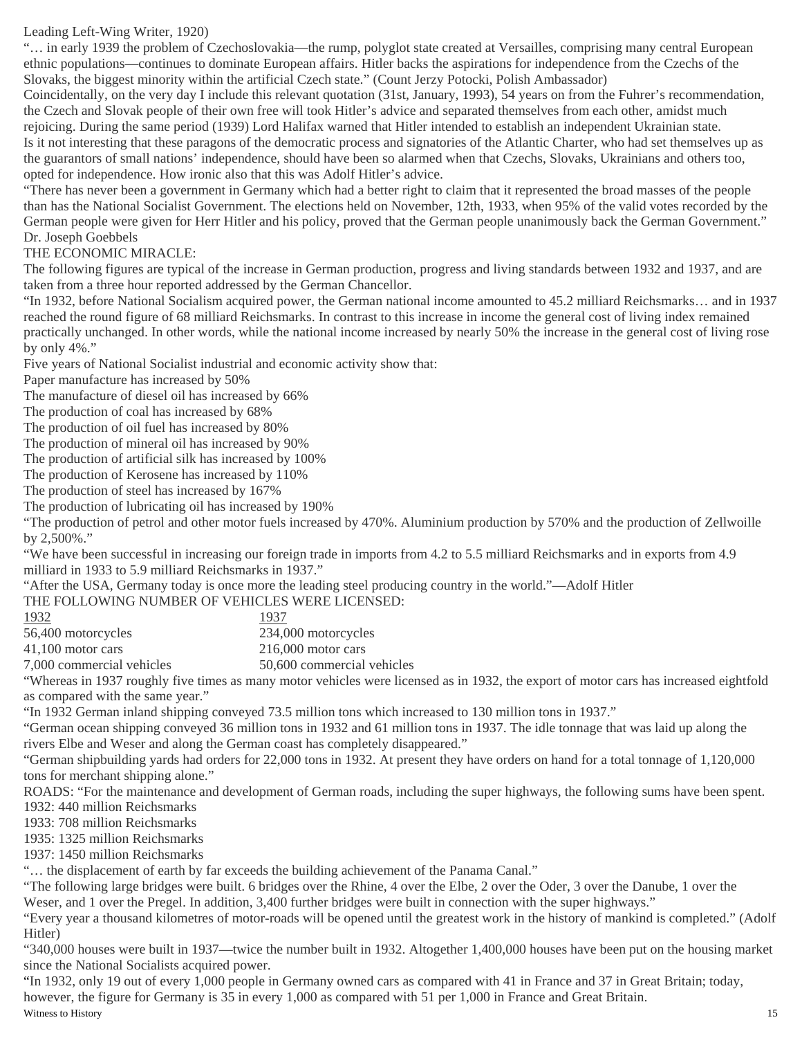Leading Left-Wing Writer, 1920)

"… in early 1939 the problem of Czechoslovakia—the rump, polyglot state created at Versailles, comprising many central European ethnic populations—continues to dominate European affairs. Hitler backs the aspirations for independence from the Czechs of the Slovaks, the biggest minority within the artificial Czech state." (Count Jerzy Potocki, Polish Ambassador)

Coincidentally, on the very day I include this relevant quotation (31st, January, 1993), 54 years on from the Fuhrer's recommendation, the Czech and Slovak people of their own free will took Hitler's advice and separated themselves from each other, amidst much rejoicing. During the same period (1939) Lord Halifax warned that Hitler intended to establish an independent Ukrainian state.

Is it not interesting that these paragons of the democratic process and signatories of the Atlantic Charter, who had set themselves up as the guarantors of small nations' independence, should have been so alarmed when that Czechs, Slovaks, Ukrainians and others too, opted for independence. How ironic also that this was Adolf Hitler's advice.

"There has never been a government in Germany which had a better right to claim that it represented the broad masses of the people than has the National Socialist Government. The elections held on November, 12th, 1933, when 95% of the valid votes recorded by the German people were given for Herr Hitler and his policy, proved that the German people unanimously back the German Government." Dr. Joseph Goebbels

THE ECONOMIC MIRACLE:

The following figures are typical of the increase in German production, progress and living standards between 1932 and 1937, and are taken from a three hour reported addressed by the German Chancellor.

"In 1932, before National Socialism acquired power, the German national income amounted to 45.2 milliard Reichsmarks… and in 1937 reached the round figure of 68 milliard Reichsmarks. In contrast to this increase in income the general cost of living index remained practically unchanged. In other words, while the national income increased by nearly 50% the increase in the general cost of living rose by only 4%."

Five years of National Socialist industrial and economic activity show that:

Paper manufacture has increased by 50%

The manufacture of diesel oil has increased by 66%

The production of coal has increased by 68%

The production of oil fuel has increased by 80%

The production of mineral oil has increased by 90%

The production of artificial silk has increased by 100%

The production of Kerosene has increased by 110%

The production of steel has increased by 167%

The production of lubricating oil has increased by 190%

"The production of petrol and other motor fuels increased by 470%. Aluminium production by 570% and the production of Zellwoille by 2,500%."

"We have been successful in increasing our foreign trade in imports from 4.2 to 5.5 milliard Reichsmarks and in exports from 4.9 milliard in 1933 to 5.9 milliard Reichsmarks in 1937."

"After the USA, Germany today is once more the leading steel producing country in the world."—Adolf Hitler

THE FOLLOWING NUMBER OF VEHICLES WERE LICENSED:

| 1932 | 1937 |
|---|---|
| 56,400 motorcycles | 234,000 motorcycles |
| 41,100 motor cars | 216,000 motor cars |
| 7,000 commercial vehicles | 50,600 commercial vehicles |

"Whereas in 1937 roughly five times as many motor vehicles were licensed as in 1932, the export of motor cars has increased eightfold as compared with the same year."

"In 1932 German inland shipping conveyed 73.5 million tons which increased to 130 million tons in 1937."

"German ocean shipping conveyed 36 million tons in 1932 and 61 million tons in 1937. The idle tonnage that was laid up along the rivers Elbe and Weser and along the German coast has completely disappeared."

"German shipbuilding yards had orders for 22,000 tons in 1932. At present they have orders on hand for a total tonnage of 1,120,000 tons for merchant shipping alone."

ROADS: "For the maintenance and development of German roads, including the super highways, the following sums have been spent.

1932: 440 million Reichsmarks

1933: 708 million Reichsmarks

1935: 1325 million Reichsmarks

1937: 1450 million Reichsmarks

"… the displacement of earth by far exceeds the building achievement of the Panama Canal."

"The following large bridges were built. 6 bridges over the Rhine, 4 over the Elbe, 2 over the Oder, 3 over the Danube, 1 over the Weser, and 1 over the Pregel. In addition, 3,400 further bridges were built in connection with the super highways."

"Every year a thousand kilometres of motor-roads will be opened until the greatest work in the history of mankind is completed." (Adolf Hitler)

"340,000 houses were built in 1937—twice the number built in 1932. Altogether 1,400,000 houses have been put on the housing market since the National Socialists acquired power.

"In 1932, only 19 out of every 1,000 people in Germany owned cars as compared with 41 in France and 37 in Great Britain; today, however, the figure for Germany is 35 in every 1,000 as compared with 51 per 1,000 in France and Great Britain.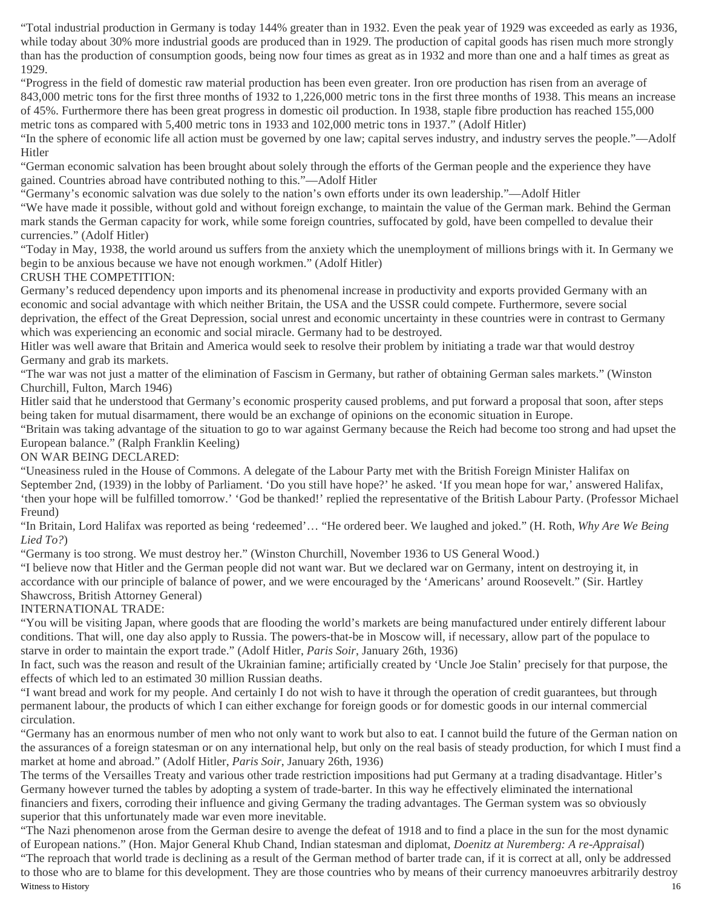"Total industrial production in Germany is today 144% greater than in 1932. Even the peak year of 1929 was exceeded as early as 1936, while today about 30% more industrial goods are produced than in 1929. The production of capital goods has risen much more strongly than has the production of consumption goods, being now four times as great as in 1932 and more than one and a half times as great as 1929.

"Progress in the field of domestic raw material production has been even greater. Iron ore production has risen from an average of 843,000 metric tons for the first three months of 1932 to 1,226,000 metric tons in the first three months of 1938. This means an increase of 45%. Furthermore there has been great progress in domestic oil production. In 1938, staple fibre production has reached 155,000 metric tons as compared with 5,400 metric tons in 1933 and 102,000 metric tons in 1937." (Adolf Hitler)

"In the sphere of economic life all action must be governed by one law; capital serves industry, and industry serves the people."—Adolf Hitler

"German economic salvation has been brought about solely through the efforts of the German people and the experience they have gained. Countries abroad have contributed nothing to this."—Adolf Hitler

"Germany's economic salvation was due solely to the nation's own efforts under its own leadership."—Adolf Hitler

"We have made it possible, without gold and without foreign exchange, to maintain the value of the German mark. Behind the German mark stands the German capacity for work, while some foreign countries, suffocated by gold, have been compelled to devalue their currencies." (Adolf Hitler)

"Today in May, 1938, the world around us suffers from the anxiety which the unemployment of millions brings with it. In Germany we begin to be anxious because we have not enough workmen." (Adolf Hitler)

CRUSH THE COMPETITION:

Germany's reduced dependency upon imports and its phenomenal increase in productivity and exports provided Germany with an economic and social advantage with which neither Britain, the USA and the USSR could compete. Furthermore, severe social deprivation, the effect of the Great Depression, social unrest and economic uncertainty in these countries were in contrast to Germany which was experiencing an economic and social miracle. Germany had to be destroyed.

Hitler was well aware that Britain and America would seek to resolve their problem by initiating a trade war that would destroy Germany and grab its markets.

"The war was not just a matter of the elimination of Fascism in Germany, but rather of obtaining German sales markets." (Winston Churchill, Fulton, March 1946)

Hitler said that he understood that Germany's economic prosperity caused problems, and put forward a proposal that soon, after steps being taken for mutual disarmament, there would be an exchange of opinions on the economic situation in Europe.

"Britain was taking advantage of the situation to go to war against Germany because the Reich had become too strong and had upset the European balance." (Ralph Franklin Keeling)

ON WAR BEING DECLARED:

"Uneasiness ruled in the House of Commons. A delegate of the Labour Party met with the British Foreign Minister Halifax on September 2nd, (1939) in the lobby of Parliament. 'Do you still have hope?' he asked. 'If you mean hope for war,' answered Halifax, 'then your hope will be fulfilled tomorrow.' 'God be thanked!' replied the representative of the British Labour Party. (Professor Michael Freund)

"In Britain, Lord Halifax was reported as being 'redeemed'… "He ordered beer. We laughed and joked." (H. Roth, *Why Are We Being Lied To?*)

"Germany is too strong. We must destroy her." (Winston Churchill, November 1936 to US General Wood.)

"I believe now that Hitler and the German people did not want war. But we declared war on Germany, intent on destroying it, in accordance with our principle of balance of power, and we were encouraged by the 'Americans' around Roosevelt." (Sir. Hartley Shawcross, British Attorney General)

INTERNATIONAL TRADE:

"You will be visiting Japan, where goods that are flooding the world's markets are being manufactured under entirely different labour conditions. That will, one day also apply to Russia. The powers-that-be in Moscow will, if necessary, allow part of the populace to starve in order to maintain the export trade." (Adolf Hitler, *Paris Soir*, January 26th, 1936)

In fact, such was the reason and result of the Ukrainian famine; artificially created by 'Uncle Joe Stalin' precisely for that purpose, the effects of which led to an estimated 30 million Russian deaths.

"I want bread and work for my people. And certainly I do not wish to have it through the operation of credit guarantees, but through permanent labour, the products of which I can either exchange for foreign goods or for domestic goods in our internal commercial circulation.

"Germany has an enormous number of men who not only want to work but also to eat. I cannot build the future of the German nation on the assurances of a foreign statesman or on any international help, but only on the real basis of steady production, for which I must find a market at home and abroad." (Adolf Hitler, *Paris Soir*, January 26th, 1936)

The terms of the Versailles Treaty and various other trade restriction impositions had put Germany at a trading disadvantage. Hitler's Germany however turned the tables by adopting a system of trade-barter. In this way he effectively eliminated the international financiers and fixers, corroding their influence and giving Germany the trading advantages. The German system was so obviously superior that this unfortunately made war even more inevitable.

"The Nazi phenomenon arose from the German desire to avenge the defeat of 1918 and to find a place in the sun for the most dynamic of European nations." (Hon. Major General Khub Chand, Indian statesman and diplomat, *Doenitz at Nuremberg: A re-Appraisal*)

"The reproach that world trade is declining as a result of the German method of barter trade can, if it is correct at all, only be addressed to those who are to blame for this development. They are those countries who by means of their currency manoeuvres arbitrarily destroy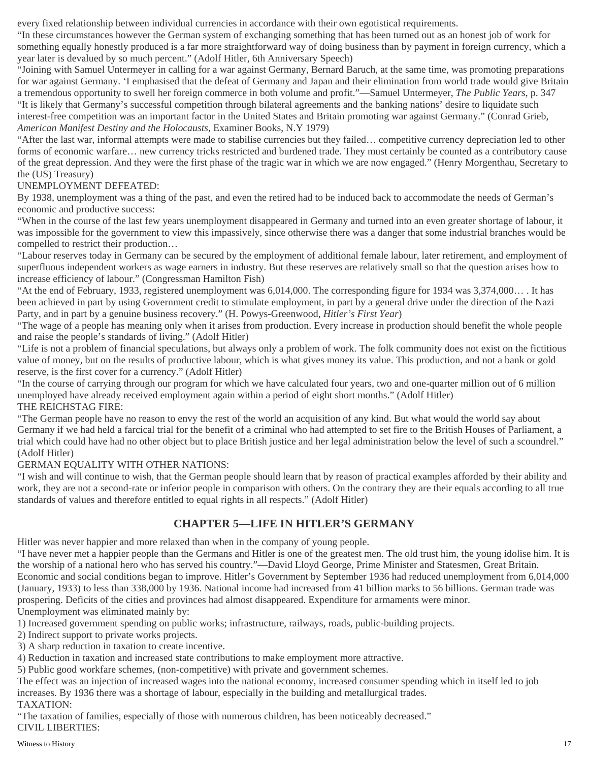every fixed relationship between individual currencies in accordance with their own egotistical requirements.

"In these circumstances however the German system of exchanging something that has been turned out as an honest job of work for something equally honestly produced is a far more straightforward way of doing business than by payment in foreign currency, which a year later is devalued by so much percent." (Adolf Hitler, 6th Anniversary Speech)

"Joining with Samuel Untermeyer in calling for a war against Germany, Bernard Baruch, at the same time, was promoting preparations for war against Germany. 'I emphasised that the defeat of Germany and Japan and their elimination from world trade would give Britain a tremendous opportunity to swell her foreign commerce in both volume and profit."—Samuel Untermeyer, *The Public Years*, p. 347

"It is likely that Germany's successful competition through bilateral agreements and the banking nations' desire to liquidate such interest-free competition was an important factor in the United States and Britain promoting war against Germany." (Conrad Grieb, *American Manifest Destiny and the Holocausts*, Examiner Books, N.Y 1979)

"After the last war, informal attempts were made to stabilise currencies but they failed… competitive currency depreciation led to other forms of economic warfare… new currency tricks restricted and burdened trade. They must certainly be counted as a contributory cause of the great depression. And they were the first phase of the tragic war in which we are now engaged." (Henry Morgenthau, Secretary to the (US) Treasury)

UNEMPLOYMENT DEFEATED:

By 1938, unemployment was a thing of the past, and even the retired had to be induced back to accommodate the needs of German's economic and productive success:

"When in the course of the last few years unemployment disappeared in Germany and turned into an even greater shortage of labour, it was impossible for the government to view this impassively, since otherwise there was a danger that some industrial branches would be compelled to restrict their production…

"Labour reserves today in Germany can be secured by the employment of additional female labour, later retirement, and employment of superfluous independent workers as wage earners in industry. But these reserves are relatively small so that the question arises how to increase efficiency of labour." (Congressman Hamilton Fish)

"At the end of February, 1933, registered unemployment was 6,014,000. The corresponding figure for 1934 was 3,374,000… . It has been achieved in part by using Government credit to stimulate employment, in part by a general drive under the direction of the Nazi Party, and in part by a genuine business recovery." (H. Powys-Greenwood, *Hitler's First Year*)

"The wage of a people has meaning only when it arises from production. Every increase in production should benefit the whole people and raise the people's standards of living." (Adolf Hitler)

"Life is not a problem of financial speculations, but always only a problem of work. The folk community does not exist on the fictitious value of money, but on the results of productive labour, which is what gives money its value. This production, and not a bank or gold reserve, is the first cover for a currency." (Adolf Hitler)

"In the course of carrying through our program for which we have calculated four years, two and one-quarter million out of 6 million unemployed have already received employment again within a period of eight short months." (Adolf Hitler)

THE REICHSTAG FIRE:

"The German people have no reason to envy the rest of the world an acquisition of any kind. But what would the world say about Germany if we had held a farcical trial for the benefit of a criminal who had attempted to set fire to the British Houses of Parliament, a trial which could have had no other object but to place British justice and her legal administration below the level of such a scoundrel." (Adolf Hitler)

GERMAN EQUALITY WITH OTHER NATIONS:

"I wish and will continue to wish, that the German people should learn that by reason of practical examples afforded by their ability and work, they are not a second-rate or inferior people in comparison with others. On the contrary they are their equals according to all true standards of values and therefore entitled to equal rights in all respects." (Adolf Hitler)

## CHAPTER 5—LIFE IN HITLER'S GERMANY

Hitler was never happier and more relaxed than when in the company of young people.

"I have never met a happier people than the Germans and Hitler is one of the greatest men. The old trust him, the young idolise him. It is the worship of a national hero who has served his country."—David Lloyd George, Prime Minister and Statesmen, Great Britain.

Economic and social conditions began to improve. Hitler's Government by September 1936 had reduced unemployment from 6,014,000 (January, 1933) to less than 338,000 by 1936. National income had increased from 41 billion marks to 56 billions. German trade was prospering. Deficits of the cities and provinces had almost disappeared. Expenditure for armaments were minor.

Unemployment was eliminated mainly by:

1) Increased government spending on public works; infrastructure, railways, roads, public-building projects.
2) Indirect support to private works projects.
3) A sharp reduction in taxation to create incentive.
4) Reduction in taxation and increased state contributions to make employment more attractive.
5) Public good workfare schemes, (non-competitive) with private and government schemes.

The effect was an injection of increased wages into the national economy, increased consumer spending which in itself led to job increases. By 1936 there was a shortage of labour, especially in the building and metallurgical trades.

TAXATION:

"The taxation of families, especially of those with numerous children, has been noticeably decreased."

CIVIL LIBERTIES: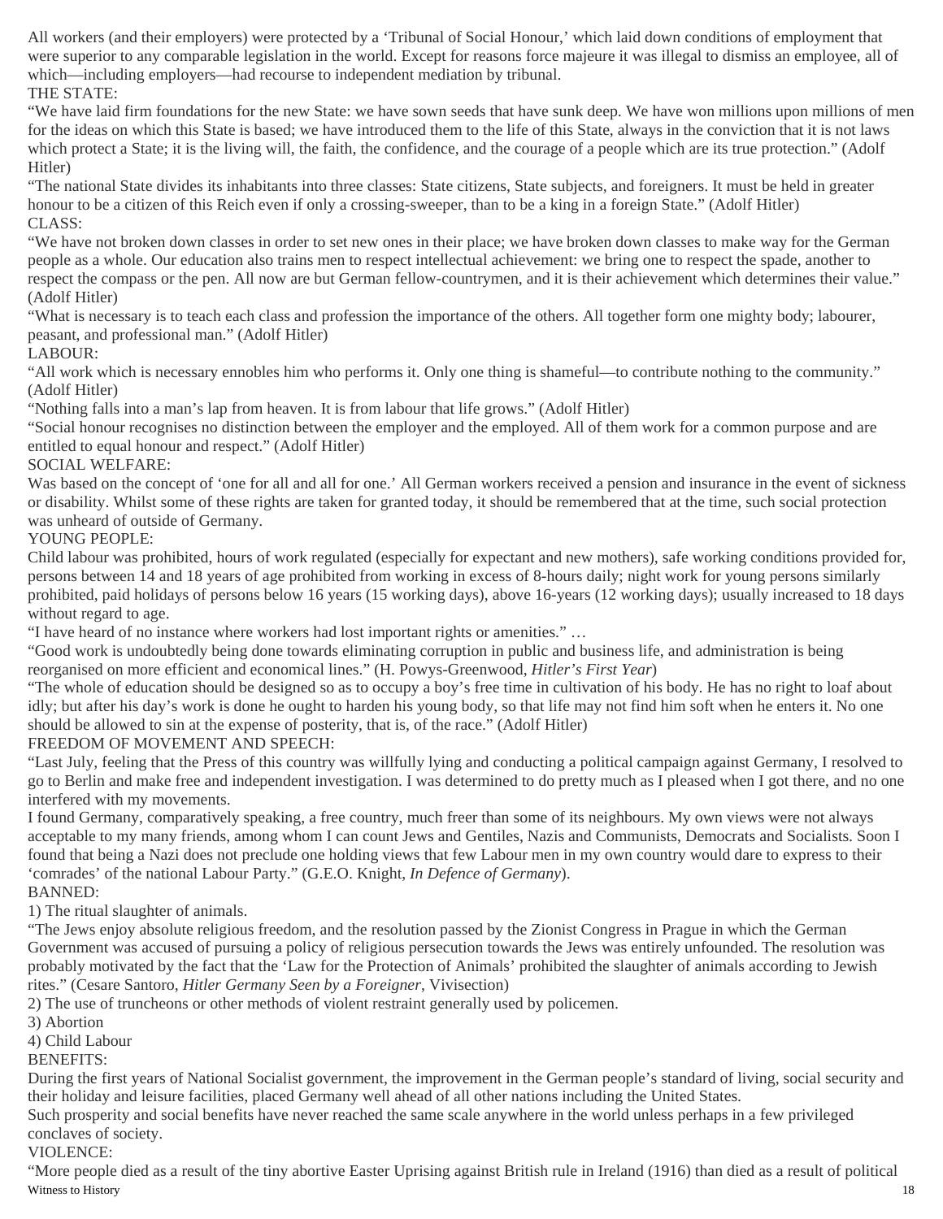All workers (and their employers) were protected by a 'Tribunal of Social Honour,' which laid down conditions of employment that were superior to any comparable legislation in the world. Except for reasons force majeure it was illegal to dismiss an employee, all of which—including employers—had recourse to independent mediation by tribunal.

THE STATE:

"We have laid firm foundations for the new State: we have sown seeds that have sunk deep. We have won millions upon millions of men for the ideas on which this State is based; we have introduced them to the life of this State, always in the conviction that it is not laws which protect a State; it is the living will, the faith, the confidence, and the courage of a people which are its true protection." (Adolf Hitler)

"The national State divides its inhabitants into three classes: State citizens, State subjects, and foreigners. It must be held in greater honour to be a citizen of this Reich even if only a crossing-sweeper, than to be a king in a foreign State." (Adolf Hitler)

CLASS:

"We have not broken down classes in order to set new ones in their place; we have broken down classes to make way for the German people as a whole. Our education also trains men to respect intellectual achievement: we bring one to respect the spade, another to respect the compass or the pen. All now are but German fellow-countrymen, and it is their achievement which determines their value." (Adolf Hitler)

"What is necessary is to teach each class and profession the importance of the others. All together form one mighty body; labourer, peasant, and professional man." (Adolf Hitler)

LABOUR:

"All work which is necessary ennobles him who performs it. Only one thing is shameful—to contribute nothing to the community." (Adolf Hitler)

"Nothing falls into a man's lap from heaven. It is from labour that life grows." (Adolf Hitler)

"Social honour recognises no distinction between the employer and the employed. All of them work for a common purpose and are entitled to equal honour and respect." (Adolf Hitler)

SOCIAL WELFARE:

Was based on the concept of 'one for all and all for one.' All German workers received a pension and insurance in the event of sickness or disability. Whilst some of these rights are taken for granted today, it should be remembered that at the time, such social protection was unheard of outside of Germany.

YOUNG PEOPLE:

Child labour was prohibited, hours of work regulated (especially for expectant and new mothers), safe working conditions provided for, persons between 14 and 18 years of age prohibited from working in excess of 8-hours daily; night work for young persons similarly prohibited, paid holidays of persons below 16 years (15 working days), above 16-years (12 working days); usually increased to 18 days without regard to age.

"I have heard of no instance where workers had lost important rights or amenities." …

"Good work is undoubtedly being done towards eliminating corruption in public and business life, and administration is being reorganised on more efficient and economical lines." (H. Powys-Greenwood, *Hitler's First Year*)

"The whole of education should be designed so as to occupy a boy's free time in cultivation of his body. He has no right to loaf about idly; but after his day's work is done he ought to harden his young body, so that life may not find him soft when he enters it. No one should be allowed to sin at the expense of posterity, that is, of the race." (Adolf Hitler)

FREEDOM OF MOVEMENT AND SPEECH:

"Last July, feeling that the Press of this country was willfully lying and conducting a political campaign against Germany, I resolved to go to Berlin and make free and independent investigation. I was determined to do pretty much as I pleased when I got there, and no one interfered with my movements.

I found Germany, comparatively speaking, a free country, much freer than some of its neighbours. My own views were not always acceptable to my many friends, among whom I can count Jews and Gentiles, Nazis and Communists, Democrats and Socialists. Soon I found that being a Nazi does not preclude one holding views that few Labour men in my own country would dare to express to their 'comrades' of the national Labour Party." (G.E.O. Knight, *In Defence of Germany*).

BANNED:

1) The ritual slaughter of animals.

"The Jews enjoy absolute religious freedom, and the resolution passed by the Zionist Congress in Prague in which the German Government was accused of pursuing a policy of religious persecution towards the Jews was entirely unfounded. The resolution was probably motivated by the fact that the 'Law for the Protection of Animals' prohibited the slaughter of animals according to Jewish rites." (Cesare Santoro, *Hitler Germany Seen by a Foreigner*, Vivisection)

2) The use of truncheons or other methods of violent restraint generally used by policemen.

3) Abortion

4) Child Labour

BENEFITS:

During the first years of National Socialist government, the improvement in the German people's standard of living, social security and their holiday and leisure facilities, placed Germany well ahead of all other nations including the United States.

Such prosperity and social benefits have never reached the same scale anywhere in the world unless perhaps in a few privileged conclaves of society.

VIOLENCE:

"More people died as a result of the tiny abortive Easter Uprising against British rule in Ireland (1916) than died as a result of political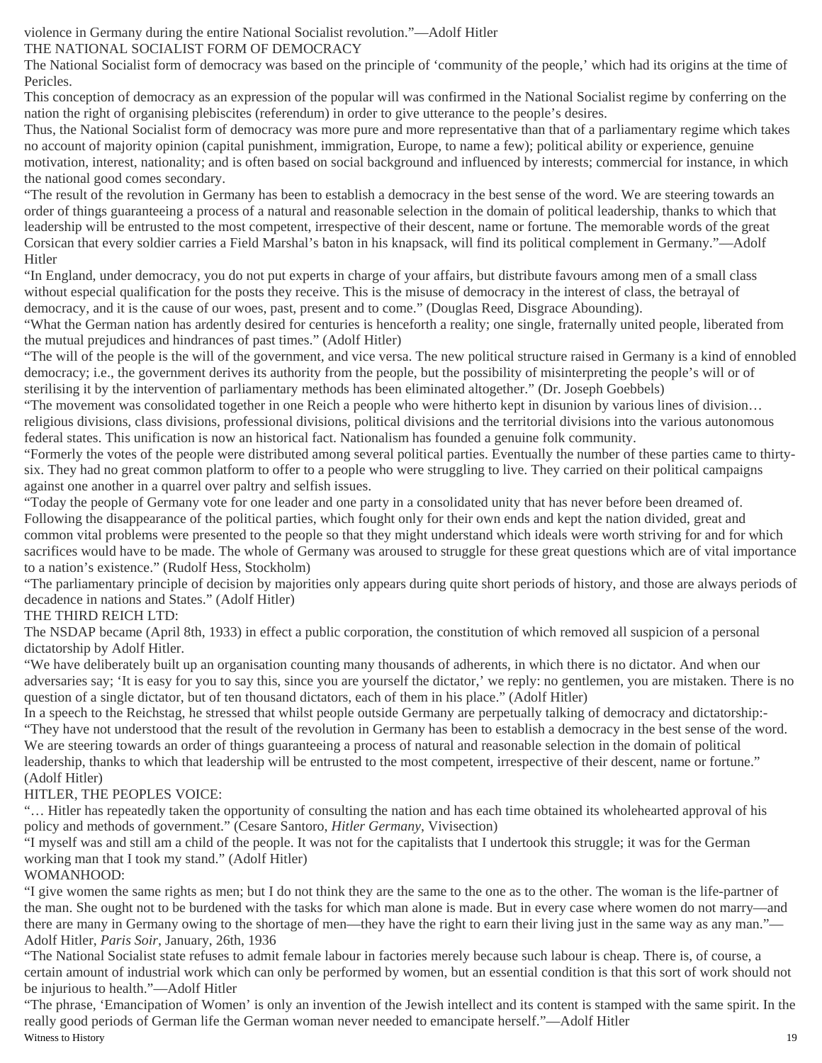violence in Germany during the entire National Socialist revolution."—Adolf Hitler

## THE NATIONAL SOCIALIST FORM OF DEMOCRACY

The National Socialist form of democracy was based on the principle of 'community of the people,' which had its origins at the time of Pericles.

This conception of democracy as an expression of the popular will was confirmed in the National Socialist regime by conferring on the nation the right of organising plebiscites (referendum) in order to give utterance to the people's desires.

Thus, the National Socialist form of democracy was more pure and more representative than that of a parliamentary regime which takes no account of majority opinion (capital punishment, immigration, Europe, to name a few); political ability or experience, genuine motivation, interest, nationality; and is often based on social background and influenced by interests; commercial for instance, in which the national good comes secondary.

"The result of the revolution in Germany has been to establish a democracy in the best sense of the word. We are steering towards an order of things guaranteeing a process of a natural and reasonable selection in the domain of political leadership, thanks to which that leadership will be entrusted to the most competent, irrespective of their descent, name or fortune. The memorable words of the great Corsican that every soldier carries a Field Marshal's baton in his knapsack, will find its political complement in Germany."—Adolf Hitler

"In England, under democracy, you do not put experts in charge of your affairs, but distribute favours among men of a small class without especial qualification for the posts they receive. This is the misuse of democracy in the interest of class, the betrayal of democracy, and it is the cause of our woes, past, present and to come." (Douglas Reed, Disgrace Abounding).

"What the German nation has ardently desired for centuries is henceforth a reality; one single, fraternally united people, liberated from the mutual prejudices and hindrances of past times." (Adolf Hitler)

"The will of the people is the will of the government, and vice versa. The new political structure raised in Germany is a kind of ennobled democracy; i.e., the government derives its authority from the people, but the possibility of misinterpreting the people's will or of sterilising it by the intervention of parliamentary methods has been eliminated altogether." (Dr. Joseph Goebbels)

"The movement was consolidated together in one Reich a people who were hitherto kept in disunion by various lines of division… religious divisions, class divisions, professional divisions, political divisions and the territorial divisions into the various autonomous federal states. This unification is now an historical fact. Nationalism has founded a genuine folk community.

"Formerly the votes of the people were distributed among several political parties. Eventually the number of these parties came to thirty-six. They had no great common platform to offer to a people who were struggling to live. They carried on their political campaigns against one another in a quarrel over paltry and selfish issues.

"Today the people of Germany vote for one leader and one party in a consolidated unity that has never before been dreamed of. Following the disappearance of the political parties, which fought only for their own ends and kept the nation divided, great and common vital problems were presented to the people so that they might understand which ideals were worth striving for and for which sacrifices would have to be made. The whole of Germany was aroused to struggle for these great questions which are of vital importance to a nation's existence." (Rudolf Hess, Stockholm)

"The parliamentary principle of decision by majorities only appears during quite short periods of history, and those are always periods of decadence in nations and States." (Adolf Hitler)

## THE THIRD REICH LTD:

The NSDAP became (April 8th, 1933) in effect a public corporation, the constitution of which removed all suspicion of a personal dictatorship by Adolf Hitler.

"We have deliberately built up an organisation counting many thousands of adherents, in which there is no dictator. And when our adversaries say; 'It is easy for you to say this, since you are yourself the dictator,' we reply: no gentlemen, you are mistaken. There is no question of a single dictator, but of ten thousand dictators, each of them in his place." (Adolf Hitler)

In a speech to the Reichstag, he stressed that whilst people outside Germany are perpetually talking of democracy and dictatorship:-

"They have not understood that the result of the revolution in Germany has been to establish a democracy in the best sense of the word. We are steering towards an order of things guaranteeing a process of natural and reasonable selection in the domain of political leadership, thanks to which that leadership will be entrusted to the most competent, irrespective of their descent, name or fortune." (Adolf Hitler)

## HITLER, THE PEOPLES VOICE:

"… Hitler has repeatedly taken the opportunity of consulting the nation and has each time obtained its wholehearted approval of his policy and methods of government." (Cesare Santoro, *Hitler Germany*, Vivisection)

"I myself was and still am a child of the people. It was not for the capitalists that I undertook this struggle; it was for the German working man that I took my stand." (Adolf Hitler)

## WOMANHOOD:

"I give women the same rights as men; but I do not think they are the same to the one as to the other. The woman is the life-partner of the man. She ought not to be burdened with the tasks for which man alone is made. But in every case where women do not marry—and there are many in Germany owing to the shortage of men—they have the right to earn their living just in the same way as any man."—Adolf Hitler, *Paris Soir*, January, 26th, 1936

"The National Socialist state refuses to admit female labour in factories merely because such labour is cheap. There is, of course, a certain amount of industrial work which can only be performed by women, but an essential condition is that this sort of work should not be injurious to health."—Adolf Hitler

"The phrase, 'Emancipation of Women' is only an invention of the Jewish intellect and its content is stamped with the same spirit. In the really good periods of German life the German woman never needed to emancipate herself."—Adolf Hitler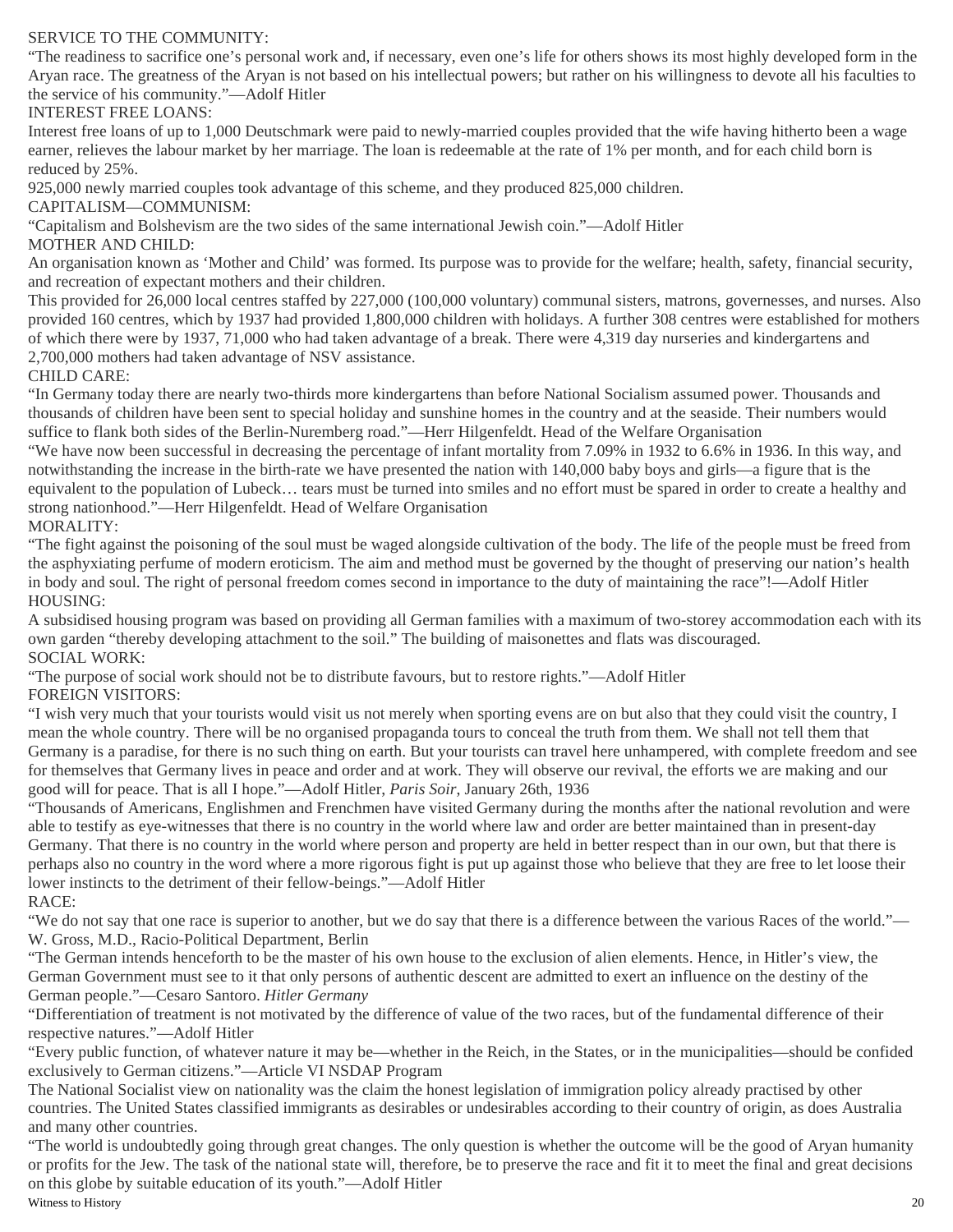SERVICE TO THE COMMUNITY:

"The readiness to sacrifice one's personal work and, if necessary, even one's life for others shows its most highly developed form in the Aryan race. The greatness of the Aryan is not based on his intellectual powers; but rather on his willingness to devote all his faculties to the service of his community."—Adolf Hitler

INTEREST FREE LOANS:

Interest free loans of up to 1,000 Deutschmark were paid to newly-married couples provided that the wife having hitherto been a wage earner, relieves the labour market by her marriage. The loan is redeemable at the rate of 1% per month, and for each child born is reduced by 25%.

925,000 newly married couples took advantage of this scheme, and they produced 825,000 children.

CAPITALISM—COMMUNISM:

"Capitalism and Bolshevism are the two sides of the same international Jewish coin."—Adolf Hitler

MOTHER AND CHILD:

An organisation known as 'Mother and Child' was formed. Its purpose was to provide for the welfare; health, safety, financial security, and recreation of expectant mothers and their children.

This provided for 26,000 local centres staffed by 227,000 (100,000 voluntary) communal sisters, matrons, governesses, and nurses. Also provided 160 centres, which by 1937 had provided 1,800,000 children with holidays. A further 308 centres were established for mothers of which there were by 1937, 71,000 who had taken advantage of a break. There were 4,319 day nurseries and kindergartens and 2,700,000 mothers had taken advantage of NSV assistance.

CHILD CARE:

"In Germany today there are nearly two-thirds more kindergartens than before National Socialism assumed power. Thousands and thousands of children have been sent to special holiday and sunshine homes in the country and at the seaside. Their numbers would suffice to flank both sides of the Berlin-Nuremberg road."—Herr Hilgenfeldt. Head of the Welfare Organisation

"We have now been successful in decreasing the percentage of infant mortality from 7.09% in 1932 to 6.6% in 1936. In this way, and notwithstanding the increase in the birth-rate we have presented the nation with 140,000 baby boys and girls—a figure that is the equivalent to the population of Lubeck… tears must be turned into smiles and no effort must be spared in order to create a healthy and strong nationhood."—Herr Hilgenfeldt. Head of Welfare Organisation

MORALITY:

"The fight against the poisoning of the soul must be waged alongside cultivation of the body. The life of the people must be freed from the asphyxiating perfume of modern eroticism. The aim and method must be governed by the thought of preserving our nation's health in body and soul. The right of personal freedom comes second in importance to the duty of maintaining the race"!—Adolf Hitler

HOUSING:

A subsidised housing program was based on providing all German families with a maximum of two-storey accommodation each with its own garden "thereby developing attachment to the soil." The building of maisonettes and flats was discouraged.

SOCIAL WORK:

"The purpose of social work should not be to distribute favours, but to restore rights."—Adolf Hitler

FOREIGN VISITORS:

"I wish very much that your tourists would visit us not merely when sporting evens are on but also that they could visit the country, I mean the whole country. There will be no organised propaganda tours to conceal the truth from them. We shall not tell them that Germany is a paradise, for there is no such thing on earth. But your tourists can travel here unhampered, with complete freedom and see for themselves that Germany lives in peace and order and at work. They will observe our revival, the efforts we are making and our good will for peace. That is all I hope."—Adolf Hitler, *Paris Soir*, January 26th, 1936

"Thousands of Americans, Englishmen and Frenchmen have visited Germany during the months after the national revolution and were able to testify as eye-witnesses that there is no country in the world where law and order are better maintained than in present-day Germany. That there is no country in the world where person and property are held in better respect than in our own, but that there is perhaps also no country in the word where a more rigorous fight is put up against those who believe that they are free to let loose their lower instincts to the detriment of their fellow-beings."—Adolf Hitler

RACE:

"We do not say that one race is superior to another, but we do say that there is a difference between the various Races of the world."—W. Gross, M.D., Racio-Political Department, Berlin

"The German intends henceforth to be the master of his own house to the exclusion of alien elements. Hence, in Hitler's view, the German Government must see to it that only persons of authentic descent are admitted to exert an influence on the destiny of the German people."—Cesaro Santoro. *Hitler Germany*

"Differentiation of treatment is not motivated by the difference of value of the two races, but of the fundamental difference of their respective natures."—Adolf Hitler

"Every public function, of whatever nature it may be—whether in the Reich, in the States, or in the municipalities—should be confided exclusively to German citizens."—Article VI NSDAP Program

The National Socialist view on nationality was the claim the honest legislation of immigration policy already practised by other countries. The United States classified immigrants as desirables or undesirables according to their country of origin, as does Australia and many other countries.

"The world is undoubtedly going through great changes. The only question is whether the outcome will be the good of Aryan humanity or profits for the Jew. The task of the national state will, therefore, be to preserve the race and fit it to meet the final and great decisions on this globe by suitable education of its youth."—Adolf Hitler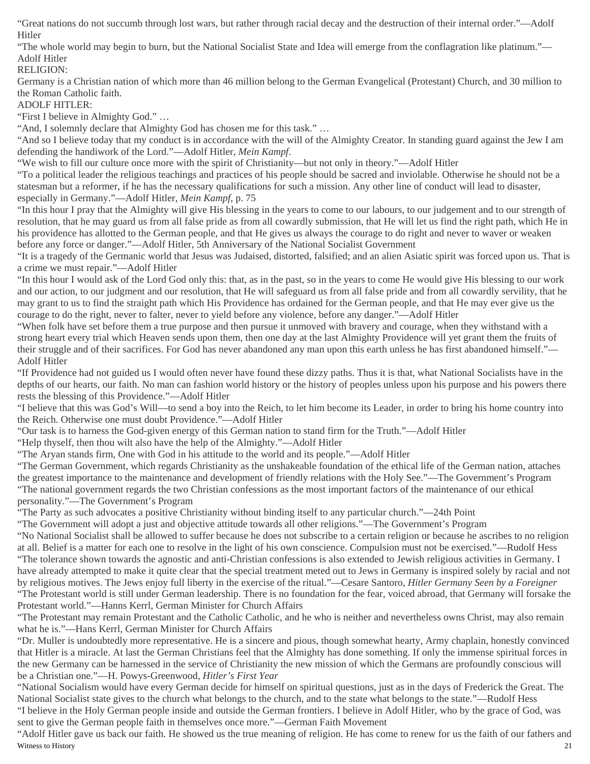"Great nations do not succumb through lost wars, but rather through racial decay and the destruction of their internal order."—Adolf Hitler

"The whole world may begin to burn, but the National Socialist State and Idea will emerge from the conflagration like platinum."—Adolf Hitler

RELIGION:

Germany is a Christian nation of which more than 46 million belong to the German Evangelical (Protestant) Church, and 30 million to the Roman Catholic faith.

ADOLF HITLER:

"First I believe in Almighty God." …

"And, I solemnly declare that Almighty God has chosen me for this task." …

"And so I believe today that my conduct is in accordance with the will of the Almighty Creator. In standing guard against the Jew I am defending the handiwork of the Lord."—Adolf Hitler, *Mein Kampf*.

"We wish to fill our culture once more with the spirit of Christianity—but not only in theory."—Adolf Hitler

"To a political leader the religious teachings and practices of his people should be sacred and inviolable. Otherwise he should not be a statesman but a reformer, if he has the necessary qualifications for such a mission. Any other line of conduct will lead to disaster, especially in Germany."—Adolf Hitler, *Mein Kampf*, p. 75

"In this hour I pray that the Almighty will give His blessing in the years to come to our labours, to our judgement and to our strength of resolution, that he may guard us from all false pride as from all cowardly submission, that He will let us find the right path, which He in his providence has allotted to the German people, and that He gives us always the courage to do right and never to waver or weaken before any force or danger."—Adolf Hitler, 5th Anniversary of the National Socialist Government

"It is a tragedy of the Germanic world that Jesus was Judaised, distorted, falsified; and an alien Asiatic spirit was forced upon us. That is a crime we must repair."—Adolf Hitler

"In this hour I would ask of the Lord God only this: that, as in the past, so in the years to come He would give His blessing to our work and our action, to our judgment and our resolution, that He will safeguard us from all false pride and from all cowardly servility, that he may grant to us to find the straight path which His Providence has ordained for the German people, and that He may ever give us the courage to do the right, never to falter, never to yield before any violence, before any danger."—Adolf Hitler

"When folk have set before them a true purpose and then pursue it unmoved with bravery and courage, when they withstand with a strong heart every trial which Heaven sends upon them, then one day at the last Almighty Providence will yet grant them the fruits of their struggle and of their sacrifices. For God has never abandoned any man upon this earth unless he has first abandoned himself."—Adolf Hitler

"If Providence had not guided us I would often never have found these dizzy paths. Thus it is that, what National Socialists have in the depths of our hearts, our faith. No man can fashion world history or the history of peoples unless upon his purpose and his powers there rests the blessing of this Providence."—Adolf Hitler

"I believe that this was God's Will—to send a boy into the Reich, to let him become its Leader, in order to bring his home country into the Reich. Otherwise one must doubt Providence."—Adolf Hitler

"Our task is to harness the God-given energy of this German nation to stand firm for the Truth."—Adolf Hitler

"Help thyself, then thou wilt also have the help of the Almighty."—Adolf Hitler

"The Aryan stands firm, One with God in his attitude to the world and its people."—Adolf Hitler

"The German Government, which regards Christianity as the unshakeable foundation of the ethical life of the German nation, attaches the greatest importance to the maintenance and development of friendly relations with the Holy See."—The Government's Program

"The national government regards the two Christian confessions as the most important factors of the maintenance of our ethical personality."—The Government's Program

"The Party as such advocates a positive Christianity without binding itself to any particular church."—24th Point

"The Government will adopt a just and objective attitude towards all other religions."—The Government's Program

"No National Socialist shall be allowed to suffer because he does not subscribe to a certain religion or because he ascribes to no religion at all. Belief is a matter for each one to resolve in the light of his own conscience. Compulsion must not be exercised."—Rudolf Hess

"The tolerance shown towards the agnostic and anti-Christian confessions is also extended to Jewish religious activities in Germany. I have already attempted to make it quite clear that the special treatment meted out to Jews in Germany is inspired solely by racial and not by religious motives. The Jews enjoy full liberty in the exercise of the ritual."—Cesare Santoro, *Hitler Germany Seen by a Foreigner*

"The Protestant world is still under German leadership. There is no foundation for the fear, voiced abroad, that Germany will forsake the Protestant world."—Hanns Kerrl, German Minister for Church Affairs

"The Protestant may remain Protestant and the Catholic Catholic, and he who is neither and nevertheless owns Christ, may also remain what he is."—Hans Kerrl, German Minister for Church Affairs

"Dr. Muller is undoubtedly more representative. He is a sincere and pious, though somewhat hearty, Army chaplain, honestly convinced that Hitler is a miracle. At last the German Christians feel that the Almighty has done something. If only the immense spiritual forces in the new Germany can be harnessed in the service of Christianity the new mission of which the Germans are profoundly conscious will be a Christian one."—H. Powys-Greenwood, *Hitler's First Year*

"National Socialism would have every German decide for himself on spiritual questions, just as in the days of Frederick the Great. The National Socialist state gives to the church what belongs to the church, and to the state what belongs to the state."—Rudolf Hess

"I believe in the Holy German people inside and outside the German frontiers. I believe in Adolf Hitler, who by the grace of God, was sent to give the German people faith in themselves once more."—German Faith Movement

"Adolf Hitler gave us back our faith. He showed us the true meaning of religion. He has come to renew for us the faith of our fathers and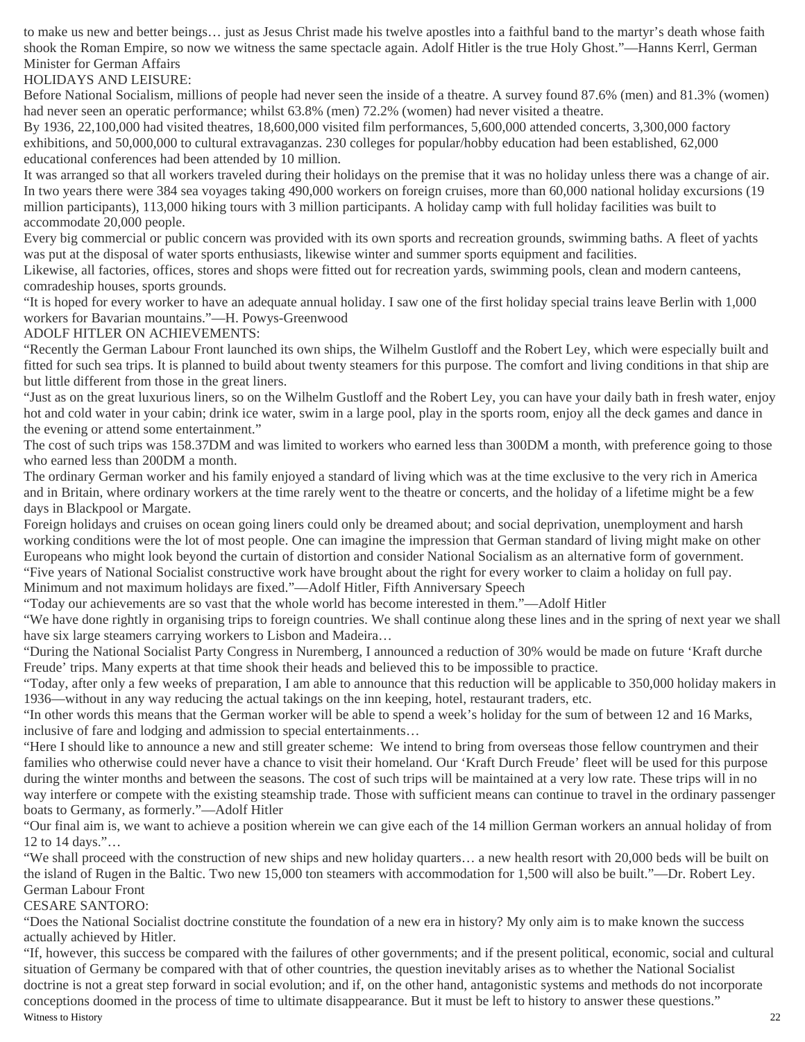to make us new and better beings… just as Jesus Christ made his twelve apostles into a faithful band to the martyr's death whose faith shook the Roman Empire, so now we witness the same spectacle again. Adolf Hitler is the true Holy Ghost."—Hanns Kerrl, German Minister for German Affairs

HOLIDAYS AND LEISURE:

Before National Socialism, millions of people had never seen the inside of a theatre. A survey found 87.6% (men) and 81.3% (women) had never seen an operatic performance; whilst 63.8% (men) 72.2% (women) had never visited a theatre.

By 1936, 22,100,000 had visited theatres, 18,600,000 visited film performances, 5,600,000 attended concerts, 3,300,000 factory exhibitions, and 50,000,000 to cultural extravaganzas. 230 colleges for popular/hobby education had been established, 62,000 educational conferences had been attended by 10 million.

It was arranged so that all workers traveled during their holidays on the premise that it was no holiday unless there was a change of air. In two years there were 384 sea voyages taking 490,000 workers on foreign cruises, more than 60,000 national holiday excursions (19 million participants), 113,000 hiking tours with 3 million participants. A holiday camp with full holiday facilities was built to accommodate 20,000 people.

Every big commercial or public concern was provided with its own sports and recreation grounds, swimming baths. A fleet of yachts was put at the disposal of water sports enthusiasts, likewise winter and summer sports equipment and facilities.

Likewise, all factories, offices, stores and shops were fitted out for recreation yards, swimming pools, clean and modern canteens, comradeship houses, sports grounds.

"It is hoped for every worker to have an adequate annual holiday. I saw one of the first holiday special trains leave Berlin with 1,000 workers for Bavarian mountains."—H. Powys-Greenwood

ADOLF HITLER ON ACHIEVEMENTS:

"Recently the German Labour Front launched its own ships, the Wilhelm Gustloff and the Robert Ley, which were especially built and fitted for such sea trips. It is planned to build about twenty steamers for this purpose. The comfort and living conditions in that ship are but little different from those in the great liners.

"Just as on the great luxurious liners, so on the Wilhelm Gustloff and the Robert Ley, you can have your daily bath in fresh water, enjoy hot and cold water in your cabin; drink ice water, swim in a large pool, play in the sports room, enjoy all the deck games and dance in the evening or attend some entertainment."

The cost of such trips was 158.37DM and was limited to workers who earned less than 300DM a month, with preference going to those who earned less than 200DM a month.

The ordinary German worker and his family enjoyed a standard of living which was at the time exclusive to the very rich in America and in Britain, where ordinary workers at the time rarely went to the theatre or concerts, and the holiday of a lifetime might be a few days in Blackpool or Margate.

Foreign holidays and cruises on ocean going liners could only be dreamed about; and social deprivation, unemployment and harsh working conditions were the lot of most people. One can imagine the impression that German standard of living might make on other Europeans who might look beyond the curtain of distortion and consider National Socialism as an alternative form of government.

"Five years of National Socialist constructive work have brought about the right for every worker to claim a holiday on full pay. Minimum and not maximum holidays are fixed."—Adolf Hitler, Fifth Anniversary Speech

"Today our achievements are so vast that the whole world has become interested in them."—Adolf Hitler

"We have done rightly in organising trips to foreign countries. We shall continue along these lines and in the spring of next year we shall have six large steamers carrying workers to Lisbon and Madeira…

"During the National Socialist Party Congress in Nuremberg, I announced a reduction of 30% would be made on future 'Kraft durche Freude' trips. Many experts at that time shook their heads and believed this to be impossible to practice.

"Today, after only a few weeks of preparation, I am able to announce that this reduction will be applicable to 350,000 holiday makers in 1936—without in any way reducing the actual takings on the inn keeping, hotel, restaurant traders, etc.

"In other words this means that the German worker will be able to spend a week's holiday for the sum of between 12 and 16 Marks, inclusive of fare and lodging and admission to special entertainments…

"Here I should like to announce a new and still greater scheme: We intend to bring from overseas those fellow countrymen and their families who otherwise could never have a chance to visit their homeland. Our 'Kraft Durch Freude' fleet will be used for this purpose during the winter months and between the seasons. The cost of such trips will be maintained at a very low rate. These trips will in no way interfere or compete with the existing steamship trade. Those with sufficient means can continue to travel in the ordinary passenger boats to Germany, as formerly."—Adolf Hitler

"Our final aim is, we want to achieve a position wherein we can give each of the 14 million German workers an annual holiday of from 12 to 14 days."…

"We shall proceed with the construction of new ships and new holiday quarters… a new health resort with 20,000 beds will be built on the island of Rugen in the Baltic. Two new 15,000 ton steamers with accommodation for 1,500 will also be built."—Dr. Robert Ley. German Labour Front

CESARE SANTORO:

"Does the National Socialist doctrine constitute the foundation of a new era in history? My only aim is to make known the success actually achieved by Hitler.

"If, however, this success be compared with the failures of other governments; and if the present political, economic, social and cultural situation of Germany be compared with that of other countries, the question inevitably arises as to whether the National Socialist doctrine is not a great step forward in social evolution; and if, on the other hand, antagonistic systems and methods do not incorporate conceptions doomed in the process of time to ultimate disappearance. But it must be left to history to answer these questions."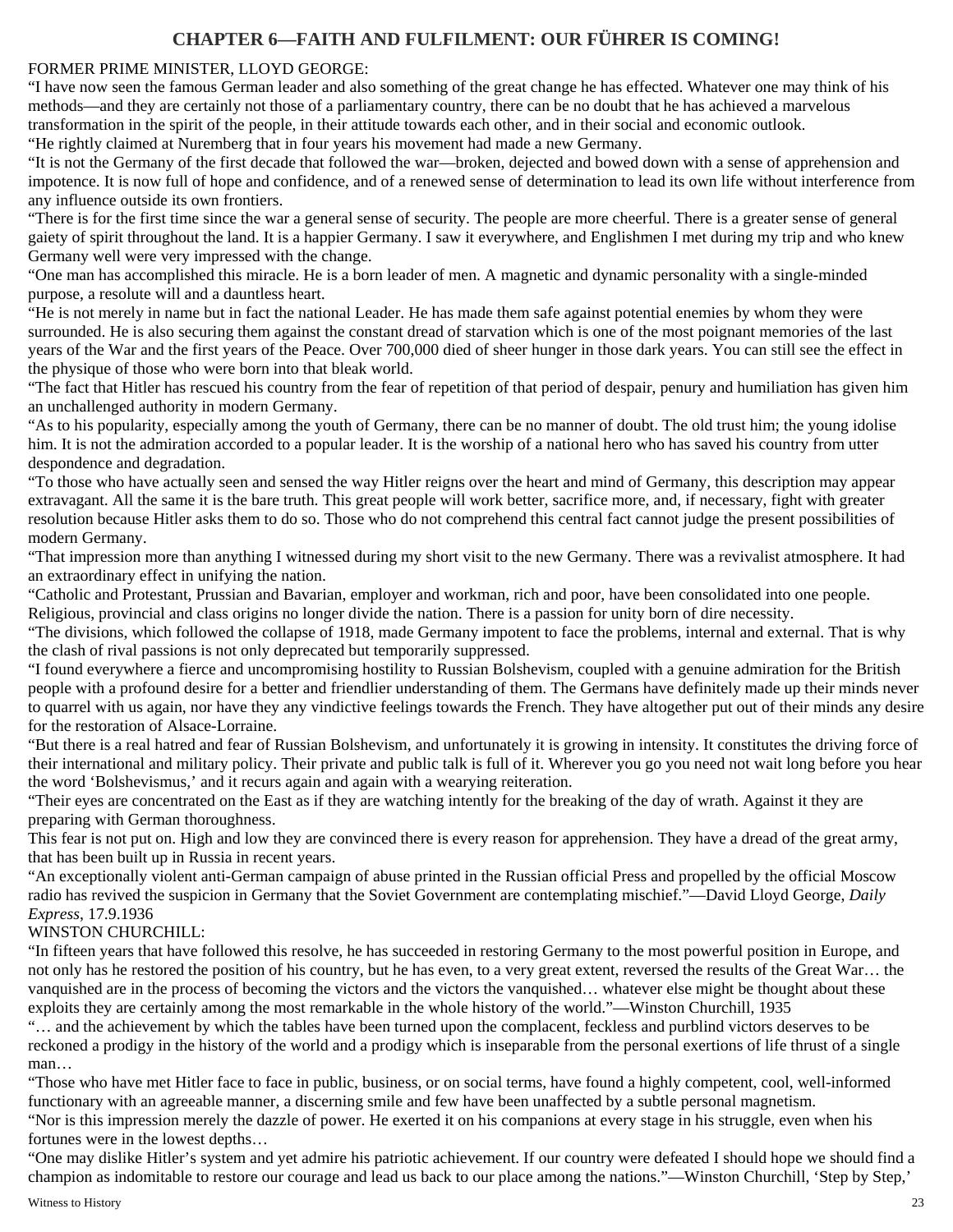# CHAPTER 6—FAITH AND FULFILMENT: OUR FÜHRER IS COMING!

FORMER PRIME MINISTER, LLOYD GEORGE:

"I have now seen the famous German leader and also something of the great change he has effected. Whatever one may think of his methods—and they are certainly not those of a parliamentary country, there can be no doubt that he has achieved a marvelous transformation in the spirit of the people, in their attitude towards each other, and in their social and economic outlook.

"He rightly claimed at Nuremberg that in four years his movement had made a new Germany.

"It is not the Germany of the first decade that followed the war—broken, dejected and bowed down with a sense of apprehension and impotence. It is now full of hope and confidence, and of a renewed sense of determination to lead its own life without interference from any influence outside its own frontiers.

"There is for the first time since the war a general sense of security. The people are more cheerful. There is a greater sense of general gaiety of spirit throughout the land. It is a happier Germany. I saw it everywhere, and Englishmen I met during my trip and who knew Germany well were very impressed with the change.

"One man has accomplished this miracle. He is a born leader of men. A magnetic and dynamic personality with a single-minded purpose, a resolute will and a dauntless heart.

"He is not merely in name but in fact the national Leader. He has made them safe against potential enemies by whom they were surrounded. He is also securing them against the constant dread of starvation which is one of the most poignant memories of the last years of the War and the first years of the Peace. Over 700,000 died of sheer hunger in those dark years. You can still see the effect in the physique of those who were born into that bleak world.

"The fact that Hitler has rescued his country from the fear of repetition of that period of despair, penury and humiliation has given him an unchallenged authority in modern Germany.

"As to his popularity, especially among the youth of Germany, there can be no manner of doubt. The old trust him; the young idolise him. It is not the admiration accorded to a popular leader. It is the worship of a national hero who has saved his country from utter despondence and degradation.

"To those who have actually seen and sensed the way Hitler reigns over the heart and mind of Germany, this description may appear extravagant. All the same it is the bare truth. This great people will work better, sacrifice more, and, if necessary, fight with greater resolution because Hitler asks them to do so. Those who do not comprehend this central fact cannot judge the present possibilities of modern Germany.

"That impression more than anything I witnessed during my short visit to the new Germany. There was a revivalist atmosphere. It had an extraordinary effect in unifying the nation.

"Catholic and Protestant, Prussian and Bavarian, employer and workman, rich and poor, have been consolidated into one people. Religious, provincial and class origins no longer divide the nation. There is a passion for unity born of dire necessity.

"The divisions, which followed the collapse of 1918, made Germany impotent to face the problems, internal and external. That is why the clash of rival passions is not only deprecated but temporarily suppressed.

"I found everywhere a fierce and uncompromising hostility to Russian Bolshevism, coupled with a genuine admiration for the British people with a profound desire for a better and friendlier understanding of them. The Germans have definitely made up their minds never to quarrel with us again, nor have they any vindictive feelings towards the French. They have altogether put out of their minds any desire for the restoration of Alsace-Lorraine.

"But there is a real hatred and fear of Russian Bolshevism, and unfortunately it is growing in intensity. It constitutes the driving force of their international and military policy. Their private and public talk is full of it. Wherever you go you need not wait long before you hear the word 'Bolshevismus,' and it recurs again and again with a wearying reiteration.

"Their eyes are concentrated on the East as if they are watching intently for the breaking of the day of wrath. Against it they are preparing with German thoroughness.

This fear is not put on. High and low they are convinced there is every reason for apprehension. They have a dread of the great army, that has been built up in Russia in recent years.

"An exceptionally violent anti-German campaign of abuse printed in the Russian official Press and propelled by the official Moscow radio has revived the suspicion in Germany that the Soviet Government are contemplating mischief."—David Lloyd George, *Daily Express*, 17.9.1936

WINSTON CHURCHILL:

"In fifteen years that have followed this resolve, he has succeeded in restoring Germany to the most powerful position in Europe, and not only has he restored the position of his country, but he has even, to a very great extent, reversed the results of the Great War… the vanquished are in the process of becoming the victors and the victors the vanquished… whatever else might be thought about these exploits they are certainly among the most remarkable in the whole history of the world."—Winston Churchill, 1935

"… and the achievement by which the tables have been turned upon the complacent, feckless and purblind victors deserves to be reckoned a prodigy in the history of the world and a prodigy which is inseparable from the personal exertions of life thrust of a single man…

"Those who have met Hitler face to face in public, business, or on social terms, have found a highly competent, cool, well-informed functionary with an agreeable manner, a discerning smile and few have been unaffected by a subtle personal magnetism.

"Nor is this impression merely the dazzle of power. He exerted it on his companions at every stage in his struggle, even when his fortunes were in the lowest depths…

"One may dislike Hitler's system and yet admire his patriotic achievement. If our country were defeated I should hope we should find a champion as indomitable to restore our courage and lead us back to our place among the nations."—Winston Churchill, 'Step by Step,'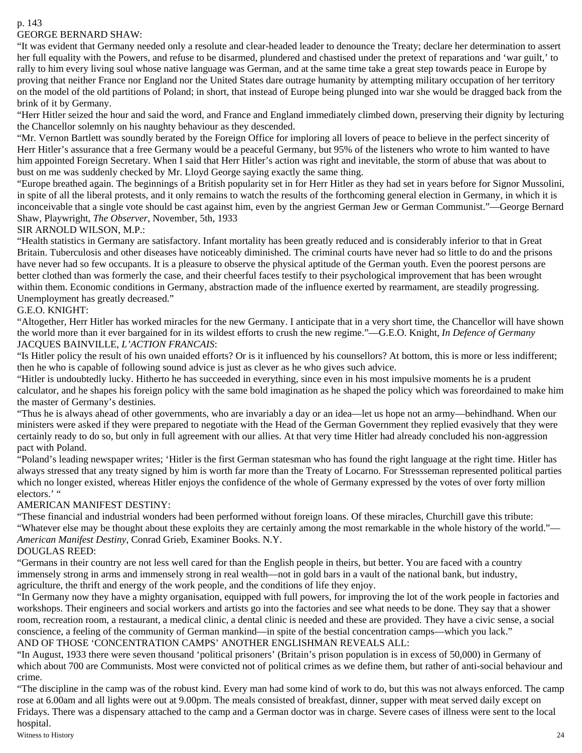p. 143

GEORGE BERNARD SHAW:

"It was evident that Germany needed only a resolute and clear-headed leader to denounce the Treaty; declare her determination to assert her full equality with the Powers, and refuse to be disarmed, plundered and chastised under the pretext of reparations and 'war guilt,' to rally to him every living soul whose native language was German, and at the same time take a great step towards peace in Europe by proving that neither France nor England nor the United States dare outrage humanity by attempting military occupation of her territory on the model of the old partitions of Poland; in short, that instead of Europe being plunged into war she would be dragged back from the brink of it by Germany.

"Herr Hitler seized the hour and said the word, and France and England immediately climbed down, preserving their dignity by lecturing the Chancellor solemnly on his naughty behaviour as they descended.

"Mr. Vernon Bartlett was soundly berated by the Foreign Office for imploring all lovers of peace to believe in the perfect sincerity of Herr Hitler's assurance that a free Germany would be a peaceful Germany, but 95% of the listeners who wrote to him wanted to have him appointed Foreign Secretary. When I said that Herr Hitler's action was right and inevitable, the storm of abuse that was about to bust on me was suddenly checked by Mr. Lloyd George saying exactly the same thing.

"Europe breathed again. The beginnings of a British popularity set in for Herr Hitler as they had set in years before for Signor Mussolini, in spite of all the liberal protests, and it only remains to watch the results of the forthcoming general election in Germany, in which it is inconceivable that a single vote should be cast against him, even by the angriest German Jew or German Communist."—George Bernard Shaw, Playwright, *The Observer*, November, 5th, 1933

SIR ARNOLD WILSON, M.P.:

"Health statistics in Germany are satisfactory. Infant mortality has been greatly reduced and is considerably inferior to that in Great Britain. Tuberculosis and other diseases have noticeably diminished. The criminal courts have never had so little to do and the prisons have never had so few occupants. It is a pleasure to observe the physical aptitude of the German youth. Even the poorest persons are better clothed than was formerly the case, and their cheerful faces testify to their psychological improvement that has been wrought within them. Economic conditions in Germany, abstraction made of the influence exerted by rearmament, are steadily progressing. Unemployment has greatly decreased."

G.E.O. KNIGHT:

"Altogether, Herr Hitler has worked miracles for the new Germany. I anticipate that in a very short time, the Chancellor will have shown the world more than it ever bargained for in its wildest efforts to crush the new regime."—G.E.O. Knight, *In Defence of Germany*

JACQUES BAINVILLE, *L'ACTION FRANCAIS*:

"Is Hitler policy the result of his own unaided efforts? Or is it influenced by his counsellors? At bottom, this is more or less indifferent; then he who is capable of following sound advice is just as clever as he who gives such advice.

"Hitler is undoubtedly lucky. Hitherto he has succeeded in everything, since even in his most impulsive moments he is a prudent calculator, and he shapes his foreign policy with the same bold imagination as he shaped the policy which was foreordained to make him the master of Germany's destinies.

"Thus he is always ahead of other governments, who are invariably a day or an idea—let us hope not an army—behindhand. When our ministers were asked if they were prepared to negotiate with the Head of the German Government they replied evasively that they were certainly ready to do so, but only in full agreement with our allies. At that very time Hitler had already concluded his non-aggression pact with Poland.

"Poland's leading newspaper writes; 'Hitler is the first German statesman who has found the right language at the right time. Hitler has always stressed that any treaty signed by him is worth far more than the Treaty of Locarno. For StrESSseman represented political parties which no longer existed, whereas Hitler enjoys the confidence of the whole of Germany expressed by the votes of over forty million electors.' "

AMERICAN MANIFEST DESTINY:

"These financial and industrial wonders had been performed without foreign loans. Of these miracles, Churchill gave this tribute: "Whatever else may be thought about these exploits they are certainly among the most remarkable in the whole history of the world."—*American Manifest Destiny*, Conrad Grieb, Examiner Books. N.Y.

DOUGLAS REED:

"Germans in their country are not less well cared for than the English people in theirs, but better. You are faced with a country immensely strong in arms and immensely strong in real wealth—not in gold bars in a vault of the national bank, but industry, agriculture, the thrift and energy of the work people, and the conditions of life they enjoy.

"In Germany now they have a mighty organisation, equipped with full powers, for improving the lot of the work people in factories and workshops. Their engineers and social workers and artists go into the factories and see what needs to be done. They say that a shower room, recreation room, a restaurant, a medical clinic, a dental clinic is needed and these are provided. They have a civic sense, a social conscience, a feeling of the community of German mankind—in spite of the bestial concentration camps—which you lack."

AND OF THOSE 'CONCENTRATION CAMPS' ANOTHER ENGLISHMAN REVEALS ALL:

"In August, 1933 there were seven thousand 'political prisoners' (Britain's prison population is in excess of 50,000) in Germany of which about 700 are Communists. Most were convicted not of political crimes as we define them, but rather of anti-social behaviour and crime.

"The discipline in the camp was of the robust kind. Every man had some kind of work to do, but this was not always enforced. The camp rose at 6.00am and all lights were out at 9.00pm. The meals consisted of breakfast, dinner, supper with meat served daily except on Fridays. There was a dispensary attached to the camp and a German doctor was in charge. Severe cases of illness were sent to the local hospital.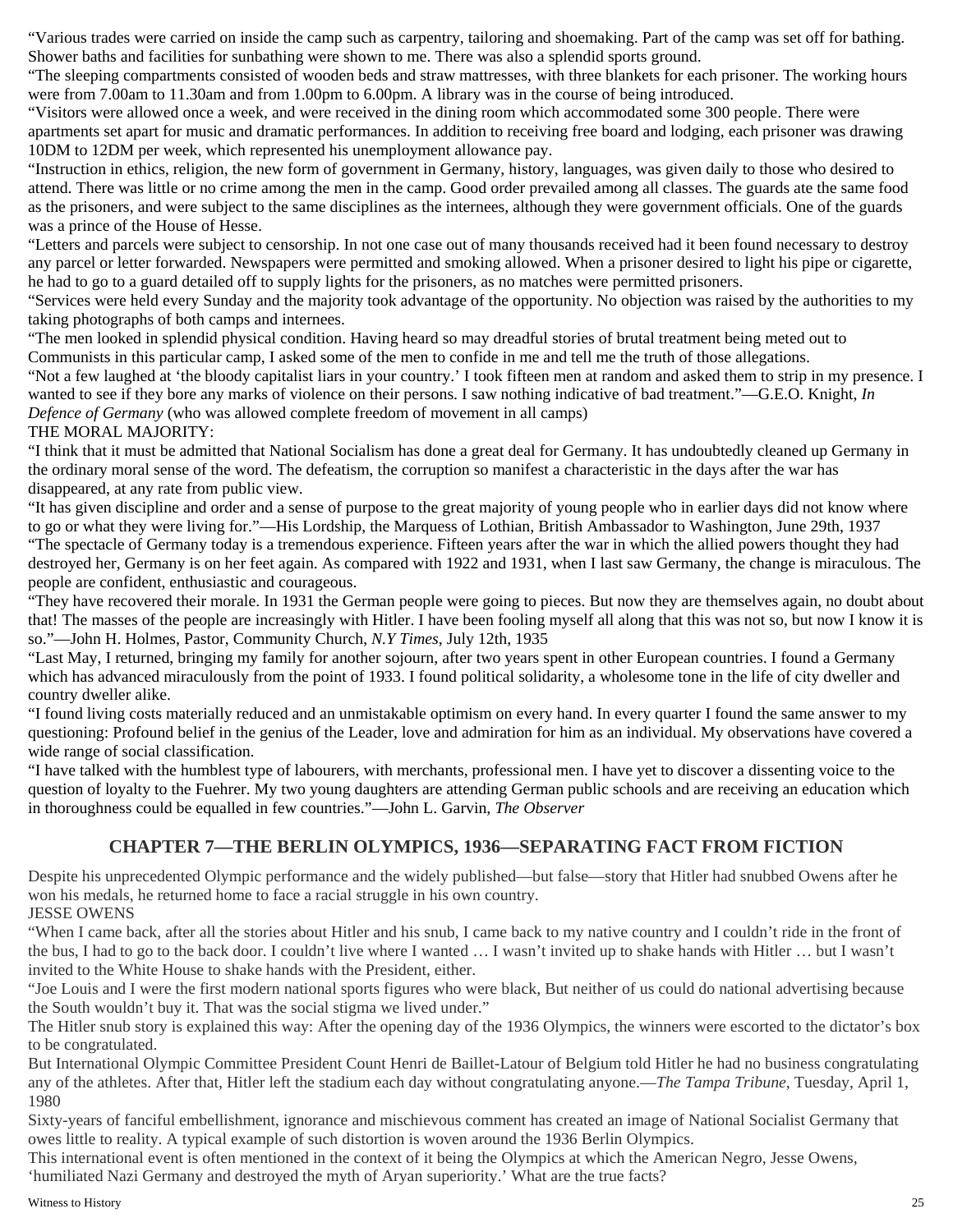"Various trades were carried on inside the camp such as carpentry, tailoring and shoemaking. Part of the camp was set off for bathing. Shower baths and facilities for sunbathing were shown to me. There was also a splendid sports ground.

"The sleeping compartments consisted of wooden beds and straw mattresses, with three blankets for each prisoner. The working hours were from 7.00am to 11.30am and from 1.00pm to 6.00pm. A library was in the course of being introduced.

"Visitors were allowed once a week, and were received in the dining room which accommodated some 300 people. There were apartments set apart for music and dramatic performances. In addition to receiving free board and lodging, each prisoner was drawing 10DM to 12DM per week, which represented his unemployment allowance pay.

"Instruction in ethics, religion, the new form of government in Germany, history, languages, was given daily to those who desired to attend. There was little or no crime among the men in the camp. Good order prevailed among all classes. The guards ate the same food as the prisoners, and were subject to the same disciplines as the internees, although they were government officials. One of the guards was a prince of the House of Hesse.

"Letters and parcels were subject to censorship. In not one case out of many thousands received had it been found necessary to destroy any parcel or letter forwarded. Newspapers were permitted and smoking allowed. When a prisoner desired to light his pipe or cigarette, he had to go to a guard detailed off to supply lights for the prisoners, as no matches were permitted prisoners.

"Services were held every Sunday and the majority took advantage of the opportunity. No objection was raised by the authorities to my taking photographs of both camps and internees.

"The men looked in splendid physical condition. Having heard so may dreadful stories of brutal treatment being meted out to Communists in this particular camp, I asked some of the men to confide in me and tell me the truth of those allegations.

"Not a few laughed at 'the bloody capitalist liars in your country.' I took fifteen men at random and asked them to strip in my presence. I wanted to see if they bore any marks of violence on their persons. I saw nothing indicative of bad treatment."—G.E.O. Knight, *In Defence of Germany* (who was allowed complete freedom of movement in all camps)

THE MORAL MAJORITY:

"I think that it must be admitted that National Socialism has done a great deal for Germany. It has undoubtedly cleaned up Germany in the ordinary moral sense of the word. The defeatism, the corruption so manifest a characteristic in the days after the war has disappeared, at any rate from public view.

"It has given discipline and order and a sense of purpose to the great majority of young people who in earlier days did not know where to go or what they were living for."—His Lordship, the Marquess of Lothian, British Ambassador to Washington, June 29th, 1937

"The spectacle of Germany today is a tremendous experience. Fifteen years after the war in which the allied powers thought they had destroyed her, Germany is on her feet again. As compared with 1922 and 1931, when I last saw Germany, the change is miraculous. The people are confident, enthusiastic and courageous.

"They have recovered their morale. In 1931 the German people were going to pieces. But now they are themselves again, no doubt about that! The masses of the people are increasingly with Hitler. I have been fooling myself all along that this was not so, but now I know it is so."—John H. Holmes, Pastor, Community Church, *N.Y Times*, July 12th, 1935

"Last May, I returned, bringing my family for another sojourn, after two years spent in other European countries. I found a Germany which has advanced miraculously from the point of 1933. I found political solidarity, a wholesome tone in the life of city dweller and country dweller alike.

"I found living costs materially reduced and an unmistakable optimism on every hand. In every quarter I found the same answer to my questioning: Profound belief in the genius of the Leader, love and admiration for him as an individual. My observations have covered a wide range of social classification.

"I have talked with the humblest type of labourers, with merchants, professional men. I have yet to discover a dissenting voice to the question of loyalty to the Fuehrer. My two young daughters are attending German public schools and are receiving an education which in thoroughness could be equalled in few countries."—John L. Garvin, *The Observer*

## CHAPTER 7—THE BERLIN OLYMPICS, 1936—SEPARATING FACT FROM FICTION

Despite his unprecedented Olympic performance and the widely published—but false—story that Hitler had snubbed Owens after he won his medals, he returned home to face a racial struggle in his own country.

JESSE OWENS

"When I came back, after all the stories about Hitler and his snub, I came back to my native country and I couldn't ride in the front of the bus, I had to go to the back door. I couldn't live where I wanted … I wasn't invited up to shake hands with Hitler … but I wasn't invited to the White House to shake hands with the President, either.

"Joe Louis and I were the first modern national sports figures who were black, But neither of us could do national advertising because the South wouldn't buy it. That was the social stigma we lived under."

The Hitler snub story is explained this way: After the opening day of the 1936 Olympics, the winners were escorted to the dictator's box to be congratulated.

But International Olympic Committee President Count Henri de Baillet-Latour of Belgium told Hitler he had no business congratulating any of the athletes. After that, Hitler left the stadium each day without congratulating anyone.—*The Tampa Tribune*, Tuesday, April 1, 1980

Sixty-years of fanciful embellishment, ignorance and mischievous comment has created an image of National Socialist Germany that owes little to reality. A typical example of such distortion is woven around the 1936 Berlin Olympics.

This international event is often mentioned in the context of it being the Olympics at which the American Negro, Jesse Owens, 'humiliated Nazi Germany and destroyed the myth of Aryan superiority.' What are the true facts?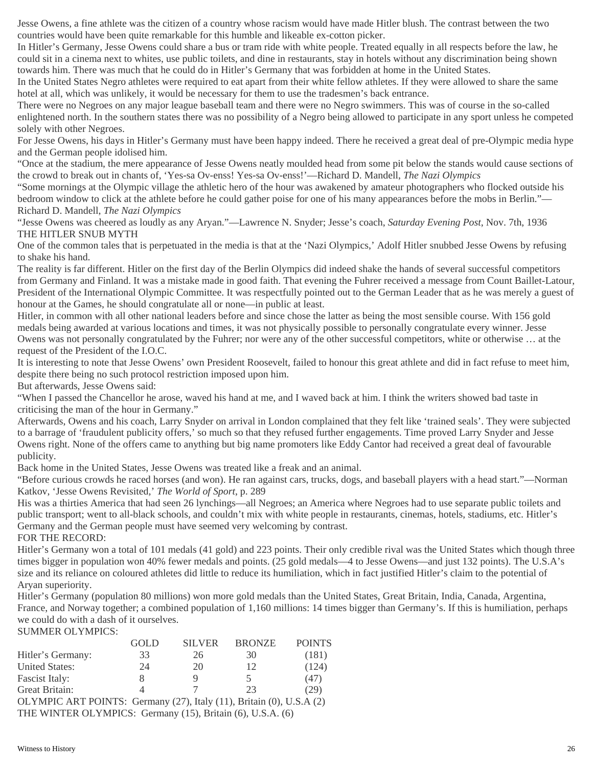Jesse Owens, a fine athlete was the citizen of a country whose racism would have made Hitler blush. The contrast between the two countries would have been quite remarkable for this humble and likeable ex-cotton picker.

In Hitler's Germany, Jesse Owens could share a bus or tram ride with white people. Treated equally in all respects before the law, he could sit in a cinema next to whites, use public toilets, and dine in restaurants, stay in hotels without any discrimination being shown towards him. There was much that he could do in Hitler's Germany that was forbidden at home in the United States.

In the United States Negro athletes were required to eat apart from their white fellow athletes. If they were allowed to share the same hotel at all, which was unlikely, it would be necessary for them to use the tradesmen's back entrance.

There were no Negroes on any major league baseball team and there were no Negro swimmers. This was of course in the so-called enlightened north. In the southern states there was no possibility of a Negro being allowed to participate in any sport unless he competed solely with other Negroes.

For Jesse Owens, his days in Hitler's Germany must have been happy indeed. There he received a great deal of pre-Olympic media hype and the German people idolised him.

"Once at the stadium, the mere appearance of Jesse Owens neatly moulded head from some pit below the stands would cause sections of the crowd to break out in chants of, 'Yes-sa Ov-enss! Yes-sa Ov-enss!'—Richard D. Mandell, *The Nazi Olympics*

"Some mornings at the Olympic village the athletic hero of the hour was awakened by amateur photographers who flocked outside his bedroom window to click at the athlete before he could gather poise for one of his many appearances before the mobs in Berlin."—Richard D. Mandell, *The Nazi Olympics*

"Jesse Owens was cheered as loudly as any Aryan."—Lawrence N. Snyder; Jesse's coach, *Saturday Evening Post*, Nov. 7th, 1936

THE HITLER SNUB MYTH

One of the common tales that is perpetuated in the media is that at the 'Nazi Olympics,' Adolf Hitler snubbed Jesse Owens by refusing to shake his hand.

The reality is far different. Hitler on the first day of the Berlin Olympics did indeed shake the hands of several successful competitors from Germany and Finland. It was a mistake made in good faith. That evening the Fuhrer received a message from Count Baillet-Latour, President of the International Olympic Committee. It was respectfully pointed out to the German Leader that as he was merely a guest of honour at the Games, he should congratulate all or none—in public at least.

Hitler, in common with all other national leaders before and since chose the latter as being the most sensible course. With 156 gold medals being awarded at various locations and times, it was not physically possible to personally congratulate every winner. Jesse Owens was not personally congratulated by the Fuhrer; nor were any of the other successful competitors, white or otherwise … at the request of the President of the I.O.C.

It is interesting to note that Jesse Owens' own President Roosevelt, failed to honour this great athlete and did in fact refuse to meet him, despite there being no such protocol restriction imposed upon him.

But afterwards, Jesse Owens said:

"When I passed the Chancellor he arose, waved his hand at me, and I waved back at him. I think the writers showed bad taste in criticising the man of the hour in Germany."

Afterwards, Owens and his coach, Larry Snyder on arrival in London complained that they felt like 'trained seals'. They were subjected to a barrage of 'fraudulent publicity offers,' so much so that they refused further engagements. Time proved Larry Snyder and Jesse Owens right. None of the offers came to anything but big name promoters like Eddy Cantor had received a great deal of favourable publicity.

Back home in the United States, Jesse Owens was treated like a freak and an animal.

"Before curious crowds he raced horses (and won). He ran against cars, trucks, dogs, and baseball players with a head start."—Norman Katkov, 'Jesse Owens Revisited,' *The World of Sport*, p. 289

His was a thirties America that had seen 26 lynchings—all Negroes; an America where Negroes had to use separate public toilets and public transport; went to all-black schools, and couldn't mix with white people in restaurants, cinemas, hotels, stadiums, etc. Hitler's Germany and the German people must have seemed very welcoming by contrast.

FOR THE RECORD:

Hitler's Germany won a total of 101 medals (41 gold) and 223 points. Their only credible rival was the United States which though three times bigger in population won 40% fewer medals and points. (25 gold medals—4 to Jesse Owens—and just 132 points). The U.S.A's size and its reliance on coloured athletes did little to reduce its humiliation, which in fact justified Hitler's claim to the potential of Aryan superiority.

Hitler's Germany (population 80 millions) won more gold medals than the United States, Great Britain, India, Canada, Argentina, France, and Norway together; a combined population of 1,160 millions: 14 times bigger than Germany's. If this is humiliation, perhaps we could do with a dash of it ourselves.

SUMMER OLYMPICS:

| | GOLD | SILVER | BRONZE | POINTS |
|---|---|---|---|---|
| Hitler's Germany: | 33 | 26 | 30 | (181) |
| United States: | 24 | 20 | 12 | (124) |
| Fascist Italy: | 8 | 9 | 5 | (47) |
| Great Britain: | 4 | 7 | 23 | (29) |

OLYMPIC ART POINTS: Germany (27), Italy (11), Britain (0), U.S.A (2)

THE WINTER OLYMPICS: Germany (15), Britain (6), U.S.A. (6)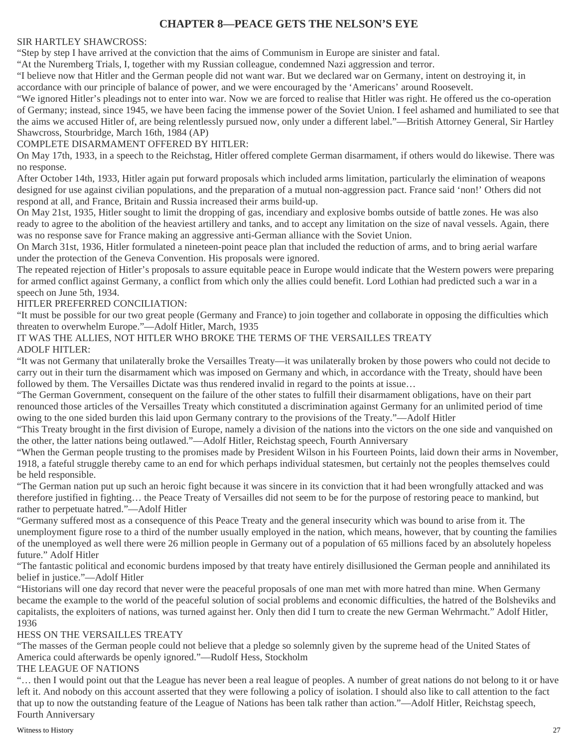# CHAPTER 8—PEACE GETS THE NELSON'S EYE

SIR HARTLEY SHAWCROSS:

"Step by step I have arrived at the conviction that the aims of Communism in Europe are sinister and fatal.

"At the Nuremberg Trials, I, together with my Russian colleague, condemned Nazi aggression and terror.

"I believe now that Hitler and the German people did not want war. But we declared war on Germany, intent on destroying it, in accordance with our principle of balance of power, and we were encouraged by the 'Americans' around Roosevelt.

"We ignored Hitler's pleadings not to enter into war. Now we are forced to realise that Hitler was right. He offered us the co-operation of Germany; instead, since 1945, we have been facing the immense power of the Soviet Union. I feel ashamed and humiliated to see that the aims we accused Hitler of, are being relentlessly pursued now, only under a different label."—British Attorney General, Sir Hartley Shawcross, Stourbridge, March 16th, 1984 (AP)

COMPLETE DISARMAMENT OFFERED BY HITLER:

On May 17th, 1933, in a speech to the Reichstag, Hitler offered complete German disarmament, if others would do likewise. There was no response.

After October 14th, 1933, Hitler again put forward proposals which included arms limitation, particularly the elimination of weapons designed for use against civilian populations, and the preparation of a mutual non-aggression pact. France said 'non!' Others did not respond at all, and France, Britain and Russia increased their arms build-up.

On May 21st, 1935, Hitler sought to limit the dropping of gas, incendiary and explosive bombs outside of battle zones. He was also ready to agree to the abolition of the heaviest artillery and tanks, and to accept any limitation on the size of naval vessels. Again, there was no response save for France making an aggressive anti-German alliance with the Soviet Union.

On March 31st, 1936, Hitler formulated a nineteen-point peace plan that included the reduction of arms, and to bring aerial warfare under the protection of the Geneva Convention. His proposals were ignored.

The repeated rejection of Hitler's proposals to assure equitable peace in Europe would indicate that the Western powers were preparing for armed conflict against Germany, a conflict from which only the allies could benefit. Lord Lothian had predicted such a war in a speech on June 5th, 1934.

HITLER PREFERRED CONCILIATION:

"It must be possible for our two great people (Germany and France) to join together and collaborate in opposing the difficulties which threaten to overwhelm Europe."—Adolf Hitler, March, 1935

IT WAS THE ALLIES, NOT HITLER WHO BROKE THE TERMS OF THE VERSAILLES TREATY

ADOLF HITLER:

"It was not Germany that unilaterally broke the Versailles Treaty—it was unilaterally broken by those powers who could not decide to carry out in their turn the disarmament which was imposed on Germany and which, in accordance with the Treaty, should have been followed by them. The Versailles Dictate was thus rendered invalid in regard to the points at issue…

"The German Government, consequent on the failure of the other states to fulfill their disarmament obligations, have on their part renounced those articles of the Versailles Treaty which constituted a discrimination against Germany for an unlimited period of time owing to the one sided burden this laid upon Germany contrary to the provisions of the Treaty."—Adolf Hitler

"This Treaty brought in the first division of Europe, namely a division of the nations into the victors on the one side and vanquished on the other, the latter nations being outlawed."—Adolf Hitler, Reichstag speech, Fourth Anniversary

"When the German people trusting to the promises made by President Wilson in his Fourteen Points, laid down their arms in November, 1918, a fateful struggle thereby came to an end for which perhaps individual statesmen, but certainly not the peoples themselves could be held responsible.

"The German nation put up such an heroic fight because it was sincere in its conviction that it had been wrongfully attacked and was therefore justified in fighting… the Peace Treaty of Versailles did not seem to be for the purpose of restoring peace to mankind, but rather to perpetuate hatred."—Adolf Hitler

"Germany suffered most as a consequence of this Peace Treaty and the general insecurity which was bound to arise from it. The unemployment figure rose to a third of the number usually employed in the nation, which means, however, that by counting the families of the unemployed as well there were 26 million people in Germany out of a population of 65 millions faced by an absolutely hopeless future." Adolf Hitler

"The fantastic political and economic burdens imposed by that treaty have entirely disillusioned the German people and annihilated its belief in justice."—Adolf Hitler

"Historians will one day record that never were the peaceful proposals of one man met with more hatred than mine. When Germany became the example to the world of the peaceful solution of social problems and economic difficulties, the hatred of the Bolsheviks and capitalists, the exploiters of nations, was turned against her. Only then did I turn to create the new German Wehrmacht." Adolf Hitler, 1936

HESS ON THE VERSAILLES TREATY

"The masses of the German people could not believe that a pledge so solemnly given by the supreme head of the United States of America could afterwards be openly ignored."—Rudolf Hess, Stockholm

THE LEAGUE OF NATIONS

"… then I would point out that the League has never been a real league of peoples. A number of great nations do not belong to it or have left it. And nobody on this account asserted that they were following a policy of isolation. I should also like to call attention to the fact that up to now the outstanding feature of the League of Nations has been talk rather than action."—Adolf Hitler, Reichstag speech, Fourth Anniversary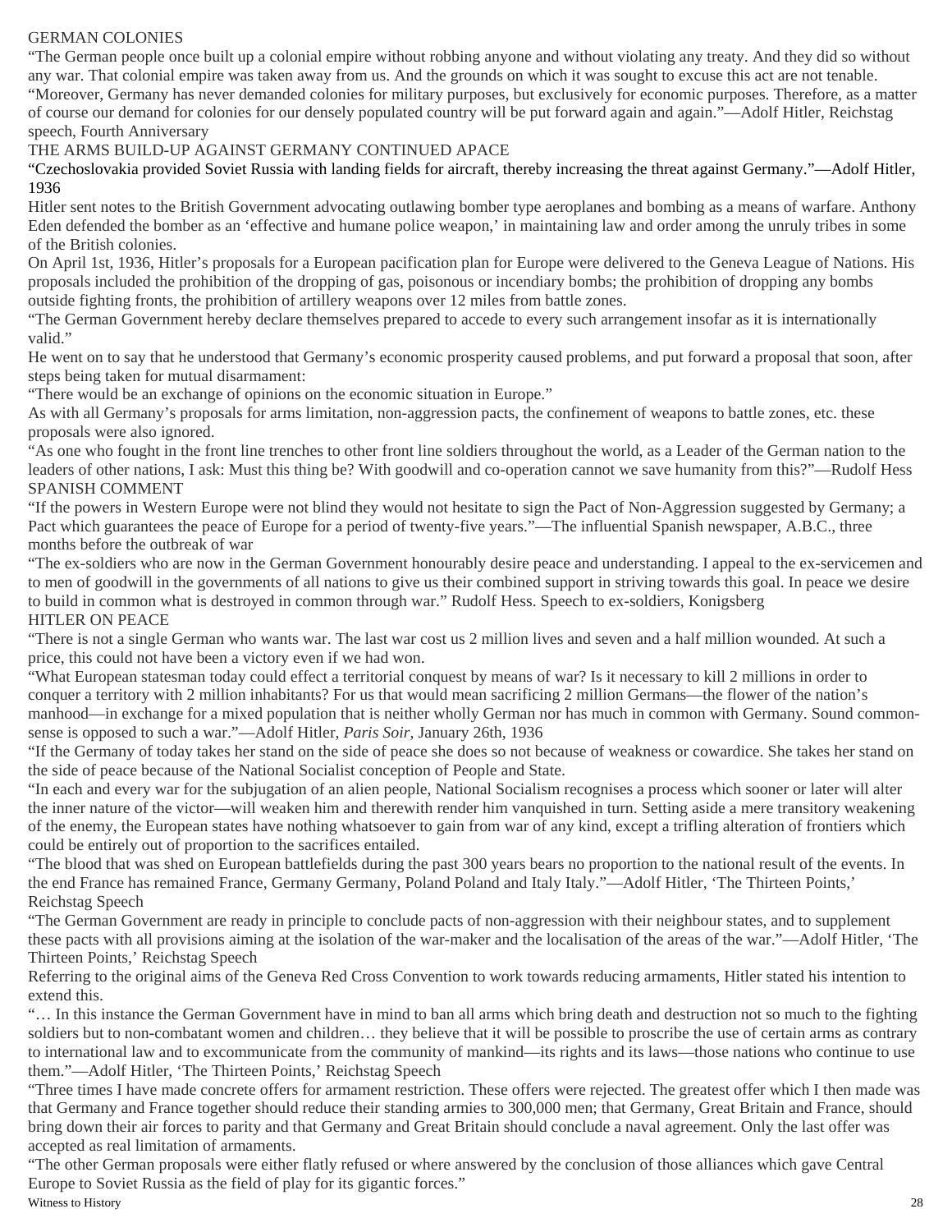## GERMAN COLONIES

"The German people once built up a colonial empire without robbing anyone and without violating any treaty. And they did so without any war. That colonial empire was taken away from us. And the grounds on which it was sought to excuse this act are not tenable.

"Moreover, Germany has never demanded colonies for military purposes, but exclusively for economic purposes. Therefore, as a matter of course our demand for colonies for our densely populated country will be put forward again and again."—Adolf Hitler, Reichstag speech, Fourth Anniversary

## THE ARMS BUILD-UP AGAINST GERMANY CONTINUED APACE

"Czechoslovakia provided Soviet Russia with landing fields for aircraft, thereby increasing the threat against Germany."—Adolf Hitler, 1936

Hitler sent notes to the British Government advocating outlawing bomber type aeroplanes and bombing as a means of warfare. Anthony Eden defended the bomber as an 'effective and humane police weapon,' in maintaining law and order among the unruly tribes in some of the British colonies.

On April 1st, 1936, Hitler's proposals for a European pacification plan for Europe were delivered to the Geneva League of Nations. His proposals included the prohibition of the dropping of gas, poisonous or incendiary bombs; the prohibition of dropping any bombs outside fighting fronts, the prohibition of artillery weapons over 12 miles from battle zones.

"The German Government hereby declare themselves prepared to accede to every such arrangement insofar as it is internationally valid."

He went on to say that he understood that Germany's economic prosperity caused problems, and put forward a proposal that soon, after steps being taken for mutual disarmament:

"There would be an exchange of opinions on the economic situation in Europe."

As with all Germany's proposals for arms limitation, non-aggression pacts, the confinement of weapons to battle zones, etc. these proposals were also ignored.

"As one who fought in the front line trenches to other front line soldiers throughout the world, as a Leader of the German nation to the leaders of other nations, I ask: Must this thing be? With goodwill and co-operation cannot we save humanity from this?"—Rudolf Hess

## SPANISH COMMENT

"If the powers in Western Europe were not blind they would not hesitate to sign the Pact of Non-Aggression suggested by Germany; a Pact which guarantees the peace of Europe for a period of twenty-five years."—The influential Spanish newspaper, A.B.C., three months before the outbreak of war

"The ex-soldiers who are now in the German Government honourably desire peace and understanding. I appeal to the ex-servicemen and to men of goodwill in the governments of all nations to give us their combined support in striving towards this goal. In peace we desire to build in common what is destroyed in common through war." Rudolf Hess. Speech to ex-soldiers, Konigsberg

## HITLER ON PEACE

"There is not a single German who wants war. The last war cost us 2 million lives and seven and a half million wounded. At such a price, this could not have been a victory even if we had won.

"What European statesman today could effect a territorial conquest by means of war? Is it necessary to kill 2 millions in order to conquer a territory with 2 million inhabitants? For us that would mean sacrificing 2 million Germans—the flower of the nation's manhood—in exchange for a mixed population that is neither wholly German nor has much in common with Germany. Sound common-sense is opposed to such a war."—Adolf Hitler, *Paris Soir*, January 26th, 1936

"If the Germany of today takes her stand on the side of peace she does so not because of weakness or cowardice. She takes her stand on the side of peace because of the National Socialist conception of People and State.

"In each and every war for the subjugation of an alien people, National Socialism recognises a process which sooner or later will alter the inner nature of the victor—will weaken him and therewith render him vanquished in turn. Setting aside a mere transitory weakening of the enemy, the European states have nothing whatsoever to gain from war of any kind, except a trifling alteration of frontiers which could be entirely out of proportion to the sacrifices entailed.

"The blood that was shed on European battlefields during the past 300 years bears no proportion to the national result of the events. In the end France has remained France, Germany Germany, Poland Poland and Italy Italy."—Adolf Hitler, 'The Thirteen Points,' Reichstag Speech

"The German Government are ready in principle to conclude pacts of non-aggression with their neighbour states, and to supplement these pacts with all provisions aiming at the isolation of the war-maker and the localisation of the areas of the war."—Adolf Hitler, 'The Thirteen Points,' Reichstag Speech

Referring to the original aims of the Geneva Red Cross Convention to work towards reducing armaments, Hitler stated his intention to extend this.

"… In this instance the German Government have in mind to ban all arms which bring death and destruction not so much to the fighting soldiers but to non-combatant women and children… they believe that it will be possible to proscribe the use of certain arms as contrary to international law and to excommunicate from the community of mankind—its rights and its laws—those nations who continue to use them."—Adolf Hitler, 'The Thirteen Points,' Reichstag Speech

"Three times I have made concrete offers for armament restriction. These offers were rejected. The greatest offer which I then made was that Germany and France together should reduce their standing armies to 300,000 men; that Germany, Great Britain and France, should bring down their air forces to parity and that Germany and Great Britain should conclude a naval agreement. Only the last offer was accepted as real limitation of armaments.

"The other German proposals were either flatly refused or where answered by the conclusion of those alliances which gave Central Europe to Soviet Russia as the field of play for its gigantic forces."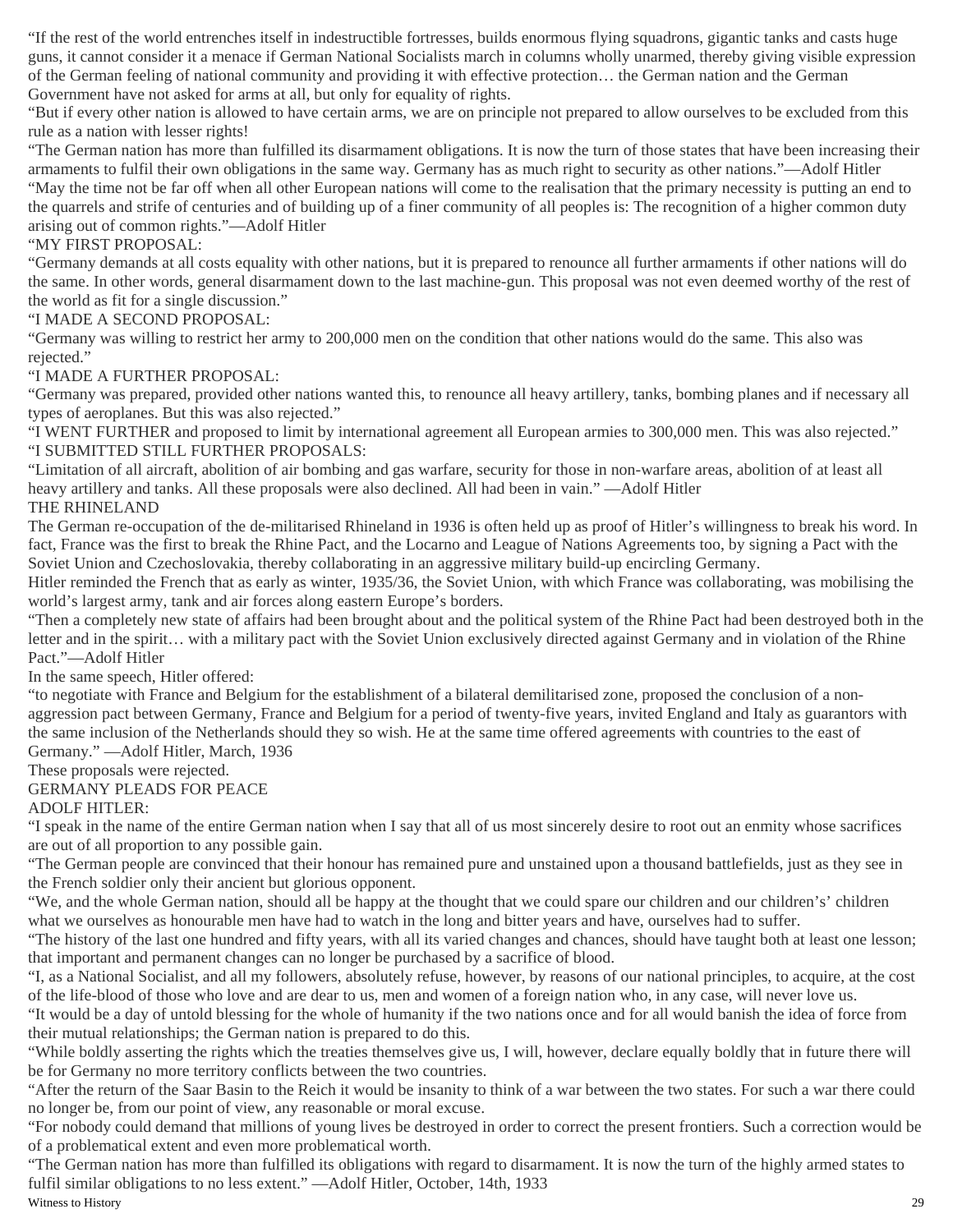"If the rest of the world entrenches itself in indestructible fortresses, builds enormous flying squadrons, gigantic tanks and casts huge guns, it cannot consider it a menace if German National Socialists march in columns wholly unarmed, thereby giving visible expression of the German feeling of national community and providing it with effective protection… the German nation and the German Government have not asked for arms at all, but only for equality of rights.

"But if every other nation is allowed to have certain arms, we are on principle not prepared to allow ourselves to be excluded from this rule as a nation with lesser rights!

"The German nation has more than fulfilled its disarmament obligations. It is now the turn of those states that have been increasing their armaments to fulfil their own obligations in the same way. Germany has as much right to security as other nations."—Adolf Hitler

"May the time not be far off when all other European nations will come to the realisation that the primary necessity is putting an end to the quarrels and strife of centuries and of building up of a finer community of all peoples is: The recognition of a higher common duty arising out of common rights."—Adolf Hitler

"MY FIRST PROPOSAL:

"Germany demands at all costs equality with other nations, but it is prepared to renounce all further armaments if other nations will do the same. In other words, general disarmament down to the last machine-gun. This proposal was not even deemed worthy of the rest of the world as fit for a single discussion."

"I MADE A SECOND PROPOSAL:

"Germany was willing to restrict her army to 200,000 men on the condition that other nations would do the same. This also was rejected."

"I MADE A FURTHER PROPOSAL:

"Germany was prepared, provided other nations wanted this, to renounce all heavy artillery, tanks, bombing planes and if necessary all types of aeroplanes. But this was also rejected."

"I WENT FURTHER and proposed to limit by international agreement all European armies to 300,000 men. This was also rejected."

"I SUBMITTED STILL FURTHER PROPOSALS:

"Limitation of all aircraft, abolition of air bombing and gas warfare, security for those in non-warfare areas, abolition of at least all heavy artillery and tanks. All these proposals were also declined. All had been in vain." —Adolf Hitler

## THE RHINELAND

The German re-occupation of the de-militarised Rhineland in 1936 is often held up as proof of Hitler's willingness to break his word. In fact, France was the first to break the Rhine Pact, and the Locarno and League of Nations Agreements too, by signing a Pact with the Soviet Union and Czechoslovakia, thereby collaborating in an aggressive military build-up encircling Germany.

Hitler reminded the French that as early as winter, 1935/36, the Soviet Union, with which France was collaborating, was mobilising the world's largest army, tank and air forces along eastern Europe's borders.

"Then a completely new state of affairs had been brought about and the political system of the Rhine Pact had been destroyed both in the letter and in the spirit… with a military pact with the Soviet Union exclusively directed against Germany and in violation of the Rhine Pact."—Adolf Hitler

In the same speech, Hitler offered:

"to negotiate with France and Belgium for the establishment of a bilateral demilitarised zone, proposed the conclusion of a non-aggression pact between Germany, France and Belgium for a period of twenty-five years, invited England and Italy as guarantors with the same inclusion of the Netherlands should they so wish. He at the same time offered agreements with countries to the east of Germany." —Adolf Hitler, March, 1936

These proposals were rejected.

## GERMANY PLEADS FOR PEACE

ADOLF HITLER:

"I speak in the name of the entire German nation when I say that all of us most sincerely desire to root out an enmity whose sacrifices are out of all proportion to any possible gain.

"The German people are convinced that their honour has remained pure and unstained upon a thousand battlefields, just as they see in the French soldier only their ancient but glorious opponent.

"We, and the whole German nation, should all be happy at the thought that we could spare our children and our children's' children what we ourselves as honourable men have had to watch in the long and bitter years and have, ourselves had to suffer.

"The history of the last one hundred and fifty years, with all its varied changes and chances, should have taught both at least one lesson; that important and permanent changes can no longer be purchased by a sacrifice of blood.

"I, as a National Socialist, and all my followers, absolutely refuse, however, by reasons of our national principles, to acquire, at the cost of the life-blood of those who love and are dear to us, men and women of a foreign nation who, in any case, will never love us.

"It would be a day of untold blessing for the whole of humanity if the two nations once and for all would banish the idea of force from their mutual relationships; the German nation is prepared to do this.

"While boldly asserting the rights which the treaties themselves give us, I will, however, declare equally boldly that in future there will be for Germany no more territory conflicts between the two countries.

"After the return of the Saar Basin to the Reich it would be insanity to think of a war between the two states. For such a war there could no longer be, from our point of view, any reasonable or moral excuse.

"For nobody could demand that millions of young lives be destroyed in order to correct the present frontiers. Such a correction would be of a problematical extent and even more problematical worth.

"The German nation has more than fulfilled its obligations with regard to disarmament. It is now the turn of the highly armed states to fulfil similar obligations to no less extent." —Adolf Hitler, October, 14th, 1933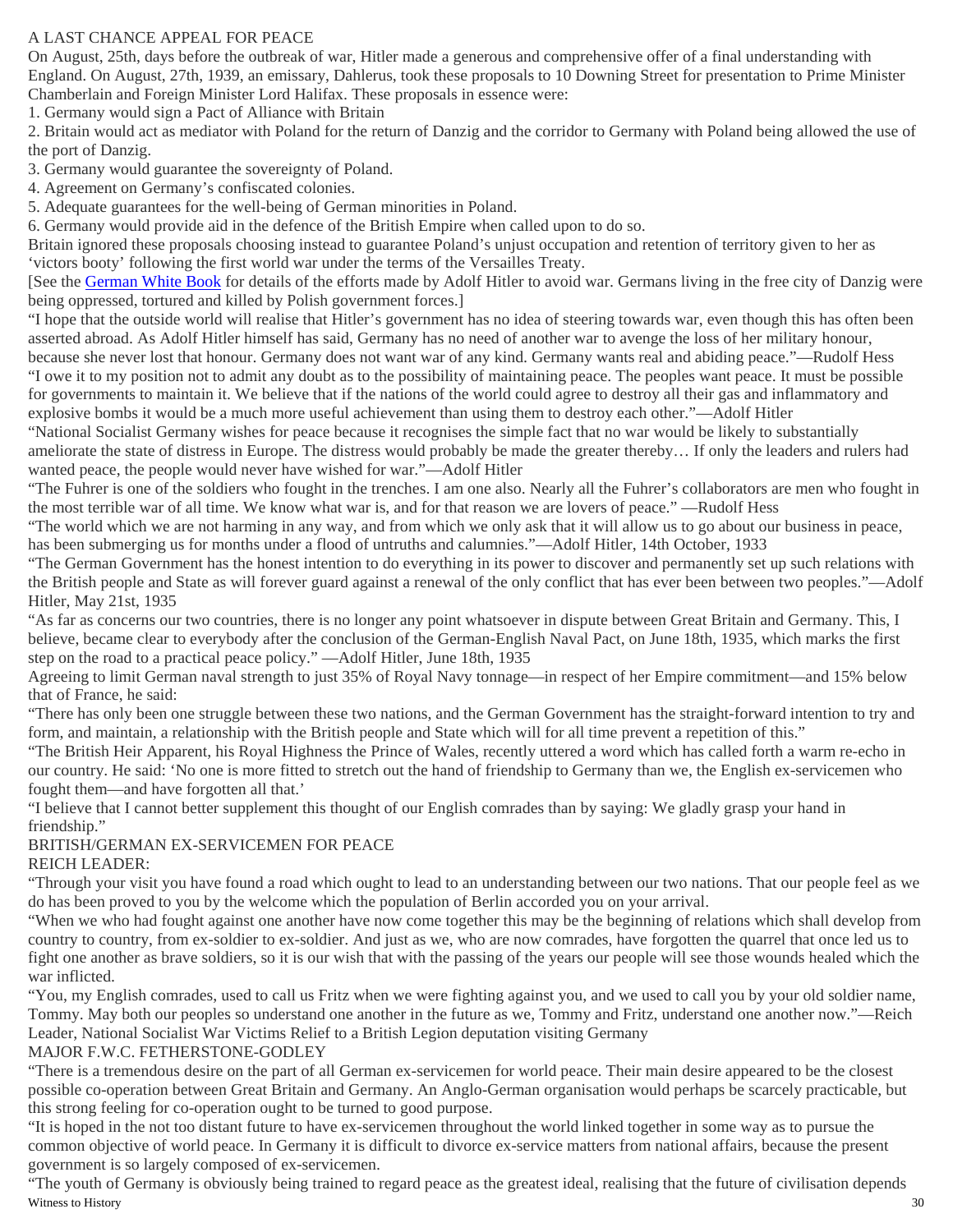## A LAST CHANCE APPEAL FOR PEACE

On August, 25th, days before the outbreak of war, Hitler made a generous and comprehensive offer of a final understanding with England. On August, 27th, 1939, an emissary, Dahlerus, took these proposals to 10 Downing Street for presentation to Prime Minister Chamberlain and Foreign Minister Lord Halifax. These proposals in essence were:

1. Germany would sign a Pact of Alliance with Britain
2. Britain would act as mediator with Poland for the return of Danzig and the corridor to Germany with Poland being allowed the use of the port of Danzig.
3. Germany would guarantee the sovereignty of Poland.
4. Agreement on Germany's confiscated colonies.
5. Adequate guarantees for the well-being of German minorities in Poland.
6. Germany would provide aid in the defence of the British Empire when called upon to do so.

Britain ignored these proposals choosing instead to guarantee Poland's unjust occupation and retention of territory given to her as 'victors booty' following the first world war under the terms of the Versailles Treaty.

[See the German White Book for details of the efforts made by Adolf Hitler to avoid war. Germans living in the free city of Danzig were being oppressed, tortured and killed by Polish government forces.]

"I hope that the outside world will realise that Hitler's government has no idea of steering towards war, even though this has often been asserted abroad. As Adolf Hitler himself has said, Germany has no need of another war to avenge the loss of her military honour, because she never lost that honour. Germany does not want war of any kind. Germany wants real and abiding peace."—Rudolf Hess

"I owe it to my position not to admit any doubt as to the possibility of maintaining peace. The peoples want peace. It must be possible for governments to maintain it. We believe that if the nations of the world could agree to destroy all their gas and inflammatory and explosive bombs it would be a much more useful achievement than using them to destroy each other."—Adolf Hitler

"National Socialist Germany wishes for peace because it recognises the simple fact that no war would be likely to substantially ameliorate the state of distress in Europe. The distress would probably be made the greater thereby… If only the leaders and rulers had wanted peace, the people would never have wished for war."—Adolf Hitler

"The Fuhrer is one of the soldiers who fought in the trenches. I am one also. Nearly all the Fuhrer's collaborators are men who fought in the most terrible war of all time. We know what war is, and for that reason we are lovers of peace." —Rudolf Hess

"The world which we are not harming in any way, and from which we only ask that it will allow us to go about our business in peace, has been submerging us for months under a flood of untruths and calumnies."—Adolf Hitler, 14th October, 1933

"The German Government has the honest intention to do everything in its power to discover and permanently set up such relations with the British people and State as will forever guard against a renewal of the only conflict that has ever been between two peoples."—Adolf Hitler, May 21st, 1935

"As far as concerns our two countries, there is no longer any point whatsoever in dispute between Great Britain and Germany. This, I believe, became clear to everybody after the conclusion of the German-English Naval Pact, on June 18th, 1935, which marks the first step on the road to a practical peace policy." —Adolf Hitler, June 18th, 1935

Agreeing to limit German naval strength to just 35% of Royal Navy tonnage—in respect of her Empire commitment—and 15% below that of France, he said:

"There has only been one struggle between these two nations, and the German Government has the straight-forward intention to try and form, and maintain, a relationship with the British people and State which will for all time prevent a repetition of this."

"The British Heir Apparent, his Royal Highness the Prince of Wales, recently uttered a word which has called forth a warm re-echo in our country. He said: 'No one is more fitted to stretch out the hand of friendship to Germany than we, the English ex-servicemen who fought them—and have forgotten all that.'

"I believe that I cannot better supplement this thought of our English comrades than by saying: We gladly grasp your hand in friendship."

## BRITISH/GERMAN EX-SERVICEMEN FOR PEACE

### REICH LEADER:

"Through your visit you have found a road which ought to lead to an understanding between our two nations. That our people feel as we do has been proved to you by the welcome which the population of Berlin accorded you on your arrival.

"When we who had fought against one another have now come together this may be the beginning of relations which shall develop from country to country, from ex-soldier to ex-soldier. And just as we, who are now comrades, have forgotten the quarrel that once led us to fight one another as brave soldiers, so it is our wish that with the passing of the years our people will see those wounds healed which the war inflicted.

"You, my English comrades, used to call us Fritz when we were fighting against you, and we used to call you by your old soldier name, Tommy. May both our peoples so understand one another in the future as we, Tommy and Fritz, understand one another now."—Reich Leader, National Socialist War Victims Relief to a British Legion deputation visiting Germany

### MAJOR F.W.C. FETHERSTONE-GODLEY

"There is a tremendous desire on the part of all German ex-servicemen for world peace. Their main desire appeared to be the closest possible co-operation between Great Britain and Germany. An Anglo-German organisation would perhaps be scarcely practicable, but this strong feeling for co-operation ought to be turned to good purpose.

"It is hoped in the not too distant future to have ex-servicemen throughout the world linked together in some way as to pursue the common objective of world peace. In Germany it is difficult to divorce ex-service matters from national affairs, because the present government is so largely composed of ex-servicemen.

"The youth of Germany is obviously being trained to regard peace as the greatest ideal, realising that the future of civilisation depends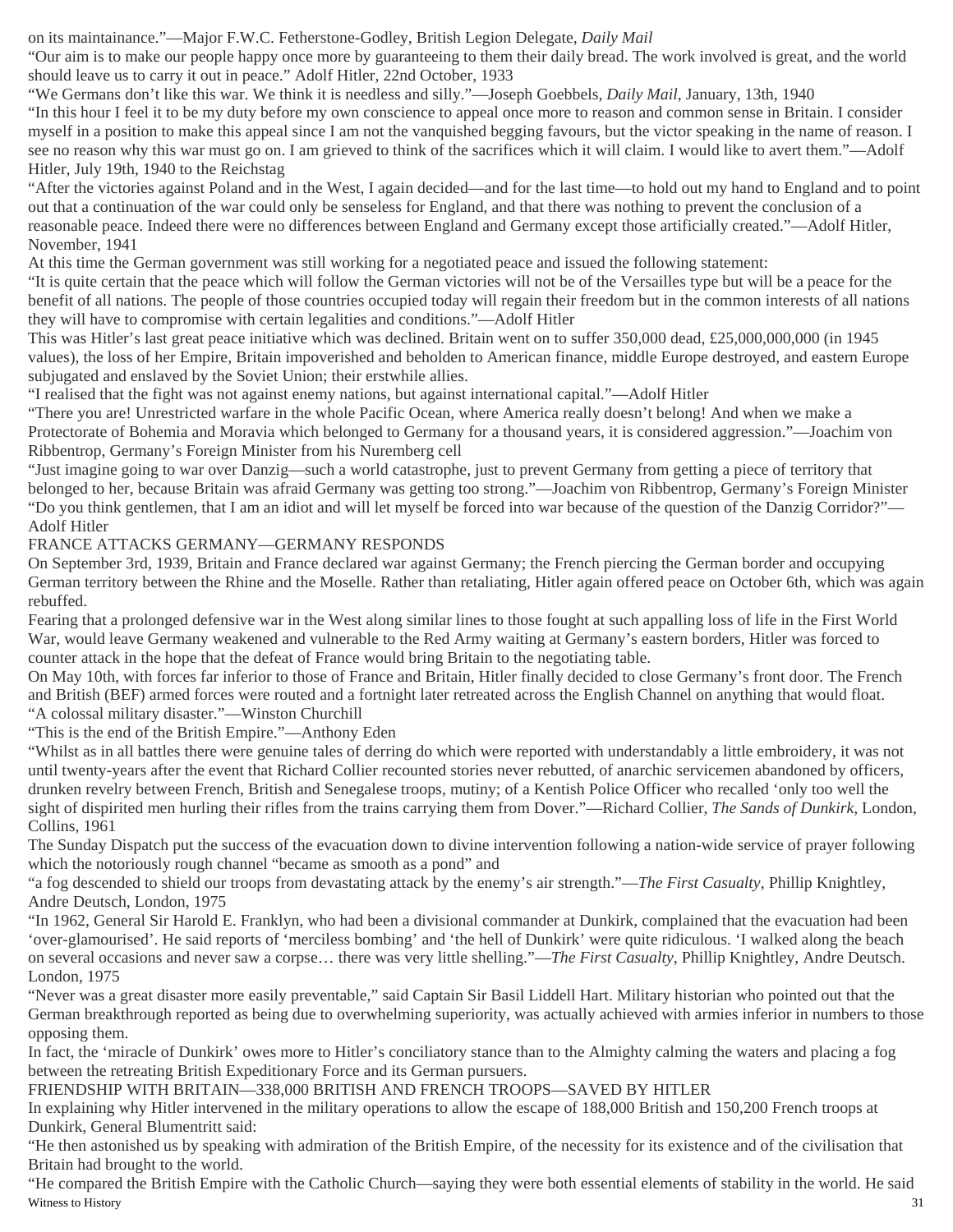on its maintainance."—Major F.W.C. Fetherstone-Godley, British Legion Delegate, *Daily Mail*

"Our aim is to make our people happy once more by guaranteeing to them their daily bread. The work involved is great, and the world should leave us to carry it out in peace." Adolf Hitler, 22nd October, 1933

"We Germans don't like this war. We think it is needless and silly."—Joseph Goebbels, *Daily Mail*, January, 13th, 1940

"In this hour I feel it to be my duty before my own conscience to appeal once more to reason and common sense in Britain. I consider myself in a position to make this appeal since I am not the vanquished begging favours, but the victor speaking in the name of reason. I see no reason why this war must go on. I am grieved to think of the sacrifices which it will claim. I would like to avert them."—Adolf Hitler, July 19th, 1940 to the Reichstag

"After the victories against Poland and in the West, I again decided—and for the last time—to hold out my hand to England and to point out that a continuation of the war could only be senseless for England, and that there was nothing to prevent the conclusion of a reasonable peace. Indeed there were no differences between England and Germany except those artificially created."—Adolf Hitler, November, 1941

At this time the German government was still working for a negotiated peace and issued the following statement:

"It is quite certain that the peace which will follow the German victories will not be of the Versailles type but will be a peace for the benefit of all nations. The people of those countries occupied today will regain their freedom but in the common interests of all nations they will have to compromise with certain legalities and conditions."—Adolf Hitler

This was Hitler's last great peace initiative which was declined. Britain went on to suffer 350,000 dead, £25,000,000,000 (in 1945 values), the loss of her Empire, Britain impoverished and beholden to American finance, middle Europe destroyed, and eastern Europe subjugated and enslaved by the Soviet Union; their erstwhile allies.

"I realised that the fight was not against enemy nations, but against international capital."—Adolf Hitler

"There you are! Unrestricted warfare in the whole Pacific Ocean, where America really doesn't belong! And when we make a Protectorate of Bohemia and Moravia which belonged to Germany for a thousand years, it is considered aggression."—Joachim von Ribbentrop, Germany's Foreign Minister from his Nuremberg cell

"Just imagine going to war over Danzig—such a world catastrophe, just to prevent Germany from getting a piece of territory that belonged to her, because Britain was afraid Germany was getting too strong."—Joachim von Ribbentrop, Germany's Foreign Minister

"Do you think gentlemen, that I am an idiot and will let myself be forced into war because of the question of the Danzig Corridor?"—Adolf Hitler

## FRANCE ATTACKS GERMANY—GERMANY RESPONDS

On September 3rd, 1939, Britain and France declared war against Germany; the French piercing the German border and occupying German territory between the Rhine and the Moselle. Rather than retaliating, Hitler again offered peace on October 6th, which was again rebuffed.

Fearing that a prolonged defensive war in the West along similar lines to those fought at such appalling loss of life in the First World War, would leave Germany weakened and vulnerable to the Red Army waiting at Germany's eastern borders, Hitler was forced to counter attack in the hope that the defeat of France would bring Britain to the negotiating table.

On May 10th, with forces far inferior to those of France and Britain, Hitler finally decided to close Germany's front door. The French and British (BEF) armed forces were routed and a fortnight later retreated across the English Channel on anything that would float.

"A colossal military disaster."—Winston Churchill

"This is the end of the British Empire."—Anthony Eden

"Whilst as in all battles there were genuine tales of derring do which were reported with understandably a little embroidery, it was not until twenty-years after the event that Richard Collier recounted stories never rebutted, of anarchic servicemen abandoned by officers, drunken revelry between French, British and Senegalese troops, mutiny; of a Kentish Police Officer who recalled 'only too well the sight of dispirited men hurling their rifles from the trains carrying them from Dover."—Richard Collier, *The Sands of Dunkirk*, London, Collins, 1961

The Sunday Dispatch put the success of the evacuation down to divine intervention following a nation-wide service of prayer following which the notoriously rough channel "became as smooth as a pond" and

"a fog descended to shield our troops from devastating attack by the enemy's air strength."—*The First Casualty*, Phillip Knightley, Andre Deutsch, London, 1975

"In 1962, General Sir Harold E. Franklyn, who had been a divisional commander at Dunkirk, complained that the evacuation had been 'over-glamourised'. He said reports of 'merciless bombing' and 'the hell of Dunkirk' were quite ridiculous. 'I walked along the beach on several occasions and never saw a corpse… there was very little shelling."—*The First Casualty*, Phillip Knightley, Andre Deutsch. London, 1975

"Never was a great disaster more easily preventable," said Captain Sir Basil Liddell Hart. Military historian who pointed out that the German breakthrough reported as being due to overwhelming superiority, was actually achieved with armies inferior in numbers to those opposing them.

In fact, the 'miracle of Dunkirk' owes more to Hitler's conciliatory stance than to the Almighty calming the waters and placing a fog between the retreating British Expeditionary Force and its German pursuers.

## FRIENDSHIP WITH BRITAIN—338,000 BRITISH AND FRENCH TROOPS—SAVED BY HITLER

In explaining why Hitler intervened in the military operations to allow the escape of 188,000 British and 150,200 French troops at Dunkirk, General Blumentritt said:

"He then astonished us by speaking with admiration of the British Empire, of the necessity for its existence and of the civilisation that Britain had brought to the world.

"He compared the British Empire with the Catholic Church—saying they were both essential elements of stability in the world. He said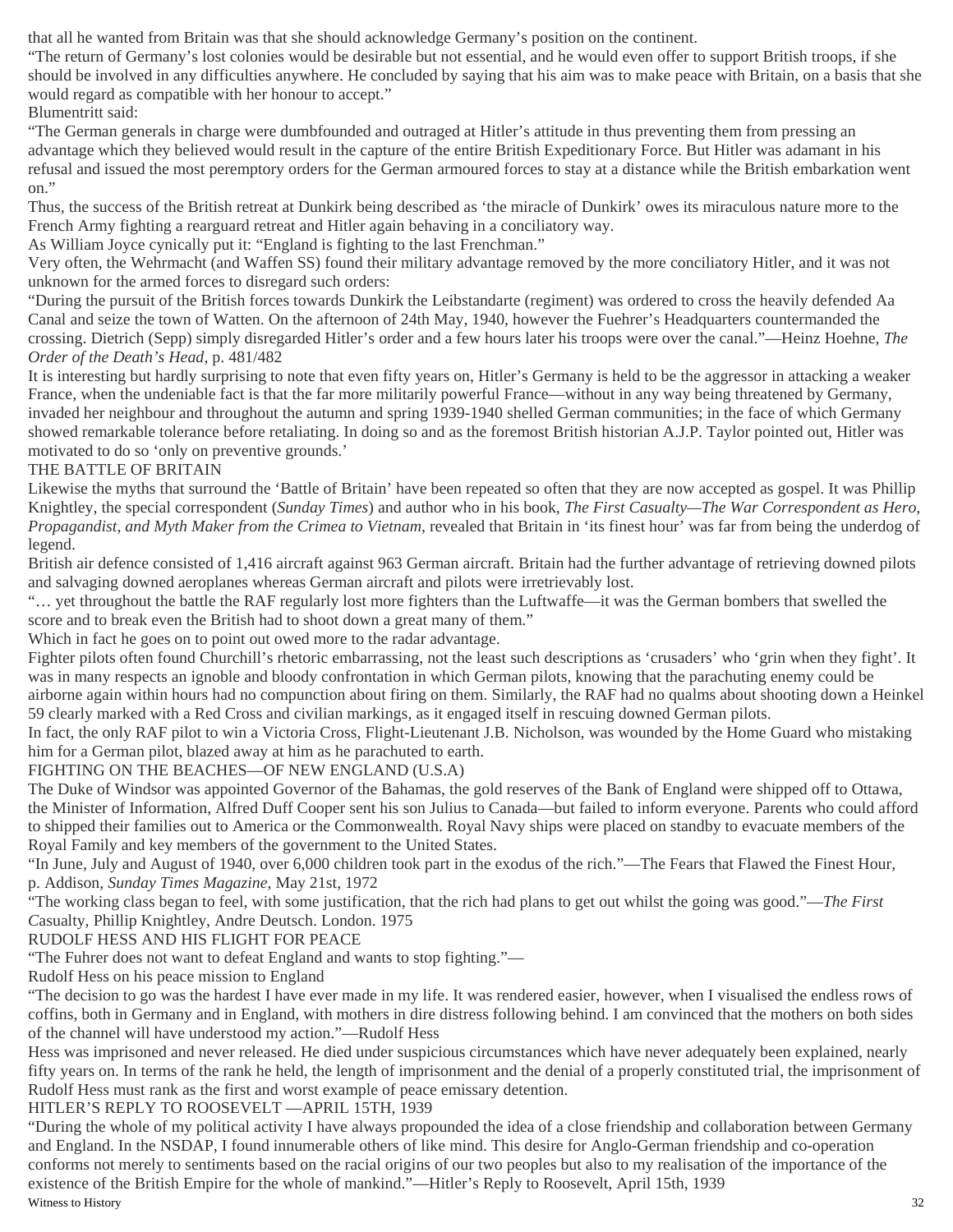that all he wanted from Britain was that she should acknowledge Germany's position on the continent.

"The return of Germany's lost colonies would be desirable but not essential, and he would even offer to support British troops, if she should be involved in any difficulties anywhere. He concluded by saying that his aim was to make peace with Britain, on a basis that she would regard as compatible with her honour to accept."

Blumentritt said:

"The German generals in charge were dumbfounded and outraged at Hitler's attitude in thus preventing them from pressing an advantage which they believed would result in the capture of the entire British Expeditionary Force. But Hitler was adamant in his refusal and issued the most peremptory orders for the German armoured forces to stay at a distance while the British embarkation went on."

Thus, the success of the British retreat at Dunkirk being described as 'the miracle of Dunkirk' owes its miraculous nature more to the French Army fighting a rearguard retreat and Hitler again behaving in a conciliatory way.

As William Joyce cynically put it: "England is fighting to the last Frenchman."

Very often, the Wehrmacht (and Waffen SS) found their military advantage removed by the more conciliatory Hitler, and it was not unknown for the armed forces to disregard such orders:

"During the pursuit of the British forces towards Dunkirk the Leibstandarte (regiment) was ordered to cross the heavily defended Aa Canal and seize the town of Watten. On the afternoon of 24th May, 1940, however the Fuehrer's Headquarters countermanded the crossing. Dietrich (Sepp) simply disregarded Hitler's order and a few hours later his troops were over the canal."—Heinz Hoehne, *The Order of the Death's Head*, p. 481/482

It is interesting but hardly surprising to note that even fifty years on, Hitler's Germany is held to be the aggressor in attacking a weaker France, when the undeniable fact is that the far more militarily powerful France—without in any way being threatened by Germany, invaded her neighbour and throughout the autumn and spring 1939-1940 shelled German communities; in the face of which Germany showed remarkable tolerance before retaliating. In doing so and as the foremost British historian A.J.P. Taylor pointed out, Hitler was motivated to do so 'only on preventive grounds.'

## THE BATTLE OF BRITAIN

Likewise the myths that surround the 'Battle of Britain' have been repeated so often that they are now accepted as gospel. It was Phillip Knightley, the special correspondent (*Sunday Times*) and author who in his book, *The First Casualty—The War Correspondent as Hero, Propagandist, and Myth Maker from the Crimea to Vietnam*, revealed that Britain in 'its finest hour' was far from being the underdog of legend.

British air defence consisted of 1,416 aircraft against 963 German aircraft. Britain had the further advantage of retrieving downed pilots and salvaging downed aeroplanes whereas German aircraft and pilots were irretrievably lost.

"… yet throughout the battle the RAF regularly lost more fighters than the Luftwaffe—it was the German bombers that swelled the score and to break even the British had to shoot down a great many of them."

Which in fact he goes on to point out owed more to the radar advantage.

Fighter pilots often found Churchill's rhetoric embarrassing, not the least such descriptions as 'crusaders' who 'grin when they fight'. It was in many respects an ignoble and bloody confrontation in which German pilots, knowing that the parachuting enemy could be airborne again within hours had no compunction about firing on them. Similarly, the RAF had no qualms about shooting down a Heinkel 59 clearly marked with a Red Cross and civilian markings, as it engaged itself in rescuing downed German pilots.

In fact, the only RAF pilot to win a Victoria Cross, Flight-Lieutenant J.B. Nicholson, was wounded by the Home Guard who mistaking him for a German pilot, blazed away at him as he parachuted to earth.

## FIGHTING ON THE BEACHES—OF NEW ENGLAND (U.S.A)

The Duke of Windsor was appointed Governor of the Bahamas, the gold reserves of the Bank of England were shipped off to Ottawa, the Minister of Information, Alfred Duff Cooper sent his son Julius to Canada—but failed to inform everyone. Parents who could afford to shipped their families out to America or the Commonwealth. Royal Navy ships were placed on standby to evacuate members of the Royal Family and key members of the government to the United States.

"In June, July and August of 1940, over 6,000 children took part in the exodus of the rich."—The Fears that Flawed the Finest Hour, p. Addison, *Sunday Times Magazine*, May 21st, 1972

"The working class began to feel, with some justification, that the rich had plans to get out whilst the going was good."—*The First C*asualty, Phillip Knightley, Andre Deutsch. London. 1975

## RUDOLF HESS AND HIS FLIGHT FOR PEACE

"The Fuhrer does not want to defeat England and wants to stop fighting."—

Rudolf Hess on his peace mission to England

"The decision to go was the hardest I have ever made in my life. It was rendered easier, however, when I visualised the endless rows of coffins, both in Germany and in England, with mothers in dire distress following behind. I am convinced that the mothers on both sides of the channel will have understood my action."—Rudolf Hess

Hess was imprisoned and never released. He died under suspicious circumstances which have never adequately been explained, nearly fifty years on. In terms of the rank he held, the length of imprisonment and the denial of a properly constituted trial, the imprisonment of Rudolf Hess must rank as the first and worst example of peace emissary detention.

## HITLER'S REPLY TO ROOSEVELT —APRIL 15TH, 1939

"During the whole of my political activity I have always propounded the idea of a close friendship and collaboration between Germany and England. In the NSDAP, I found innumerable others of like mind. This desire for Anglo-German friendship and co-operation conforms not merely to sentiments based on the racial origins of our two peoples but also to my realisation of the importance of the existence of the British Empire for the whole of mankind."—Hitler's Reply to Roosevelt, April 15th, 1939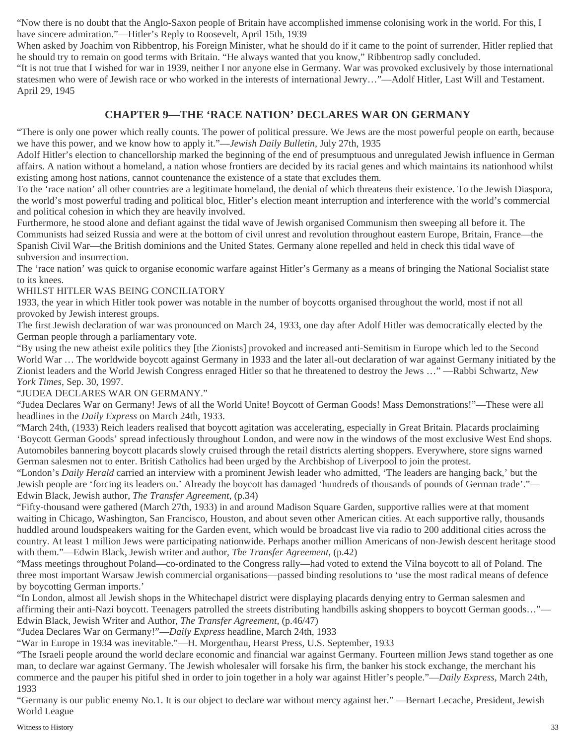"Now there is no doubt that the Anglo-Saxon people of Britain have accomplished immense colonising work in the world. For this, I have sincere admiration."—Hitler's Reply to Roosevelt, April 15th, 1939

When asked by Joachim von Ribbentrop, his Foreign Minister, what he should do if it came to the point of surrender, Hitler replied that he should try to remain on good terms with Britain. "He always wanted that you know," Ribbentrop sadly concluded.

"It is not true that I wished for war in 1939, neither I nor anyone else in Germany. War was provoked exclusively by those international statesmen who were of Jewish race or who worked in the interests of international Jewry…"—Adolf Hitler, Last Will and Testament. April 29, 1945

## CHAPTER 9—THE 'RACE NATION' DECLARES WAR ON GERMANY

"There is only one power which really counts. The power of political pressure. We Jews are the most powerful people on earth, because we have this power, and we know how to apply it."—*Jewish Daily Bulletin*, July 27th, 1935

Adolf Hitler's election to chancellorship marked the beginning of the end of presumptuous and unregulated Jewish influence in German affairs. A nation without a homeland, a nation whose frontiers are decided by its racial genes and which maintains its nationhood whilst existing among host nations, cannot countenance the existence of a state that excludes them.

To the 'race nation' all other countries are a legitimate homeland, the denial of which threatens their existence. To the Jewish Diaspora, the world's most powerful trading and political bloc, Hitler's election meant interruption and interference with the world's commercial and political cohesion in which they are heavily involved.

Furthermore, he stood alone and defiant against the tidal wave of Jewish organised Communism then sweeping all before it. The Communists had seized Russia and were at the bottom of civil unrest and revolution throughout eastern Europe, Britain, France—the Spanish Civil War—the British dominions and the United States. Germany alone repelled and held in check this tidal wave of subversion and insurrection.

The 'race nation' was quick to organise economic warfare against Hitler's Germany as a means of bringing the National Socialist state to its knees.

WHILST HITLER WAS BEING CONCILIATORY

1933, the year in which Hitler took power was notable in the number of boycotts organised throughout the world, most if not all provoked by Jewish interest groups.

The first Jewish declaration of war was pronounced on March 24, 1933, one day after Adolf Hitler was democratically elected by the German people through a parliamentary vote.

"By using the new atheist exile politics they [the Zionists] provoked and increased anti-Semitism in Europe which led to the Second World War … The worldwide boycott against Germany in 1933 and the later all-out declaration of war against Germany initiated by the Zionist leaders and the World Jewish Congress enraged Hitler so that he threatened to destroy the Jews …" —Rabbi Schwartz, *New York Times*, Sep. 30, 1997.

"JUDEA DECLARES WAR ON GERMANY."

"Judea Declares War on Germany! Jews of all the World Unite! Boycott of German Goods! Mass Demonstrations!"—These were all headlines in the *Daily Express* on March 24th, 1933.

"March 24th, (1933) Reich leaders realised that boycott agitation was accelerating, especially in Great Britain. Placards proclaiming 'Boycott German Goods' spread infectiously throughout London, and were now in the windows of the most exclusive West End shops. Automobiles bannering boycott placards slowly cruised through the retail districts alerting shoppers. Everywhere, store signs warned German salesmen not to enter. British Catholics had been urged by the Archbishop of Liverpool to join the protest.

"London's *Daily Herald* carried an interview with a prominent Jewish leader who admitted, 'The leaders are hanging back,' but the Jewish people are 'forcing its leaders on.' Already the boycott has damaged 'hundreds of thousands of pounds of German trade'."—Edwin Black, Jewish author, *The Transfer Agreement*, (p.34)

"Fifty-thousand were gathered (March 27th, 1933) in and around Madison Square Garden, supportive rallies were at that moment waiting in Chicago, Washington, San Francisco, Houston, and about seven other American cities. At each supportive rally, thousands huddled around loudspeakers waiting for the Garden event, which would be broadcast live via radio to 200 additional cities across the country. At least 1 million Jews were participating nationwide. Perhaps another million Americans of non-Jewish descent heritage stood with them."—Edwin Black, Jewish writer and author, *The Transfer Agreement*, (p.42)

"Mass meetings throughout Poland—co-ordinated to the Congress rally—had voted to extend the Vilna boycott to all of Poland. The three most important Warsaw Jewish commercial organisations—passed binding resolutions to 'use the most radical means of defence by boycotting German imports.'

"In London, almost all Jewish shops in the Whitechapel district were displaying placards denying entry to German salesmen and affirming their anti-Nazi boycott. Teenagers patrolled the streets distributing handbills asking shoppers to boycott German goods…"—Edwin Black, Jewish Writer and Author, *The Transfer Agreement*, (p.46/47)

"Judea Declares War on Germany!"—*Daily Express* headline, March 24th, 1933

"War in Europe in 1934 was inevitable."—H. Morgenthau, Hearst Press, U.S. September, 1933

"The Israeli people around the world declare economic and financial war against Germany. Fourteen million Jews stand together as one man, to declare war against Germany. The Jewish wholesaler will forsake his firm, the banker his stock exchange, the merchant his commerce and the pauper his pitiful shed in order to join together in a holy war against Hitler's people."—*Daily Express*, March 24th, 1933

"Germany is our public enemy No.1. It is our object to declare war without mercy against her." —Bernart Lecache, President, Jewish World League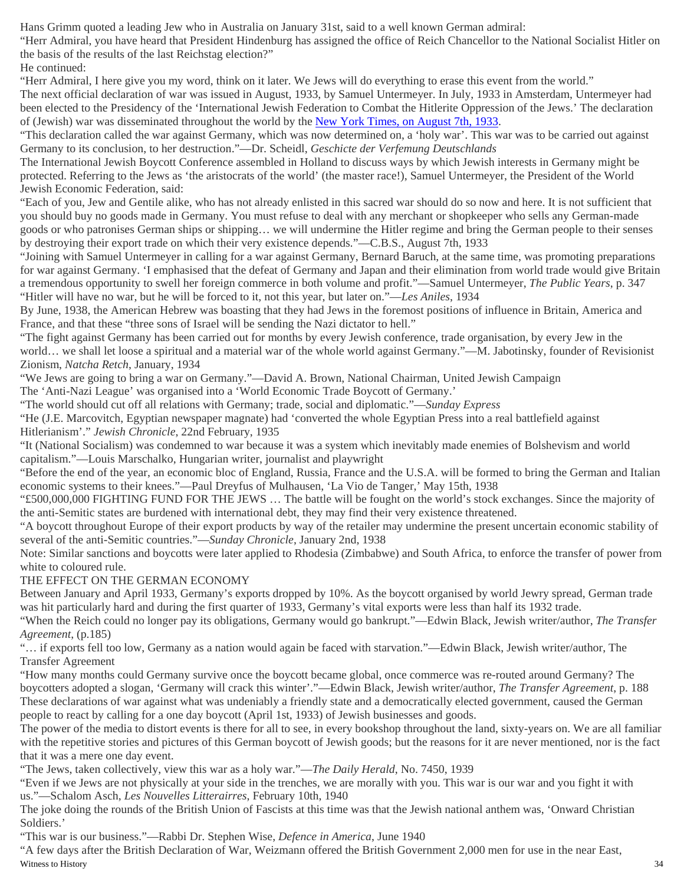Hans Grimm quoted a leading Jew who in Australia on January 31st, said to a well known German admiral:

"Herr Admiral, you have heard that President Hindenburg has assigned the office of Reich Chancellor to the National Socialist Hitler on the basis of the results of the last Reichstag election?"

He continued:

"Herr Admiral, I here give you my word, think on it later. We Jews will do everything to erase this event from the world."

The next official declaration of war was issued in August, 1933, by Samuel Untermeyer. In July, 1933 in Amsterdam, Untermeyer had been elected to the Presidency of the 'International Jewish Federation to Combat the Hitlerite Oppression of the Jews.' The declaration of (Jewish) war was disseminated throughout the world by the New York Times, on August 7th, 1933.

"This declaration called the war against Germany, which was now determined on, a 'holy war'. This war was to be carried out against Germany to its conclusion, to her destruction."—Dr. Scheidl, *Geschicte der Verfemung Deutschlands*

The International Jewish Boycott Conference assembled in Holland to discuss ways by which Jewish interests in Germany might be protected. Referring to the Jews as 'the aristocrats of the world' (the master race!), Samuel Untermeyer, the President of the World Jewish Economic Federation, said:

"Each of you, Jew and Gentile alike, who has not already enlisted in this sacred war should do so now and here. It is not sufficient that you should buy no goods made in Germany. You must refuse to deal with any merchant or shopkeeper who sells any German-made goods or who patronises German ships or shipping… we will undermine the Hitler regime and bring the German people to their senses by destroying their export trade on which their very existence depends."—C.B.S., August 7th, 1933

"Joining with Samuel Untermeyer in calling for a war against Germany, Bernard Baruch, at the same time, was promoting preparations for war against Germany. 'I emphasised that the defeat of Germany and Japan and their elimination from world trade would give Britain a tremendous opportunity to swell her foreign commerce in both volume and profit."—Samuel Untermeyer, *The Public Years*, p. 347

"Hitler will have no war, but he will be forced to it, not this year, but later on."—*Les Aniles*, 1934

By June, 1938, the American Hebrew was boasting that they had Jews in the foremost positions of influence in Britain, America and France, and that these "three sons of Israel will be sending the Nazi dictator to hell."

"The fight against Germany has been carried out for months by every Jewish conference, trade organisation, by every Jew in the world… we shall let loose a spiritual and a material war of the whole world against Germany."—M. Jabotinsky, founder of Revisionist Zionism, *Natcha Retch*, January, 1934

"We Jews are going to bring a war on Germany."—David A. Brown, National Chairman, United Jewish Campaign

The 'Anti-Nazi League' was organised into a 'World Economic Trade Boycott of Germany.'

"The world should cut off all relations with Germany; trade, social and diplomatic."—*Sunday Express*

"He (J.E. Marcovitch, Egyptian newspaper magnate) had 'converted the whole Egyptian Press into a real battlefield against Hitlerianism'." *Jewish Chronicle*, 22nd February, 1935

"It (National Socialism) was condemned to war because it was a system which inevitably made enemies of Bolshevism and world capitalism."—Louis Marschalko, Hungarian writer, journalist and playwright

"Before the end of the year, an economic bloc of England, Russia, France and the U.S.A. will be formed to bring the German and Italian economic systems to their knees."—Paul Dreyfus of Mulhausen, 'La Vio de Tanger,' May 15th, 1938

"£500,000,000 FIGHTING FUND FOR THE JEWS … The battle will be fought on the world's stock exchanges. Since the majority of the anti-Semitic states are burdened with international debt, they may find their very existence threatened.

"A boycott throughout Europe of their export products by way of the retailer may undermine the present uncertain economic stability of several of the anti-Semitic countries."—*Sunday Chronicle*, January 2nd, 1938

Note: Similar sanctions and boycotts were later applied to Rhodesia (Zimbabwe) and South Africa, to enforce the transfer of power from white to coloured rule.

## THE EFFECT ON THE GERMAN ECONOMY

Between January and April 1933, Germany's exports dropped by 10%. As the boycott organised by world Jewry spread, German trade was hit particularly hard and during the first quarter of 1933, Germany's vital exports were less than half its 1932 trade.

"When the Reich could no longer pay its obligations, Germany would go bankrupt."—Edwin Black, Jewish writer/author, *The Transfer Agreement*, (p.185)

"… if exports fell too low, Germany as a nation would again be faced with starvation."—Edwin Black, Jewish writer/author, The Transfer Agreement

"How many months could Germany survive once the boycott became global, once commerce was re-routed around Germany? The boycotters adopted a slogan, 'Germany will crack this winter'."—Edwin Black, Jewish writer/author, *The Transfer Agreement*, p. 188

These declarations of war against what was undeniably a friendly state and a democratically elected government, caused the German people to react by calling for a one day boycott (April 1st, 1933) of Jewish businesses and goods.

The power of the media to distort events is there for all to see, in every bookshop throughout the land, sixty-years on. We are all familiar with the repetitive stories and pictures of this German boycott of Jewish goods; but the reasons for it are never mentioned, nor is the fact that it was a mere one day event.

"The Jews, taken collectively, view this war as a holy war."—*The Daily Herald*, No. 7450, 1939

"Even if we Jews are not physically at your side in the trenches, we are morally with you. This war is our war and you fight it with us."—Schalom Asch, *Les Nouvelles Litterairres*, February 10th, 1940

The joke doing the rounds of the British Union of Fascists at this time was that the Jewish national anthem was, 'Onward Christian Soldiers.'

"This war is our business."—Rabbi Dr. Stephen Wise, *Defence in America*, June 1940

"A few days after the British Declaration of War, Weizmann offered the British Government 2,000 men for use in the near East,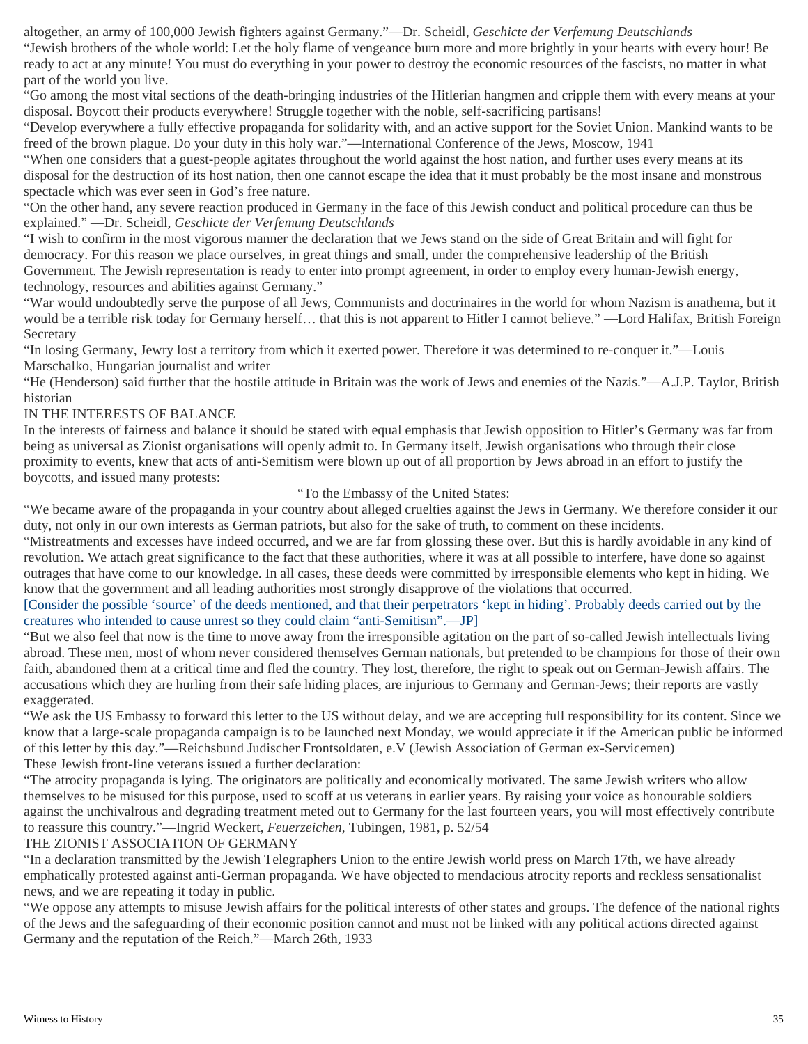altogether, an army of 100,000 Jewish fighters against Germany."—Dr. Scheidl, *Geschicte der Verfemung Deutschlands*

"Jewish brothers of the whole world: Let the holy flame of vengeance burn more and more brightly in your hearts with every hour! Be ready to act at any minute! You must do everything in your power to destroy the economic resources of the fascists, no matter in what part of the world you live.

"Go among the most vital sections of the death-bringing industries of the Hitlerian hangmen and cripple them with every means at your disposal. Boycott their products everywhere! Struggle together with the noble, self-sacrificing partisans!

"Develop everywhere a fully effective propaganda for solidarity with, and an active support for the Soviet Union. Mankind wants to be freed of the brown plague. Do your duty in this holy war."—International Conference of the Jews, Moscow, 1941

"When one considers that a guest-people agitates throughout the world against the host nation, and further uses every means at its disposal for the destruction of its host nation, then one cannot escape the idea that it must probably be the most insane and monstrous spectacle which was ever seen in God's free nature.

"On the other hand, any severe reaction produced in Germany in the face of this Jewish conduct and political procedure can thus be explained." —Dr. Scheidl, *Geschicte der Verfemung Deutschlands*

"I wish to confirm in the most vigorous manner the declaration that we Jews stand on the side of Great Britain and will fight for democracy. For this reason we place ourselves, in great things and small, under the comprehensive leadership of the British Government. The Jewish representation is ready to enter into prompt agreement, in order to employ every human-Jewish energy, technology, resources and abilities against Germany."

"War would undoubtedly serve the purpose of all Jews, Communists and doctrinaires in the world for whom Nazism is anathema, but it would be a terrible risk today for Germany herself… that this is not apparent to Hitler I cannot believe." —Lord Halifax, British Foreign Secretary

"In losing Germany, Jewry lost a territory from which it exerted power. Therefore it was determined to re-conquer it."—Louis Marschalko, Hungarian journalist and writer

"He (Henderson) said further that the hostile attitude in Britain was the work of Jews and enemies of the Nazis."—A.J.P. Taylor, British historian

## IN THE INTERESTS OF BALANCE

In the interests of fairness and balance it should be stated with equal emphasis that Jewish opposition to Hitler's Germany was far from being as universal as Zionist organisations will openly admit to. In Germany itself, Jewish organisations who through their close proximity to events, knew that acts of anti-Semitism were blown up out of all proportion by Jews abroad in an effort to justify the boycotts, and issued many protests:

"To the Embassy of the United States:

"We became aware of the propaganda in your country about alleged cruelties against the Jews in Germany. We therefore consider it our duty, not only in our own interests as German patriots, but also for the sake of truth, to comment on these incidents.

"Mistreatments and excesses have indeed occurred, and we are far from glossing these over. But this is hardly avoidable in any kind of revolution. We attach great significance to the fact that these authorities, where it was at all possible to interfere, have done so against outrages that have come to our knowledge. In all cases, these deeds were committed by irresponsible elements who kept in hiding. We know that the government and all leading authorities most strongly disapprove of the violations that occurred.

[Consider the possible 'source' of the deeds mentioned, and that their perpetrators 'kept in hiding'. Probably deeds carried out by the creatures who intended to cause unrest so they could claim "anti-Semitism".—JP]

"But we also feel that now is the time to move away from the irresponsible agitation on the part of so-called Jewish intellectuals living abroad. These men, most of whom never considered themselves German nationals, but pretended to be champions for those of their own faith, abandoned them at a critical time and fled the country. They lost, therefore, the right to speak out on German-Jewish affairs. The accusations which they are hurling from their safe hiding places, are injurious to Germany and German-Jews; their reports are vastly exaggerated.

"We ask the US Embassy to forward this letter to the US without delay, and we are accepting full responsibility for its content. Since we know that a large-scale propaganda campaign is to be launched next Monday, we would appreciate it if the American public be informed of this letter by this day."—Reichsbund Judischer Frontsoldaten, e.V (Jewish Association of German ex-Servicemen)

These Jewish front-line veterans issued a further declaration:

"The atrocity propaganda is lying. The originators are politically and economically motivated. The same Jewish writers who allow themselves to be misused for this purpose, used to scoff at us veterans in earlier years. By raising your voice as honourable soldiers against the unchivalrous and degrading treatment meted out to Germany for the last fourteen years, you will most effectively contribute to reassure this country."—Ingrid Weckert, *Feuerzeichen*, Tubingen, 1981, p. 52/54

## THE ZIONIST ASSOCIATION OF GERMANY

"In a declaration transmitted by the Jewish Telegraphers Union to the entire Jewish world press on March 17th, we have already emphatically protested against anti-German propaganda. We have objected to mendacious atrocity reports and reckless sensationalist news, and we are repeating it today in public.

"We oppose any attempts to misuse Jewish affairs for the political interests of other states and groups. The defence of the national rights of the Jews and the safeguarding of their economic position cannot and must not be linked with any political actions directed against Germany and the reputation of the Reich."—March 26th, 1933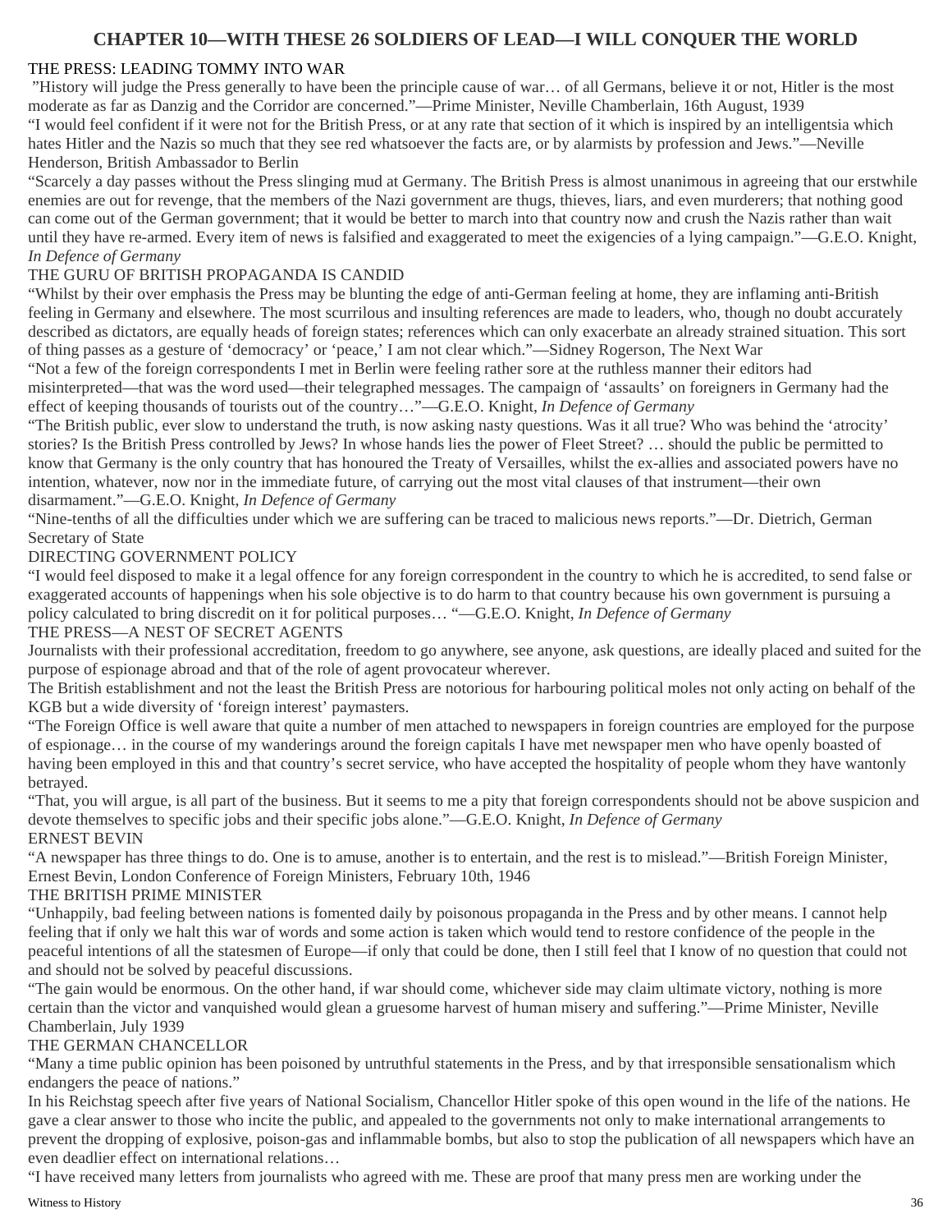# CHAPTER 10—WITH THESE 26 SOLDIERS OF LEAD—I WILL CONQUER THE WORLD

## THE PRESS: LEADING TOMMY INTO WAR

"History will judge the Press generally to have been the principle cause of war… of all Germans, believe it or not, Hitler is the most moderate as far as Danzig and the Corridor are concerned."—Prime Minister, Neville Chamberlain, 16th August, 1939

"I would feel confident if it were not for the British Press, or at any rate that section of it which is inspired by an intelligentsia which hates Hitler and the Nazis so much that they see red whatsoever the facts are, or by alarmists by profession and Jews."—Neville Henderson, British Ambassador to Berlin

"Scarcely a day passes without the Press slinging mud at Germany. The British Press is almost unanimous in agreeing that our erstwhile enemies are out for revenge, that the members of the Nazi government are thugs, thieves, liars, and even murderers; that nothing good can come out of the German government; that it would be better to march into that country now and crush the Nazis rather than wait until they have re-armed. Every item of news is falsified and exaggerated to meet the exigencies of a lying campaign."—G.E.O. Knight, *In Defence of Germany*

## THE GURU OF BRITISH PROPAGANDA IS CANDID

"Whilst by their over emphasis the Press may be blunting the edge of anti-German feeling at home, they are inflaming anti-British feeling in Germany and elsewhere. The most scurrilous and insulting references are made to leaders, who, though no doubt accurately described as dictators, are equally heads of foreign states; references which can only exacerbate an already strained situation. This sort of thing passes as a gesture of 'democracy' or 'peace,' I am not clear which."—Sidney Rogerson, The Next War

"Not a few of the foreign correspondents I met in Berlin were feeling rather sore at the ruthless manner their editors had misinterpreted—that was the word used—their telegraphed messages. The campaign of 'assaults' on foreigners in Germany had the effect of keeping thousands of tourists out of the country…"—G.E.O. Knight, *In Defence of Germany*

"The British public, ever slow to understand the truth, is now asking nasty questions. Was it all true? Who was behind the 'atrocity' stories? Is the British Press controlled by Jews? In whose hands lies the power of Fleet Street? … should the public be permitted to know that Germany is the only country that has honoured the Treaty of Versailles, whilst the ex-allies and associated powers have no intention, whatever, now nor in the immediate future, of carrying out the most vital clauses of that instrument—their own disarmament."—G.E.O. Knight, *In Defence of Germany*

"Nine-tenths of all the difficulties under which we are suffering can be traced to malicious news reports."—Dr. Dietrich, German Secretary of State

## DIRECTING GOVERNMENT POLICY

"I would feel disposed to make it a legal offence for any foreign correspondent in the country to which he is accredited, to send false or exaggerated accounts of happenings when his sole objective is to do harm to that country because his own government is pursuing a policy calculated to bring discredit on it for political purposes… "—G.E.O. Knight, *In Defence of Germany*

## THE PRESS—A NEST OF SECRET AGENTS

Journalists with their professional accreditation, freedom to go anywhere, see anyone, ask questions, are ideally placed and suited for the purpose of espionage abroad and that of the role of agent provocateur wherever.

The British establishment and not the least the British Press are notorious for harbouring political moles not only acting on behalf of the KGB but a wide diversity of 'foreign interest' paymasters.

"The Foreign Office is well aware that quite a number of men attached to newspapers in foreign countries are employed for the purpose of espionage… in the course of my wanderings around the foreign capitals I have met newspaper men who have openly boasted of having been employed in this and that country's secret service, who have accepted the hospitality of people whom they have wantonly betrayed.

"That, you will argue, is all part of the business. But it seems to me a pity that foreign correspondents should not be above suspicion and devote themselves to specific jobs and their specific jobs alone."—G.E.O. Knight, *In Defence of Germany*

## ERNEST BEVIN

"A newspaper has three things to do. One is to amuse, another is to entertain, and the rest is to mislead."—British Foreign Minister, Ernest Bevin, London Conference of Foreign Ministers, February 10th, 1946

## THE BRITISH PRIME MINISTER

"Unhappily, bad feeling between nations is fomented daily by poisonous propaganda in the Press and by other means. I cannot help feeling that if only we halt this war of words and some action is taken which would tend to restore confidence of the people in the peaceful intentions of all the statesmen of Europe—if only that could be done, then I still feel that I know of no question that could not and should not be solved by peaceful discussions.

"The gain would be enormous. On the other hand, if war should come, whichever side may claim ultimate victory, nothing is more certain than the victor and vanquished would glean a gruesome harvest of human misery and suffering."—Prime Minister, Neville Chamberlain, July 1939

## THE GERMAN CHANCELLOR

"Many a time public opinion has been poisoned by untruthful statements in the Press, and by that irresponsible sensationalism which endangers the peace of nations."

In his Reichstag speech after five years of National Socialism, Chancellor Hitler spoke of this open wound in the life of the nations. He gave a clear answer to those who incite the public, and appealed to the governments not only to make international arrangements to prevent the dropping of explosive, poison-gas and inflammable bombs, but also to stop the publication of all newspapers which have an even deadlier effect on international relations…

"I have received many letters from journalists who agreed with me. These are proof that many press men are working under the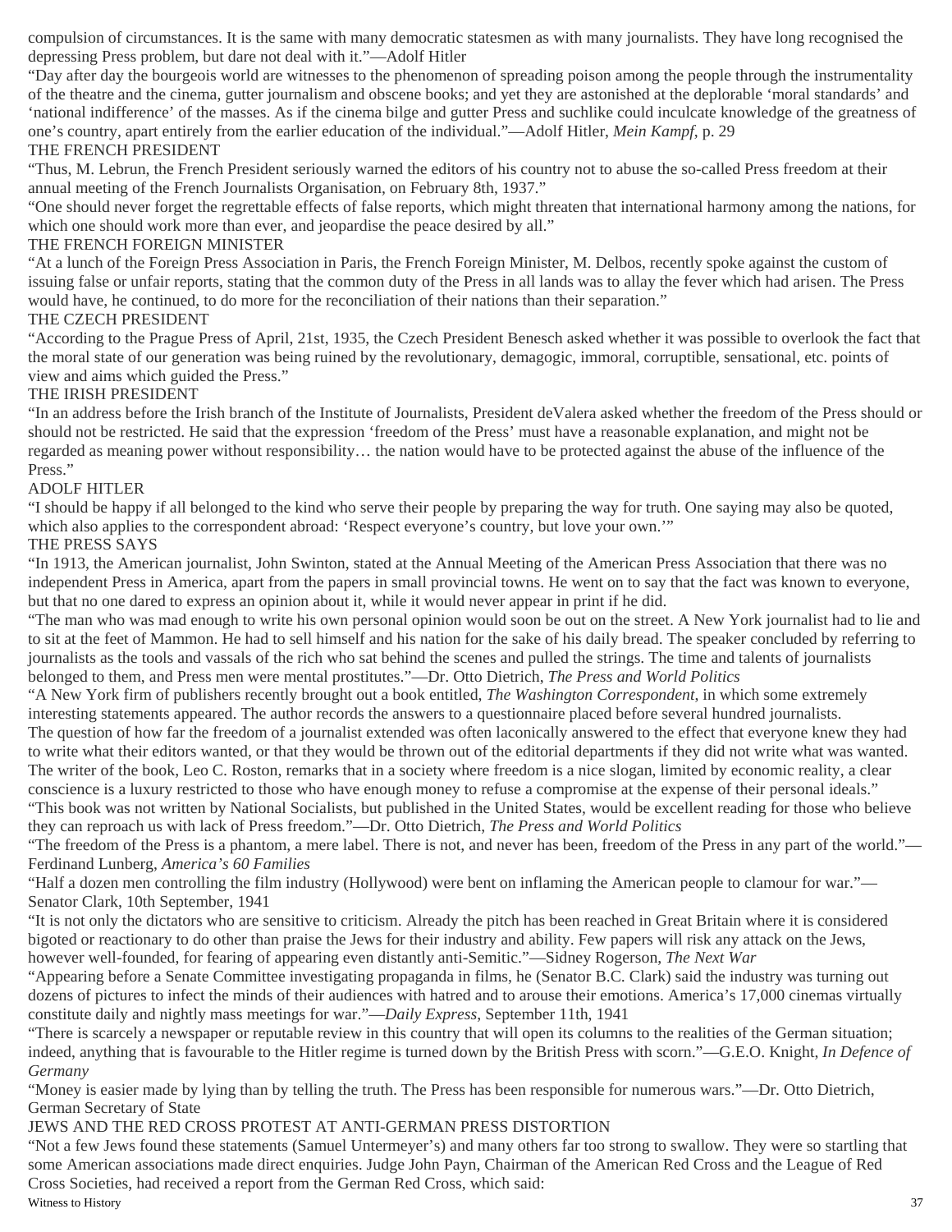compulsion of circumstances. It is the same with many democratic statesmen as with many journalists. They have long recognised the depressing Press problem, but dare not deal with it."—Adolf Hitler

"Day after day the bourgeois world are witnesses to the phenomenon of spreading poison among the people through the instrumentality of the theatre and the cinema, gutter journalism and obscene books; and yet they are astonished at the deplorable 'moral standards' and 'national indifference' of the masses. As if the cinema bilge and gutter Press and suchlike could inculcate knowledge of the greatness of one's country, apart entirely from the earlier education of the individual."—Adolf Hitler, *Mein Kampf*, p. 29

## THE FRENCH PRESIDENT

"Thus, M. Lebrun, the French President seriously warned the editors of his country not to abuse the so-called Press freedom at their annual meeting of the French Journalists Organisation, on February 8th, 1937."

"One should never forget the regrettable effects of false reports, which might threaten that international harmony among the nations, for which one should work more than ever, and jeopardise the peace desired by all."

## THE FRENCH FOREIGN MINISTER

"At a lunch of the Foreign Press Association in Paris, the French Foreign Minister, M. Delbos, recently spoke against the custom of issuing false or unfair reports, stating that the common duty of the Press in all lands was to allay the fever which had arisen. The Press would have, he continued, to do more for the reconciliation of their nations than their separation."

## THE CZECH PRESIDENT

"According to the Prague Press of April, 21st, 1935, the Czech President Benesch asked whether it was possible to overlook the fact that the moral state of our generation was being ruined by the revolutionary, demagogic, immoral, corruptible, sensational, etc. points of view and aims which guided the Press."

## THE IRISH PRESIDENT

"In an address before the Irish branch of the Institute of Journalists, President deValera asked whether the freedom of the Press should or should not be restricted. He said that the expression 'freedom of the Press' must have a reasonable explanation, and might not be regarded as meaning power without responsibility… the nation would have to be protected against the abuse of the influence of the Press."

## ADOLF HITLER

"I should be happy if all belonged to the kind who serve their people by preparing the way for truth. One saying may also be quoted, which also applies to the correspondent abroad: 'Respect everyone's country, but love your own.'"

## THE PRESS SAYS

"In 1913, the American journalist, John Swinton, stated at the Annual Meeting of the American Press Association that there was no independent Press in America, apart from the papers in small provincial towns. He went on to say that the fact was known to everyone, but that no one dared to express an opinion about it, while it would never appear in print if he did.

"The man who was mad enough to write his own personal opinion would soon be out on the street. A New York journalist had to lie and to sit at the feet of Mammon. He had to sell himself and his nation for the sake of his daily bread. The speaker concluded by referring to journalists as the tools and vassals of the rich who sat behind the scenes and pulled the strings. The time and talents of journalists belonged to them, and Press men were mental prostitutes."—Dr. Otto Dietrich, *The Press and World Politics*

"A New York firm of publishers recently brought out a book entitled, *The Washington Correspondent*, in which some extremely interesting statements appeared. The author records the answers to a questionnaire placed before several hundred journalists.

The question of how far the freedom of a journalist extended was often laconically answered to the effect that everyone knew they had to write what their editors wanted, or that they would be thrown out of the editorial departments if they did not write what was wanted. The writer of the book, Leo C. Roston, remarks that in a society where freedom is a nice slogan, limited by economic reality, a clear conscience is a luxury restricted to those who have enough money to refuse a compromise at the expense of their personal ideals."

"This book was not written by National Socialists, but published in the United States, would be excellent reading for those who believe they can reproach us with lack of Press freedom."—Dr. Otto Dietrich, *The Press and World Politics*

"The freedom of the Press is a phantom, a mere label. There is not, and never has been, freedom of the Press in any part of the world."—Ferdinand Lunberg, *America's 60 Families*

"Half a dozen men controlling the film industry (Hollywood) were bent on inflaming the American people to clamour for war."—Senator Clark, 10th September, 1941

"It is not only the dictators who are sensitive to criticism. Already the pitch has been reached in Great Britain where it is considered bigoted or reactionary to do other than praise the Jews for their industry and ability. Few papers will risk any attack on the Jews, however well-founded, for fearing of appearing even distantly anti-Semitic."—Sidney Rogerson, *The Next War*

"Appearing before a Senate Committee investigating propaganda in films, he (Senator B.C. Clark) said the industry was turning out dozens of pictures to infect the minds of their audiences with hatred and to arouse their emotions. America's 17,000 cinemas virtually constitute daily and nightly mass meetings for war."—*Daily Express*, September 11th, 1941

"There is scarcely a newspaper or reputable review in this country that will open its columns to the realities of the German situation; indeed, anything that is favourable to the Hitler regime is turned down by the British Press with scorn."—G.E.O. Knight, *In Defence of Germany*

"Money is easier made by lying than by telling the truth. The Press has been responsible for numerous wars."—Dr. Otto Dietrich, German Secretary of State

## JEWS AND THE RED CROSS PROTEST AT ANTI-GERMAN PRESS DISTORTION

"Not a few Jews found these statements (Samuel Untermeyer's) and many others far too strong to swallow. They were so startling that some American associations made direct enquiries. Judge John Payn, Chairman of the American Red Cross and the League of Red Cross Societies, had received a report from the German Red Cross, which said: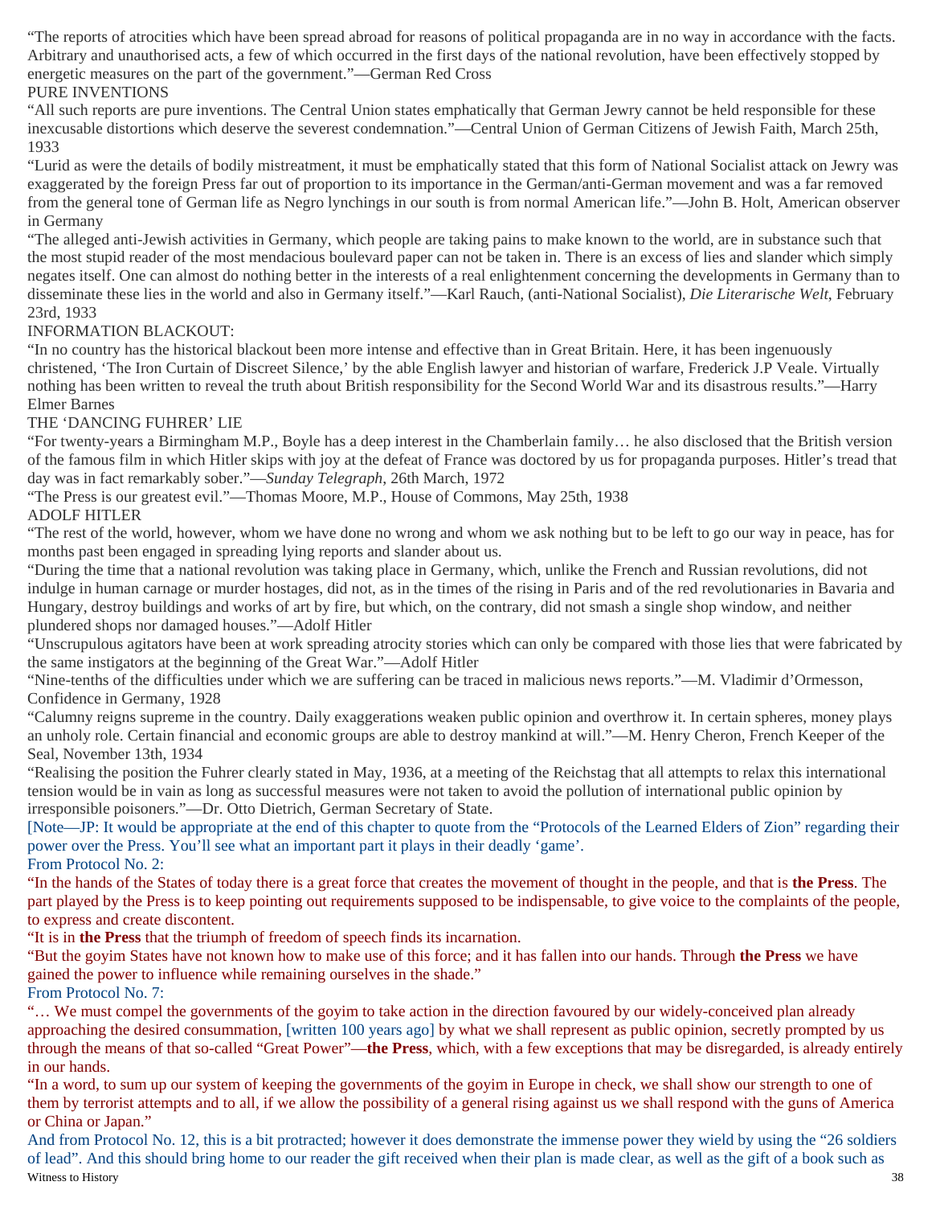"The reports of atrocities which have been spread abroad for reasons of political propaganda are in no way in accordance with the facts. Arbitrary and unauthorised acts, a few of which occurred in the first days of the national revolution, have been effectively stopped by energetic measures on the part of the government."—German Red Cross

PURE INVENTIONS

"All such reports are pure inventions. The Central Union states emphatically that German Jewry cannot be held responsible for these inexcusable distortions which deserve the severest condemnation."—Central Union of German Citizens of Jewish Faith, March 25th, 1933

"Lurid as were the details of bodily mistreatment, it must be emphatically stated that this form of National Socialist attack on Jewry was exaggerated by the foreign Press far out of proportion to its importance in the German/anti-German movement and was a far removed from the general tone of German life as Negro lynchings in our south is from normal American life."—John B. Holt, American observer in Germany

"The alleged anti-Jewish activities in Germany, which people are taking pains to make known to the world, are in substance such that the most stupid reader of the most mendacious boulevard paper can not be taken in. There is an excess of lies and slander which simply negates itself. One can almost do nothing better in the interests of a real enlightenment concerning the developments in Germany than to disseminate these lies in the world and also in Germany itself."—Karl Rauch, (anti-National Socialist), *Die Literarische Welt*, February 23rd, 1933

INFORMATION BLACKOUT:

"In no country has the historical blackout been more intense and effective than in Great Britain. Here, it has been ingenuously christened, 'The Iron Curtain of Discreet Silence,' by the able English lawyer and historian of warfare, Frederick J.P Veale. Virtually nothing has been written to reveal the truth about British responsibility for the Second World War and its disastrous results."—Harry Elmer Barnes

THE 'DANCING FUHRER' LIE

"For twenty-years a Birmingham M.P., Boyle has a deep interest in the Chamberlain family… he also disclosed that the British version of the famous film in which Hitler skips with joy at the defeat of France was doctored by us for propaganda purposes. Hitler's tread that day was in fact remarkably sober."—*Sunday Telegraph*, 26th March, 1972

"The Press is our greatest evil."—Thomas Moore, M.P., House of Commons, May 25th, 1938

ADOLF HITLER

"The rest of the world, however, whom we have done no wrong and whom we ask nothing but to be left to go our way in peace, has for months past been engaged in spreading lying reports and slander about us.

"During the time that a national revolution was taking place in Germany, which, unlike the French and Russian revolutions, did not indulge in human carnage or murder hostages, did not, as in the times of the rising in Paris and of the red revolutionaries in Bavaria and Hungary, destroy buildings and works of art by fire, but which, on the contrary, did not smash a single shop window, and neither plundered shops nor damaged houses."—Adolf Hitler

"Unscrupulous agitators have been at work spreading atrocity stories which can only be compared with those lies that were fabricated by the same instigators at the beginning of the Great War."—Adolf Hitler

"Nine-tenths of the difficulties under which we are suffering can be traced in malicious news reports."—M. Vladimir d'Ormesson, Confidence in Germany, 1928

"Calumny reigns supreme in the country. Daily exaggerations weaken public opinion and overthrow it. In certain spheres, money plays an unholy role. Certain financial and economic groups are able to destroy mankind at will."—M. Henry Cheron, French Keeper of the Seal, November 13th, 1934

"Realising the position the Fuhrer clearly stated in May, 1936, at a meeting of the Reichstag that all attempts to relax this international tension would be in vain as long as successful measures were not taken to avoid the pollution of international public opinion by irresponsible poisoners."—Dr. Otto Dietrich, German Secretary of State.

[Note—JP: It would be appropriate at the end of this chapter to quote from the "Protocols of the Learned Elders of Zion" regarding their power over the Press. You'll see what an important part it plays in their deadly 'game'.

From Protocol No. 2:

"In the hands of the States of today there is a great force that creates the movement of thought in the people, and that is **the Press**. The part played by the Press is to keep pointing out requirements supposed to be indispensable, to give voice to the complaints of the people, to express and create discontent.

"It is in **the Press** that the triumph of freedom of speech finds its incarnation.

"But the goyim States have not known how to make use of this force; and it has fallen into our hands. Through **the Press** we have gained the power to influence while remaining ourselves in the shade."

From Protocol No. 7:

"… We must compel the governments of the goyim to take action in the direction favoured by our widely-conceived plan already approaching the desired consummation, [written 100 years ago] by what we shall represent as public opinion, secretly prompted by us through the means of that so-called "Great Power"—**the Press**, which, with a few exceptions that may be disregarded, is already entirely in our hands.

"In a word, to sum up our system of keeping the governments of the goyim in Europe in check, we shall show our strength to one of them by terrorist attempts and to all, if we allow the possibility of a general rising against us we shall respond with the guns of America or China or Japan."

And from Protocol No. 12, this is a bit protracted; however it does demonstrate the immense power they wield by using the "26 soldiers of lead". And this should bring home to our reader the gift received when their plan is made clear, as well as the gift of a book such as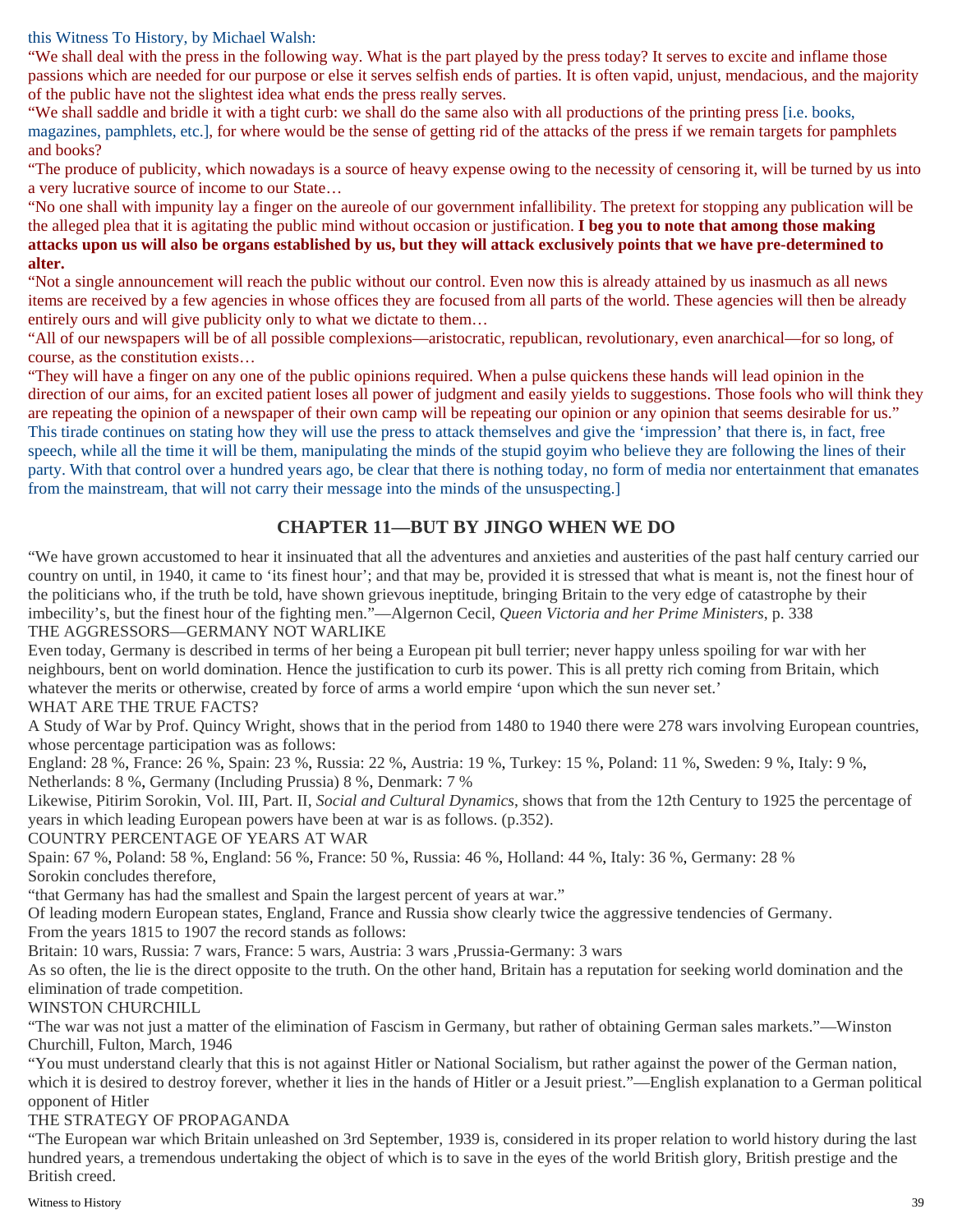this Witness To History, by Michael Walsh:

"We shall deal with the press in the following way. What is the part played by the press today? It serves to excite and inflame those passions which are needed for our purpose or else it serves selfish ends of parties. It is often vapid, unjust, mendacious, and the majority of the public have not the slightest idea what ends the press really serves.

"We shall saddle and bridle it with a tight curb: we shall do the same also with all productions of the printing press [i.e. books, magazines, pamphlets, etc.], for where would be the sense of getting rid of the attacks of the press if we remain targets for pamphlets and books?

"The produce of publicity, which nowadays is a source of heavy expense owing to the necessity of censoring it, will be turned by us into a very lucrative source of income to our State…

"No one shall with impunity lay a finger on the aureole of our government infallibility. The pretext for stopping any publication will be the alleged plea that it is agitating the public mind without occasion or justification. **I beg you to note that among those making attacks upon us will also be organs established by us, but they will attack exclusively points that we have pre-determined to alter.**

"Not a single announcement will reach the public without our control. Even now this is already attained by us inasmuch as all news items are received by a few agencies in whose offices they are focused from all parts of the world. These agencies will then be already entirely ours and will give publicity only to what we dictate to them…

"All of our newspapers will be of all possible complexions—aristocratic, republican, revolutionary, even anarchical—for so long, of course, as the constitution exists…

"They will have a finger on any one of the public opinions required. When a pulse quickens these hands will lead opinion in the direction of our aims, for an excited patient loses all power of judgment and easily yields to suggestions. Those fools who will think they are repeating the opinion of a newspaper of their own camp will be repeating our opinion or any opinion that seems desirable for us."

This tirade continues on stating how they will use the press to attack themselves and give the 'impression' that there is, in fact, free speech, while all the time it will be them, manipulating the minds of the stupid goyim who believe they are following the lines of their party. With that control over a hundred years ago, be clear that there is nothing today, no form of media nor entertainment that emanates from the mainstream, that will not carry their message into the minds of the unsuspecting.]

## CHAPTER 11—BUT BY JINGO WHEN WE DO

"We have grown accustomed to hear it insinuated that all the adventures and anxieties and austerities of the past half century carried our country on until, in 1940, it came to 'its finest hour'; and that may be, provided it is stressed that what is meant is, not the finest hour of the politicians who, if the truth be told, have shown grievous ineptitude, bringing Britain to the very edge of catastrophe by their imbecility's, but the finest hour of the fighting men."—Algernon Cecil, *Queen Victoria and her Prime Ministers*, p. 338

THE AGGRESSORS—GERMANY NOT WARLIKE

Even today, Germany is described in terms of her being a European pit bull terrier; never happy unless spoiling for war with her neighbours, bent on world domination. Hence the justification to curb its power. This is all pretty rich coming from Britain, which whatever the merits or otherwise, created by force of arms a world empire 'upon which the sun never set.'

WHAT ARE THE TRUE FACTS?

A Study of War by Prof. Quincy Wright, shows that in the period from 1480 to 1940 there were 278 wars involving European countries, whose percentage participation was as follows:

England: 28 %, France: 26 %, Spain: 23 %, Russia: 22 %, Austria: 19 %, Turkey: 15 %, Poland: 11 %, Sweden: 9 %, Italy: 9 %, Netherlands: 8 %, Germany (Including Prussia) 8 %, Denmark: 7 %

Likewise, Pitirim Sorokin, Vol. III, Part. II, *Social and Cultural Dynamics*, shows that from the 12th Century to 1925 the percentage of years in which leading European powers have been at war is as follows. (p.352).

COUNTRY PERCENTAGE OF YEARS AT WAR

Spain: 67 %, Poland: 58 %, England: 56 %, France: 50 %, Russia: 46 %, Holland: 44 %, Italy: 36 %, Germany: 28 %

Sorokin concludes therefore,

"that Germany has had the smallest and Spain the largest percent of years at war."

Of leading modern European states, England, France and Russia show clearly twice the aggressive tendencies of Germany.

From the years 1815 to 1907 the record stands as follows:

Britain: 10 wars, Russia: 7 wars, France: 5 wars, Austria: 3 wars ,Prussia-Germany: 3 wars

As so often, the lie is the direct opposite to the truth. On the other hand, Britain has a reputation for seeking world domination and the elimination of trade competition.

WINSTON CHURCHILL

"The war was not just a matter of the elimination of Fascism in Germany, but rather of obtaining German sales markets."—Winston Churchill, Fulton, March, 1946

"You must understand clearly that this is not against Hitler or National Socialism, but rather against the power of the German nation, which it is desired to destroy forever, whether it lies in the hands of Hitler or a Jesuit priest."—English explanation to a German political opponent of Hitler

THE STRATEGY OF PROPAGANDA

"The European war which Britain unleashed on 3rd September, 1939 is, considered in its proper relation to world history during the last hundred years, a tremendous undertaking the object of which is to save in the eyes of the world British glory, British prestige and the British creed.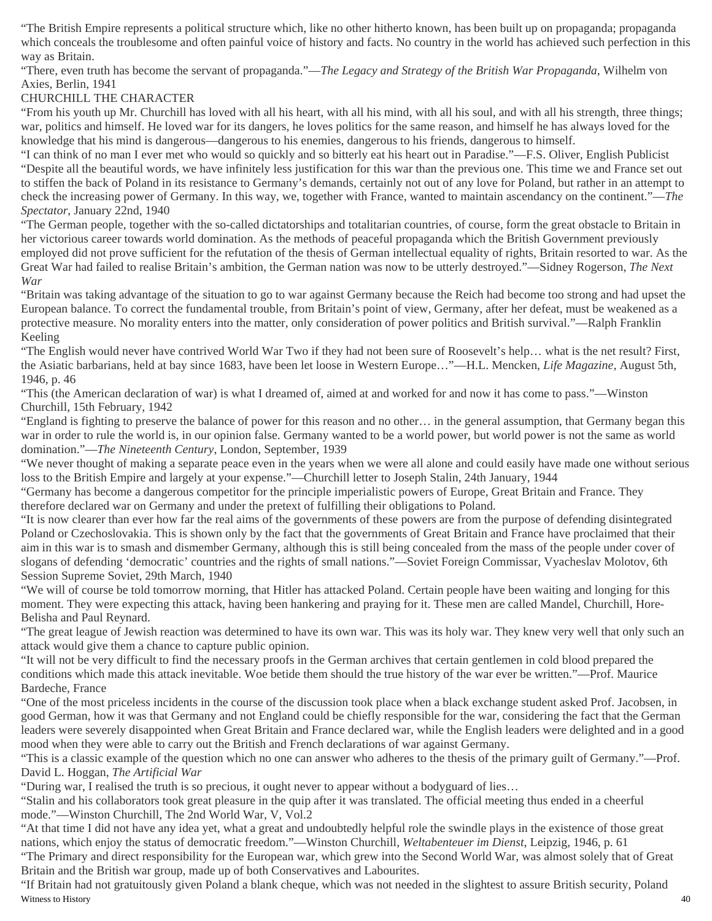"The British Empire represents a political structure which, like no other hitherto known, has been built up on propaganda; propaganda which conceals the troublesome and often painful voice of history and facts. No country in the world has achieved such perfection in this way as Britain.

"There, even truth has become the servant of propaganda."—*The Legacy and Strategy of the British War Propaganda*, Wilhelm von Axies, Berlin, 1941

CHURCHILL THE CHARACTER

"From his youth up Mr. Churchill has loved with all his heart, with all his mind, with all his soul, and with all his strength, three things; war, politics and himself. He loved war for its dangers, he loves politics for the same reason, and himself he has always loved for the knowledge that his mind is dangerous—dangerous to his enemies, dangerous to his friends, dangerous to himself.

"I can think of no man I ever met who would so quickly and so bitterly eat his heart out in Paradise."—F.S. Oliver, English Publicist

"Despite all the beautiful words, we have infinitely less justification for this war than the previous one. This time we and France set out to stiffen the back of Poland in its resistance to Germany's demands, certainly not out of any love for Poland, but rather in an attempt to check the increasing power of Germany. In this way, we, together with France, wanted to maintain ascendancy on the continent."—*The Spectator*, January 22nd, 1940

"The German people, together with the so-called dictatorships and totalitarian countries, of course, form the great obstacle to Britain in her victorious career towards world domination. As the methods of peaceful propaganda which the British Government previously employed did not prove sufficient for the refutation of the thesis of German intellectual equality of rights, Britain resorted to war. As the Great War had failed to realise Britain's ambition, the German nation was now to be utterly destroyed."—Sidney Rogerson, *The Next War*

"Britain was taking advantage of the situation to go to war against Germany because the Reich had become too strong and had upset the European balance. To correct the fundamental trouble, from Britain's point of view, Germany, after her defeat, must be weakened as a protective measure. No morality enters into the matter, only consideration of power politics and British survival."—Ralph Franklin Keeling

"The English would never have contrived World War Two if they had not been sure of Roosevelt's help… what is the net result? First, the Asiatic barbarians, held at bay since 1683, have been let loose in Western Europe…"—H.L. Mencken, *Life Magazine*, August 5th, 1946, p. 46

"This (the American declaration of war) is what I dreamed of, aimed at and worked for and now it has come to pass."—Winston Churchill, 15th February, 1942

"England is fighting to preserve the balance of power for this reason and no other… in the general assumption, that Germany began this war in order to rule the world is, in our opinion false. Germany wanted to be a world power, but world power is not the same as world domination."—*The Nineteenth Century*, London, September, 1939

"We never thought of making a separate peace even in the years when we were all alone and could easily have made one without serious loss to the British Empire and largely at your expense."—Churchill letter to Joseph Stalin, 24th January, 1944

"Germany has become a dangerous competitor for the principle imperialistic powers of Europe, Great Britain and France. They therefore declared war on Germany and under the pretext of fulfilling their obligations to Poland.

"It is now clearer than ever how far the real aims of the governments of these powers are from the purpose of defending disintegrated Poland or Czechoslovakia. This is shown only by the fact that the governments of Great Britain and France have proclaimed that their aim in this war is to smash and dismember Germany, although this is still being concealed from the mass of the people under cover of slogans of defending 'democratic' countries and the rights of small nations."—Soviet Foreign Commissar, Vyacheslav Molotov, 6th Session Supreme Soviet, 29th March, 1940

"We will of course be told tomorrow morning, that Hitler has attacked Poland. Certain people have been waiting and longing for this moment. They were expecting this attack, having been hankering and praying for it. These men are called Mandel, Churchill, Hore-Belisha and Paul Reynard.

"The great league of Jewish reaction was determined to have its own war. This was its holy war. They knew very well that only such an attack would give them a chance to capture public opinion.

"It will not be very difficult to find the necessary proofs in the German archives that certain gentlemen in cold blood prepared the conditions which made this attack inevitable. Woe betide them should the true history of the war ever be written."—Prof. Maurice Bardeche, France

"One of the most priceless incidents in the course of the discussion took place when a black exchange student asked Prof. Jacobsen, in good German, how it was that Germany and not England could be chiefly responsible for the war, considering the fact that the German leaders were severely disappointed when Great Britain and France declared war, while the English leaders were delighted and in a good mood when they were able to carry out the British and French declarations of war against Germany.

"This is a classic example of the question which no one can answer who adheres to the thesis of the primary guilt of Germany."—Prof. David L. Hoggan, *The Artificial War*

"During war, I realised the truth is so precious, it ought never to appear without a bodyguard of lies…

"Stalin and his collaborators took great pleasure in the quip after it was translated. The official meeting thus ended in a cheerful mode."—Winston Churchill, The 2nd World War, V, Vol.2

"At that time I did not have any idea yet, what a great and undoubtedly helpful role the swindle plays in the existence of those great nations, which enjoy the status of democratic freedom."—Winston Churchill, *Weltabenteuer im Dienst*, Leipzig, 1946, p. 61

"The Primary and direct responsibility for the European war, which grew into the Second World War, was almost solely that of Great Britain and the British war group, made up of both Conservatives and Labourites.

"If Britain had not gratuitously given Poland a blank cheque, which was not needed in the slightest to assure British security, Poland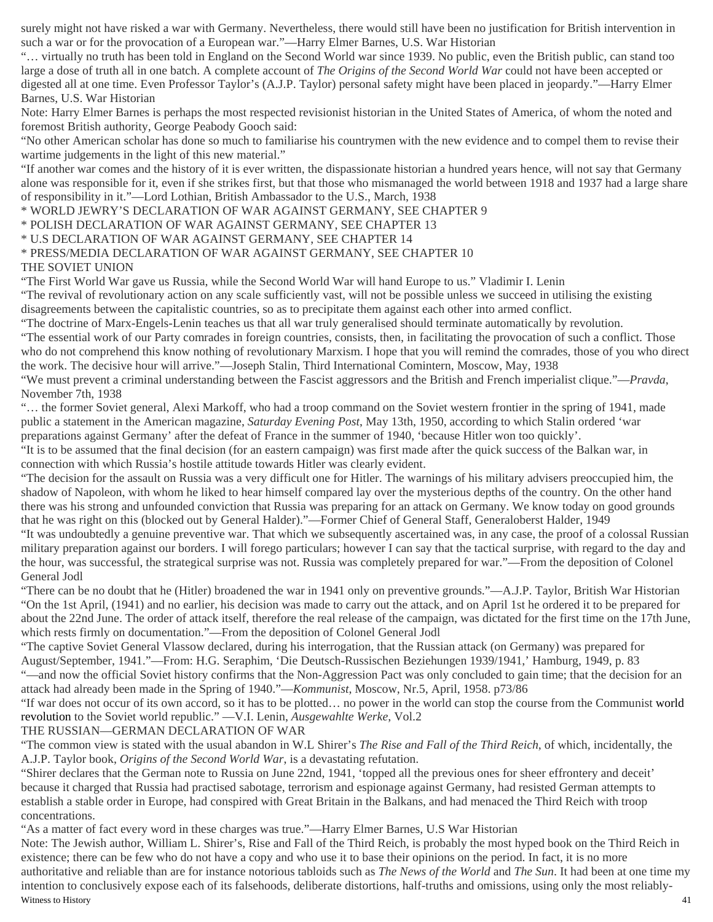surely might not have risked a war with Germany. Nevertheless, there would still have been no justification for British intervention in such a war or for the provocation of a European war."—Harry Elmer Barnes, U.S. War Historian

"… virtually no truth has been told in England on the Second World war since 1939. No public, even the British public, can stand too large a dose of truth all in one batch. A complete account of *The Origins of the Second World War* could not have been accepted or digested all at one time. Even Professor Taylor's (A.J.P. Taylor) personal safety might have been placed in jeopardy."—Harry Elmer Barnes, U.S. War Historian

Note: Harry Elmer Barnes is perhaps the most respected revisionist historian in the United States of America, of whom the noted and foremost British authority, George Peabody Gooch said:

"No other American scholar has done so much to familiarise his countrymen with the new evidence and to compel them to revise their wartime judgements in the light of this new material."

"If another war comes and the history of it is ever written, the dispassionate historian a hundred years hence, will not say that Germany alone was responsible for it, even if she strikes first, but that those who mismanaged the world between 1918 and 1937 had a large share of responsibility in it."—Lord Lothian, British Ambassador to the U.S., March, 1938

* WORLD JEWRY'S DECLARATION OF WAR AGAINST GERMANY, SEE CHAPTER 9
* POLISH DECLARATION OF WAR AGAINST GERMANY, SEE CHAPTER 13
* U.S DECLARATION OF WAR AGAINST GERMANY, SEE CHAPTER 14
* PRESS/MEDIA DECLARATION OF WAR AGAINST GERMANY, SEE CHAPTER 10

THE SOVIET UNION

"The First World War gave us Russia, while the Second World War will hand Europe to us." Vladimir I. Lenin

"The revival of revolutionary action on any scale sufficiently vast, will not be possible unless we succeed in utilising the existing disagreements between the capitalistic countries, so as to precipitate them against each other into armed conflict.

"The doctrine of Marx-Engels-Lenin teaches us that all war truly generalised should terminate automatically by revolution.

"The essential work of our Party comrades in foreign countries, consists, then, in facilitating the provocation of such a conflict. Those who do not comprehend this know nothing of revolutionary Marxism. I hope that you will remind the comrades, those of you who direct the work. The decisive hour will arrive."—Joseph Stalin, Third International Comintern, Moscow, May, 1938

"We must prevent a criminal understanding between the Fascist aggressors and the British and French imperialist clique."—*Pravda*, November 7th, 1938

"… the former Soviet general, Alexi Markoff, who had a troop command on the Soviet western frontier in the spring of 1941, made public a statement in the American magazine, *Saturday Evening Post*, May 13th, 1950, according to which Stalin ordered 'war preparations against Germany' after the defeat of France in the summer of 1940, 'because Hitler won too quickly'.

"It is to be assumed that the final decision (for an eastern campaign) was first made after the quick success of the Balkan war, in connection with which Russia's hostile attitude towards Hitler was clearly evident.

"The decision for the assault on Russia was a very difficult one for Hitler. The warnings of his military advisers preoccupied him, the shadow of Napoleon, with whom he liked to hear himself compared lay over the mysterious depths of the country. On the other hand there was his strong and unfounded conviction that Russia was preparing for an attack on Germany. We know today on good grounds that he was right on this (blocked out by General Halder)."—Former Chief of General Staff, Generaloberst Halder, 1949

"It was undoubtedly a genuine preventive war. That which we subsequently ascertained was, in any case, the proof of a colossal Russian military preparation against our borders. I will forego particulars; however I can say that the tactical surprise, with regard to the day and the hour, was successful, the strategical surprise was not. Russia was completely prepared for war."—From the deposition of Colonel General Jodl

"There can be no doubt that he (Hitler) broadened the war in 1941 only on preventive grounds."—A.J.P. Taylor, British War Historian

"On the 1st April, (1941) and no earlier, his decision was made to carry out the attack, and on April 1st he ordered it to be prepared for about the 22nd June. The order of attack itself, therefore the real release of the campaign, was dictated for the first time on the 17th June, which rests firmly on documentation."—From the deposition of Colonel General Jodl

"The captive Soviet General Vlassow declared, during his interrogation, that the Russian attack (on Germany) was prepared for August/September, 1941."—From: H.G. Seraphim, 'Die Deutsch-Russischen Beziehungen 1939/1941,' Hamburg, 1949, p. 83

"—and now the official Soviet history confirms that the Non-Aggression Pact was only concluded to gain time; that the decision for an attack had already been made in the Spring of 1940."—*Kommunist*, Moscow, Nr.5, April, 1958. p73/86

"If war does not occur of its own accord, so it has to be plotted… no power in the world can stop the course from the Communist world revolution to the Soviet world republic." —V.I. Lenin, *Ausgewahlte Werke*, Vol.2

THE RUSSIAN—GERMAN DECLARATION OF WAR

"The common view is stated with the usual abandon in W.L Shirer's *The Rise and Fall of the Third Reich*, of which, incidentally, the A.J.P. Taylor book, *Origins of the Second World War*, is a devastating refutation.

"Shirer declares that the German note to Russia on June 22nd, 1941, 'topped all the previous ones for sheer effrontery and deceit' because it charged that Russia had practised sabotage, terrorism and espionage against Germany, had resisted German attempts to establish a stable order in Europe, had conspired with Great Britain in the Balkans, and had menaced the Third Reich with troop concentrations.

"As a matter of fact every word in these charges was true."—Harry Elmer Barnes, U.S War Historian

Note: The Jewish author, William L. Shirer's, Rise and Fall of the Third Reich, is probably the most hyped book on the Third Reich in existence; there can be few who do not have a copy and who use it to base their opinions on the period. In fact, it is no more authoritative and reliable than are for instance notorious tabloids such as *The News of the World* and *The Sun*. It had been at one time my intention to conclusively expose each of its falsehoods, deliberate distortions, half-truths and omissions, using only the most reliably-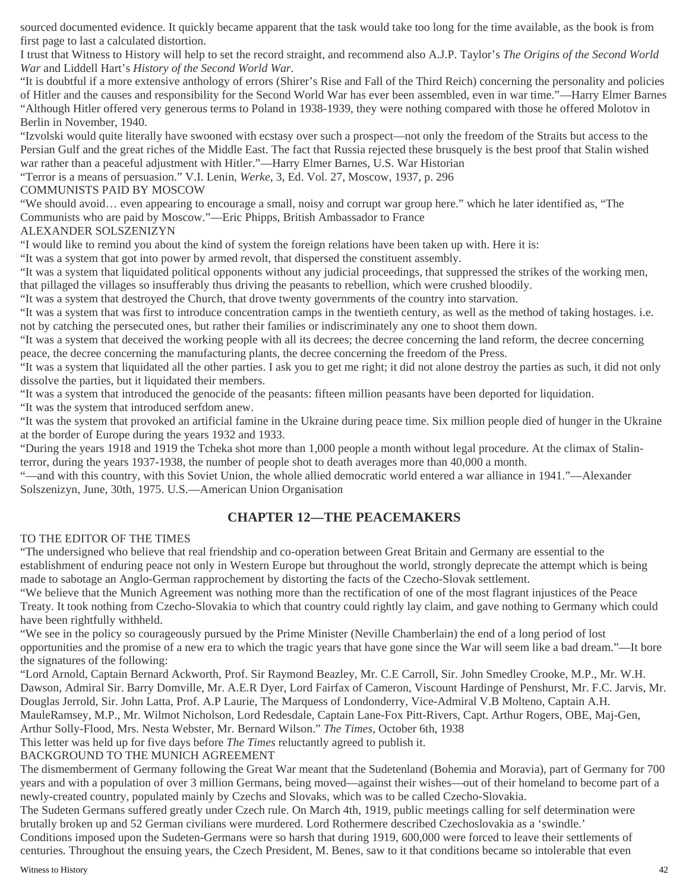sourced documented evidence. It quickly became apparent that the task would take too long for the time available, as the book is from first page to last a calculated distortion.

I trust that Witness to History will help to set the record straight, and recommend also A.J.P. Taylor's *The Origins of the Second World War* and Liddell Hart's *History of the Second World War*.

"It is doubtful if a more extensive anthology of errors (Shirer's Rise and Fall of the Third Reich) concerning the personality and policies of Hitler and the causes and responsibility for the Second World War has ever been assembled, even in war time."—Harry Elmer Barnes

"Although Hitler offered very generous terms to Poland in 1938-1939, they were nothing compared with those he offered Molotov in Berlin in November, 1940.

"Izvolski would quite literally have swooned with ecstasy over such a prospect—not only the freedom of the Straits but access to the Persian Gulf and the great riches of the Middle East. The fact that Russia rejected these brusquely is the best proof that Stalin wished war rather than a peaceful adjustment with Hitler."—Harry Elmer Barnes, U.S. War Historian

"Terror is a means of persuasion." V.I. Lenin, *Werke*, 3, Ed. Vol. 27, Moscow, 1937, p. 296

COMMUNISTS PAID BY MOSCOW

"We should avoid… even appearing to encourage a small, noisy and corrupt war group here." which he later identified as, "The Communists who are paid by Moscow."—Eric Phipps, British Ambassador to France

ALEXANDER SOLSZENIZYN

"I would like to remind you about the kind of system the foreign relations have been taken up with. Here it is:

"It was a system that got into power by armed revolt, that dispersed the constituent assembly.

"It was a system that liquidated political opponents without any judicial proceedings, that suppressed the strikes of the working men, that pillaged the villages so insufferably thus driving the peasants to rebellion, which were crushed bloodily.

"It was a system that destroyed the Church, that drove twenty governments of the country into starvation.

"It was a system that was first to introduce concentration camps in the twentieth century, as well as the method of taking hostages. i.e. not by catching the persecuted ones, but rather their families or indiscriminately any one to shoot them down.

"It was a system that deceived the working people with all its decrees; the decree concerning the land reform, the decree concerning peace, the decree concerning the manufacturing plants, the decree concerning the freedom of the Press.

"It was a system that liquidated all the other parties. I ask you to get me right; it did not alone destroy the parties as such, it did not only dissolve the parties, but it liquidated their members.

"It was a system that introduced the genocide of the peasants: fifteen million peasants have been deported for liquidation.

"It was the system that introduced serfdom anew.

"It was the system that provoked an artificial famine in the Ukraine during peace time. Six million people died of hunger in the Ukraine at the border of Europe during the years 1932 and 1933.

"During the years 1918 and 1919 the Tcheka shot more than 1,000 people a month without legal procedure. At the climax of Stalin-terror, during the years 1937-1938, the number of people shot to death averages more than 40,000 a month.

"—and with this country, with this Soviet Union, the whole allied democratic world entered a war alliance in 1941."—Alexander Solszenizyn, June, 30th, 1975. U.S.—American Union Organisation

## CHAPTER 12—THE PEACEMAKERS

TO THE EDITOR OF THE TIMES

"The undersigned who believe that real friendship and co-operation between Great Britain and Germany are essential to the establishment of enduring peace not only in Western Europe but throughout the world, strongly deprecate the attempt which is being made to sabotage an Anglo-German rapprochement by distorting the facts of the Czecho-Slovak settlement.

"We believe that the Munich Agreement was nothing more than the rectification of one of the most flagrant injustices of the Peace Treaty. It took nothing from Czecho-Slovakia to which that country could rightly lay claim, and gave nothing to Germany which could have been rightfully withheld.

"We see in the policy so courageously pursued by the Prime Minister (Neville Chamberlain) the end of a long period of lost opportunities and the promise of a new era to which the tragic years that have gone since the War will seem like a bad dream."—It bore the signatures of the following:

"Lord Arnold, Captain Bernard Ackworth, Prof. Sir Raymond Beazley, Mr. C.E Carroll, Sir. John Smedley Crooke, M.P., Mr. W.H. Dawson, Admiral Sir. Barry Domville, Mr. A.E.R Dyer, Lord Fairfax of Cameron, Viscount Hardinge of Penshurst, Mr. F.C. Jarvis, Mr. Douglas Jerrold, Sir. John Latta, Prof. A.P Laurie, The Marquess of Londonderry, Vice-Admiral V.B Molteno, Captain A.H. MauleRamsey, M.P., Mr. Wilmot Nicholson, Lord Redesdale, Captain Lane-Fox Pitt-Rivers, Capt. Arthur Rogers, OBE, Maj-Gen, Arthur Solly-Flood, Mrs. Nesta Webster, Mr. Bernard Wilson." *The Times*, October 6th, 1938

This letter was held up for five days before *The Times* reluctantly agreed to publish it.

BACKGROUND TO THE MUNICH AGREEMENT

The dismemberment of Germany following the Great War meant that the Sudetenland (Bohemia and Moravia), part of Germany for 700 years and with a population of over 3 million Germans, being moved—against their wishes—out of their homeland to become part of a newly-created country, populated mainly by Czechs and Slovaks, which was to be called Czecho-Slovakia.

The Sudeten Germans suffered greatly under Czech rule. On March 4th, 1919, public meetings calling for self determination were brutally broken up and 52 German civilians were murdered. Lord Rothermere described Czechoslovakia as a 'swindle.'

Conditions imposed upon the Sudeten-Germans were so harsh that during 1919, 600,000 were forced to leave their settlements of centuries. Throughout the ensuing years, the Czech President, M. Benes, saw to it that conditions became so intolerable that even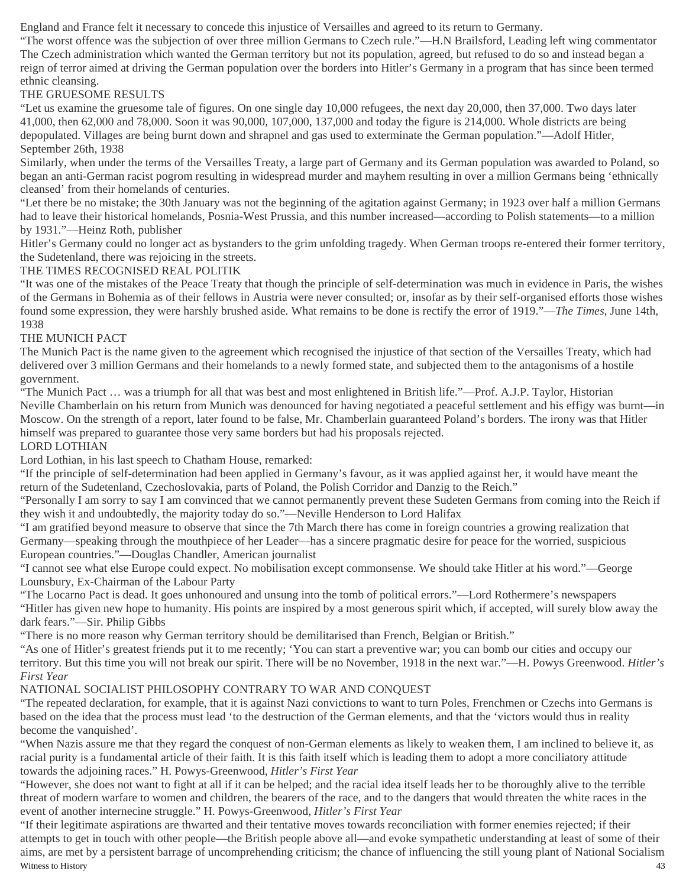England and France felt it necessary to concede this injustice of Versailles and agreed to its return to Germany.

"The worst offence was the subjection of over three million Germans to Czech rule."—H.N Brailsford, Leading left wing commentator

The Czech administration which wanted the German territory but not its population, agreed, but refused to do so and instead began a reign of terror aimed at driving the German population over the borders into Hitler's Germany in a program that has since been termed ethnic cleansing.

## THE GRUESOME RESULTS

"Let us examine the gruesome tale of figures. On one single day 10,000 refugees, the next day 20,000, then 37,000. Two days later 41,000, then 62,000 and 78,000. Soon it was 90,000, 107,000, 137,000 and today the figure is 214,000. Whole districts are being depopulated. Villages are being burnt down and shrapnel and gas used to exterminate the German population."—Adolf Hitler, September 26th, 1938

Similarly, when under the terms of the Versailles Treaty, a large part of Germany and its German population was awarded to Poland, so began an anti-German racist pogrom resulting in widespread murder and mayhem resulting in over a million Germans being 'ethnically cleansed' from their homelands of centuries.

"Let there be no mistake; the 30th January was not the beginning of the agitation against Germany; in 1923 over half a million Germans had to leave their historical homelands, Posnia-West Prussia, and this number increased—according to Polish statements—to a million by 1931."—Heinz Roth, publisher

Hitler's Germany could no longer act as bystanders to the grim unfolding tragedy. When German troops re-entered their former territory, the Sudetenland, there was rejoicing in the streets.

## THE TIMES RECOGNISED REAL POLITIK

"It was one of the mistakes of the Peace Treaty that though the principle of self-determination was much in evidence in Paris, the wishes of the Germans in Bohemia as of their fellows in Austria were never consulted; or, insofar as by their self-organised efforts those wishes found some expression, they were harshly brushed aside. What remains to be done is rectify the error of 1919."—*The Times*, June 14th, 1938

## THE MUNICH PACT

The Munich Pact is the name given to the agreement which recognised the injustice of that section of the Versailles Treaty, which had delivered over 3 million Germans and their homelands to a newly formed state, and subjected them to the antagonisms of a hostile government.

"The Munich Pact … was a triumph for all that was best and most enlightened in British life."—Prof. A.J.P. Taylor, Historian

Neville Chamberlain on his return from Munich was denounced for having negotiated a peaceful settlement and his effigy was burnt—in Moscow. On the strength of a report, later found to be false, Mr. Chamberlain guaranteed Poland's borders. The irony was that Hitler himself was prepared to guarantee those very same borders but had his proposals rejected.

## LORD LOTHIAN

Lord Lothian, in his last speech to Chatham House, remarked:

"If the principle of self-determination had been applied in Germany's favour, as it was applied against her, it would have meant the return of the Sudetenland, Czechoslovakia, parts of Poland, the Polish Corridor and Danzig to the Reich."

"Personally I am sorry to say I am convinced that we cannot permanently prevent these Sudeten Germans from coming into the Reich if they wish it and undoubtedly, the majority today do so."—Neville Henderson to Lord Halifax

"I am gratified beyond measure to observe that since the 7th March there has come in foreign countries a growing realization that Germany—speaking through the mouthpiece of her Leader—has a sincere pragmatic desire for peace for the worried, suspicious European countries."—Douglas Chandler, American journalist

"I cannot see what else Europe could expect. No mobilisation except commonsense. We should take Hitler at his word."—George Lounsbury, Ex-Chairman of the Labour Party

"The Locarno Pact is dead. It goes unhonoured and unsung into the tomb of political errors."—Lord Rothermere's newspapers

"Hitler has given new hope to humanity. His points are inspired by a most generous spirit which, if accepted, will surely blow away the dark fears."—Sir. Philip Gibbs

"There is no more reason why German territory should be demilitarised than French, Belgian or British."

"As one of Hitler's greatest friends put it to me recently; 'You can start a preventive war; you can bomb our cities and occupy our territory. But this time you will not break our spirit. There will be no November, 1918 in the next war."—H. Powys Greenwood. *Hitler's First Year*

## NATIONAL SOCIALIST PHILOSOPHY CONTRARY TO WAR AND CONQUEST

"The repeated declaration, for example, that it is against Nazi convictions to want to turn Poles, Frenchmen or Czechs into Germans is based on the idea that the process must lead 'to the destruction of the German elements, and that the 'victors would thus in reality become the vanquished'.

"When Nazis assure me that they regard the conquest of non-German elements as likely to weaken them, I am inclined to believe it, as racial purity is a fundamental article of their faith. It is this faith itself which is leading them to adopt a more conciliatory attitude towards the adjoining races." H. Powys-Greenwood, *Hitler's First Year*

"However, she does not want to fight at all if it can be helped; and the racial idea itself leads her to be thoroughly alive to the terrible threat of modern warfare to women and children, the bearers of the race, and to the dangers that would threaten the white races in the event of another internecine struggle." H. Powys-Greenwood, *Hitler's First Year*

"If their legitimate aspirations are thwarted and their tentative moves towards reconciliation with former enemies rejected; if their attempts to get in touch with other people—the British people above all—and evoke sympathetic understanding at least of some of their aims, are met by a persistent barrage of uncomprehending criticism; the chance of influencing the still young plant of National Socialism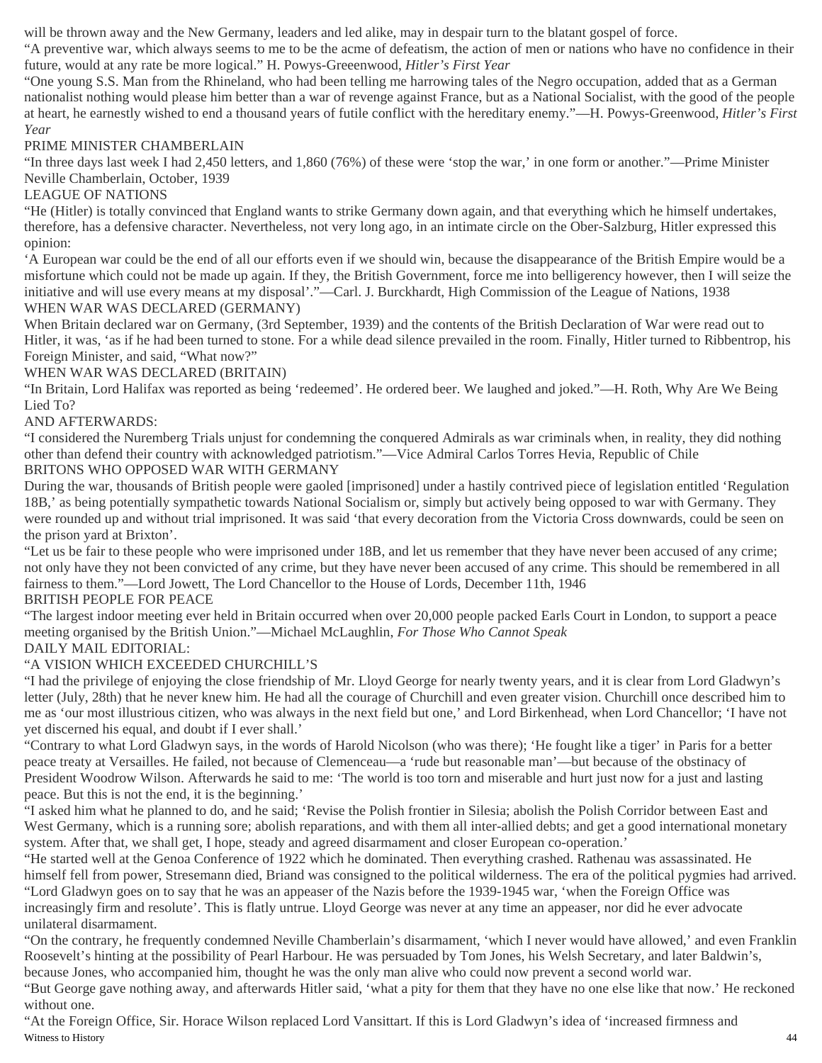will be thrown away and the New Germany, leaders and led alike, may in despair turn to the blatant gospel of force.

"A preventive war, which always seems to me to be the acme of defeatism, the action of men or nations who have no confidence in their future, would at any rate be more logical." H. Powys-Greeenwood, *Hitler's First Year*

"One young S.S. Man from the Rhineland, who had been telling me harrowing tales of the Negro occupation, added that as a German nationalist nothing would please him better than a war of revenge against France, but as a National Socialist, with the good of the people at heart, he earnestly wished to end a thousand years of futile conflict with the hereditary enemy."—H. Powys-Greenwood, *Hitler's First Year*

## PRIME MINISTER CHAMBERLAIN

"In three days last week I had 2,450 letters, and 1,860 (76%) of these were 'stop the war,' in one form or another."—Prime Minister Neville Chamberlain, October, 1939

## LEAGUE OF NATIONS

"He (Hitler) is totally convinced that England wants to strike Germany down again, and that everything which he himself undertakes, therefore, has a defensive character. Nevertheless, not very long ago, in an intimate circle on the Ober-Salzburg, Hitler expressed this opinion:

'A European war could be the end of all our efforts even if we should win, because the disappearance of the British Empire would be a misfortune which could not be made up again. If they, the British Government, force me into belligerency however, then I will seize the initiative and will use every means at my disposal'."—Carl. J. Burckhardt, High Commission of the League of Nations, 1938

## WHEN WAR WAS DECLARED (GERMANY)

When Britain declared war on Germany, (3rd September, 1939) and the contents of the British Declaration of War were read out to Hitler, it was, 'as if he had been turned to stone. For a while dead silence prevailed in the room. Finally, Hitler turned to Ribbentrop, his Foreign Minister, and said, "What now?"

## WHEN WAR WAS DECLARED (BRITAIN)

"In Britain, Lord Halifax was reported as being 'redeemed'. He ordered beer. We laughed and joked."—H. Roth, Why Are We Being Lied To?

## AND AFTERWARDS:

"I considered the Nuremberg Trials unjust for condemning the conquered Admirals as war criminals when, in reality, they did nothing other than defend their country with acknowledged patriotism."—Vice Admiral Carlos Torres Hevia, Republic of Chile

## BRITONS WHO OPPOSED WAR WITH GERMANY

During the war, thousands of British people were gaoled [imprisoned] under a hastily contrived piece of legislation entitled 'Regulation 18B,' as being potentially sympathetic towards National Socialism or, simply but actively being opposed to war with Germany. They were rounded up and without trial imprisoned. It was said 'that every decoration from the Victoria Cross downwards, could be seen on the prison yard at Brixton'.

"Let us be fair to these people who were imprisoned under 18B, and let us remember that they have never been accused of any crime; not only have they not been convicted of any crime, but they have never been accused of any crime. This should be remembered in all fairness to them."—Lord Jowett, The Lord Chancellor to the House of Lords, December 11th, 1946

## BRITISH PEOPLE FOR PEACE

"The largest indoor meeting ever held in Britain occurred when over 20,000 people packed Earls Court in London, to support a peace meeting organised by the British Union."—Michael McLaughlin, *For Those Who Cannot Speak*

## DAILY MAIL EDITORIAL:

"A VISION WHICH EXCEEDED CHURCHILL'S

"I had the privilege of enjoying the close friendship of Mr. Lloyd George for nearly twenty years, and it is clear from Lord Gladwyn's letter (July, 28th) that he never knew him. He had all the courage of Churchill and even greater vision. Churchill once described him to me as 'our most illustrious citizen, who was always in the next field but one,' and Lord Birkenhead, when Lord Chancellor; 'I have not yet discerned his equal, and doubt if I ever shall.'

"Contrary to what Lord Gladwyn says, in the words of Harold Nicolson (who was there); 'He fought like a tiger' in Paris for a better peace treaty at Versailles. He failed, not because of Clemenceau—a 'rude but reasonable man'—but because of the obstinacy of President Woodrow Wilson. Afterwards he said to me: 'The world is too torn and miserable and hurt just now for a just and lasting peace. But this is not the end, it is the beginning.'

"I asked him what he planned to do, and he said; 'Revise the Polish frontier in Silesia; abolish the Polish Corridor between East and West Germany, which is a running sore; abolish reparations, and with them all inter-allied debts; and get a good international monetary system. After that, we shall get, I hope, steady and agreed disarmament and closer European co-operation.'

"He started well at the Genoa Conference of 1922 which he dominated. Then everything crashed. Rathenau was assassinated. He himself fell from power, Stresemann died, Briand was consigned to the political wilderness. The era of the political pygmies had arrived.

"Lord Gladwyn goes on to say that he was an appeaser of the Nazis before the 1939-1945 war, 'when the Foreign Office was increasingly firm and resolute'. This is flatly untrue. Lloyd George was never at any time an appeaser, nor did he ever advocate unilateral disarmament.

"On the contrary, he frequently condemned Neville Chamberlain's disarmament, 'which I never would have allowed,' and even Franklin Roosevelt's hinting at the possibility of Pearl Harbour. He was persuaded by Tom Jones, his Welsh Secretary, and later Baldwin's, because Jones, who accompanied him, thought he was the only man alive who could now prevent a second world war.

"But George gave nothing away, and afterwards Hitler said, 'what a pity for them that they have no one else like that now.' He reckoned without one.

"At the Foreign Office, Sir. Horace Wilson replaced Lord Vansittart. If this is Lord Gladwyn's idea of 'increased firmness and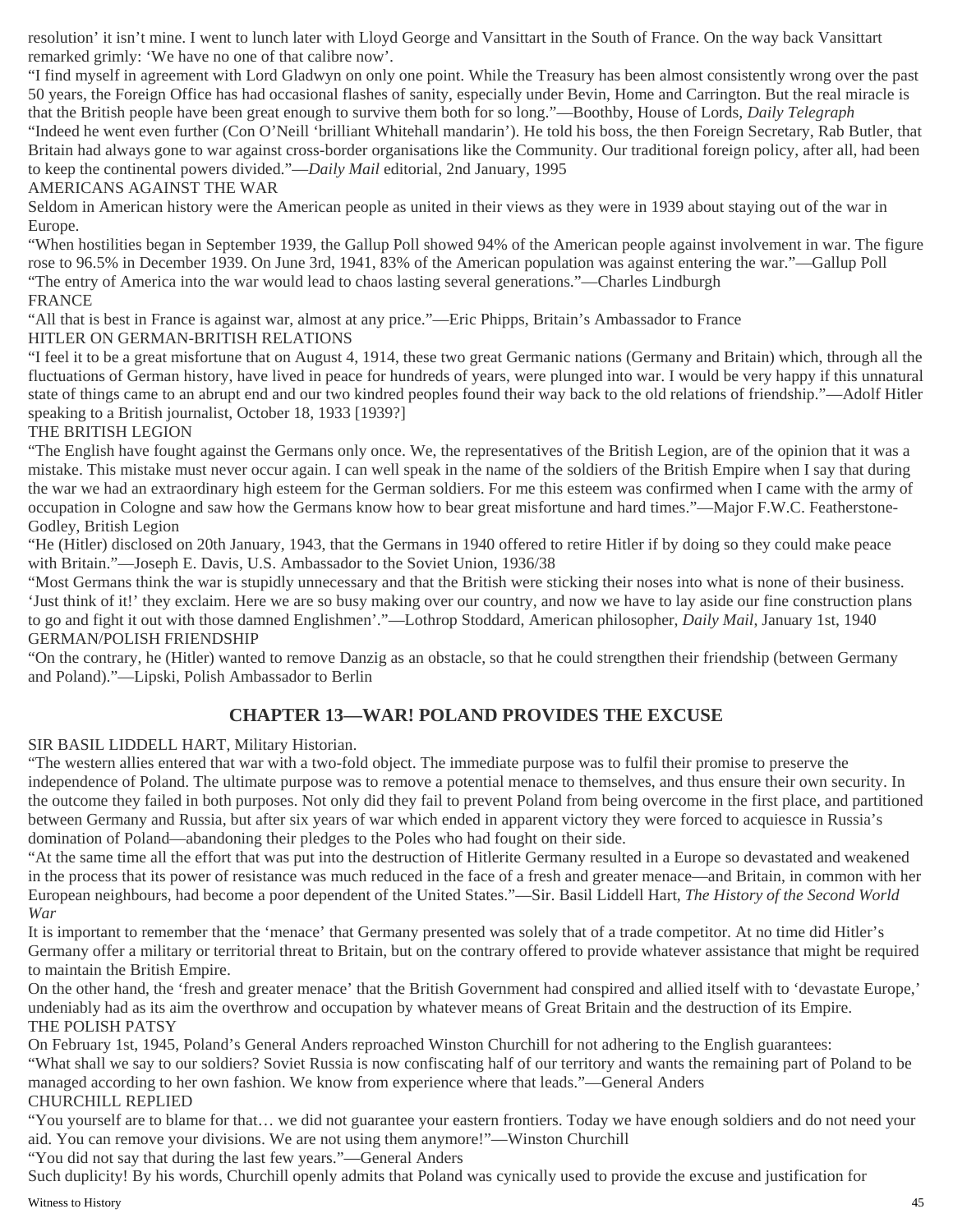resolution' it isn't mine. I went to lunch later with Lloyd George and Vansittart in the South of France. On the way back Vansittart remarked grimly: 'We have no one of that calibre now'.

"I find myself in agreement with Lord Gladwyn on only one point. While the Treasury has been almost consistently wrong over the past 50 years, the Foreign Office has had occasional flashes of sanity, especially under Bevin, Home and Carrington. But the real miracle is that the British people have been great enough to survive them both for so long."—Boothby, House of Lords, *Daily Telegraph*

"Indeed he went even further (Con O'Neill 'brilliant Whitehall mandarin'). He told his boss, the then Foreign Secretary, Rab Butler, that Britain had always gone to war against cross-border organisations like the Community. Our traditional foreign policy, after all, had been to keep the continental powers divided."—*Daily Mail* editorial, 2nd January, 1995

AMERICANS AGAINST THE WAR

Seldom in American history were the American people as united in their views as they were in 1939 about staying out of the war in Europe.

"When hostilities began in September 1939, the Gallup Poll showed 94% of the American people against involvement in war. The figure rose to 96.5% in December 1939. On June 3rd, 1941, 83% of the American population was against entering the war."—Gallup Poll

"The entry of America into the war would lead to chaos lasting several generations."—Charles Lindburgh

FRANCE

"All that is best in France is against war, almost at any price."—Eric Phipps, Britain's Ambassador to France

HITLER ON GERMAN-BRITISH RELATIONS

"I feel it to be a great misfortune that on August 4, 1914, these two great Germanic nations (Germany and Britain) which, through all the fluctuations of German history, have lived in peace for hundreds of years, were plunged into war. I would be very happy if this unnatural state of things came to an abrupt end and our two kindred peoples found their way back to the old relations of friendship."—Adolf Hitler speaking to a British journalist, October 18, 1933 [1939?]

THE BRITISH LEGION

"The English have fought against the Germans only once. We, the representatives of the British Legion, are of the opinion that it was a mistake. This mistake must never occur again. I can well speak in the name of the soldiers of the British Empire when I say that during the war we had an extraordinary high esteem for the German soldiers. For me this esteem was confirmed when I came with the army of occupation in Cologne and saw how the Germans know how to bear great misfortune and hard times."—Major F.W.C. Featherstone-Godley, British Legion

"He (Hitler) disclosed on 20th January, 1943, that the Germans in 1940 offered to retire Hitler if by doing so they could make peace with Britain."—Joseph E. Davis, U.S. Ambassador to the Soviet Union, 1936/38

"Most Germans think the war is stupidly unnecessary and that the British were sticking their noses into what is none of their business. 'Just think of it!' they exclaim. Here we are so busy making over our country, and now we have to lay aside our fine construction plans to go and fight it out with those damned Englishmen'."—Lothrop Stoddard, American philosopher, *Daily Mail*, January 1st, 1940

GERMAN/POLISH FRIENDSHIP

"On the contrary, he (Hitler) wanted to remove Danzig as an obstacle, so that he could strengthen their friendship (between Germany and Poland)."—Lipski, Polish Ambassador to Berlin

## CHAPTER 13—WAR! POLAND PROVIDES THE EXCUSE

SIR BASIL LIDDELL HART, Military Historian.

"The western allies entered that war with a two-fold object. The immediate purpose was to fulfil their promise to preserve the independence of Poland. The ultimate purpose was to remove a potential menace to themselves, and thus ensure their own security. In the outcome they failed in both purposes. Not only did they fail to prevent Poland from being overcome in the first place, and partitioned between Germany and Russia, but after six years of war which ended in apparent victory they were forced to acquiesce in Russia's domination of Poland—abandoning their pledges to the Poles who had fought on their side.

"At the same time all the effort that was put into the destruction of Hitlerite Germany resulted in a Europe so devastated and weakened in the process that its power of resistance was much reduced in the face of a fresh and greater menace—and Britain, in common with her European neighbours, had become a poor dependent of the United States."—Sir. Basil Liddell Hart, *The History of the Second World War*

It is important to remember that the 'menace' that Germany presented was solely that of a trade competitor. At no time did Hitler's Germany offer a military or territorial threat to Britain, but on the contrary offered to provide whatever assistance that might be required to maintain the British Empire.

On the other hand, the 'fresh and greater menace' that the British Government had conspired and allied itself with to 'devastate Europe,' undeniably had as its aim the overthrow and occupation by whatever means of Great Britain and the destruction of its Empire.

THE POLISH PATSY

On February 1st, 1945, Poland's General Anders reproached Winston Churchill for not adhering to the English guarantees:

"What shall we say to our soldiers? Soviet Russia is now confiscating half of our territory and wants the remaining part of Poland to be managed according to her own fashion. We know from experience where that leads."—General Anders

CHURCHILL REPLIED

"You yourself are to blame for that… we did not guarantee your eastern frontiers. Today we have enough soldiers and do not need your aid. You can remove your divisions. We are not using them anymore!"—Winston Churchill

"You did not say that during the last few years."—General Anders

Such duplicity! By his words, Churchill openly admits that Poland was cynically used to provide the excuse and justification for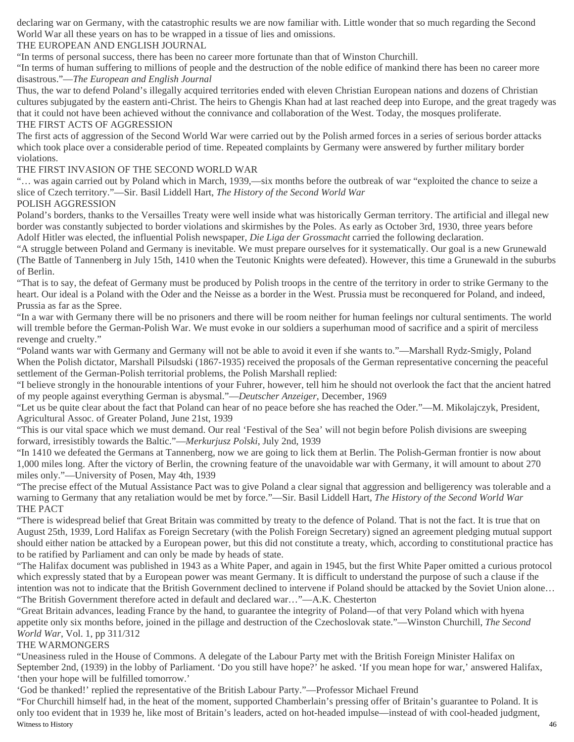declaring war on Germany, with the catastrophic results we are now familiar with. Little wonder that so much regarding the Second World War all these years on has to be wrapped in a tissue of lies and omissions.

THE EUROPEAN AND ENGLISH JOURNAL

"In terms of personal success, there has been no career more fortunate than that of Winston Churchill.

"In terms of human suffering to millions of people and the destruction of the noble edifice of mankind there has been no career more disastrous."—*The European and English Journal*

Thus, the war to defend Poland's illegally acquired territories ended with eleven Christian European nations and dozens of Christian cultures subjugated by the eastern anti-Christ. The heirs to Ghengis Khan had at last reached deep into Europe, and the great tragedy was that it could not have been achieved without the connivance and collaboration of the West. Today, the mosques proliferate.

THE FIRST ACTS OF AGGRESSION

The first acts of aggression of the Second World War were carried out by the Polish armed forces in a series of serious border attacks which took place over a considerable period of time. Repeated complaints by Germany were answered by further military border violations.

THE FIRST INVASION OF THE SECOND WORLD WAR

"… was again carried out by Poland which in March, 1939,—six months before the outbreak of war "exploited the chance to seize a slice of Czech territory."—Sir. Basil Liddell Hart, *The History of the Second World War*

POLISH AGGRESSION

Poland's borders, thanks to the Versailles Treaty were well inside what was historically German territory. The artificial and illegal new border was constantly subjected to border violations and skirmishes by the Poles. As early as October 3rd, 1930, three years before Adolf Hitler was elected, the influential Polish newspaper, *Die Liga der Grossmacht* carried the following declaration.

"A struggle between Poland and Germany is inevitable. We must prepare ourselves for it systematically. Our goal is a new Grunewald (The Battle of Tannenberg in July 15th, 1410 when the Teutonic Knights were defeated). However, this time a Grunewald in the suburbs of Berlin.

"That is to say, the defeat of Germany must be produced by Polish troops in the centre of the territory in order to strike Germany to the heart. Our ideal is a Poland with the Oder and the Neisse as a border in the West. Prussia must be reconquered for Poland, and indeed, Prussia as far as the Spree.

"In a war with Germany there will be no prisoners and there will be room neither for human feelings nor cultural sentiments. The world will tremble before the German-Polish War. We must evoke in our soldiers a superhuman mood of sacrifice and a spirit of merciless revenge and cruelty."

"Poland wants war with Germany and Germany will not be able to avoid it even if she wants to."—Marshall Rydz-Smigly, Poland

When the Polish dictator, Marshall Pilsudski (1867-1935) received the proposals of the German representative concerning the peaceful settlement of the German-Polish territorial problems, the Polish Marshall replied:

"I believe strongly in the honourable intentions of your Fuhrer, however, tell him he should not overlook the fact that the ancient hatred of my people against everything German is abysmal."—*Deutscher Anzeiger*, December, 1969

"Let us be quite clear about the fact that Poland can hear of no peace before she has reached the Oder."—M. Mikolajczyk, President, Agricultural Assoc. of Greater Poland, June 21st, 1939

"This is our vital space which we must demand. Our real 'Festival of the Sea' will not begin before Polish divisions are sweeping forward, irresistibly towards the Baltic."—*Merkurjusz Polski*, July 2nd, 1939

"In 1410 we defeated the Germans at Tannenberg, now we are going to lick them at Berlin. The Polish-German frontier is now about 1,000 miles long. After the victory of Berlin, the crowning feature of the unavoidable war with Germany, it will amount to about 270 miles only."—University of Posen, May 4th, 1939

"The precise effect of the Mutual Assistance Pact was to give Poland a clear signal that aggression and belligerency was tolerable and a warning to Germany that any retaliation would be met by force."—Sir. Basil Liddell Hart, *The History of the Second World War*

THE PACT

"There is widespread belief that Great Britain was committed by treaty to the defence of Poland. That is not the fact. It is true that on August 25th, 1939, Lord Halifax as Foreign Secretary (with the Polish Foreign Secretary) signed an agreement pledging mutual support should either nation be attacked by a European power, but this did not constitute a treaty, which, according to constitutional practice has to be ratified by Parliament and can only be made by heads of state.

"The Halifax document was published in 1943 as a White Paper, and again in 1945, but the first White Paper omitted a curious protocol which expressly stated that by a European power was meant Germany. It is difficult to understand the purpose of such a clause if the intention was not to indicate that the British Government declined to intervene if Poland should be attacked by the Soviet Union alone… "The British Government therefore acted in default and declared war…"—A.K. Chesterton

"Great Britain advances, leading France by the hand, to guarantee the integrity of Poland—of that very Poland which with hyena appetite only six months before, joined in the pillage and destruction of the Czechoslovak state."—Winston Churchill, *The Second World War*, Vol. 1, pp 311/312

THE WARMONGERS

"Uneasiness ruled in the House of Commons. A delegate of the Labour Party met with the British Foreign Minister Halifax on September 2nd, (1939) in the lobby of Parliament. 'Do you still have hope?' he asked. 'If you mean hope for war,' answered Halifax, 'then your hope will be fulfilled tomorrow.'

'God be thanked!' replied the representative of the British Labour Party."—Professor Michael Freund

"For Churchill himself had, in the heat of the moment, supported Chamberlain's pressing offer of Britain's guarantee to Poland. It is only too evident that in 1939 he, like most of Britain's leaders, acted on hot-headed impulse—instead of with cool-headed judgment,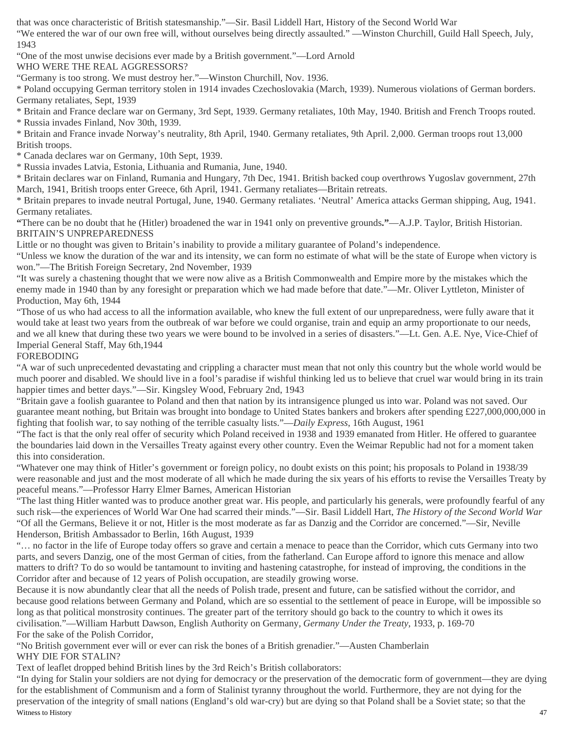that was once characteristic of British statesmanship."—Sir. Basil Liddell Hart, History of the Second World War

"We entered the war of our own free will, without ourselves being directly assaulted." —Winston Churchill, Guild Hall Speech, July, 1943

"One of the most unwise decisions ever made by a British government."—Lord Arnold

## WHO WERE THE REAL AGGRESSORS?

"Germany is too strong. We must destroy her."—Winston Churchill, Nov. 1936.

* Poland occupying German territory stolen in 1914 invades Czechoslovakia (March, 1939). Numerous violations of German borders. Germany retaliates, Sept, 1939
* Britain and France declare war on Germany, 3rd Sept, 1939. Germany retaliates, 10th May, 1940. British and French Troops routed.
* Russia invades Finland, Nov 30th, 1939.
* Britain and France invade Norway's neutrality, 8th April, 1940. Germany retaliates, 9th April. 2,000. German troops rout 13,000 British troops.
* Canada declares war on Germany, 10th Sept, 1939.
* Russia invades Latvia, Estonia, Lithuania and Rumania, June, 1940.
* Britain declares war on Finland, Rumania and Hungary, 7th Dec, 1941. British backed coup overthrows Yugoslav government, 27th March, 1941, British troops enter Greece, 6th April, 1941. Germany retaliates—Britain retreats.
* Britain prepares to invade neutral Portugal, June, 1940. Germany retaliates. 'Neutral' America attacks German shipping, Aug, 1941. Germany retaliates.

**"**There can be no doubt that he (Hitler) broadened the war in 1941 only on preventive grounds**."**—A.J.P. Taylor, British Historian.

## BRITAIN'S UNPREPAREDNESS

Little or no thought was given to Britain's inability to provide a military guarantee of Poland's independence.

"Unless we know the duration of the war and its intensity, we can form no estimate of what will be the state of Europe when victory is won."—The British Foreign Secretary, 2nd November, 1939

"It was surely a chastening thought that we were now alive as a British Commonwealth and Empire more by the mistakes which the enemy made in 1940 than by any foresight or preparation which we had made before that date."—Mr. Oliver Lyttleton, Minister of Production, May 6th, 1944

"Those of us who had access to all the information available, who knew the full extent of our unpreparedness, were fully aware that it would take at least two years from the outbreak of war before we could organise, train and equip an army proportionate to our needs, and we all knew that during these two years we were bound to be involved in a series of disasters."—Lt. Gen. A.E. Nye, Vice-Chief of Imperial General Staff, May 6th,1944

## FOREBODING

"A war of such unprecedented devastating and crippling a character must mean that not only this country but the whole world would be much poorer and disabled. We should live in a fool's paradise if wishful thinking led us to believe that cruel war would bring in its train happier times and better days."—Sir. Kingsley Wood, February 2nd, 1943

"Britain gave a foolish guarantee to Poland and then that nation by its intransigence plunged us into war. Poland was not saved. Our guarantee meant nothing, but Britain was brought into bondage to United States bankers and brokers after spending £227,000,000,000 in fighting that foolish war, to say nothing of the terrible casualty lists."—*Daily Express*, 16th August, 1961

"The fact is that the only real offer of security which Poland received in 1938 and 1939 emanated from Hitler. He offered to guarantee the boundaries laid down in the Versailles Treaty against every other country. Even the Weimar Republic had not for a moment taken this into consideration.

"Whatever one may think of Hitler's government or foreign policy, no doubt exists on this point; his proposals to Poland in 1938/39 were reasonable and just and the most moderate of all which he made during the six years of his efforts to revise the Versailles Treaty by peaceful means."—Professor Harry Elmer Barnes, American Historian

"The last thing Hitler wanted was to produce another great war. His people, and particularly his generals, were profoundly fearful of any such risk—the experiences of World War One had scarred their minds."—Sir. Basil Liddell Hart, *The History of the Second World War*

"Of all the Germans, Believe it or not, Hitler is the most moderate as far as Danzig and the Corridor are concerned."—Sir, Neville Henderson, British Ambassador to Berlin, 16th August, 1939

"… no factor in the life of Europe today offers so grave and certain a menace to peace than the Corridor, which cuts Germany into two parts, and severs Danzig, one of the most German of cities, from the fatherland. Can Europe afford to ignore this menace and allow matters to drift? To do so would be tantamount to inviting and hastening catastrophe, for instead of improving, the conditions in the Corridor after and because of 12 years of Polish occupation, are steadily growing worse.

Because it is now abundantly clear that all the needs of Polish trade, present and future, can be satisfied without the corridor, and because good relations between Germany and Poland, which are so essential to the settlement of peace in Europe, will be impossible so long as that political monstrosity continues. The greater part of the territory should go back to the country to which it owes its civilisation."—William Harbutt Dawson, English Authority on Germany, *Germany Under the Treaty*, 1933, p. 169-70

For the sake of the Polish Corridor,

"No British government ever will or ever can risk the bones of a British grenadier."—Austen Chamberlain

## WHY DIE FOR STALIN?

Text of leaflet dropped behind British lines by the 3rd Reich's British collaborators:

"In dying for Stalin your soldiers are not dying for democracy or the preservation of the democratic form of government—they are dying for the establishment of Communism and a form of Stalinist tyranny throughout the world. Furthermore, they are not dying for the preservation of the integrity of small nations (England's old war-cry) but are dying so that Poland shall be a Soviet state; so that the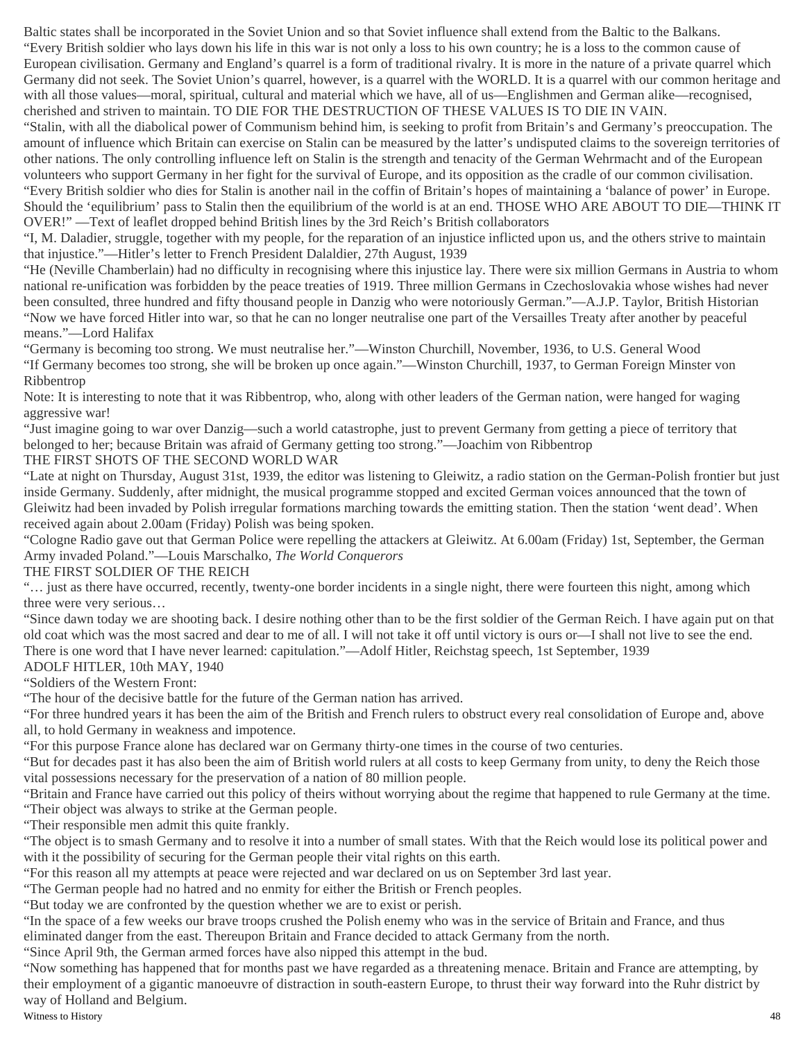Baltic states shall be incorporated in the Soviet Union and so that Soviet influence shall extend from the Baltic to the Balkans.

"Every British soldier who lays down his life in this war is not only a loss to his own country; he is a loss to the common cause of European civilisation. Germany and England's quarrel is a form of traditional rivalry. It is more in the nature of a private quarrel which Germany did not seek. The Soviet Union's quarrel, however, is a quarrel with the WORLD. It is a quarrel with our common heritage and with all those values—moral, spiritual, cultural and material which we have, all of us—Englishmen and German alike—recognised, cherished and striven to maintain. TO DIE FOR THE DESTRUCTION OF THESE VALUES IS TO DIE IN VAIN.

"Stalin, with all the diabolical power of Communism behind him, is seeking to profit from Britain's and Germany's preoccupation. The amount of influence which Britain can exercise on Stalin can be measured by the latter's undisputed claims to the sovereign territories of other nations. The only controlling influence left on Stalin is the strength and tenacity of the German Wehrmacht and of the European volunteers who support Germany in her fight for the survival of Europe, and its opposition as the cradle of our common civilisation.

"Every British soldier who dies for Stalin is another nail in the coffin of Britain's hopes of maintaining a 'balance of power' in Europe. Should the 'equilibrium' pass to Stalin then the equilibrium of the world is at an end. THOSE WHO ARE ABOUT TO DIE—THINK IT OVER!" —Text of leaflet dropped behind British lines by the 3rd Reich's British collaborators

"I, M. Daladier, struggle, together with my people, for the reparation of an injustice inflicted upon us, and the others strive to maintain that injustice."—Hitler's letter to French President Daladier, 27th August, 1939

"He (Neville Chamberlain) had no difficulty in recognising where this injustice lay. There were six million Germans in Austria to whom national re-unification was forbidden by the peace treaties of 1919. Three million Germans in Czechoslovakia whose wishes had never been consulted, three hundred and fifty thousand people in Danzig who were notoriously German."—A.J.P. Taylor, British Historian

"Now we have forced Hitler into war, so that he can no longer neutralise one part of the Versailles Treaty after another by peaceful means."—Lord Halifax

"Germany is becoming too strong. We must neutralise her."—Winston Churchill, November, 1936, to U.S. General Wood

"If Germany becomes too strong, she will be broken up once again."—Winston Churchill, 1937, to German Foreign Minster von Ribbentrop

Note: It is interesting to note that it was Ribbentrop, who, along with other leaders of the German nation, were hanged for waging aggressive war!

"Just imagine going to war over Danzig—such a world catastrophe, just to prevent Germany from getting a piece of territory that belonged to her; because Britain was afraid of Germany getting too strong."—Joachim von Ribbentrop

## THE FIRST SHOTS OF THE SECOND WORLD WAR

"Late at night on Thursday, August 31st, 1939, the editor was listening to Gleiwitz, a radio station on the German-Polish frontier but just inside Germany. Suddenly, after midnight, the musical programme stopped and excited German voices announced that the town of Gleiwitz had been invaded by Polish irregular formations marching towards the emitting station. Then the station 'went dead'. When received again about 2.00am (Friday) Polish was being spoken.

"Cologne Radio gave out that German Police were repelling the attackers at Gleiwitz. At 6.00am (Friday) 1st, September, the German Army invaded Poland."—Louis Marschalko, *The World Conquerors*

## THE FIRST SOLDIER OF THE REICH

"… just as there have occurred, recently, twenty-one border incidents in a single night, there were fourteen this night, among which three were very serious…

"Since dawn today we are shooting back. I desire nothing other than to be the first soldier of the German Reich. I have again put on that old coat which was the most sacred and dear to me of all. I will not take it off until victory is ours or—I shall not live to see the end. There is one word that I have never learned: capitulation."—Adolf Hitler, Reichstag speech, 1st September, 1939

## ADOLF HITLER, 10th MAY, 1940

"Soldiers of the Western Front:

"The hour of the decisive battle for the future of the German nation has arrived.

"For three hundred years it has been the aim of the British and French rulers to obstruct every real consolidation of Europe and, above all, to hold Germany in weakness and impotence.

"For this purpose France alone has declared war on Germany thirty-one times in the course of two centuries.

"But for decades past it has also been the aim of British world rulers at all costs to keep Germany from unity, to deny the Reich those vital possessions necessary for the preservation of a nation of 80 million people.

"Britain and France have carried out this policy of theirs without worrying about the regime that happened to rule Germany at the time.

"Their object was always to strike at the German people.

"Their responsible men admit this quite frankly.

"The object is to smash Germany and to resolve it into a number of small states. With that the Reich would lose its political power and with it the possibility of securing for the German people their vital rights on this earth.

"For this reason all my attempts at peace were rejected and war declared on us on September 3rd last year.

"The German people had no hatred and no enmity for either the British or French peoples.

"But today we are confronted by the question whether we are to exist or perish.

"In the space of a few weeks our brave troops crushed the Polish enemy who was in the service of Britain and France, and thus eliminated danger from the east. Thereupon Britain and France decided to attack Germany from the north.

"Since April 9th, the German armed forces have also nipped this attempt in the bud.

"Now something has happened that for months past we have regarded as a threatening menace. Britain and France are attempting, by their employment of a gigantic manoeuvre of distraction in south-eastern Europe, to thrust their way forward into the Ruhr district by way of Holland and Belgium.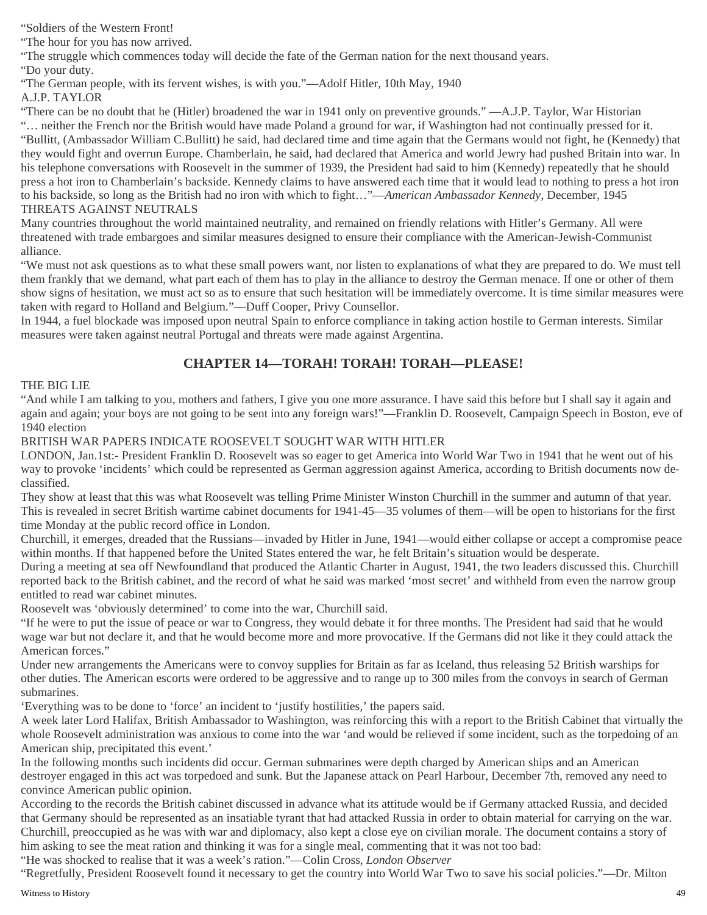"Soldiers of the Western Front!

"The hour for you has now arrived.

"The struggle which commences today will decide the fate of the German nation for the next thousand years.

"Do your duty.

"The German people, with its fervent wishes, is with you."—Adolf Hitler, 10th May, 1940

A.J.P. TAYLOR

"There can be no doubt that he (Hitler) broadened the war in 1941 only on preventive grounds." —A.J.P. Taylor, War Historian

"… neither the French nor the British would have made Poland a ground for war, if Washington had not continually pressed for it. "Bullitt, (Ambassador William C.Bullitt) he said, had declared time and time again that the Germans would not fight, he (Kennedy) that they would fight and overrun Europe. Chamberlain, he said, had declared that America and world Jewry had pushed Britain into war. In his telephone conversations with Roosevelt in the summer of 1939, the President had said to him (Kennedy) repeatedly that he should press a hot iron to Chamberlain's backside. Kennedy claims to have answered each time that it would lead to nothing to press a hot iron to his backside, so long as the British had no iron with which to fight…"—*American Ambassador Kennedy*, December, 1945

THREATS AGAINST NEUTRALS

Many countries throughout the world maintained neutrality, and remained on friendly relations with Hitler's Germany. All were threatened with trade embargoes and similar measures designed to ensure their compliance with the American-Jewish-Communist alliance.

"We must not ask questions as to what these small powers want, nor listen to explanations of what they are prepared to do. We must tell them frankly that we demand, what part each of them has to play in the alliance to destroy the German menace. If one or other of them show signs of hesitation, we must act so as to ensure that such hesitation will be immediately overcome. It is time similar measures were taken with regard to Holland and Belgium."—Duff Cooper, Privy Counsellor.

In 1944, a fuel blockade was imposed upon neutral Spain to enforce compliance in taking action hostile to German interests. Similar measures were taken against neutral Portugal and threats were made against Argentina.

## CHAPTER 14—TORAH! TORAH! TORAH—PLEASE!

THE BIG LIE

"And while I am talking to you, mothers and fathers, I give you one more assurance. I have said this before but I shall say it again and again and again; your boys are not going to be sent into any foreign wars!"—Franklin D. Roosevelt, Campaign Speech in Boston, eve of 1940 election

BRITISH WAR PAPERS INDICATE ROOSEVELT SOUGHT WAR WITH HITLER

LONDON, Jan.1st:- President Franklin D. Roosevelt was so eager to get America into World War Two in 1941 that he went out of his way to provoke 'incidents' which could be represented as German aggression against America, according to British documents now de-classified.

They show at least that this was what Roosevelt was telling Prime Minister Winston Churchill in the summer and autumn of that year. This is revealed in secret British wartime cabinet documents for 1941-45—35 volumes of them—will be open to historians for the first time Monday at the public record office in London.

Churchill, it emerges, dreaded that the Russians—invaded by Hitler in June, 1941—would either collapse or accept a compromise peace within months. If that happened before the United States entered the war, he felt Britain's situation would be desperate.

During a meeting at sea off Newfoundland that produced the Atlantic Charter in August, 1941, the two leaders discussed this. Churchill reported back to the British cabinet, and the record of what he said was marked 'most secret' and withheld from even the narrow group entitled to read war cabinet minutes.

Roosevelt was 'obviously determined' to come into the war, Churchill said.

"If he were to put the issue of peace or war to Congress, they would debate it for three months. The President had said that he would wage war but not declare it, and that he would become more and more provocative. If the Germans did not like it they could attack the American forces."

Under new arrangements the Americans were to convoy supplies for Britain as far as Iceland, thus releasing 52 British warships for other duties. The American escorts were ordered to be aggressive and to range up to 300 miles from the convoys in search of German submarines.

'Everything was to be done to 'force' an incident to 'justify hostilities,' the papers said.

A week later Lord Halifax, British Ambassador to Washington, was reinforcing this with a report to the British Cabinet that virtually the whole Roosevelt administration was anxious to come into the war 'and would be relieved if some incident, such as the torpedoing of an American ship, precipitated this event.'

In the following months such incidents did occur. German submarines were depth charged by American ships and an American destroyer engaged in this act was torpedoed and sunk. But the Japanese attack on Pearl Harbour, December 7th, removed any need to convince American public opinion.

According to the records the British cabinet discussed in advance what its attitude would be if Germany attacked Russia, and decided that Germany should be represented as an insatiable tyrant that had attacked Russia in order to obtain material for carrying on the war.

Churchill, preoccupied as he was with war and diplomacy, also kept a close eye on civilian morale. The document contains a story of him asking to see the meat ration and thinking it was for a single meal, commenting that it was not too bad:

"He was shocked to realise that it was a week's ration."—Colin Cross, *London Observer*

"Regretfully, President Roosevelt found it necessary to get the country into World War Two to save his social policies."—Dr. Milton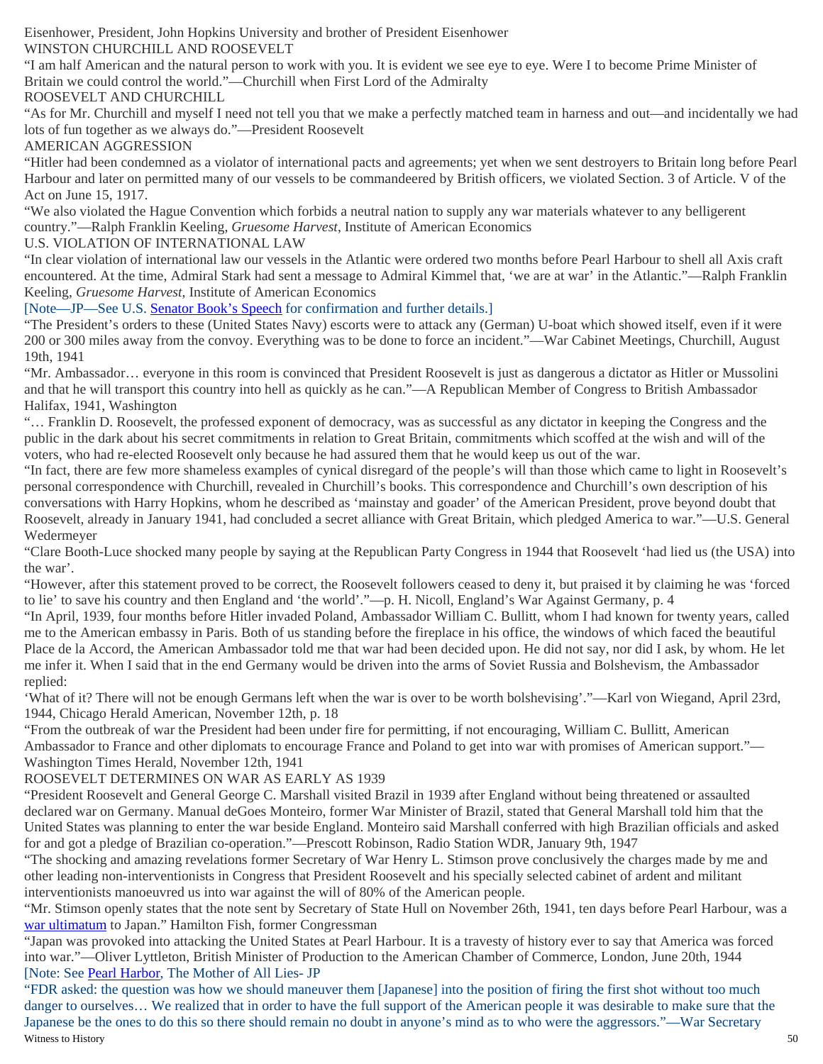Eisenhower, President, John Hopkins University and brother of President Eisenhower

WINSTON CHURCHILL AND ROOSEVELT

"I am half American and the natural person to work with you. It is evident we see eye to eye. Were I to become Prime Minister of Britain we could control the world."—Churchill when First Lord of the Admiralty

ROOSEVELT AND CHURCHILL

"As for Mr. Churchill and myself I need not tell you that we make a perfectly matched team in harness and out—and incidentally we had lots of fun together as we always do."—President Roosevelt

AMERICAN AGGRESSION

"Hitler had been condemned as a violator of international pacts and agreements; yet when we sent destroyers to Britain long before Pearl Harbour and later on permitted many of our vessels to be commandeered by British officers, we violated Section. 3 of Article. V of the Act on June 15, 1917.

"We also violated the Hague Convention which forbids a neutral nation to supply any war materials whatever to any belligerent country."—Ralph Franklin Keeling, *Gruesome Harvest*, Institute of American Economics

U.S. VIOLATION OF INTERNATIONAL LAW

"In clear violation of international law our vessels in the Atlantic were ordered two months before Pearl Harbour to shell all Axis craft encountered. At the time, Admiral Stark had sent a message to Admiral Kimmel that, 'we are at war' in the Atlantic."—Ralph Franklin Keeling, *Gruesome Harvest*, Institute of American Economics

[Note—JP—See U.S. Senator Book's Speech for confirmation and further details.]

"The President's orders to these (United States Navy) escorts were to attack any (German) U-boat which showed itself, even if it were 200 or 300 miles away from the convoy. Everything was to be done to force an incident."—War Cabinet Meetings, Churchill, August 19th, 1941

"Mr. Ambassador… everyone in this room is convinced that President Roosevelt is just as dangerous a dictator as Hitler or Mussolini and that he will transport this country into hell as quickly as he can."—A Republican Member of Congress to British Ambassador Halifax, 1941, Washington

"… Franklin D. Roosevelt, the professed exponent of democracy, was as successful as any dictator in keeping the Congress and the public in the dark about his secret commitments in relation to Great Britain, commitments which scoffed at the wish and will of the voters, who had re-elected Roosevelt only because he had assured them that he would keep us out of the war.

"In fact, there are few more shameless examples of cynical disregard of the people's will than those which came to light in Roosevelt's personal correspondence with Churchill, revealed in Churchill's books. This correspondence and Churchill's own description of his conversations with Harry Hopkins, whom he described as 'mainstay and goader' of the American President, prove beyond doubt that Roosevelt, already in January 1941, had concluded a secret alliance with Great Britain, which pledged America to war."—U.S. General Wedermeyer

"Clare Booth-Luce shocked many people by saying at the Republican Party Congress in 1944 that Roosevelt 'had lied us (the USA) into the war'.

"However, after this statement proved to be correct, the Roosevelt followers ceased to deny it, but praised it by claiming he was 'forced to lie' to save his country and then England and 'the world'."—p. H. Nicoll, England's War Against Germany, p. 4

"In April, 1939, four months before Hitler invaded Poland, Ambassador William C. Bullitt, whom I had known for twenty years, called me to the American embassy in Paris. Both of us standing before the fireplace in his office, the windows of which faced the beautiful Place de la Accord, the American Ambassador told me that war had been decided upon. He did not say, nor did I ask, by whom. He let me infer it. When I said that in the end Germany would be driven into the arms of Soviet Russia and Bolshevism, the Ambassador replied:

'What of it? There will not be enough Germans left when the war is over to be worth bolshevising'."—Karl von Wiegand, April 23rd, 1944, Chicago Herald American, November 12th, p. 18

"From the outbreak of war the President had been under fire for permitting, if not encouraging, William C. Bullitt, American Ambassador to France and other diplomats to encourage France and Poland to get into war with promises of American support."—Washington Times Herald, November 12th, 1941

ROOSEVELT DETERMINES ON WAR AS EARLY AS 1939

"President Roosevelt and General George C. Marshall visited Brazil in 1939 after England without being threatened or assaulted declared war on Germany. Manual deGoes Monteiro, former War Minister of Brazil, stated that General Marshall told him that the United States was planning to enter the war beside England. Monteiro said Marshall conferred with high Brazilian officials and asked for and got a pledge of Brazilian co-operation."—Prescott Robinson, Radio Station WDR, January 9th, 1947

"The shocking and amazing revelations former Secretary of War Henry L. Stimson prove conclusively the charges made by me and other leading non-interventionists in Congress that President Roosevelt and his specially selected cabinet of ardent and militant interventionists manoeuvred us into war against the will of 80% of the American people.

"Mr. Stimson openly states that the note sent by Secretary of State Hull on November 26th, 1941, ten days before Pearl Harbour, was a war ultimatum to Japan." Hamilton Fish, former Congressman

"Japan was provoked into attacking the United States at Pearl Harbour. It is a travesty of history ever to say that America was forced into war."—Oliver Lyttleton, British Minister of Production to the American Chamber of Commerce, London, June 20th, 1944

[Note: See Pearl Harbor, The Mother of All Lies- JP

"FDR asked: the question was how we should maneuver them [Japanese] into the position of firing the first shot without too much danger to ourselves… We realized that in order to have the full support of the American people it was desirable to make sure that the Japanese be the ones to do this so there should remain no doubt in anyone's mind as to who were the aggressors."—War Secretary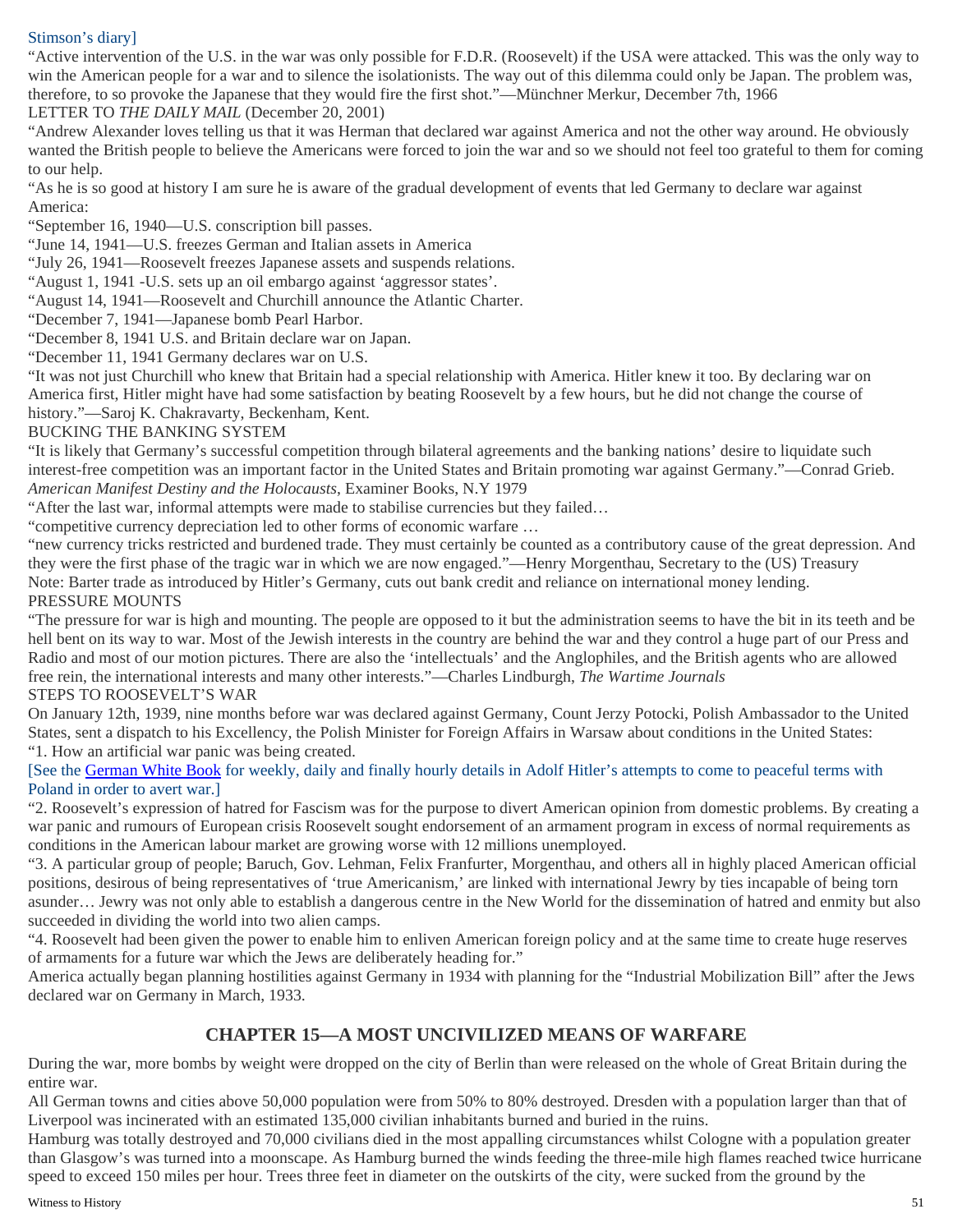Stimson's diary]

"Active intervention of the U.S. in the war was only possible for F.D.R. (Roosevelt) if the USA were attacked. This was the only way to win the American people for a war and to silence the isolationists. The way out of this dilemma could only be Japan. The problem was, therefore, to so provoke the Japanese that they would fire the first shot."—Münchner Merkur, December 7th, 1966

LETTER TO *THE DAILY MAIL* (December 20, 2001)

"Andrew Alexander loves telling us that it was Herman that declared war against America and not the other way around. He obviously wanted the British people to believe the Americans were forced to join the war and so we should not feel too grateful to them for coming to our help.

"As he is so good at history I am sure he is aware of the gradual development of events that led Germany to declare war against America:

"September 16, 1940—U.S. conscription bill passes.

"June 14, 1941—U.S. freezes German and Italian assets in America

"July 26, 1941—Roosevelt freezes Japanese assets and suspends relations.

"August 1, 1941 -U.S. sets up an oil embargo against 'aggressor states'.

"August 14, 1941—Roosevelt and Churchill announce the Atlantic Charter.

"December 7, 1941—Japanese bomb Pearl Harbor.

"December 8, 1941 U.S. and Britain declare war on Japan.

"December 11, 1941 Germany declares war on U.S.

"It was not just Churchill who knew that Britain had a special relationship with America. Hitler knew it too. By declaring war on America first, Hitler might have had some satisfaction by beating Roosevelt by a few hours, but he did not change the course of history."—Saroj K. Chakravarty, Beckenham, Kent.

BUCKING THE BANKING SYSTEM

"It is likely that Germany's successful competition through bilateral agreements and the banking nations' desire to liquidate such interest-free competition was an important factor in the United States and Britain promoting war against Germany."—Conrad Grieb. *American Manifest Destiny and the Holocausts*, Examiner Books, N.Y 1979

"After the last war, informal attempts were made to stabilise currencies but they failed…

"competitive currency depreciation led to other forms of economic warfare …

"new currency tricks restricted and burdened trade. They must certainly be counted as a contributory cause of the great depression. And they were the first phase of the tragic war in which we are now engaged."—Henry Morgenthau, Secretary to the (US) Treasury

Note: Barter trade as introduced by Hitler's Germany, cuts out bank credit and reliance on international money lending.

PRESSURE MOUNTS

"The pressure for war is high and mounting. The people are opposed to it but the administration seems to have the bit in its teeth and be hell bent on its way to war. Most of the Jewish interests in the country are behind the war and they control a huge part of our Press and Radio and most of our motion pictures. There are also the 'intellectuals' and the Anglophiles, and the British agents who are allowed free rein, the international interests and many other interests."—Charles Lindburgh, *The Wartime Journals*

STEPS TO ROOSEVELT'S WAR

On January 12th, 1939, nine months before war was declared against Germany, Count Jerzy Potocki, Polish Ambassador to the United States, sent a dispatch to his Excellency, the Polish Minister for Foreign Affairs in Warsaw about conditions in the United States:

"1. How an artificial war panic was being created.

[See the German White Book for weekly, daily and finally hourly details in Adolf Hitler's attempts to come to peaceful terms with Poland in order to avert war.]

"2. Roosevelt's expression of hatred for Fascism was for the purpose to divert American opinion from domestic problems. By creating a war panic and rumours of European crisis Roosevelt sought endorsement of an armament program in excess of normal requirements as conditions in the American labour market are growing worse with 12 millions unemployed.

"3. A particular group of people; Baruch, Gov. Lehman, Felix Franfurter, Morgenthau, and others all in highly placed American official positions, desirous of being representatives of 'true Americanism,' are linked with international Jewry by ties incapable of being torn asunder… Jewry was not only able to establish a dangerous centre in the New World for the dissemination of hatred and enmity but also succeeded in dividing the world into two alien camps.

"4. Roosevelt had been given the power to enable him to enliven American foreign policy and at the same time to create huge reserves of armaments for a future war which the Jews are deliberately heading for."

America actually began planning hostilities against Germany in 1934 with planning for the "Industrial Mobilization Bill" after the Jews declared war on Germany in March, 1933.

## CHAPTER 15—A MOST UNCIVILIZED MEANS OF WARFARE

During the war, more bombs by weight were dropped on the city of Berlin than were released on the whole of Great Britain during the entire war.

All German towns and cities above 50,000 population were from 50% to 80% destroyed. Dresden with a population larger than that of Liverpool was incinerated with an estimated 135,000 civilian inhabitants burned and buried in the ruins.

Hamburg was totally destroyed and 70,000 civilians died in the most appalling circumstances whilst Cologne with a population greater than Glasgow's was turned into a moonscape. As Hamburg burned the winds feeding the three-mile high flames reached twice hurricane speed to exceed 150 miles per hour. Trees three feet in diameter on the outskirts of the city, were sucked from the ground by the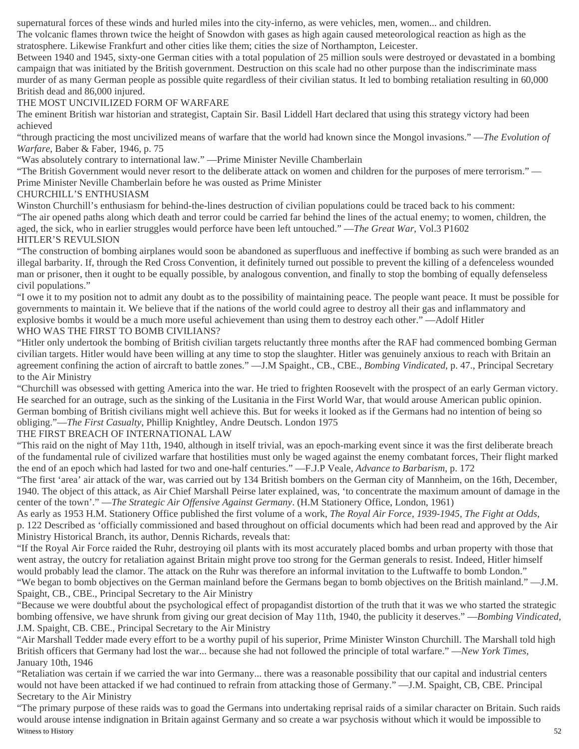supernatural forces of these winds and hurled miles into the city-inferno, as were vehicles, men, women... and children.

The volcanic flames thrown twice the height of Snowdon with gases as high again caused meteorological reaction as high as the stratosphere. Likewise Frankfurt and other cities like them; cities the size of Northampton, Leicester.

Between 1940 and 1945, sixty-one German cities with a total population of 25 million souls were destroyed or devastated in a bombing campaign that was initiated by the British government. Destruction on this scale had no other purpose than the indiscriminate mass murder of as many German people as possible quite regardless of their civilian status. It led to bombing retaliation resulting in 60,000 British dead and 86,000 injured.

## THE MOST UNCIVILIZED FORM OF WARFARE

The eminent British war historian and strategist, Captain Sir. Basil Liddell Hart declared that using this strategy victory had been achieved

"through practicing the most uncivilized means of warfare that the world had known since the Mongol invasions." —*The Evolution of Warfare*, Baber & Faber, 1946, p. 75

"Was absolutely contrary to international law." —Prime Minister Neville Chamberlain

"The British Government would never resort to the deliberate attack on women and children for the purposes of mere terrorism." —Prime Minister Neville Chamberlain before he was ousted as Prime Minister

## CHURCHILL'S ENTHUSIASM

Winston Churchill's enthusiasm for behind-the-lines destruction of civilian populations could be traced back to his comment:

"The air opened paths along which death and terror could be carried far behind the lines of the actual enemy; to women, children, the aged, the sick, who in earlier struggles would perforce have been left untouched." —*The Great War*, Vol.3 P1602

## HITLER'S REVULSION

"The construction of bombing airplanes would soon be abandoned as superfluous and ineffective if bombing as such were branded as an illegal barbarity. If, through the Red Cross Convention, it definitely turned out possible to prevent the killing of a defenceless wounded man or prisoner, then it ought to be equally possible, by analogous convention, and finally to stop the bombing of equally defenseless civil populations."

"I owe it to my position not to admit any doubt as to the possibility of maintaining peace. The people want peace. It must be possible for governments to maintain it. We believe that if the nations of the world could agree to destroy all their gas and inflammatory and explosive bombs it would be a much more useful achievement than using them to destroy each other." —Adolf Hitler

## WHO WAS THE FIRST TO BOMB CIVILIANS?

"Hitler only undertook the bombing of British civilian targets reluctantly three months after the RAF had commenced bombing German civilian targets. Hitler would have been willing at any time to stop the slaughter. Hitler was genuinely anxious to reach with Britain an agreement confining the action of aircraft to battle zones." —J.M Spaight., CB., CBE., *Bombing Vindicated*, p. 47., Principal Secretary to the Air Ministry

"Churchill was obsessed with getting America into the war. He tried to frighten Roosevelt with the prospect of an early German victory. He searched for an outrage, such as the sinking of the Lusitania in the First World War, that would arouse American public opinion. German bombing of British civilians might well achieve this. But for weeks it looked as if the Germans had no intention of being so obliging."—*The First Casualty*, Phillip Knightley, Andre Deutsch. London 1975

## THE FIRST BREACH OF INTERNATIONAL LAW

"This raid on the night of May 11th, 1940, although in itself trivial, was an epoch-marking event since it was the first deliberate breach of the fundamental rule of civilized warfare that hostilities must only be waged against the enemy combatant forces, Their flight marked the end of an epoch which had lasted for two and one-half centuries." —F.J.P Veale, *Advance to Barbarism*, p. 172

"The first 'area' air attack of the war, was carried out by 134 British bombers on the German city of Mannheim, on the 16th, December, 1940. The object of this attack, as Air Chief Marshall Peirse later explained, was, 'to concentrate the maximum amount of damage in the center of the town'." —*The Strategic Air Offensive Against Germany*. (H.M Stationery Office, London, 1961)

As early as 1953 H.M. Stationery Office published the first volume of a work, *The Royal Air Force, 1939-1945, The Fight at Odds*, p. 122 Described as 'officially commissioned and based throughout on official documents which had been read and approved by the Air Ministry Historical Branch, its author, Dennis Richards, reveals that:

"If the Royal Air Force raided the Ruhr, destroying oil plants with its most accurately placed bombs and urban property with those that went astray, the outcry for retaliation against Britain might prove too strong for the German generals to resist. Indeed, Hitler himself would probably lead the clamor. The attack on the Ruhr was therefore an informal invitation to the Luftwaffe to bomb London."

"We began to bomb objectives on the German mainland before the Germans began to bomb objectives on the British mainland." —J.M. Spaight, CB., CBE., Principal Secretary to the Air Ministry

"Because we were doubtful about the psychological effect of propagandist distortion of the truth that it was we who started the strategic bombing offensive, we have shrunk from giving our great decision of May 11th, 1940, the publicity it deserves." —*Bombing Vindicated*, J.M. Spaight, CB. CBE., Principal Secretary to the Air Ministry

"Air Marshall Tedder made every effort to be a worthy pupil of his superior, Prime Minister Winston Churchill. The Marshall told high British officers that Germany had lost the war... because she had not followed the principle of total warfare." —*New York Times*, January 10th, 1946

"Retaliation was certain if we carried the war into Germany... there was a reasonable possibility that our capital and industrial centers would not have been attacked if we had continued to refrain from attacking those of Germany." —J.M. Spaight, CB, CBE. Principal Secretary to the Air Ministry

"The primary purpose of these raids was to goad the Germans into undertaking reprisal raids of a similar character on Britain. Such raids would arouse intense indignation in Britain against Germany and so create a war psychosis without which it would be impossible to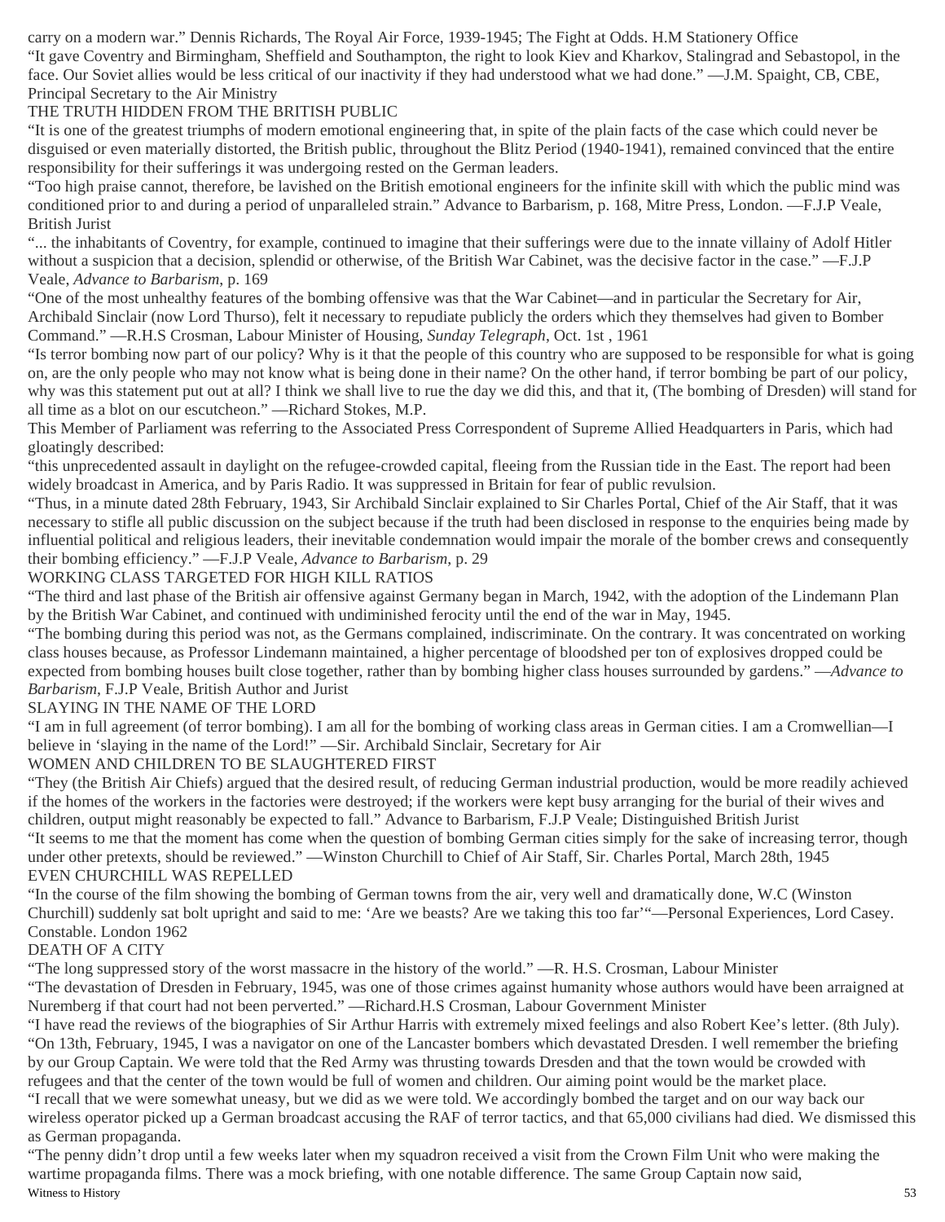carry on a modern war." Dennis Richards, The Royal Air Force, 1939-1945; The Fight at Odds. H.M Stationery Office

"It gave Coventry and Birmingham, Sheffield and Southampton, the right to look Kiev and Kharkov, Stalingrad and Sebastopol, in the face. Our Soviet allies would be less critical of our inactivity if they had understood what we had done." —J.M. Spaight, CB, CBE, Principal Secretary to the Air Ministry

## THE TRUTH HIDDEN FROM THE BRITISH PUBLIC

"It is one of the greatest triumphs of modern emotional engineering that, in spite of the plain facts of the case which could never be disguised or even materially distorted, the British public, throughout the Blitz Period (1940-1941), remained convinced that the entire responsibility for their sufferings it was undergoing rested on the German leaders.

"Too high praise cannot, therefore, be lavished on the British emotional engineers for the infinite skill with which the public mind was conditioned prior to and during a period of unparalleled strain." Advance to Barbarism, p. 168, Mitre Press, London. —F.J.P Veale, British Jurist

"... the inhabitants of Coventry, for example, continued to imagine that their sufferings were due to the innate villainy of Adolf Hitler without a suspicion that a decision, splendid or otherwise, of the British War Cabinet, was the decisive factor in the case." —F.J.P Veale, *Advance to Barbarism*, p. 169

"One of the most unhealthy features of the bombing offensive was that the War Cabinet—and in particular the Secretary for Air, Archibald Sinclair (now Lord Thurso), felt it necessary to repudiate publicly the orders which they themselves had given to Bomber Command." —R.H.S Crosman, Labour Minister of Housing, *Sunday Telegraph*, Oct. 1st , 1961

"Is terror bombing now part of our policy? Why is it that the people of this country who are supposed to be responsible for what is going on, are the only people who may not know what is being done in their name? On the other hand, if terror bombing be part of our policy, why was this statement put out at all? I think we shall live to rue the day we did this, and that it, (The bombing of Dresden) will stand for all time as a blot on our escutcheon." —Richard Stokes, M.P.

This Member of Parliament was referring to the Associated Press Correspondent of Supreme Allied Headquarters in Paris, which had gloatingly described:

"this unprecedented assault in daylight on the refugee-crowded capital, fleeing from the Russian tide in the East. The report had been widely broadcast in America, and by Paris Radio. It was suppressed in Britain for fear of public revulsion.

"Thus, in a minute dated 28th February, 1943, Sir Archibald Sinclair explained to Sir Charles Portal, Chief of the Air Staff, that it was necessary to stifle all public discussion on the subject because if the truth had been disclosed in response to the enquiries being made by influential political and religious leaders, their inevitable condemnation would impair the morale of the bomber crews and consequently their bombing efficiency." —F.J.P Veale, *Advance to Barbarism*, p. 29

## WORKING CLASS TARGETED FOR HIGH KILL RATIOS

"The third and last phase of the British air offensive against Germany began in March, 1942, with the adoption of the Lindemann Plan by the British War Cabinet, and continued with undiminished ferocity until the end of the war in May, 1945.

"The bombing during this period was not, as the Germans complained, indiscriminate. On the contrary. It was concentrated on working class houses because, as Professor Lindemann maintained, a higher percentage of bloodshed per ton of explosives dropped could be expected from bombing houses built close together, rather than by bombing higher class houses surrounded by gardens." —*Advance to Barbarism*, F.J.P Veale, British Author and Jurist

## SLAYING IN THE NAME OF THE LORD

"I am in full agreement (of terror bombing). I am all for the bombing of working class areas in German cities. I am a Cromwellian—I believe in 'slaying in the name of the Lord!" —Sir. Archibald Sinclair, Secretary for Air

## WOMEN AND CHILDREN TO BE SLAUGHTERED FIRST

"They (the British Air Chiefs) argued that the desired result, of reducing German industrial production, would be more readily achieved if the homes of the workers in the factories were destroyed; if the workers were kept busy arranging for the burial of their wives and children, output might reasonably be expected to fall." Advance to Barbarism, F.J.P Veale; Distinguished British Jurist

"It seems to me that the moment has come when the question of bombing German cities simply for the sake of increasing terror, though under other pretexts, should be reviewed." —Winston Churchill to Chief of Air Staff, Sir. Charles Portal, March 28th, 1945

## EVEN CHURCHILL WAS REPELLED

"In the course of the film showing the bombing of German towns from the air, very well and dramatically done, W.C (Winston Churchill) suddenly sat bolt upright and said to me: 'Are we beasts? Are we taking this too far'"—Personal Experiences, Lord Casey. Constable. London 1962

## DEATH OF A CITY

"The long suppressed story of the worst massacre in the history of the world." —R. H.S. Crosman, Labour Minister

"The devastation of Dresden in February, 1945, was one of those crimes against humanity whose authors would have been arraigned at Nuremberg if that court had not been perverted." —Richard.H.S Crosman, Labour Government Minister

"I have read the reviews of the biographies of Sir Arthur Harris with extremely mixed feelings and also Robert Kee's letter. (8th July).

"On 13th, February, 1945, I was a navigator on one of the Lancaster bombers which devastated Dresden. I well remember the briefing by our Group Captain. We were told that the Red Army was thrusting towards Dresden and that the town would be crowded with refugees and that the center of the town would be full of women and children. Our aiming point would be the market place.

"I recall that we were somewhat uneasy, but we did as we were told. We accordingly bombed the target and on our way back our wireless operator picked up a German broadcast accusing the RAF of terror tactics, and that 65,000 civilians had died. We dismissed this as German propaganda.

"The penny didn't drop until a few weeks later when my squadron received a visit from the Crown Film Unit who were making the wartime propaganda films. There was a mock briefing, with one notable difference. The same Group Captain now said,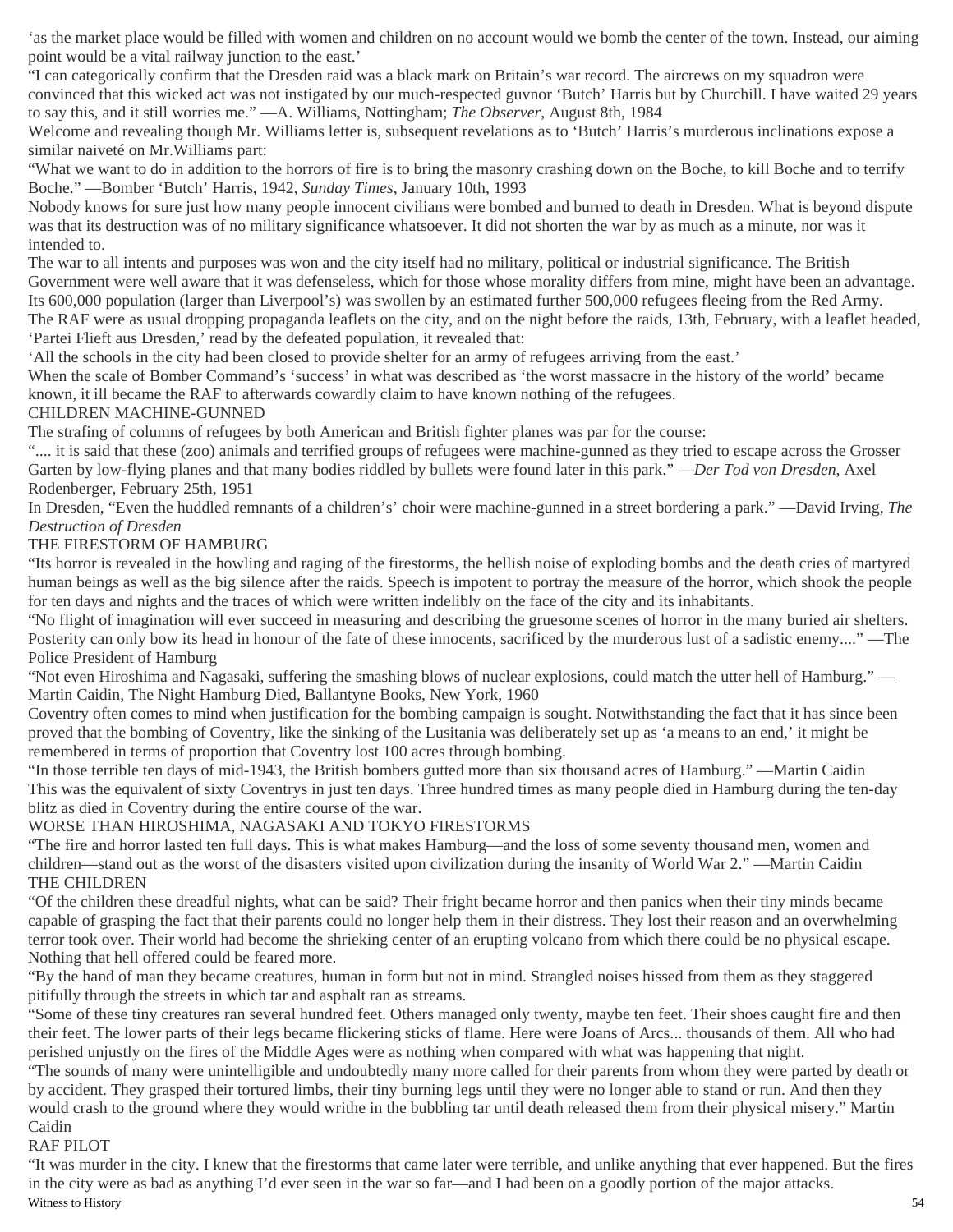'as the market place would be filled with women and children on no account would we bomb the center of the town. Instead, our aiming point would be a vital railway junction to the east.'

"I can categorically confirm that the Dresden raid was a black mark on Britain's war record. The aircrews on my squadron were convinced that this wicked act was not instigated by our much-respected guvnor 'Butch' Harris but by Churchill. I have waited 29 years to say this, and it still worries me." —A. Williams, Nottingham; *The Observer*, August 8th, 1984

Welcome and revealing though Mr. Williams letter is, subsequent revelations as to 'Butch' Harris's murderous inclinations expose a similar naiveté on Mr.Williams part:

"What we want to do in addition to the horrors of fire is to bring the masonry crashing down on the Boche, to kill Boche and to terrify Boche." —Bomber 'Butch' Harris, 1942, *Sunday Times*, January 10th, 1993

Nobody knows for sure just how many people innocent civilians were bombed and burned to death in Dresden. What is beyond dispute was that its destruction was of no military significance whatsoever. It did not shorten the war by as much as a minute, nor was it intended to.

The war to all intents and purposes was won and the city itself had no military, political or industrial significance. The British Government were well aware that it was defenseless, which for those whose morality differs from mine, might have been an advantage. Its 600,000 population (larger than Liverpool's) was swollen by an estimated further 500,000 refugees fleeing from the Red Army.

The RAF were as usual dropping propaganda leaflets on the city, and on the night before the raids, 13th, February, with a leaflet headed, 'Partei Flieft aus Dresden,' read by the defeated population, it revealed that:

'All the schools in the city had been closed to provide shelter for an army of refugees arriving from the east.'

When the scale of Bomber Command's 'success' in what was described as 'the worst massacre in the history of the world' became known, it ill became the RAF to afterwards cowardly claim to have known nothing of the refugees.

## CHILDREN MACHINE-GUNNED

The strafing of columns of refugees by both American and British fighter planes was par for the course:

".... it is said that these (zoo) animals and terrified groups of refugees were machine-gunned as they tried to escape across the Grosser Garten by low-flying planes and that many bodies riddled by bullets were found later in this park." —*Der Tod von Dresden*, Axel Rodenberger, February 25th, 1951

In Dresden, "Even the huddled remnants of a children's' choir were machine-gunned in a street bordering a park." —David Irving, *The Destruction of Dresden*

## THE FIRESTORM OF HAMBURG

"Its horror is revealed in the howling and raging of the firestorms, the hellish noise of exploding bombs and the death cries of martyred human beings as well as the big silence after the raids. Speech is impotent to portray the measure of the horror, which shook the people for ten days and nights and the traces of which were written indelibly on the face of the city and its inhabitants.

"No flight of imagination will ever succeed in measuring and describing the gruesome scenes of horror in the many buried air shelters. Posterity can only bow its head in honour of the fate of these innocents, sacrificed by the murderous lust of a sadistic enemy...." —The Police President of Hamburg

"Not even Hiroshima and Nagasaki, suffering the smashing blows of nuclear explosions, could match the utter hell of Hamburg." —Martin Caidin, The Night Hamburg Died, Ballantyne Books, New York, 1960

Coventry often comes to mind when justification for the bombing campaign is sought. Notwithstanding the fact that it has since been proved that the bombing of Coventry, like the sinking of the Lusitania was deliberately set up as 'a means to an end,' it might be remembered in terms of proportion that Coventry lost 100 acres through bombing.

"In those terrible ten days of mid-1943, the British bombers gutted more than six thousand acres of Hamburg." —Martin Caidin

This was the equivalent of sixty Coventrys in just ten days. Three hundred times as many people died in Hamburg during the ten-day blitz as died in Coventry during the entire course of the war.

## WORSE THAN HIROSHIMA, NAGASAKI AND TOKYO FIRESTORMS

"The fire and horror lasted ten full days. This is what makes Hamburg—and the loss of some seventy thousand men, women and children—stand out as the worst of the disasters visited upon civilization during the insanity of World War 2." —Martin Caidin

## THE CHILDREN

"Of the children these dreadful nights, what can be said? Their fright became horror and then panics when their tiny minds became capable of grasping the fact that their parents could no longer help them in their distress. They lost their reason and an overwhelming terror took over. Their world had become the shrieking center of an erupting volcano from which there could be no physical escape. Nothing that hell offered could be feared more.

"By the hand of man they became creatures, human in form but not in mind. Strangled noises hissed from them as they staggered pitifully through the streets in which tar and asphalt ran as streams.

"Some of these tiny creatures ran several hundred feet. Others managed only twenty, maybe ten feet. Their shoes caught fire and then their feet. The lower parts of their legs became flickering sticks of flame. Here were Joans of Arcs... thousands of them. All who had perished unjustly on the fires of the Middle Ages were as nothing when compared with what was happening that night.

"The sounds of many were unintelligible and undoubtedly many more called for their parents from whom they were parted by death or by accident. They grasped their tortured limbs, their tiny burning legs until they were no longer able to stand or run. And then they would crash to the ground where they would writhe in the bubbling tar until death released them from their physical misery." Martin Caidin

## RAF PILOT

"It was murder in the city. I knew that the firestorms that came later were terrible, and unlike anything that ever happened. But the fires in the city were as bad as anything I'd ever seen in the war so far—and I had been on a goodly portion of the major attacks.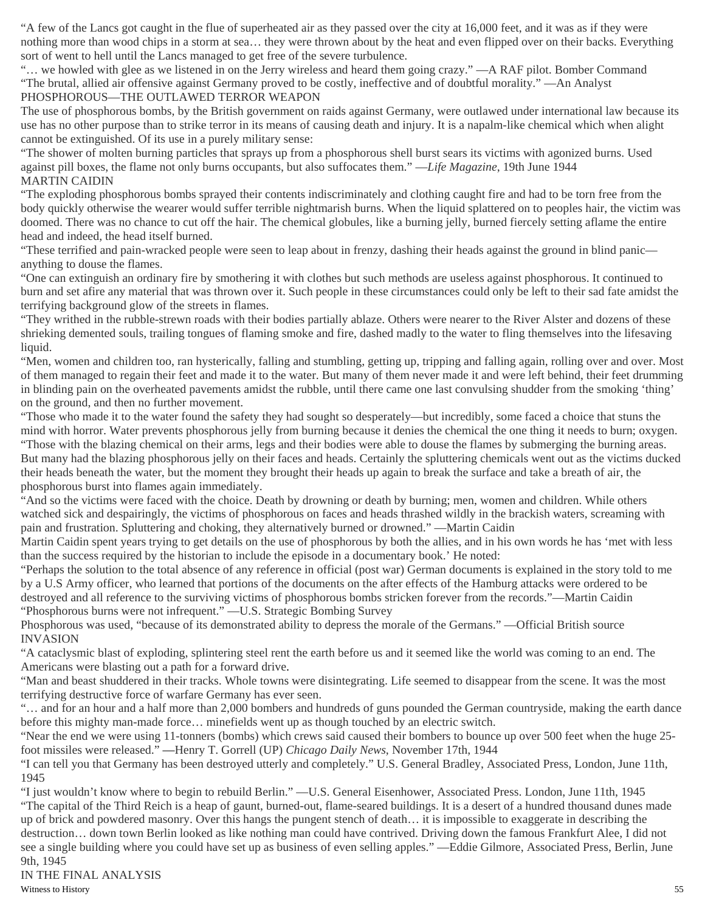"A few of the Lancs got caught in the flue of superheated air as they passed over the city at 16,000 feet, and it was as if they were nothing more than wood chips in a storm at sea… they were thrown about by the heat and even flipped over on their backs. Everything sort of went to hell until the Lancs managed to get free of the severe turbulence.

"… we howled with glee as we listened in on the Jerry wireless and heard them going crazy." —A RAF pilot. Bomber Command

"The brutal, allied air offensive against Germany proved to be costly, ineffective and of doubtful morality." —An Analyst

## PHOSPHOROUS—THE OUTLAWED TERROR WEAPON

The use of phosphorous bombs, by the British government on raids against Germany, were outlawed under international law because its use has no other purpose than to strike terror in its means of causing death and injury. It is a napalm-like chemical which when alight cannot be extinguished. Of its use in a purely military sense:

"The shower of molten burning particles that sprays up from a phosphorous shell burst sears its victims with agonized burns. Used against pill boxes, the flame not only burns occupants, but also suffocates them." —*Life Magazine*, 19th June 1944

## MARTIN CAIDIN

"The exploding phosphorous bombs sprayed their contents indiscriminately and clothing caught fire and had to be torn free from the body quickly otherwise the wearer would suffer terrible nightmarish burns. When the liquid splattered on to peoples hair, the victim was doomed. There was no chance to cut off the hair. The chemical globules, like a burning jelly, burned fiercely setting aflame the entire head and indeed, the head itself burned.

"These terrified and pain-wracked people were seen to leap about in frenzy, dashing their heads against the ground in blind panic—anything to douse the flames.

"One can extinguish an ordinary fire by smothering it with clothes but such methods are useless against phosphorous. It continued to burn and set afire any material that was thrown over it. Such people in these circumstances could only be left to their sad fate amidst the terrifying background glow of the streets in flames.

"They writhed in the rubble-strewn roads with their bodies partially ablaze. Others were nearer to the River Alster and dozens of these shrieking demented souls, trailing tongues of flaming smoke and fire, dashed madly to the water to fling themselves into the lifesaving liquid.

"Men, women and children too, ran hysterically, falling and stumbling, getting up, tripping and falling again, rolling over and over. Most of them managed to regain their feet and made it to the water. But many of them never made it and were left behind, their feet drumming in blinding pain on the overheated pavements amidst the rubble, until there came one last convulsing shudder from the smoking 'thing' on the ground, and then no further movement.

"Those who made it to the water found the safety they had sought so desperately—but incredibly, some faced a choice that stuns the mind with horror. Water prevents phosphorous jelly from burning because it denies the chemical the one thing it needs to burn; oxygen.

"Those with the blazing chemical on their arms, legs and their bodies were able to douse the flames by submerging the burning areas. But many had the blazing phosphorous jelly on their faces and heads. Certainly the spluttering chemicals went out as the victims ducked their heads beneath the water, but the moment they brought their heads up again to break the surface and take a breath of air, the phosphorous burst into flames again immediately.

"And so the victims were faced with the choice. Death by drowning or death by burning; men, women and children. While others watched sick and despairingly, the victims of phosphorous on faces and heads thrashed wildly in the brackish waters, screaming with pain and frustration. Spluttering and choking, they alternatively burned or drowned." —Martin Caidin

Martin Caidin spent years trying to get details on the use of phosphorous by both the allies, and in his own words he has 'met with less than the success required by the historian to include the episode in a documentary book.' He noted:

"Perhaps the solution to the total absence of any reference in official (post war) German documents is explained in the story told to me by a U.S Army officer, who learned that portions of the documents on the after effects of the Hamburg attacks were ordered to be destroyed and all reference to the surviving victims of phosphorous bombs stricken forever from the records."—Martin Caidin

"Phosphorous burns were not infrequent." —U.S. Strategic Bombing Survey

Phosphorous was used, "because of its demonstrated ability to depress the morale of the Germans." —Official British source

## INVASION

"A cataclysmic blast of exploding, splintering steel rent the earth before us and it seemed like the world was coming to an end. The Americans were blasting out a path for a forward drive.

"Man and beast shuddered in their tracks. Whole towns were disintegrating. Life seemed to disappear from the scene. It was the most terrifying destructive force of warfare Germany has ever seen.

"… and for an hour and a half more than 2,000 bombers and hundreds of guns pounded the German countryside, making the earth dance before this mighty man-made force… minefields went up as though touched by an electric switch.

"Near the end we were using 11-tonners (bombs) which crews said caused their bombers to bounce up over 500 feet when the huge 25-foot missiles were released." —Henry T. Gorrell (UP) *Chicago Daily News*, November 17th, 1944

"I can tell you that Germany has been destroyed utterly and completely." U.S. General Bradley, Associated Press, London, June 11th, 1945

"I just wouldn't know where to begin to rebuild Berlin." —U.S. General Eisenhower, Associated Press. London, June 11th, 1945

"The capital of the Third Reich is a heap of gaunt, burned-out, flame-seared buildings. It is a desert of a hundred thousand dunes made up of brick and powdered masonry. Over this hangs the pungent stench of death… it is impossible to exaggerate in describing the destruction… down town Berlin looked as like nothing man could have contrived. Driving down the famous Frankfurt Alee, I did not see a single building where you could have set up as business of even selling apples." —Eddie Gilmore, Associated Press, Berlin, June 9th, 1945

## IN THE FINAL ANALYSIS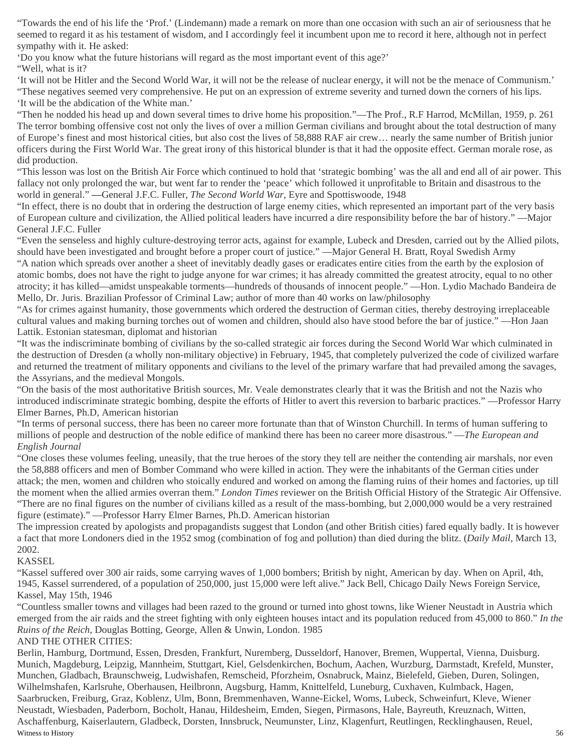"Towards the end of his life the 'Prof.' (Lindemann) made a remark on more than one occasion with such an air of seriousness that he seemed to regard it as his testament of wisdom, and I accordingly feel it incumbent upon me to record it here, although not in perfect sympathy with it. He asked:

'Do you know what the future historians will regard as the most important event of this age?'

"Well, what is it?

'It will not be Hitler and the Second World War, it will not be the release of nuclear energy, it will not be the menace of Communism.'

"These negatives seemed very comprehensive. He put on an expression of extreme severity and turned down the corners of his lips.

'It will be the abdication of the White man.'

"Then he nodded his head up and down several times to drive home his proposition."—The Prof., R.F Harrod, McMillan, 1959, p. 261

The terror bombing offensive cost not only the lives of over a million German civilians and brought about the total destruction of many of Europe's finest and most historical cities, but also cost the lives of 58,888 RAF air crew… nearly the same number of British junior officers during the First World War. The great irony of this historical blunder is that it had the opposite effect. German morale rose, as did production.

"This lesson was lost on the British Air Force which continued to hold that 'strategic bombing' was the all and end all of air power. This fallacy not only prolonged the war, but went far to render the 'peace' which followed it unprofitable to Britain and disastrous to the world in general." —General J.F.C. Fuller, *The Second World War*, Eyre and Spottiswoode, 1948

"In effect, there is no doubt that in ordering the destruction of large enemy cities, which represented an important part of the very basis of European culture and civilization, the Allied political leaders have incurred a dire responsibility before the bar of history." —Major General J.F.C. Fuller

"Even the senseless and highly culture-destroying terror acts, against for example, Lubeck and Dresden, carried out by the Allied pilots, should have been investigated and brought before a proper court of justice." —Major General H. Bratt, Royal Swedish Army

"A nation which spreads over another a sheet of inevitably deadly gases or eradicates entire cities from the earth by the explosion of atomic bombs, does not have the right to judge anyone for war crimes; it has already committed the greatest atrocity, equal to no other atrocity; it has killed—amidst unspeakable torments—hundreds of thousands of innocent people." —Hon. Lydio Machado Bandeira de Mello, Dr. Juris. Brazilian Professor of Criminal Law; author of more than 40 works on law/philosophy

"As for crimes against humanity, those governments which ordered the destruction of German cities, thereby destroying irreplaceable cultural values and making burning torches out of women and children, should also have stood before the bar of justice." —Hon Jaan Lattik. Estonian statesman, diplomat and historian

"It was the indiscriminate bombing of civilians by the so-called strategic air forces during the Second World War which culminated in the destruction of Dresden (a wholly non-military objective) in February, 1945, that completely pulverized the code of civilized warfare and returned the treatment of military opponents and civilians to the level of the primary warfare that had prevailed among the savages, the Assyrians, and the medieval Mongols.

"On the basis of the most authoritative British sources, Mr. Veale demonstrates clearly that it was the British and not the Nazis who introduced indiscriminate strategic bombing, despite the efforts of Hitler to avert this reversion to barbaric practices." —Professor Harry Elmer Barnes, Ph.D, American historian

"In terms of personal success, there has been no career more fortunate than that of Winston Churchill. In terms of human suffering to millions of people and destruction of the noble edifice of mankind there has been no career more disastrous." —*The European and English Journal*

"One closes these volumes feeling, uneasily, that the true heroes of the story they tell are neither the contending air marshals, nor even the 58,888 officers and men of Bomber Command who were killed in action. They were the inhabitants of the German cities under attack; the men, women and children who stoically endured and worked on among the flaming ruins of their homes and factories, up till the moment when the allied armies overran them." *London Times* reviewer on the British Official History of the Strategic Air Offensive.

"There are no final figures on the number of civilians killed as a result of the mass-bombing, but 2,000,000 would be a very restrained figure (estimate)." —Professor Harry Elmer Barnes, Ph.D. American historian

The impression created by apologists and propagandists suggest that London (and other British cities) fared equally badly. It is however a fact that more Londoners died in the 1952 smog (combination of fog and pollution) than died during the blitz. (*Daily Mail*, March 13, 2002.

KASSEL

"Kassel suffered over 300 air raids, some carrying waves of 1,000 bombers; British by night, American by day. When on April, 4th, 1945, Kassel surrendered, of a population of 250,000, just 15,000 were left alive." Jack Bell, Chicago Daily News Foreign Service, Kassel, May 15th, 1946

"Countless smaller towns and villages had been razed to the ground or turned into ghost towns, like Wiener Neustadt in Austria which emerged from the air raids and the street fighting with only eighteen houses intact and its population reduced from 45,000 to 860." *In the Ruins of the Reich*, Douglas Botting, George, Allen & Unwin, London. 1985

AND THE OTHER CITIES:

Berlin, Hamburg, Dortmund, Essen, Dresden, Frankfurt, Nuremberg, Dusseldorf, Hanover, Bremen, Wuppertal, Vienna, Duisburg. Munich, Magdeburg, Leipzig, Mannheim, Stuttgart, Kiel, Gelsdenkirchen, Bochum, Aachen, Wurzburg, Darmstadt, Krefeld, Munster, Munchen, Gladbach, Braunschweig, Ludwishafen, Remscheid, Pforzheim, Osnabruck, Mainz, Bielefeld, Gieben, Duren, Solingen, Wilhelmshafen, Karlsruhe, Oberhausen, Heilbronn, Augsburg, Hamm, Knittelfeld, Luneburg, Cuxhaven, Kulmback, Hagen, Saarbrucken, Freiburg, Graz, Koblenz, Ulm, Bonn, Bremmenhaven, Wanne-Eickel, Woms, Lubeck, Schweinfurt, Kleve, Wiener Neustadt, Wiesbaden, Paderborn, Bocholt, Hanau, Hildesheim, Emden, Siegen, Pirmasons, Hale, Bayreuth, Kreuznach, Witten, Aschaffenburg, Kaiserlautern, Gladbeck, Dorsten, Innsbruck, Neumunster, Linz, Klagenfurt, Reutlingen, Recklinghausen, Reuel,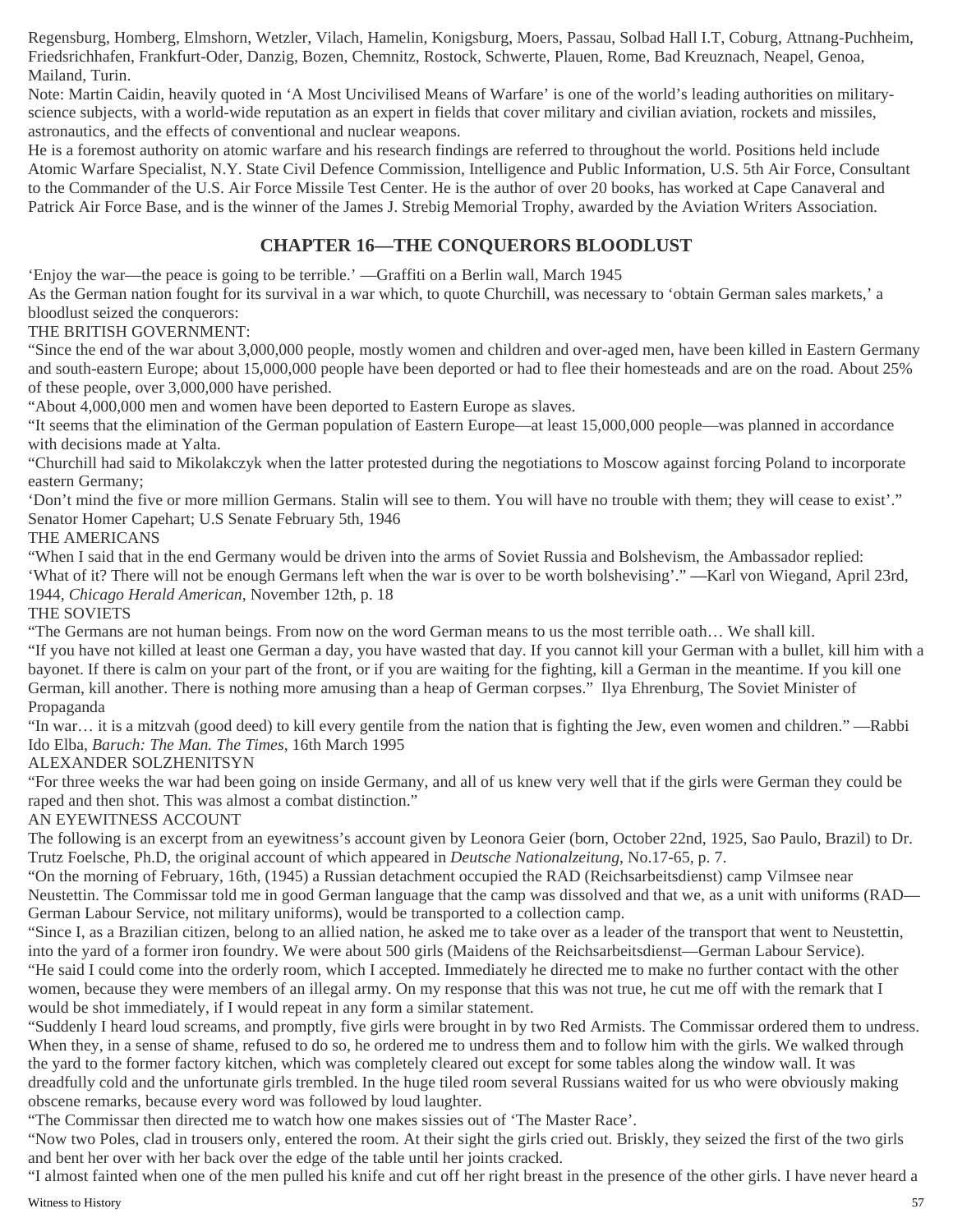Regensburg, Homberg, Elmshorn, Wetzler, Vilach, Hamelin, Konigsburg, Moers, Passau, Solbad Hall I.T, Coburg, Attnang-Puchheim, Friedsrichhafen, Frankfurt-Oder, Danzig, Bozen, Chemnitz, Rostock, Schwerte, Plauen, Rome, Bad Kreuznach, Neapel, Genoa, Mailand, Turin.

Note: Martin Caidin, heavily quoted in 'A Most Uncivilised Means of Warfare' is one of the world's leading authorities on military-science subjects, with a world-wide reputation as an expert in fields that cover military and civilian aviation, rockets and missiles, astronautics, and the effects of conventional and nuclear weapons.

He is a foremost authority on atomic warfare and his research findings are referred to throughout the world. Positions held include Atomic Warfare Specialist, N.Y. State Civil Defence Commission, Intelligence and Public Information, U.S. 5th Air Force, Consultant to the Commander of the U.S. Air Force Missile Test Center. He is the author of over 20 books, has worked at Cape Canaveral and Patrick Air Force Base, and is the winner of the James J. Strebig Memorial Trophy, awarded by the Aviation Writers Association.

## CHAPTER 16—THE CONQUERORS BLOODLUST

'Enjoy the war—the peace is going to be terrible.' —Graffiti on a Berlin wall, March 1945

As the German nation fought for its survival in a war which, to quote Churchill, was necessary to 'obtain German sales markets,' a bloodlust seized the conquerors:

THE BRITISH GOVERNMENT:

"Since the end of the war about 3,000,000 people, mostly women and children and over-aged men, have been killed in Eastern Germany and south-eastern Europe; about 15,000,000 people have been deported or had to flee their homesteads and are on the road. About 25% of these people, over 3,000,000 have perished.

"About 4,000,000 men and women have been deported to Eastern Europe as slaves.

"It seems that the elimination of the German population of Eastern Europe—at least 15,000,000 people—was planned in accordance with decisions made at Yalta.

"Churchill had said to Mikolakczyk when the latter protested during the negotiations to Moscow against forcing Poland to incorporate eastern Germany;

'Don't mind the five or more million Germans. Stalin will see to them. You will have no trouble with them; they will cease to exist'." Senator Homer Capehart; U.S Senate February 5th, 1946

THE AMERICANS

"When I said that in the end Germany would be driven into the arms of Soviet Russia and Bolshevism, the Ambassador replied: 'What of it? There will not be enough Germans left when the war is over to be worth bolshevising'." —Karl von Wiegand, April 23rd, 1944, *Chicago Herald American*, November 12th, p. 18

THE SOVIETS

"The Germans are not human beings. From now on the word German means to us the most terrible oath… We shall kill.

"If you have not killed at least one German a day, you have wasted that day. If you cannot kill your German with a bullet, kill him with a bayonet. If there is calm on your part of the front, or if you are waiting for the fighting, kill a German in the meantime. If you kill one German, kill another. There is nothing more amusing than a heap of German corpses." Ilya Ehrenburg, The Soviet Minister of Propaganda

"In war… it is a mitzvah (good deed) to kill every gentile from the nation that is fighting the Jew, even women and children." —Rabbi Ido Elba, *Baruch: The Man. The Times*, 16th March 1995

ALEXANDER SOLZHENITSYN

"For three weeks the war had been going on inside Germany, and all of us knew very well that if the girls were German they could be raped and then shot. This was almost a combat distinction."

AN EYEWITNESS ACCOUNT

The following is an excerpt from an eyewitness's account given by Leonora Geier (born, October 22nd, 1925, Sao Paulo, Brazil) to Dr. Trutz Foelsche, Ph.D, the original account of which appeared in *Deutsche Nationalzeitung*, No.17-65, p. 7.

"On the morning of February, 16th, (1945) a Russian detachment occupied the RAD (Reichsarbeitsdienst) camp Vilmsee near Neustettin. The Commissar told me in good German language that the camp was dissolved and that we, as a unit with uniforms (RAD—German Labour Service, not military uniforms), would be transported to a collection camp.

"Since I, as a Brazilian citizen, belong to an allied nation, he asked me to take over as a leader of the transport that went to Neustettin, into the yard of a former iron foundry. We were about 500 girls (Maidens of the Reichsarbeitsdienst—German Labour Service).

"He said I could come into the orderly room, which I accepted. Immediately he directed me to make no further contact with the other women, because they were members of an illegal army. On my response that this was not true, he cut me off with the remark that I would be shot immediately, if I would repeat in any form a similar statement.

"Suddenly I heard loud screams, and promptly, five girls were brought in by two Red Armists. The Commissar ordered them to undress. When they, in a sense of shame, refused to do so, he ordered me to undress them and to follow him with the girls. We walked through the yard to the former factory kitchen, which was completely cleared out except for some tables along the window wall. It was dreadfully cold and the unfortunate girls trembled. In the huge tiled room several Russians waited for us who were obviously making obscene remarks, because every word was followed by loud laughter.

"The Commissar then directed me to watch how one makes sissies out of 'The Master Race'.

"Now two Poles, clad in trousers only, entered the room. At their sight the girls cried out. Briskly, they seized the first of the two girls and bent her over with her back over the edge of the table until her joints cracked.

"I almost fainted when one of the men pulled his knife and cut off her right breast in the presence of the other girls. I have never heard a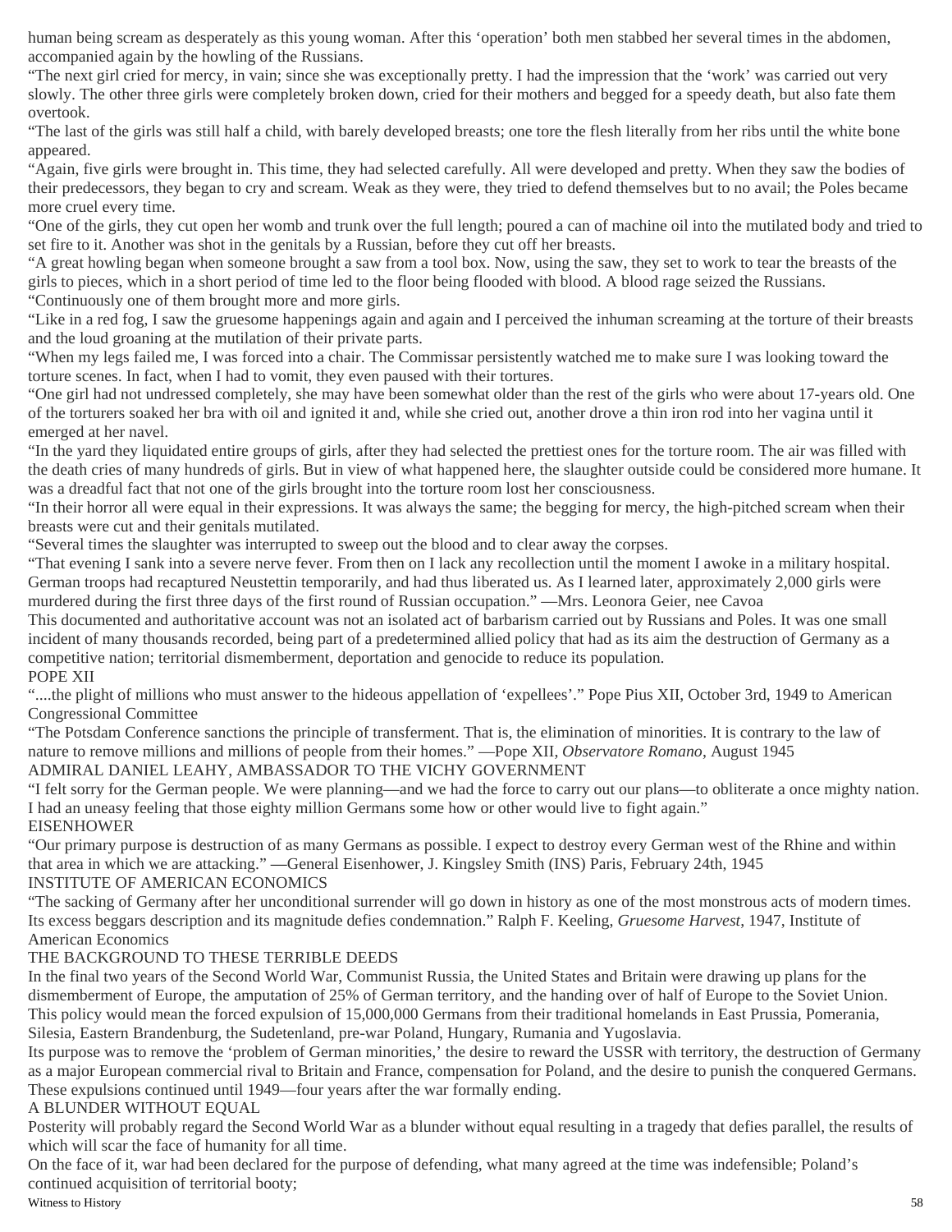human being scream as desperately as this young woman. After this 'operation' both men stabbed her several times in the abdomen, accompanied again by the howling of the Russians.

"The next girl cried for mercy, in vain; since she was exceptionally pretty. I had the impression that the 'work' was carried out very slowly. The other three girls were completely broken down, cried for their mothers and begged for a speedy death, but also fate them overtook.

"The last of the girls was still half a child, with barely developed breasts; one tore the flesh literally from her ribs until the white bone appeared.

"Again, five girls were brought in. This time, they had selected carefully. All were developed and pretty. When they saw the bodies of their predecessors, they began to cry and scream. Weak as they were, they tried to defend themselves but to no avail; the Poles became more cruel every time.

"One of the girls, they cut open her womb and trunk over the full length; poured a can of machine oil into the mutilated body and tried to set fire to it. Another was shot in the genitals by a Russian, before they cut off her breasts.

"A great howling began when someone brought a saw from a tool box. Now, using the saw, they set to work to tear the breasts of the girls to pieces, which in a short period of time led to the floor being flooded with blood. A blood rage seized the Russians.

"Continuously one of them brought more and more girls.

"Like in a red fog, I saw the gruesome happenings again and again and I perceived the inhuman screaming at the torture of their breasts and the loud groaning at the mutilation of their private parts.

"When my legs failed me, I was forced into a chair. The Commissar persistently watched me to make sure I was looking toward the torture scenes. In fact, when I had to vomit, they even paused with their tortures.

"One girl had not undressed completely, she may have been somewhat older than the rest of the girls who were about 17-years old. One of the torturers soaked her bra with oil and ignited it and, while she cried out, another drove a thin iron rod into her vagina until it emerged at her navel.

"In the yard they liquidated entire groups of girls, after they had selected the prettiest ones for the torture room. The air was filled with the death cries of many hundreds of girls. But in view of what happened here, the slaughter outside could be considered more humane. It was a dreadful fact that not one of the girls brought into the torture room lost her consciousness.

"In their horror all were equal in their expressions. It was always the same; the begging for mercy, the high-pitched scream when their breasts were cut and their genitals mutilated.

"Several times the slaughter was interrupted to sweep out the blood and to clear away the corpses.

"That evening I sank into a severe nerve fever. From then on I lack any recollection until the moment I awoke in a military hospital. German troops had recaptured Neustettin temporarily, and had thus liberated us. As I learned later, approximately 2,000 girls were murdered during the first three days of the first round of Russian occupation." —Mrs. Leonora Geier, nee Cavoa

This documented and authoritative account was not an isolated act of barbarism carried out by Russians and Poles. It was one small incident of many thousands recorded, being part of a predetermined allied policy that had as its aim the destruction of Germany as a competitive nation; territorial dismemberment, deportation and genocide to reduce its population.

## POPE XII

"....the plight of millions who must answer to the hideous appellation of 'expellees'." Pope Pius XII, October 3rd, 1949 to American Congressional Committee

"The Potsdam Conference sanctions the principle of transferment. That is, the elimination of minorities. It is contrary to the law of nature to remove millions and millions of people from their homes." —Pope XII, *Observatore Romano*, August 1945

## ADMIRAL DANIEL LEAHY, AMBASSADOR TO THE VICHY GOVERNMENT

"I felt sorry for the German people. We were planning—and we had the force to carry out our plans—to obliterate a once mighty nation. I had an uneasy feeling that those eighty million Germans some how or other would live to fight again."

## EISENHOWER

"Our primary purpose is destruction of as many Germans as possible. I expect to destroy every German west of the Rhine and within that area in which we are attacking." —General Eisenhower, J. Kingsley Smith (INS) Paris, February 24th, 1945

## INSTITUTE OF AMERICAN ECONOMICS

"The sacking of Germany after her unconditional surrender will go down in history as one of the most monstrous acts of modern times. Its excess beggars description and its magnitude defies condemnation." Ralph F. Keeling, *Gruesome Harvest*, 1947, Institute of American Economics

## THE BACKGROUND TO THESE TERRIBLE DEEDS

In the final two years of the Second World War, Communist Russia, the United States and Britain were drawing up plans for the dismemberment of Europe, the amputation of 25% of German territory, and the handing over of half of Europe to the Soviet Union. This policy would mean the forced expulsion of 15,000,000 Germans from their traditional homelands in East Prussia, Pomerania, Silesia, Eastern Brandenburg, the Sudetenland, pre-war Poland, Hungary, Rumania and Yugoslavia.

Its purpose was to remove the 'problem of German minorities,' the desire to reward the USSR with territory, the destruction of Germany as a major European commercial rival to Britain and France, compensation for Poland, and the desire to punish the conquered Germans. These expulsions continued until 1949—four years after the war formally ending.

## A BLUNDER WITHOUT EQUAL

Posterity will probably regard the Second World War as a blunder without equal resulting in a tragedy that defies parallel, the results of which will scar the face of humanity for all time.

On the face of it, war had been declared for the purpose of defending, what many agreed at the time was indefensible; Poland's continued acquisition of territorial booty;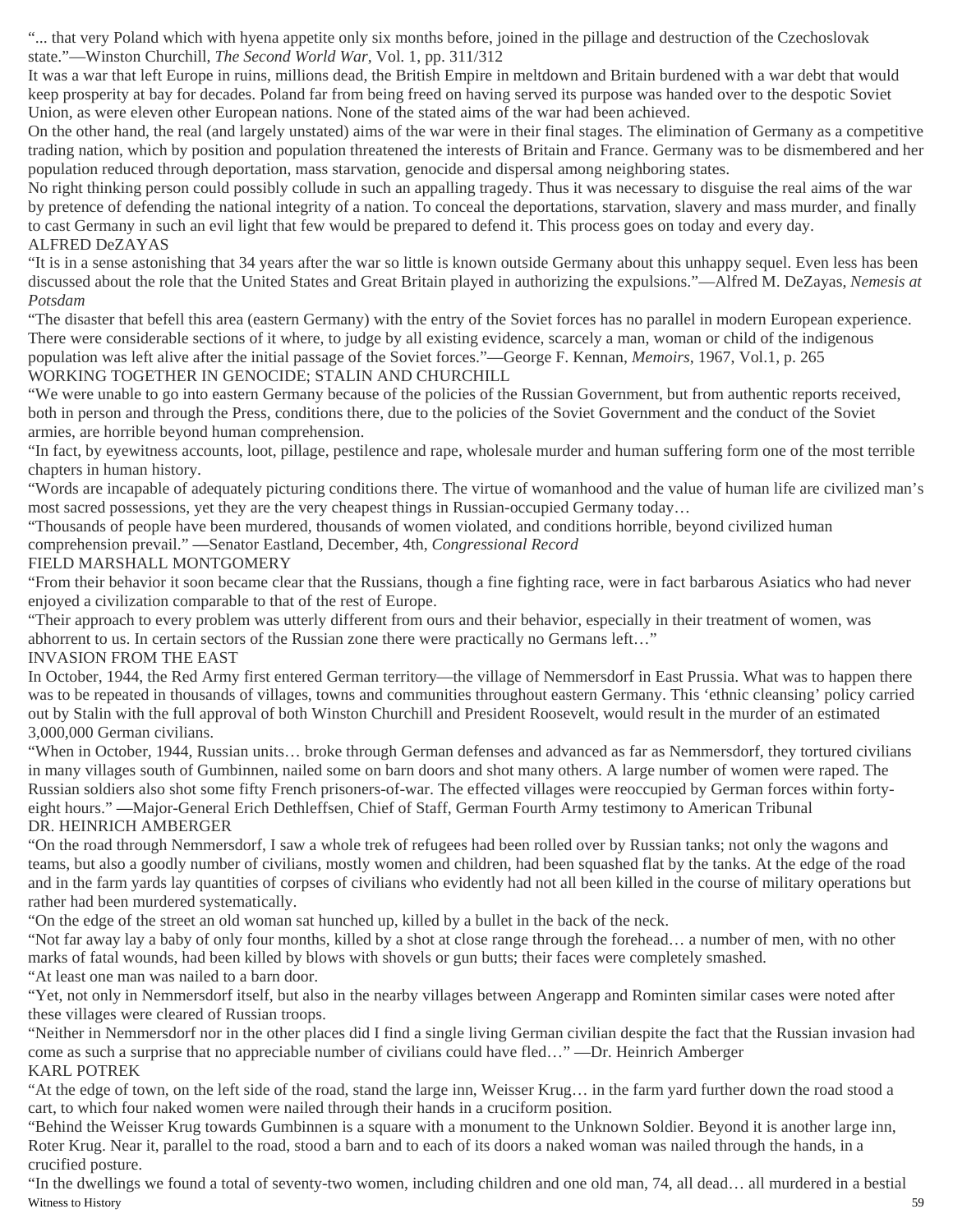"... that very Poland which with hyena appetite only six months before, joined in the pillage and destruction of the Czechoslovak state."—Winston Churchill, *The Second World War*, Vol. 1, pp. 311/312

It was a war that left Europe in ruins, millions dead, the British Empire in meltdown and Britain burdened with a war debt that would keep prosperity at bay for decades. Poland far from being freed on having served its purpose was handed over to the despotic Soviet Union, as were eleven other European nations. None of the stated aims of the war had been achieved.

On the other hand, the real (and largely unstated) aims of the war were in their final stages. The elimination of Germany as a competitive trading nation, which by position and population threatened the interests of Britain and France. Germany was to be dismembered and her population reduced through deportation, mass starvation, genocide and dispersal among neighboring states.

No right thinking person could possibly collude in such an appalling tragedy. Thus it was necessary to disguise the real aims of the war by pretence of defending the national integrity of a nation. To conceal the deportations, starvation, slavery and mass murder, and finally to cast Germany in such an evil light that few would be prepared to defend it. This process goes on today and every day.

## ALFRED DeZAYAS

"It is in a sense astonishing that 34 years after the war so little is known outside Germany about this unhappy sequel. Even less has been discussed about the role that the United States and Great Britain played in authorizing the expulsions."—Alfred M. DeZayas, *Nemesis at Potsdam*

"The disaster that befell this area (eastern Germany) with the entry of the Soviet forces has no parallel in modern European experience. There were considerable sections of it where, to judge by all existing evidence, scarcely a man, woman or child of the indigenous population was left alive after the initial passage of the Soviet forces."—George F. Kennan, *Memoirs*, 1967, Vol.1, p. 265

## WORKING TOGETHER IN GENOCIDE; STALIN AND CHURCHILL

"We were unable to go into eastern Germany because of the policies of the Russian Government, but from authentic reports received, both in person and through the Press, conditions there, due to the policies of the Soviet Government and the conduct of the Soviet armies, are horrible beyond human comprehension.

"In fact, by eyewitness accounts, loot, pillage, pestilence and rape, wholesale murder and human suffering form one of the most terrible chapters in human history.

"Words are incapable of adequately picturing conditions there. The virtue of womanhood and the value of human life are civilized man's most sacred possessions, yet they are the very cheapest things in Russian-occupied Germany today…

"Thousands of people have been murdered, thousands of women violated, and conditions horrible, beyond civilized human comprehension prevail." —Senator Eastland, December, 4th, *Congressional Record*

## FIELD MARSHALL MONTGOMERY

"From their behavior it soon became clear that the Russians, though a fine fighting race, were in fact barbarous Asiatics who had never enjoyed a civilization comparable to that of the rest of Europe.

"Their approach to every problem was utterly different from ours and their behavior, especially in their treatment of women, was abhorrent to us. In certain sectors of the Russian zone there were practically no Germans left…"

## INVASION FROM THE EAST

In October, 1944, the Red Army first entered German territory—the village of Nemmersdorf in East Prussia. What was to happen there was to be repeated in thousands of villages, towns and communities throughout eastern Germany. This 'ethnic cleansing' policy carried out by Stalin with the full approval of both Winston Churchill and President Roosevelt, would result in the murder of an estimated 3,000,000 German civilians.

"When in October, 1944, Russian units… broke through German defenses and advanced as far as Nemmersdorf, they tortured civilians in many villages south of Gumbinnen, nailed some on barn doors and shot many others. A large number of women were raped. The Russian soldiers also shot some fifty French prisoners-of-war. The effected villages were reoccupied by German forces within forty-eight hours." —Major-General Erich Dethleffsen, Chief of Staff, German Fourth Army testimony to American Tribunal

## DR. HEINRICH AMBERGER

"On the road through Nemmersdorf, I saw a whole trek of refugees had been rolled over by Russian tanks; not only the wagons and teams, but also a goodly number of civilians, mostly women and children, had been squashed flat by the tanks. At the edge of the road and in the farm yards lay quantities of corpses of civilians who evidently had not all been killed in the course of military operations but rather had been murdered systematically.

"On the edge of the street an old woman sat hunched up, killed by a bullet in the back of the neck.

"Not far away lay a baby of only four months, killed by a shot at close range through the forehead… a number of men, with no other marks of fatal wounds, had been killed by blows with shovels or gun butts; their faces were completely smashed.

"At least one man was nailed to a barn door.

"Yet, not only in Nemmersdorf itself, but also in the nearby villages between Angerapp and Rominten similar cases were noted after these villages were cleared of Russian troops.

"Neither in Nemmersdorf nor in the other places did I find a single living German civilian despite the fact that the Russian invasion had come as such a surprise that no appreciable number of civilians could have fled…" —Dr. Heinrich Amberger

## KARL POTREK

"At the edge of town, on the left side of the road, stand the large inn, Weisser Krug… in the farm yard further down the road stood a cart, to which four naked women were nailed through their hands in a cruciform position.

"Behind the Weisser Krug towards Gumbinnen is a square with a monument to the Unknown Soldier. Beyond it is another large inn, Roter Krug. Near it, parallel to the road, stood a barn and to each of its doors a naked woman was nailed through the hands, in a crucified posture.

"In the dwellings we found a total of seventy-two women, including children and one old man, 74, all dead… all murdered in a bestial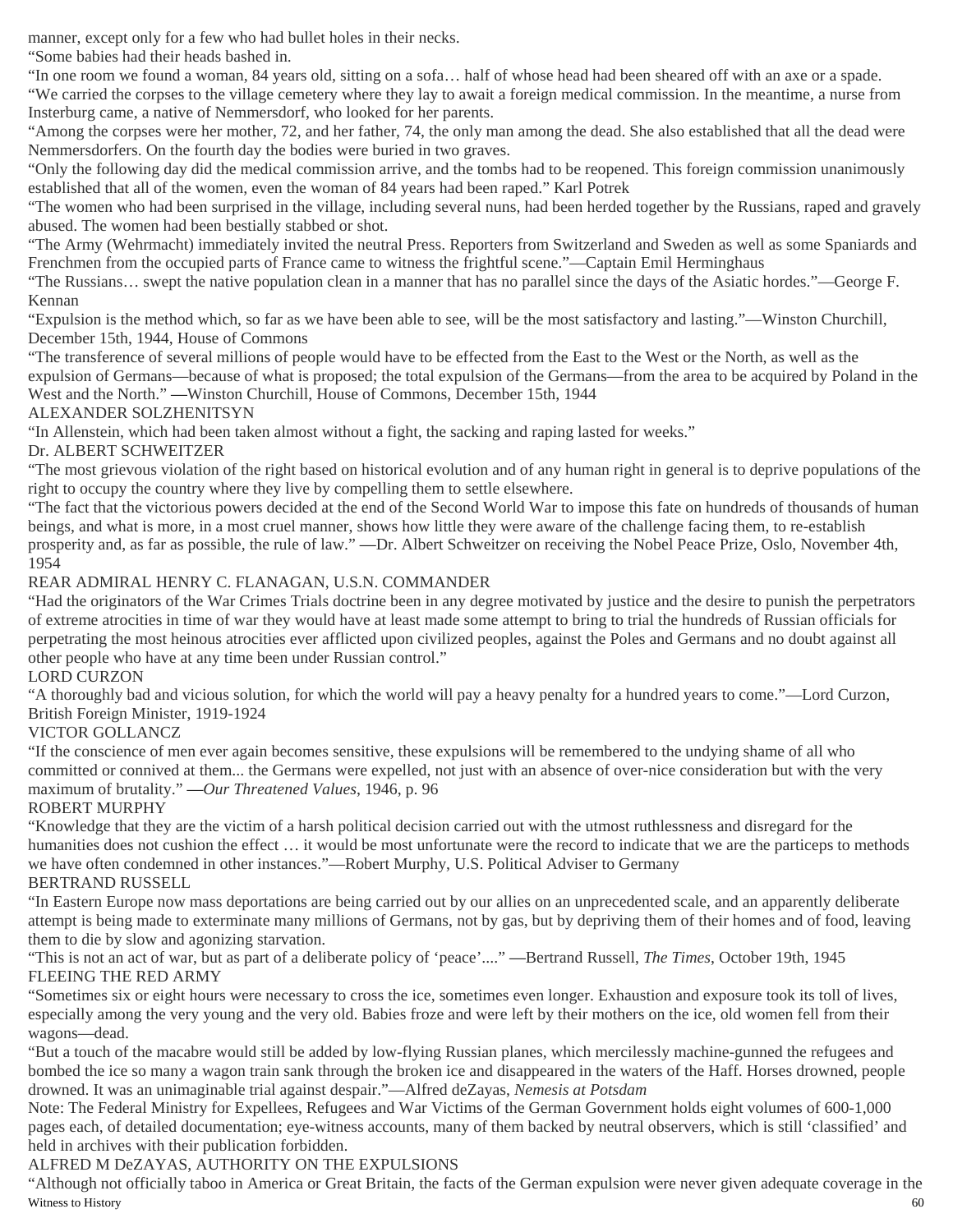manner, except only for a few who had bullet holes in their necks.

"Some babies had their heads bashed in.

"In one room we found a woman, 84 years old, sitting on a sofa… half of whose head had been sheared off with an axe or a spade.

"We carried the corpses to the village cemetery where they lay to await a foreign medical commission. In the meantime, a nurse from Insterburg came, a native of Nemmersdorf, who looked for her parents.

"Among the corpses were her mother, 72, and her father, 74, the only man among the dead. She also established that all the dead were Nemmersdorfers. On the fourth day the bodies were buried in two graves.

"Only the following day did the medical commission arrive, and the tombs had to be reopened. This foreign commission unanimously established that all of the women, even the woman of 84 years had been raped." Karl Potrek

"The women who had been surprised in the village, including several nuns, had been herded together by the Russians, raped and gravely abused. The women had been bestially stabbed or shot.

"The Army (Wehrmacht) immediately invited the neutral Press. Reporters from Switzerland and Sweden as well as some Spaniards and Frenchmen from the occupied parts of France came to witness the frightful scene."—Captain Emil Herminghaus

"The Russians… swept the native population clean in a manner that has no parallel since the days of the Asiatic hordes."—George F. Kennan

"Expulsion is the method which, so far as we have been able to see, will be the most satisfactory and lasting."—Winston Churchill, December 15th, 1944, House of Commons

"The transference of several millions of people would have to be effected from the East to the West or the North, as well as the expulsion of Germans—because of what is proposed; the total expulsion of the Germans—from the area to be acquired by Poland in the West and the North." —Winston Churchill, House of Commons, December 15th, 1944

ALEXANDER SOLZHENITSYN

"In Allenstein, which had been taken almost without a fight, the sacking and raping lasted for weeks."

Dr. ALBERT SCHWEITZER

"The most grievous violation of the right based on historical evolution and of any human right in general is to deprive populations of the right to occupy the country where they live by compelling them to settle elsewhere.

"The fact that the victorious powers decided at the end of the Second World War to impose this fate on hundreds of thousands of human beings, and what is more, in a most cruel manner, shows how little they were aware of the challenge facing them, to re-establish prosperity and, as far as possible, the rule of law." —Dr. Albert Schweitzer on receiving the Nobel Peace Prize, Oslo, November 4th, 1954

REAR ADMIRAL HENRY C. FLANAGAN, U.S.N. COMMANDER

"Had the originators of the War Crimes Trials doctrine been in any degree motivated by justice and the desire to punish the perpetrators of extreme atrocities in time of war they would have at least made some attempt to bring to trial the hundreds of Russian officials for perpetrating the most heinous atrocities ever afflicted upon civilized peoples, against the Poles and Germans and no doubt against all other people who have at any time been under Russian control."

LORD CURZON

"A thoroughly bad and vicious solution, for which the world will pay a heavy penalty for a hundred years to come."—Lord Curzon, British Foreign Minister, 1919-1924

VICTOR GOLLANCZ

"If the conscience of men ever again becomes sensitive, these expulsions will be remembered to the undying shame of all who committed or connived at them... the Germans were expelled, not just with an absence of over-nice consideration but with the very maximum of brutality." —*Our Threatened Values*, 1946, p. 96

ROBERT MURPHY

"Knowledge that they are the victim of a harsh political decision carried out with the utmost ruthlessness and disregard for the humanities does not cushion the effect … it would be most unfortunate were the record to indicate that we are the particeps to methods we have often condemned in other instances."—Robert Murphy, U.S. Political Adviser to Germany

BERTRAND RUSSELL

"In Eastern Europe now mass deportations are being carried out by our allies on an unprecedented scale, and an apparently deliberate attempt is being made to exterminate many millions of Germans, not by gas, but by depriving them of their homes and of food, leaving them to die by slow and agonizing starvation.

"This is not an act of war, but as part of a deliberate policy of 'peace'...." —Bertrand Russell, *The Times*, October 19th, 1945

FLEEING THE RED ARMY

"Sometimes six or eight hours were necessary to cross the ice, sometimes even longer. Exhaustion and exposure took its toll of lives, especially among the very young and the very old. Babies froze and were left by their mothers on the ice, old women fell from their wagons—dead.

"But a touch of the macabre would still be added by low-flying Russian planes, which mercilessly machine-gunned the refugees and bombed the ice so many a wagon train sank through the broken ice and disappeared in the waters of the Haff. Horses drowned, people drowned. It was an unimaginable trial against despair."—Alfred deZayas, *Nemesis at Potsdam*

Note: The Federal Ministry for Expellees, Refugees and War Victims of the German Government holds eight volumes of 600-1,000 pages each, of detailed documentation; eye-witness accounts, many of them backed by neutral observers, which is still 'classified' and held in archives with their publication forbidden.

ALFRED M DeZAYAS, AUTHORITY ON THE EXPULSIONS

"Although not officially taboo in America or Great Britain, the facts of the German expulsion were never given adequate coverage in the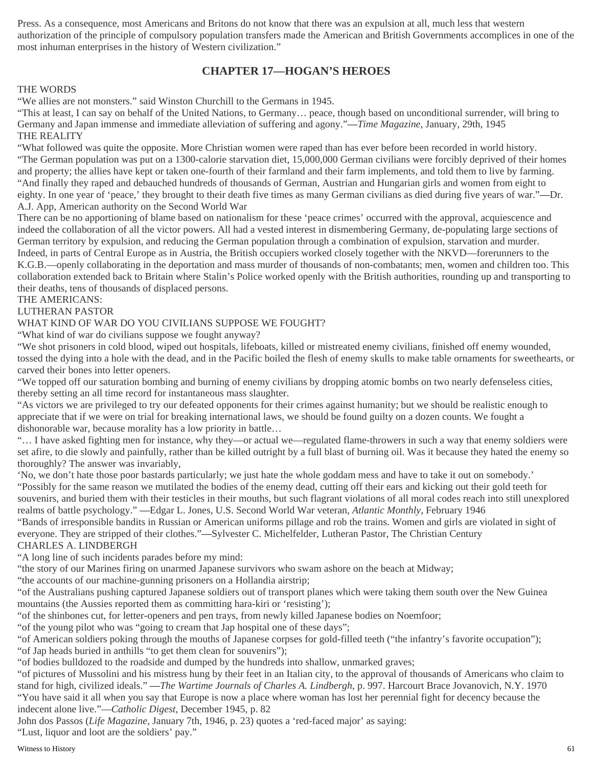Press. As a consequence, most Americans and Britons do not know that there was an expulsion at all, much less that western authorization of the principle of compulsory population transfers made the American and British Governments accomplices in one of the most inhuman enterprises in the history of Western civilization."

## CHAPTER 17—HOGAN'S HEROES

THE WORDS

"We allies are not monsters." said Winston Churchill to the Germans in 1945.

"This at least, I can say on behalf of the United Nations, to Germany… peace, though based on unconditional surrender, will bring to Germany and Japan immense and immediate alleviation of suffering and agony."—*Time Magazine*, January, 29th, 1945

THE REALITY

"What followed was quite the opposite. More Christian women were raped than has ever before been recorded in world history.

"The German population was put on a 1300-calorie starvation diet, 15,000,000 German civilians were forcibly deprived of their homes and property; the allies have kept or taken one-fourth of their farmland and their farm implements, and told them to live by farming.

"And finally they raped and debauched hundreds of thousands of German, Austrian and Hungarian girls and women from eight to eighty. In one year of 'peace,' they brought to their death five times as many German civilians as died during five years of war."—Dr. A.J. App, American authority on the Second World War

There can be no apportioning of blame based on nationalism for these 'peace crimes' occurred with the approval, acquiescence and indeed the collaboration of all the victor powers. All had a vested interest in dismembering Germany, de-populating large sections of German territory by expulsion, and reducing the German population through a combination of expulsion, starvation and murder. Indeed, in parts of Central Europe as in Austria, the British occupiers worked closely together with the NKVD—forerunners to the K.G.B.—openly collaborating in the deportation and mass murder of thousands of non-combatants; men, women and children too. This collaboration extended back to Britain where Stalin's Police worked openly with the British authorities, rounding up and transporting to their deaths, tens of thousands of displaced persons.

THE AMERICANS:

LUTHERAN PASTOR

WHAT KIND OF WAR DO YOU CIVILIANS SUPPOSE WE FOUGHT?

"What kind of war do civilians suppose we fought anyway?

"We shot prisoners in cold blood, wiped out hospitals, lifeboats, killed or mistreated enemy civilians, finished off enemy wounded, tossed the dying into a hole with the dead, and in the Pacific boiled the flesh of enemy skulls to make table ornaments for sweethearts, or carved their bones into letter openers.

"We topped off our saturation bombing and burning of enemy civilians by dropping atomic bombs on two nearly defenseless cities, thereby setting an all time record for instantaneous mass slaughter.

"As victors we are privileged to try our defeated opponents for their crimes against humanity; but we should be realistic enough to appreciate that if we were on trial for breaking international laws, we should be found guilty on a dozen counts. We fought a dishonorable war, because morality has a low priority in battle…

"… I have asked fighting men for instance, why they—or actual we—regulated flame-throwers in such a way that enemy soldiers were set afire, to die slowly and painfully, rather than be killed outright by a full blast of burning oil. Was it because they hated the enemy so thoroughly? The answer was invariably,

'No, we don't hate those poor bastards particularly; we just hate the whole goddam mess and have to take it out on somebody.'

"Possibly for the same reason we mutilated the bodies of the enemy dead, cutting off their ears and kicking out their gold teeth for souvenirs, and buried them with their testicles in their mouths, but such flagrant violations of all moral codes reach into still unexplored realms of battle psychology." —Edgar L. Jones, U.S. Second World War veteran, *Atlantic Monthly*, February 1946

"Bands of irresponsible bandits in Russian or American uniforms pillage and rob the trains. Women and girls are violated in sight of everyone. They are stripped of their clothes."—Sylvester C. Michelfelder, Lutheran Pastor, The Christian Century

CHARLES A. LINDBERGH

"A long line of such incidents parades before my mind:

"the story of our Marines firing on unarmed Japanese survivors who swam ashore on the beach at Midway;

"the accounts of our machine-gunning prisoners on a Hollandia airstrip;

"of the Australians pushing captured Japanese soldiers out of transport planes which were taking them south over the New Guinea mountains (the Aussies reported them as committing hara-kiri or 'resisting');

"of the shinbones cut, for letter-openers and pen trays, from newly killed Japanese bodies on Noemfoor;

"of the young pilot who was "going to cream that Jap hospital one of these days";

"of American soldiers poking through the mouths of Japanese corpses for gold-filled teeth ("the infantry's favorite occupation");

"of Jap heads buried in anthills "to get them clean for souvenirs");

"of bodies bulldozed to the roadside and dumped by the hundreds into shallow, unmarked graves;

"of pictures of Mussolini and his mistress hung by their feet in an Italian city, to the approval of thousands of Americans who claim to stand for high, civilized ideals." —*The Wartime Journals of Charles A. Lindbergh*, p. 997. Harcourt Brace Jovanovich, N.Y. 1970

"You have said it all when you say that Europe is now a place where woman has lost her perennial fight for decency because the indecent alone live."—*Catholic Digest*, December 1945, p. 82

John dos Passos (*Life Magazine*, January 7th, 1946, p. 23) quotes a 'red-faced major' as saying:

"Lust, liquor and loot are the soldiers' pay."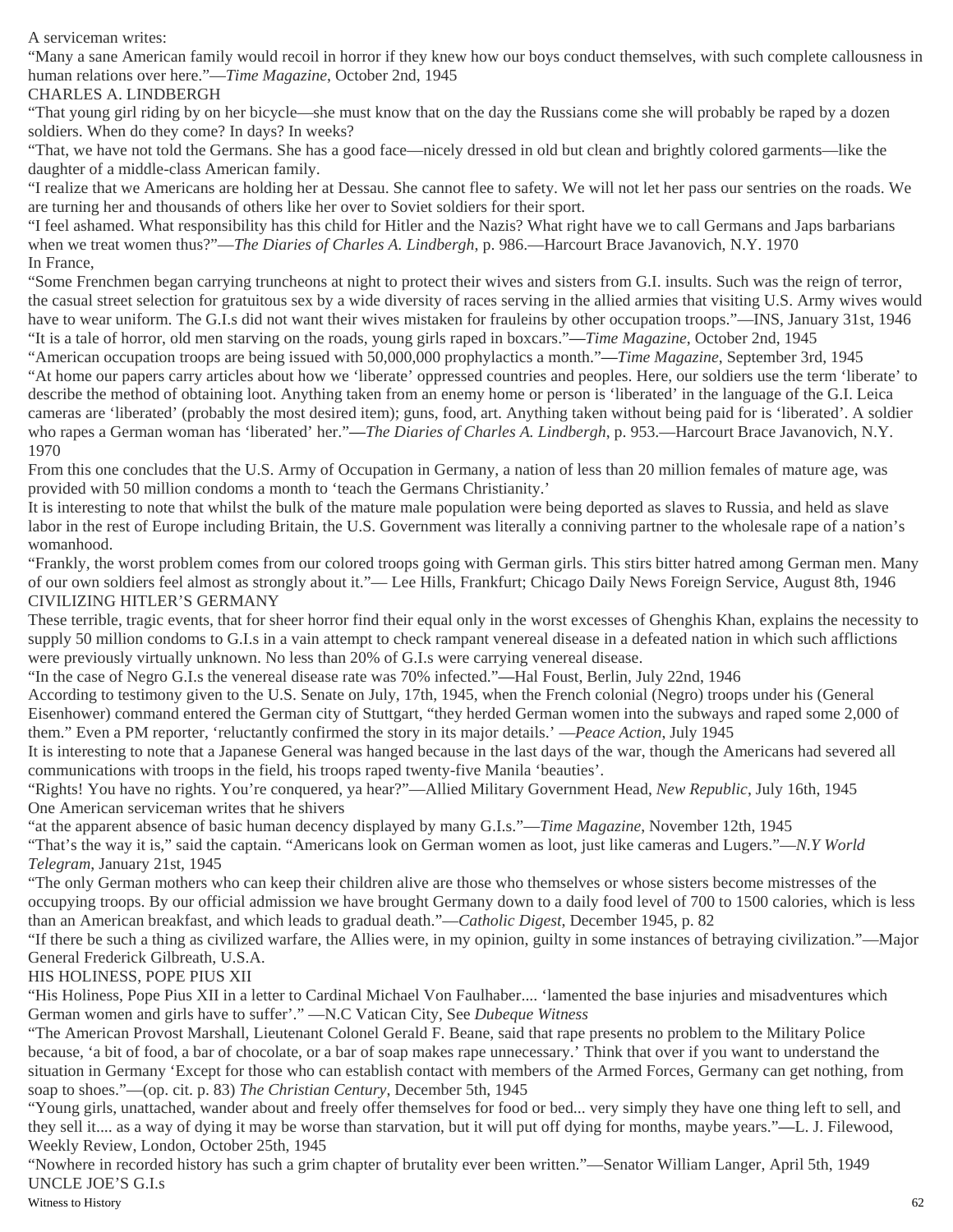A serviceman writes:

"Many a sane American family would recoil in horror if they knew how our boys conduct themselves, with such complete callousness in human relations over here."—*Time Magazine*, October 2nd, 1945

CHARLES A. LINDBERGH

"That young girl riding by on her bicycle—she must know that on the day the Russians come she will probably be raped by a dozen soldiers. When do they come? In days? In weeks?

"That, we have not told the Germans. She has a good face—nicely dressed in old but clean and brightly colored garments—like the daughter of a middle-class American family.

"I realize that we Americans are holding her at Dessau. She cannot flee to safety. We will not let her pass our sentries on the roads. We are turning her and thousands of others like her over to Soviet soldiers for their sport.

"I feel ashamed. What responsibility has this child for Hitler and the Nazis? What right have we to call Germans and Japs barbarians when we treat women thus?"—*The Diaries of Charles A. Lindbergh*, p. 986.—Harcourt Brace Javanovich, N.Y. 1970

In France,

"Some Frenchmen began carrying truncheons at night to protect their wives and sisters from G.I. insults. Such was the reign of terror, the casual street selection for gratuitous sex by a wide diversity of races serving in the allied armies that visiting U.S. Army wives would have to wear uniform. The G.I.s did not want their wives mistaken for frauleins by other occupation troops."—INS, January 31st, 1946

"It is a tale of horror, old men starving on the roads, young girls raped in boxcars."—*Time Magazine*, October 2nd, 1945

"American occupation troops are being issued with 50,000,000 prophylactics a month."—*Time Magazine*, September 3rd, 1945

"At home our papers carry articles about how we 'liberate' oppressed countries and peoples. Here, our soldiers use the term 'liberate' to describe the method of obtaining loot. Anything taken from an enemy home or person is 'liberated' in the language of the G.I. Leica cameras are 'liberated' (probably the most desired item); guns, food, art. Anything taken without being paid for is 'liberated'. A soldier who rapes a German woman has 'liberated' her."—*The Diaries of Charles A. Lindbergh*, p. 953.—Harcourt Brace Javanovich, N.Y. 1970

From this one concludes that the U.S. Army of Occupation in Germany, a nation of less than 20 million females of mature age, was provided with 50 million condoms a month to 'teach the Germans Christianity.'

It is interesting to note that whilst the bulk of the mature male population were being deported as slaves to Russia, and held as slave labor in the rest of Europe including Britain, the U.S. Government was literally a conniving partner to the wholesale rape of a nation's womanhood.

"Frankly, the worst problem comes from our colored troops going with German girls. This stirs bitter hatred among German men. Many of our own soldiers feel almost as strongly about it."— Lee Hills, Frankfurt; Chicago Daily News Foreign Service, August 8th, 1946

CIVILIZING HITLER'S GERMANY

These terrible, tragic events, that for sheer horror find their equal only in the worst excesses of Ghenghis Khan, explains the necessity to supply 50 million condoms to G.I.s in a vain attempt to check rampant venereal disease in a defeated nation in which such afflictions were previously virtually unknown. No less than 20% of G.I.s were carrying venereal disease.

"In the case of Negro G.I.s the venereal disease rate was 70% infected."—Hal Foust, Berlin, July 22nd, 1946

According to testimony given to the U.S. Senate on July, 17th, 1945, when the French colonial (Negro) troops under his (General Eisenhower) command entered the German city of Stuttgart, "they herded German women into the subways and raped some 2,000 of them." Even a PM reporter, 'reluctantly confirmed the story in its major details.' —*Peace Action*, July 1945

It is interesting to note that a Japanese General was hanged because in the last days of the war, though the Americans had severed all communications with troops in the field, his troops raped twenty-five Manila 'beauties'.

"Rights! You have no rights. You're conquered, ya hear?"—Allied Military Government Head, *New Republic*, July 16th, 1945

One American serviceman writes that he shivers

"at the apparent absence of basic human decency displayed by many G.I.s."—*Time Magazine*, November 12th, 1945

"That's the way it is," said the captain. "Americans look on German women as loot, just like cameras and Lugers."—*N.Y World Telegram*, January 21st, 1945

"The only German mothers who can keep their children alive are those who themselves or whose sisters become mistresses of the occupying troops. By our official admission we have brought Germany down to a daily food level of 700 to 1500 calories, which is less than an American breakfast, and which leads to gradual death."—*Catholic Digest*, December 1945, p. 82

"If there be such a thing as civilized warfare, the Allies were, in my opinion, guilty in some instances of betraying civilization."—Major General Frederick Gilbreath, U.S.A.

HIS HOLINESS, POPE PIUS XII

"His Holiness, Pope Pius XII in a letter to Cardinal Michael Von Faulhaber.... 'lamented the base injuries and misadventures which German women and girls have to suffer'." —N.C Vatican City, See *Dubeque Witness*

"The American Provost Marshall, Lieutenant Colonel Gerald F. Beane, said that rape presents no problem to the Military Police because, 'a bit of food, a bar of chocolate, or a bar of soap makes rape unnecessary.' Think that over if you want to understand the situation in Germany 'Except for those who can establish contact with members of the Armed Forces, Germany can get nothing, from soap to shoes."—(op. cit. p. 83) *The Christian Century*, December 5th, 1945

"Young girls, unattached, wander about and freely offer themselves for food or bed... very simply they have one thing left to sell, and they sell it.... as a way of dying it may be worse than starvation, but it will put off dying for months, maybe years."—L. J. Filewood, Weekly Review, London, October 25th, 1945

"Nowhere in recorded history has such a grim chapter of brutality ever been written."—Senator William Langer, April 5th, 1949

UNCLE JOE'S G.I.s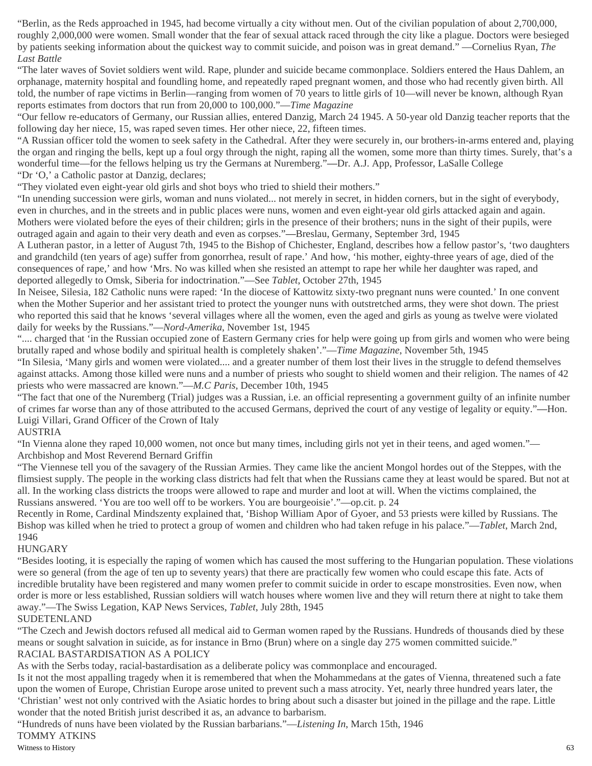"Berlin, as the Reds approached in 1945, had become virtually a city without men. Out of the civilian population of about 2,700,000, roughly 2,000,000 were women. Small wonder that the fear of sexual attack raced through the city like a plague. Doctors were besieged by patients seeking information about the quickest way to commit suicide, and poison was in great demand." —Cornelius Ryan, *The Last Battle*

"The later waves of Soviet soldiers went wild. Rape, plunder and suicide became commonplace. Soldiers entered the Haus Dahlem, an orphanage, maternity hospital and foundling home, and repeatedly raped pregnant women, and those who had recently given birth. All told, the number of rape victims in Berlin—ranging from women of 70 years to little girls of 10—will never be known, although Ryan reports estimates from doctors that run from 20,000 to 100,000."—*Time Magazine*

"Our fellow re-educators of Germany, our Russian allies, entered Danzig, March 24 1945. A 50-year old Danzig teacher reports that the following day her niece, 15, was raped seven times. Her other niece, 22, fifteen times.

"A Russian officer told the women to seek safety in the Cathedral. After they were securely in, our brothers-in-arms entered and, playing the organ and ringing the bells, kept up a foul orgy through the night, raping all the women, some more than thirty times. Surely, that's a wonderful time—for the fellows helping us try the Germans at Nuremberg."—Dr. A.J. App, Professor, LaSalle College

"Dr 'O,' a Catholic pastor at Danzig, declares;

"They violated even eight-year old girls and shot boys who tried to shield their mothers."

"In unending succession were girls, woman and nuns violated... not merely in secret, in hidden corners, but in the sight of everybody, even in churches, and in the streets and in public places were nuns, women and even eight-year old girls attacked again and again. Mothers were violated before the eyes of their children; girls in the presence of their brothers; nuns in the sight of their pupils, were outraged again and again to their very death and even as corpses."—Breslau, Germany, September 3rd, 1945

A Lutheran pastor, in a letter of August 7th, 1945 to the Bishop of Chichester, England, describes how a fellow pastor's, 'two daughters and grandchild (ten years of age) suffer from gonorrhea, result of rape.' And how, 'his mother, eighty-three years of age, died of the consequences of rape,' and how 'Mrs. No was killed when she resisted an attempt to rape her while her daughter was raped, and deported allegedly to Omsk, Siberia for indoctrination."—See *Tablet*, October 27th, 1945

In Neisee, Silesia, 182 Catholic nuns were raped: 'In the diocese of Kattowitz sixty-two pregnant nuns were counted.' In one convent when the Mother Superior and her assistant tried to protect the younger nuns with outstretched arms, they were shot down. The priest who reported this said that he knows 'several villages where all the women, even the aged and girls as young as twelve were violated daily for weeks by the Russians."—*Nord-Amerika*, November 1st, 1945

".... charged that 'in the Russian occupied zone of Eastern Germany cries for help were going up from girls and women who were being brutally raped and whose bodily and spiritual health is completely shaken'."—*Time Magazine*, November 5th, 1945

"In Silesia, 'Many girls and women were violated.... and a greater number of them lost their lives in the struggle to defend themselves against attacks. Among those killed were nuns and a number of priests who sought to shield women and their religion. The names of 42 priests who were massacred are known."—*M.C Paris*, December 10th, 1945

"The fact that one of the Nuremberg (Trial) judges was a Russian, i.e. an official representing a government guilty of an infinite number of crimes far worse than any of those attributed to the accused Germans, deprived the court of any vestige of legality or equity."—Hon. Luigi Villari, Grand Officer of the Crown of Italy

## AUSTRIA

"In Vienna alone they raped 10,000 women, not once but many times, including girls not yet in their teens, and aged women."—Archbishop and Most Reverend Bernard Griffin

"The Viennese tell you of the savagery of the Russian Armies. They came like the ancient Mongol hordes out of the Steppes, with the flimsiest supply. The people in the working class districts had felt that when the Russians came they at least would be spared. But not at all. In the working class districts the troops were allowed to rape and murder and loot at will. When the victims complained, the Russians answered. 'You are too well off to be workers. You are bourgeoisie'."—op.cit. p. 24

Recently in Rome, Cardinal Mindszenty explained that, 'Bishop William Apor of Gyoer, and 53 priests were killed by Russians. The Bishop was killed when he tried to protect a group of women and children who had taken refuge in his palace."—*Tablet*, March 2nd, 1946

## HUNGARY

"Besides looting, it is especially the raping of women which has caused the most suffering to the Hungarian population. These violations were so general (from the age of ten up to seventy years) that there are practically few women who could escape this fate. Acts of incredible brutality have been registered and many women prefer to commit suicide in order to escape monstrosities. Even now, when order is more or less established, Russian soldiers will watch houses where women live and they will return there at night to take them away."—The Swiss Legation, KAP News Services, *Tablet*, July 28th, 1945

## SUDETENLAND

"The Czech and Jewish doctors refused all medical aid to German women raped by the Russians. Hundreds of thousands died by these means or sought salvation in suicide, as for instance in Brno (Brun) where on a single day 275 women committed suicide."

## RACIAL BASTARDISATION AS A POLICY

As with the Serbs today, racial-bastardisation as a deliberate policy was commonplace and encouraged.

Is it not the most appalling tragedy when it is remembered that when the Mohammedans at the gates of Vienna, threatened such a fate upon the women of Europe, Christian Europe arose united to prevent such a mass atrocity. Yet, nearly three hundred years later, the 'Christian' west not only contrived with the Asiatic hordes to bring about such a disaster but joined in the pillage and the rape. Little wonder that the noted British jurist described it as, an advance to barbarism.

"Hundreds of nuns have been violated by the Russian barbarians."—*Listening In*, March 15th, 1946

## TOMMY ATKINS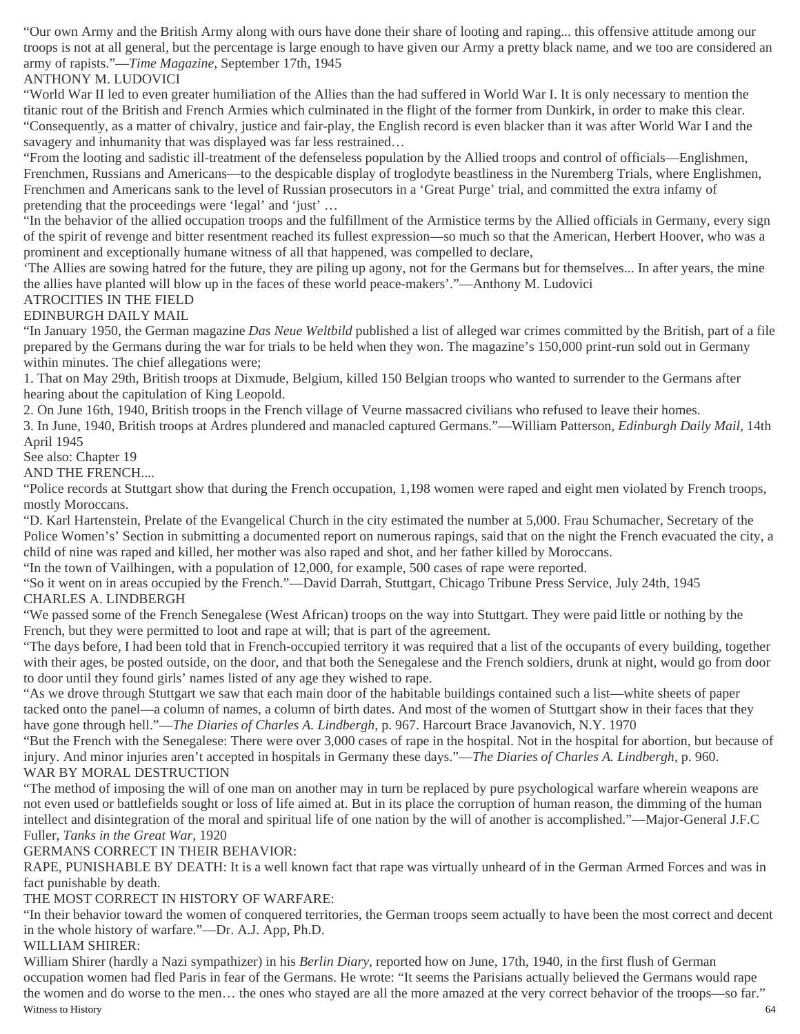"Our own Army and the British Army along with ours have done their share of looting and raping... this offensive attitude among our troops is not at all general, but the percentage is large enough to have given our Army a pretty black name, and we too are considered an army of rapists."—*Time Magazine*, September 17th, 1945

ANTHONY M. LUDOVICI

"World War II led to even greater humiliation of the Allies than the had suffered in World War I. It is only necessary to mention the titanic rout of the British and French Armies which culminated in the flight of the former from Dunkirk, in order to make this clear.

"Consequently, as a matter of chivalry, justice and fair-play, the English record is even blacker than it was after World War I and the savagery and inhumanity that was displayed was far less restrained…

"From the looting and sadistic ill-treatment of the defenseless population by the Allied troops and control of officials—Englishmen, Frenchmen, Russians and Americans—to the despicable display of troglodyte beastliness in the Nuremberg Trials, where Englishmen, Frenchmen and Americans sank to the level of Russian prosecutors in a 'Great Purge' trial, and committed the extra infamy of pretending that the proceedings were 'legal' and 'just' …

"In the behavior of the allied occupation troops and the fulfillment of the Armistice terms by the Allied officials in Germany, every sign of the spirit of revenge and bitter resentment reached its fullest expression—so much so that the American, Herbert Hoover, who was a prominent and exceptionally humane witness of all that happened, was compelled to declare,

'The Allies are sowing hatred for the future, they are piling up agony, not for the Germans but for themselves... In after years, the mine the allies have planted will blow up in the faces of these world peace-makers'."—Anthony M. Ludovici

ATROCITIES IN THE FIELD

EDINBURGH DAILY MAIL

"In January 1950, the German magazine *Das Neue Weltbild* published a list of alleged war crimes committed by the British, part of a file prepared by the Germans during the war for trials to be held when they won. The magazine's 150,000 print-run sold out in Germany within minutes. The chief allegations were;

1. That on May 29th, British troops at Dixmude, Belgium, killed 150 Belgian troops who wanted to surrender to the Germans after hearing about the capitulation of King Leopold.
2. On June 16th, 1940, British troops in the French village of Veurne massacred civilians who refused to leave their homes.
3. In June, 1940, British troops at Ardres plundered and manacled captured Germans."—William Patterson, *Edinburgh Daily Mail*, 14th April 1945

See also: Chapter 19

AND THE FRENCH....

"Police records at Stuttgart show that during the French occupation, 1,198 women were raped and eight men violated by French troops, mostly Moroccans.

"D. Karl Hartenstein, Prelate of the Evangelical Church in the city estimated the number at 5,000. Frau Schumacher, Secretary of the Police Women's' Section in submitting a documented report on numerous rapings, said that on the night the French evacuated the city, a child of nine was raped and killed, her mother was also raped and shot, and her father killed by Moroccans.

"In the town of Vailhingen, with a population of 12,000, for example, 500 cases of rape were reported.

"So it went on in areas occupied by the French."—David Darrah, Stuttgart, Chicago Tribune Press Service, July 24th, 1945

CHARLES A. LINDBERGH

"We passed some of the French Senegalese (West African) troops on the way into Stuttgart. They were paid little or nothing by the French, but they were permitted to loot and rape at will; that is part of the agreement.

"The days before, I had been told that in French-occupied territory it was required that a list of the occupants of every building, together with their ages, be posted outside, on the door, and that both the Senegalese and the French soldiers, drunk at night, would go from door to door until they found girls' names listed of any age they wished to rape.

"As we drove through Stuttgart we saw that each main door of the habitable buildings contained such a list—white sheets of paper tacked onto the panel—a column of names, a column of birth dates. And most of the women of Stuttgart show in their faces that they have gone through hell."—*The Diaries of Charles A. Lindbergh*, p. 967. Harcourt Brace Javanovich, N.Y. 1970

"But the French with the Senegalese: There were over 3,000 cases of rape in the hospital. Not in the hospital for abortion, but because of injury. And minor injuries aren't accepted in hospitals in Germany these days."—*The Diaries of Charles A. Lindbergh*, p. 960.

WAR BY MORAL DESTRUCTION

"The method of imposing the will of one man on another may in turn be replaced by pure psychological warfare wherein weapons are not even used or battlefields sought or loss of life aimed at. But in its place the corruption of human reason, the dimming of the human intellect and disintegration of the moral and spiritual life of one nation by the will of another is accomplished."—Major-General J.F.C Fuller, *Tanks in the Great War*, 1920

GERMANS CORRECT IN THEIR BEHAVIOR:

RAPE, PUNISHABLE BY DEATH: It is a well known fact that rape was virtually unheard of in the German Armed Forces and was in fact punishable by death.

THE MOST CORRECT IN HISTORY OF WARFARE:

"In their behavior toward the women of conquered territories, the German troops seem actually to have been the most correct and decent in the whole history of warfare."—Dr. A.J. App, Ph.D.

WILLIAM SHIRER:

William Shirer (hardly a Nazi sympathizer) in his *Berlin Diary*, reported how on June, 17th, 1940, in the first flush of German occupation women had fled Paris in fear of the Germans. He wrote: "It seems the Parisians actually believed the Germans would rape the women and do worse to the men… the ones who stayed are all the more amazed at the very correct behavior of the troops—so far."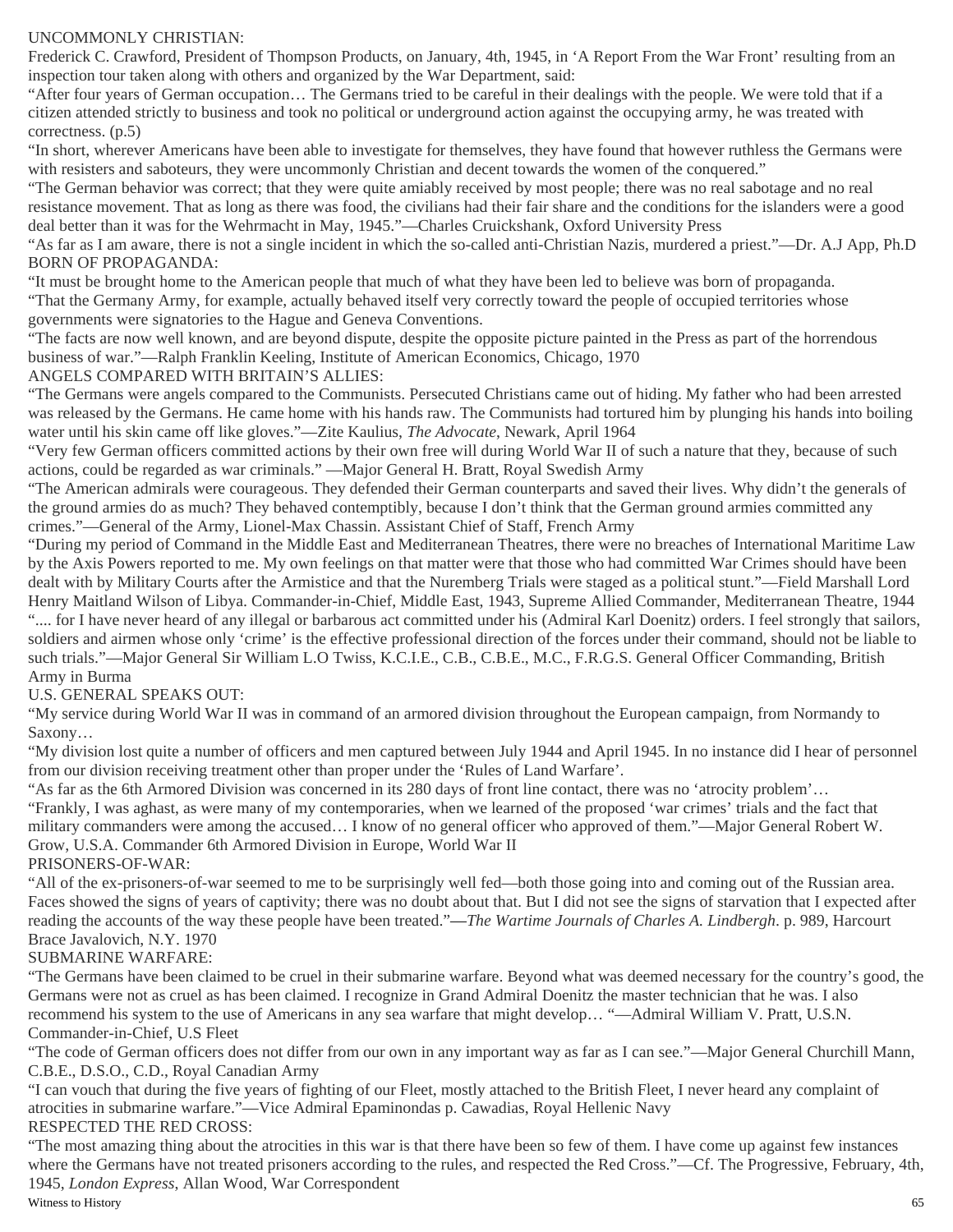UNCOMMONLY CHRISTIAN:

Frederick C. Crawford, President of Thompson Products, on January, 4th, 1945, in 'A Report From the War Front' resulting from an inspection tour taken along with others and organized by the War Department, said:

"After four years of German occupation… The Germans tried to be careful in their dealings with the people. We were told that if a citizen attended strictly to business and took no political or underground action against the occupying army, he was treated with correctness. (p.5)

"In short, wherever Americans have been able to investigate for themselves, they have found that however ruthless the Germans were with resisters and saboteurs, they were uncommonly Christian and decent towards the women of the conquered."

"The German behavior was correct; that they were quite amiably received by most people; there was no real sabotage and no real resistance movement. That as long as there was food, the civilians had their fair share and the conditions for the islanders were a good deal better than it was for the Wehrmacht in May, 1945."—Charles Cruickshank, Oxford University Press

"As far as I am aware, there is not a single incident in which the so-called anti-Christian Nazis, murdered a priest."—Dr. A.J App, Ph.D

BORN OF PROPAGANDA:

"It must be brought home to the American people that much of what they have been led to believe was born of propaganda.

"That the Germany Army, for example, actually behaved itself very correctly toward the people of occupied territories whose governments were signatories to the Hague and Geneva Conventions.

"The facts are now well known, and are beyond dispute, despite the opposite picture painted in the Press as part of the horrendous business of war."—Ralph Franklin Keeling, Institute of American Economics, Chicago, 1970

ANGELS COMPARED WITH BRITAIN'S ALLIES:

"The Germans were angels compared to the Communists. Persecuted Christians came out of hiding. My father who had been arrested was released by the Germans. He came home with his hands raw. The Communists had tortured him by plunging his hands into boiling water until his skin came off like gloves."—Zite Kaulius, *The Advocate*, Newark, April 1964

"Very few German officers committed actions by their own free will during World War II of such a nature that they, because of such actions, could be regarded as war criminals." —Major General H. Bratt, Royal Swedish Army

"The American admirals were courageous. They defended their German counterparts and saved their lives. Why didn't the generals of the ground armies do as much? They behaved contemptibly, because I don't think that the German ground armies committed any crimes."—General of the Army, Lionel-Max Chassin. Assistant Chief of Staff, French Army

"During my period of Command in the Middle East and Mediterranean Theatres, there were no breaches of International Maritime Law by the Axis Powers reported to me. My own feelings on that matter were that those who had committed War Crimes should have been dealt with by Military Courts after the Armistice and that the Nuremberg Trials were staged as a political stunt."—Field Marshall Lord Henry Maitland Wilson of Libya. Commander-in-Chief, Middle East, 1943, Supreme Allied Commander, Mediterranean Theatre, 1944

".... for I have never heard of any illegal or barbarous act committed under his (Admiral Karl Doenitz) orders. I feel strongly that sailors, soldiers and airmen whose only 'crime' is the effective professional direction of the forces under their command, should not be liable to such trials."—Major General Sir William L.O Twiss, K.C.I.E., C.B., C.B.E., M.C., F.R.G.S. General Officer Commanding, British Army in Burma

U.S. GENERAL SPEAKS OUT:

"My service during World War II was in command of an armored division throughout the European campaign, from Normandy to Saxony…

"My division lost quite a number of officers and men captured between July 1944 and April 1945. In no instance did I hear of personnel from our division receiving treatment other than proper under the 'Rules of Land Warfare'.

"As far as the 6th Armored Division was concerned in its 280 days of front line contact, there was no 'atrocity problem'…

"Frankly, I was aghast, as were many of my contemporaries, when we learned of the proposed 'war crimes' trials and the fact that military commanders were among the accused… I know of no general officer who approved of them."—Major General Robert W. Grow, U.S.A. Commander 6th Armored Division in Europe, World War II

PRISONERS-OF-WAR:

"All of the ex-prisoners-of-war seemed to me to be surprisingly well fed—both those going into and coming out of the Russian area. Faces showed the signs of years of captivity; there was no doubt about that. But I did not see the signs of starvation that I expected after reading the accounts of the way these people have been treated."—*The Wartime Journals of Charles A. Lindbergh*. p. 989, Harcourt Brace Javalovich, N.Y. 1970

SUBMARINE WARFARE:

"The Germans have been claimed to be cruel in their submarine warfare. Beyond what was deemed necessary for the country's good, the Germans were not as cruel as has been claimed. I recognize in Grand Admiral Doenitz the master technician that he was. I also recommend his system to the use of Americans in any sea warfare that might develop… "—Admiral William V. Pratt, U.S.N. Commander-in-Chief, U.S Fleet

"The code of German officers does not differ from our own in any important way as far as I can see."—Major General Churchill Mann, C.B.E., D.S.O., C.D., Royal Canadian Army

"I can vouch that during the five years of fighting of our Fleet, mostly attached to the British Fleet, I never heard any complaint of atrocities in submarine warfare."—Vice Admiral Epaminondas p. Cawadias, Royal Hellenic Navy

RESPECTED THE RED CROSS:

"The most amazing thing about the atrocities in this war is that there have been so few of them. I have come up against few instances where the Germans have not treated prisoners according to the rules, and respected the Red Cross."—Cf. The Progressive, February, 4th, 1945, *London Express*, Allan Wood, War Correspondent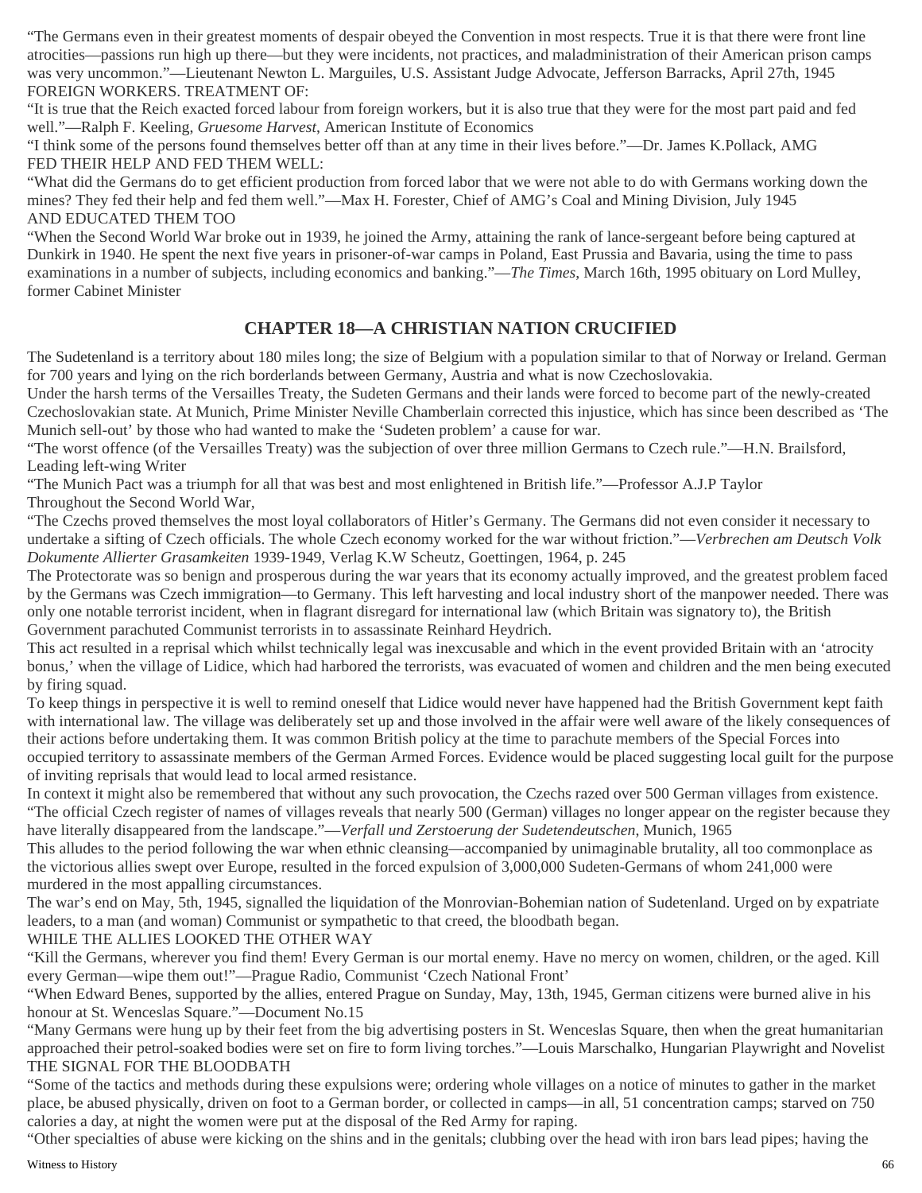"The Germans even in their greatest moments of despair obeyed the Convention in most respects. True it is that there were front line atrocities—passions run high up there—but they were incidents, not practices, and maladministration of their American prison camps was very uncommon."—Lieutenant Newton L. Marguiles, U.S. Assistant Judge Advocate, Jefferson Barracks, April 27th, 1945

FOREIGN WORKERS. TREATMENT OF:

"It is true that the Reich exacted forced labour from foreign workers, but it is also true that they were for the most part paid and fed well."—Ralph F. Keeling, *Gruesome Harvest*, American Institute of Economics

"I think some of the persons found themselves better off than at any time in their lives before."—Dr. James K.Pollack, AMG

FED THEIR HELP AND FED THEM WELL:

"What did the Germans do to get efficient production from forced labor that we were not able to do with Germans working down the mines? They fed their help and fed them well."—Max H. Forester, Chief of AMG's Coal and Mining Division, July 1945

AND EDUCATED THEM TOO

"When the Second World War broke out in 1939, he joined the Army, attaining the rank of lance-sergeant before being captured at Dunkirk in 1940. He spent the next five years in prisoner-of-war camps in Poland, East Prussia and Bavaria, using the time to pass examinations in a number of subjects, including economics and banking."—*The Times*, March 16th, 1995 obituary on Lord Mulley, former Cabinet Minister

## CHAPTER 18—A CHRISTIAN NATION CRUCIFIED

The Sudetenland is a territory about 180 miles long; the size of Belgium with a population similar to that of Norway or Ireland. German for 700 years and lying on the rich borderlands between Germany, Austria and what is now Czechoslovakia.

Under the harsh terms of the Versailles Treaty, the Sudeten Germans and their lands were forced to become part of the newly-created Czechoslovakian state. At Munich, Prime Minister Neville Chamberlain corrected this injustice, which has since been described as 'The Munich sell-out' by those who had wanted to make the 'Sudeten problem' a cause for war.

"The worst offence (of the Versailles Treaty) was the subjection of over three million Germans to Czech rule."—H.N. Brailsford, Leading left-wing Writer

"The Munich Pact was a triumph for all that was best and most enlightened in British life."—Professor A.J.P Taylor

Throughout the Second World War,

"The Czechs proved themselves the most loyal collaborators of Hitler's Germany. The Germans did not even consider it necessary to undertake a sifting of Czech officials. The whole Czech economy worked for the war without friction."—*Verbrechen am Deutsch Volk Dokumente Allierter Grasamkeiten* 1939-1949, Verlag K.W Scheutz, Goettingen, 1964, p. 245

The Protectorate was so benign and prosperous during the war years that its economy actually improved, and the greatest problem faced by the Germans was Czech immigration—to Germany. This left harvesting and local industry short of the manpower needed. There was only one notable terrorist incident, when in flagrant disregard for international law (which Britain was signatory to), the British Government parachuted Communist terrorists in to assassinate Reinhard Heydrich.

This act resulted in a reprisal which whilst technically legal was inexcusable and which in the event provided Britain with an 'atrocity bonus,' when the village of Lidice, which had harbored the terrorists, was evacuated of women and children and the men being executed by firing squad.

To keep things in perspective it is well to remind oneself that Lidice would never have happened had the British Government kept faith with international law. The village was deliberately set up and those involved in the affair were well aware of the likely consequences of their actions before undertaking them. It was common British policy at the time to parachute members of the Special Forces into occupied territory to assassinate members of the German Armed Forces. Evidence would be placed suggesting local guilt for the purpose of inviting reprisals that would lead to local armed resistance.

In context it might also be remembered that without any such provocation, the Czechs razed over 500 German villages from existence.

"The official Czech register of names of villages reveals that nearly 500 (German) villages no longer appear on the register because they have literally disappeared from the landscape."—*Verfall und Zerstoerung der Sudetendeutschen*, Munich, 1965

This alludes to the period following the war when ethnic cleansing—accompanied by unimaginable brutality, all too commonplace as the victorious allies swept over Europe, resulted in the forced expulsion of 3,000,000 Sudeten-Germans of whom 241,000 were murdered in the most appalling circumstances.

The war's end on May, 5th, 1945, signalled the liquidation of the Monrovian-Bohemian nation of Sudetenland. Urged on by expatriate leaders, to a man (and woman) Communist or sympathetic to that creed, the bloodbath began.

WHILE THE ALLIES LOOKED THE OTHER WAY

"Kill the Germans, wherever you find them! Every German is our mortal enemy. Have no mercy on women, children, or the aged. Kill every German—wipe them out!"—Prague Radio, Communist 'Czech National Front'

"When Edward Benes, supported by the allies, entered Prague on Sunday, May, 13th, 1945, German citizens were burned alive in his honour at St. Wenceslas Square."—Document No.15

"Many Germans were hung up by their feet from the big advertising posters in St. Wenceslas Square, then when the great humanitarian approached their petrol-soaked bodies were set on fire to form living torches."—Louis Marschalko, Hungarian Playwright and Novelist

THE SIGNAL FOR THE BLOODBATH

"Some of the tactics and methods during these expulsions were; ordering whole villages on a notice of minutes to gather in the market place, be abused physically, driven on foot to a German border, or collected in camps—in all, 51 concentration camps; starved on 750 calories a day, at night the women were put at the disposal of the Red Army for raping.

"Other specialties of abuse were kicking on the shins and in the genitals; clubbing over the head with iron bars lead pipes; having the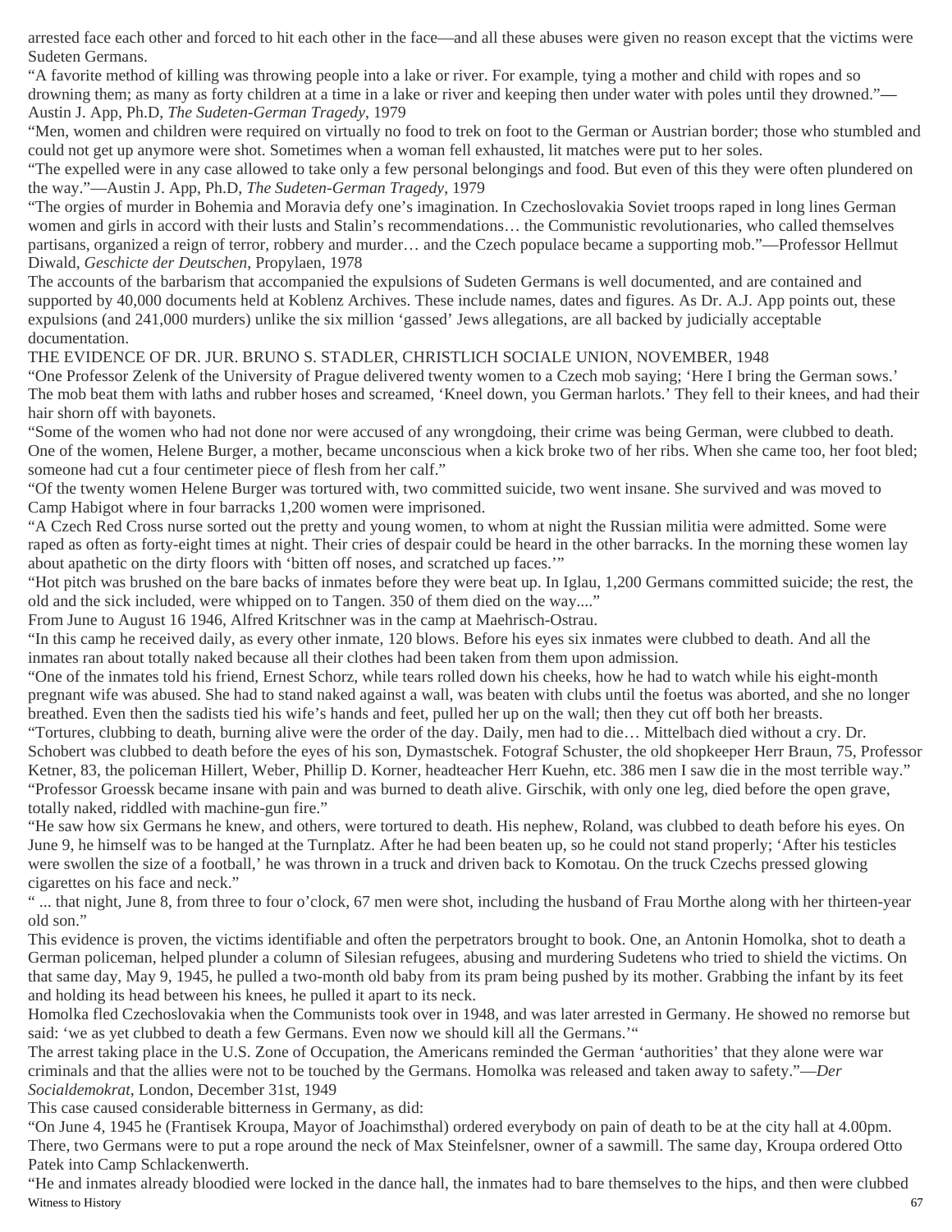arrested face each other and forced to hit each other in the face—and all these abuses were given no reason except that the victims were Sudeten Germans.

"A favorite method of killing was throwing people into a lake or river. For example, tying a mother and child with ropes and so drowning them; as many as forty children at a time in a lake or river and keeping then under water with poles until they drowned."—Austin J. App, Ph.D, *The Sudeten-German Tragedy*, 1979

"Men, women and children were required on virtually no food to trek on foot to the German or Austrian border; those who stumbled and could not get up anymore were shot. Sometimes when a woman fell exhausted, lit matches were put to her soles.

"The expelled were in any case allowed to take only a few personal belongings and food. But even of this they were often plundered on the way."—Austin J. App, Ph.D, *The Sudeten-German Tragedy*, 1979

"The orgies of murder in Bohemia and Moravia defy one's imagination. In Czechoslovakia Soviet troops raped in long lines German women and girls in accord with their lusts and Stalin's recommendations… the Communist revolutionaries, who called themselves partisans, organized a reign of terror, robbery and murder… and the Czech populace became a supporting mob."—Professor Hellmut Diwald, *Geschicte der Deutschen*, Propylaen, 1978

The accounts of the barbarism that accompanied the expulsions of Sudeten Germans is well documented, and are contained and supported by 40,000 documents held at Koblenz Archives. These include names, dates and figures. As Dr. A.J. App points out, these expulsions (and 241,000 murders) unlike the six million 'gassed' Jews allegations, are all backed by judicially acceptable documentation.

THE EVIDENCE OF DR. JUR. BRUNO S. STADLER, CHRISTLICH SOCIALE UNION, NOVEMBER, 1948

"One Professor Zelenk of the University of Prague delivered twenty women to a Czech mob saying; 'Here I bring the German sows.' The mob beat them with laths and rubber hoses and screamed, 'Kneel down, you German harlots.' They fell to their knees, and had their hair shorn off with bayonets.

"Some of the women who had not done nor were accused of any wrongdoing, their crime was being German, were clubbed to death. One of the women, Helene Burger, a mother, became unconscious when a kick broke two of her ribs. When she came too, her foot bled; someone had cut a four centimeter piece of flesh from her calf."

"Of the twenty women Helene Burger was tortured with, two committed suicide, two went insane. She survived and was moved to Camp Habigot where in four barracks 1,200 women were imprisoned.

"A Czech Red Cross nurse sorted out the pretty and young women, to whom at night the Russian militia were admitted. Some were raped as often as forty-eight times at night. Their cries of despair could be heard in the other barracks. In the morning these women lay about apathetic on the dirty floors with 'bitten off noses, and scratched up faces.'"

"Hot pitch was brushed on the bare backs of inmates before they were beat up. In Iglau, 1,200 Germans committed suicide; the rest, the old and the sick included, were whipped on to Tangen. 350 of them died on the way...."

From June to August 16 1946, Alfred Kritschner was in the camp at Maehrisch-Ostrau.

"In this camp he received daily, as every other inmate, 120 blows. Before his eyes six inmates were clubbed to death. And all the inmates ran about totally naked because all their clothes had been taken from them upon admission.

"One of the inmates told his friend, Ernest Schorz, while tears rolled down his cheeks, how he had to watch while his eight-month pregnant wife was abused. She had to stand naked against a wall, was beaten with clubs until the foetus was aborted, and she no longer breathed. Even then the sadists tied his wife's hands and feet, pulled her up on the wall; then they cut off both her breasts.

"Tortures, clubbing to death, burning alive were the order of the day. Daily, men had to die… Mittelbach died without a cry. Dr. Schobert was clubbed to death before the eyes of his son, Dymastschek. Fotograf Schuster, the old shopkeeper Herr Braun, 75, Professor Ketner, 83, the policeman Hillert, Weber, Phillip D. Korner, headteacher Herr Kuehn, etc. 386 men I saw die in the most terrible way."

"Professor Groessk became insane with pain and was burned to death alive. Girschik, with only one leg, died before the open grave, totally naked, riddled with machine-gun fire."

"He saw how six Germans he knew, and others, were tortured to death. His nephew, Roland, was clubbed to death before his eyes. On June 9, he himself was to be hanged at the Turnplatz. After he had been beaten up, so he could not stand properly; 'After his testicles were swollen the size of a football,' he was thrown in a truck and driven back to Komotau. On the truck Czechs pressed glowing cigarettes on his face and neck."

" ... that night, June 8, from three to four o'clock, 67 men were shot, including the husband of Frau Morthe along with her thirteen-year old son."

This evidence is proven, the victims identifiable and often the perpetrators brought to book. One, an Antonin Homolka, shot to death a German policeman, helped plunder a column of Silesian refugees, abusing and murdering Sudetens who tried to shield the victims. On that same day, May 9, 1945, he pulled a two-month old baby from its pram being pushed by its mother. Grabbing the infant by its feet and holding its head between his knees, he pulled it apart to its neck.

Homolka fled Czechoslovakia when the Communists took over in 1948, and was later arrested in Germany. He showed no remorse but said: 'we as yet clubbed to death a few Germans. Even now we should kill all the Germans.'"

The arrest taking place in the U.S. Zone of Occupation, the Americans reminded the German 'authorities' that they alone were war criminals and that the allies were not to be touched by the Germans. Homolka was released and taken away to safety."—*Der Socialdemokrat*, London, December 31st, 1949

This case caused considerable bitterness in Germany, as did:

"On June 4, 1945 he (Frantisek Kroupa, Mayor of Joachimsthal) ordered everybody on pain of death to be at the city hall at 4.00pm. There, two Germans were to put a rope around the neck of Max Steinfelsner, owner of a sawmill. The same day, Kroupa ordered Otto Patek into Camp Schlackenwerth.

"He and inmates already bloodied were locked in the dance hall, the inmates had to bare themselves to the hips, and then were clubbed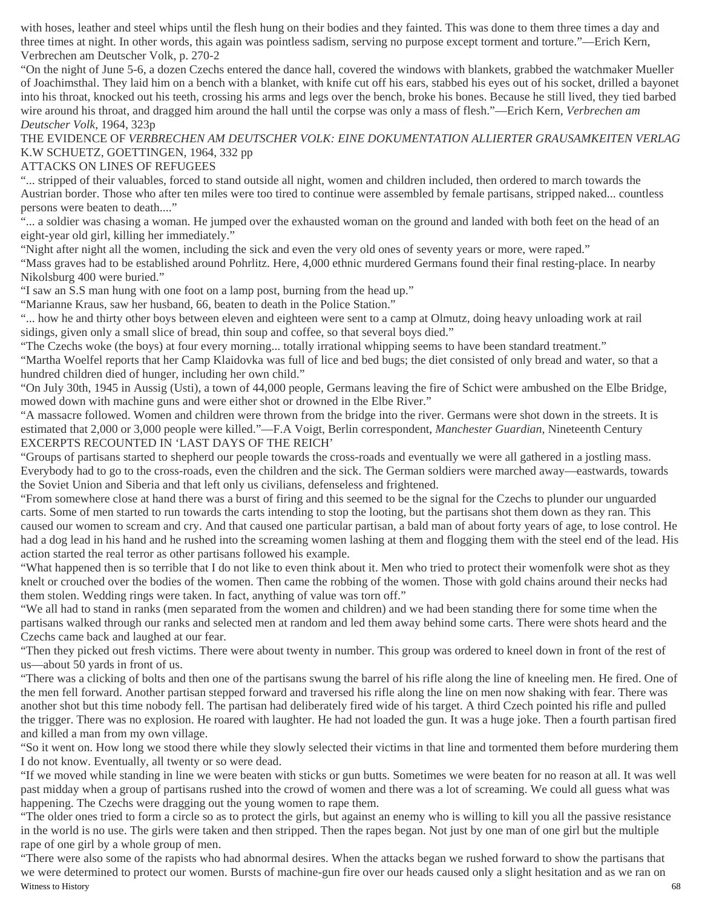with hoses, leather and steel whips until the flesh hung on their bodies and they fainted. This was done to them three times a day and three times at night. In other words, this again was pointless sadism, serving no purpose except torment and torture."—Erich Kern, Verbrechen am Deutscher Volk, p. 270-2

"On the night of June 5-6, a dozen Czechs entered the dance hall, covered the windows with blankets, grabbed the watchmaker Mueller of Joachimsthal. They laid him on a bench with a blanket, with knife cut off his ears, stabbed his eyes out of his socket, drilled a bayonet into his throat, knocked out his teeth, crossing his arms and legs over the bench, broke his bones. Because he still lived, they tied barbed wire around his throat, and dragged him around the hall until the corpse was only a mass of flesh."—Erich Kern, *Verbrechen am Deutscher Volk*, 1964, 323p

THE EVIDENCE OF *VERBRECHEN AM DEUTSCHER VOLK: EINE DOKUMENTATION ALLIERTER GRAUSAMKEITEN VERLAG* K.W SCHUETZ, GOETTINGEN, 1964, 332 pp

ATTACKS ON LINES OF REFUGEES

"... stripped of their valuables, forced to stand outside all night, women and children included, then ordered to march towards the Austrian border. Those who after ten miles were too tired to continue were assembled by female partisans, stripped naked... countless persons were beaten to death...."

"... a soldier was chasing a woman. He jumped over the exhausted woman on the ground and landed with both feet on the head of an eight-year old girl, killing her immediately."

"Night after night all the women, including the sick and even the very old ones of seventy years or more, were raped."

"Mass graves had to be established around Pohrlitz. Here, 4,000 ethnic murdered Germans found their final resting-place. In nearby Nikolsburg 400 were buried."

"I saw an S.S man hung with one foot on a lamp post, burning from the head up."

"Marianne Kraus, saw her husband, 66, beaten to death in the Police Station."

"... how he and thirty other boys between eleven and eighteen were sent to a camp at Olmutz, doing heavy unloading work at rail sidings, given only a small slice of bread, thin soup and coffee, so that several boys died."

"The Czechs woke (the boys) at four every morning... totally irrational whipping seems to have been standard treatment."

"Martha Woelfel reports that her Camp Klaidovka was full of lice and bed bugs; the diet consisted of only bread and water, so that a hundred children died of hunger, including her own child."

"On July 30th, 1945 in Aussig (Usti), a town of 44,000 people, Germans leaving the fire of Schict were ambushed on the Elbe Bridge, mowed down with machine guns and were either shot or drowned in the Elbe River."

"A massacre followed. Women and children were thrown from the bridge into the river. Germans were shot down in the streets. It is estimated that 2,000 or 3,000 people were killed."—F.A Voigt, Berlin correspondent, *Manchester Guardian*, Nineteenth Century

EXCERPTS RECOUNTED IN 'LAST DAYS OF THE REICH'

"Groups of partisans started to shepherd our people towards the cross-roads and eventually we were all gathered in a jostling mass. Everybody had to go to the cross-roads, even the children and the sick. The German soldiers were marched away—eastwards, towards the Soviet Union and Siberia and that left only us civilians, defenseless and frightened.

"From somewhere close at hand there was a burst of firing and this seemed to be the signal for the Czechs to plunder our unguarded carts. Some of men started to run towards the carts intending to stop the looting, but the partisans shot them down as they ran. This caused our women to scream and cry. And that caused one particular partisan, a bald man of about forty years of age, to lose control. He had a dog lead in his hand and he rushed into the screaming women lashing at them and flogging them with the steel end of the lead. His action started the real terror as other partisans followed his example.

"What happened then is so terrible that I do not like to even think about it. Men who tried to protect their womenfolk were shot as they knelt or crouched over the bodies of the women. Then came the robbing of the women. Those with gold chains around their necks had them stolen. Wedding rings were taken. In fact, anything of value was torn off."

"We all had to stand in ranks (men separated from the women and children) and we had been standing there for some time when the partisans walked through our ranks and selected men at random and led them away behind some carts. There were shots heard and the Czechs came back and laughed at our fear.

"Then they picked out fresh victims. There were about twenty in number. This group was ordered to kneel down in front of the rest of us—about 50 yards in front of us.

"There was a clicking of bolts and then one of the partisans swung the barrel of his rifle along the line of kneeling men. He fired. One of the men fell forward. Another partisan stepped forward and traversed his rifle along the line on men now shaking with fear. There was another shot but this time nobody fell. The partisan had deliberately fired wide of his target. A third Czech pointed his rifle and pulled the trigger. There was no explosion. He roared with laughter. He had not loaded the gun. It was a huge joke. Then a fourth partisan fired and killed a man from my own village.

"So it went on. How long we stood there while they slowly selected their victims in that line and tormented them before murdering them I do not know. Eventually, all twenty or so were dead.

"If we moved while standing in line we were beaten with sticks or gun butts. Sometimes we were beaten for no reason at all. It was well past midday when a group of partisans rushed into the crowd of women and there was a lot of screaming. We could all guess what was happening. The Czechs were dragging out the young women to rape them.

"The older ones tried to form a circle so as to protect the girls, but against an enemy who is willing to kill you all the passive resistance in the world is no use. The girls were taken and then stripped. Then the rapes began. Not just by one man of one girl but the multiple rape of one girl by a whole group of men.

"There were also some of the rapists who had abnormal desires. When the attacks began we rushed forward to show the partisans that we were determined to protect our women. Bursts of machine-gun fire over our heads caused only a slight hesitation and as we ran on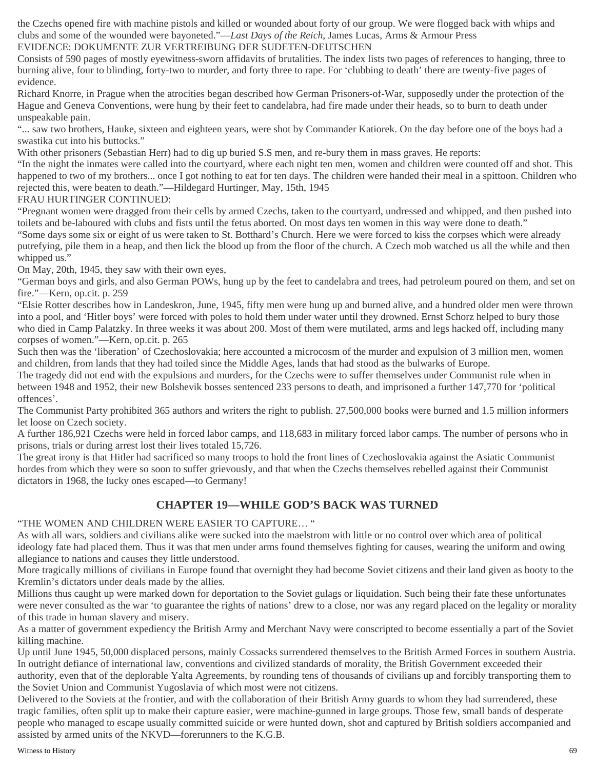the Czechs opened fire with machine pistols and killed or wounded about forty of our group. We were flogged back with whips and clubs and some of the wounded were bayoneted."—*Last Days of the Reich*, James Lucas, Arms & Armour Press

EVIDENCE: DOKUMENTE ZUR VERTREIBUNG DER SUDETEN-DEUTSCHEN

Consists of 590 pages of mostly eyewitness-sworn affidavits of brutalities. The index lists two pages of references to hanging, three to burning alive, four to blinding, forty-two to murder, and forty three to rape. For 'clubbing to death' there are twenty-five pages of evidence.

Richard Knorre, in Prague when the atrocities began described how German Prisoners-of-War, supposedly under the protection of the Hague and Geneva Conventions, were hung by their feet to candelabra, had fire made under their heads, so to burn to death under unspeakable pain.

"... saw two brothers, Hauke, sixteen and eighteen years, were shot by Commander Katiorek. On the day before one of the boys had a swastika cut into his buttocks."

With other prisoners (Sebastian Herr) had to dig up buried S.S men, and re-bury them in mass graves. He reports:

"In the night the inmates were called into the courtyard, where each night ten men, women and children were counted off and shot. This happened to two of my brothers... once I got nothing to eat for ten days. The children were handed their meal in a spittoon. Children who rejected this, were beaten to death."—Hildegard Hurtinger, May, 15th, 1945

FRAU HURTINGER CONTINUED:

"Pregnant women were dragged from their cells by armed Czechs, taken to the courtyard, undressed and whipped, and then pushed into toilets and be-laboured with clubs and fists until the fetus aborted. On most days ten women in this way were done to death."

"Some days some six or eight of us were taken to St. Botthard's Church. Here we were forced to kiss the corpses which were already putrefying, pile them in a heap, and then lick the blood up from the floor of the church. A Czech mob watched us all the while and then whipped us."

On May, 20th, 1945, they saw with their own eyes,

"German boys and girls, and also German POWs, hung up by the feet to candelabra and trees, had petroleum poured on them, and set on fire."—Kern, op.cit. p. 259

"Elsie Rotter describes how in Landeskron, June, 1945, fifty men were hung up and burned alive, and a hundred older men were thrown into a pool, and 'Hitler boys' were forced with poles to hold them under water until they drowned. Ernst Schorz helped to bury those who died in Camp Palatzky. In three weeks it was about 200. Most of them were mutilated, arms and legs hacked off, including many corpses of women."—Kern, op.cit. p. 265

Such then was the 'liberation' of Czechoslovakia; here accounted a microcosm of the murder and expulsion of 3 million men, women and children, from lands that they had toiled since the Middle Ages, lands that had stood as the bulwarks of Europe.

The tragedy did not end with the expulsions and murders, for the Czechs were to suffer themselves under Communist rule when in between 1948 and 1952, their new Bolshevik bosses sentenced 233 persons to death, and imprisoned a further 147,770 for 'political offences'.

The Communist Party prohibited 365 authors and writers the right to publish. 27,500,000 books were burned and 1.5 million informers let loose on Czech society.

A further 186,921 Czechs were held in forced labor camps, and 118,683 in military forced labor camps. The number of persons who in prisons, trials or during arrest lost their lives totaled 15,726.

The great irony is that Hitler had sacrificed so many troops to hold the front lines of Czechoslovakia against the Asiatic Communist hordes from which they were so soon to suffer grievously, and that when the Czechs themselves rebelled against their Communist dictators in 1968, the lucky ones escaped—to Germany!

## CHAPTER 19—WHILE GOD'S BACK WAS TURNED

"THE WOMEN AND CHILDREN WERE EASIER TO CAPTURE… "

As with all wars, soldiers and civilians alike were sucked into the maelstrom with little or no control over which area of political ideology fate had placed them. Thus it was that men under arms found themselves fighting for causes, wearing the uniform and owing allegiance to nations and causes they little understood.

More tragically millions of civilians in Europe found that overnight they had become Soviet citizens and their land given as booty to the Kremlin's dictators under deals made by the allies.

Millions thus caught up were marked down for deportation to the Soviet gulags or liquidation. Such being their fate these unfortunates were never consulted as the war 'to guarantee the rights of nations' drew to a close, nor was any regard placed on the legality or morality of this trade in human slavery and misery.

As a matter of government expediency the British Army and Merchant Navy were conscripted to become essentially a part of the Soviet killing machine.

Up until June 1945, 50,000 displaced persons, mainly Cossacks surrendered themselves to the British Armed Forces in southern Austria. In outright defiance of international law, conventions and civilized standards of morality, the British Government exceeded their authority, even that of the deplorable Yalta Agreements, by rounding tens of thousands of civilians up and forcibly transporting them to the Soviet Union and Communist Yugoslavia of which most were not citizens.

Delivered to the Soviets at the frontier, and with the collaboration of their British Army guards to whom they had surrendered, these tragic families, often split up to make their capture easier, were machine-gunned in large groups. Those few, small bands of desperate people who managed to escape usually committed suicide or were hunted down, shot and captured by British soldiers accompanied and assisted by armed units of the NKVD—forerunners to the K.G.B.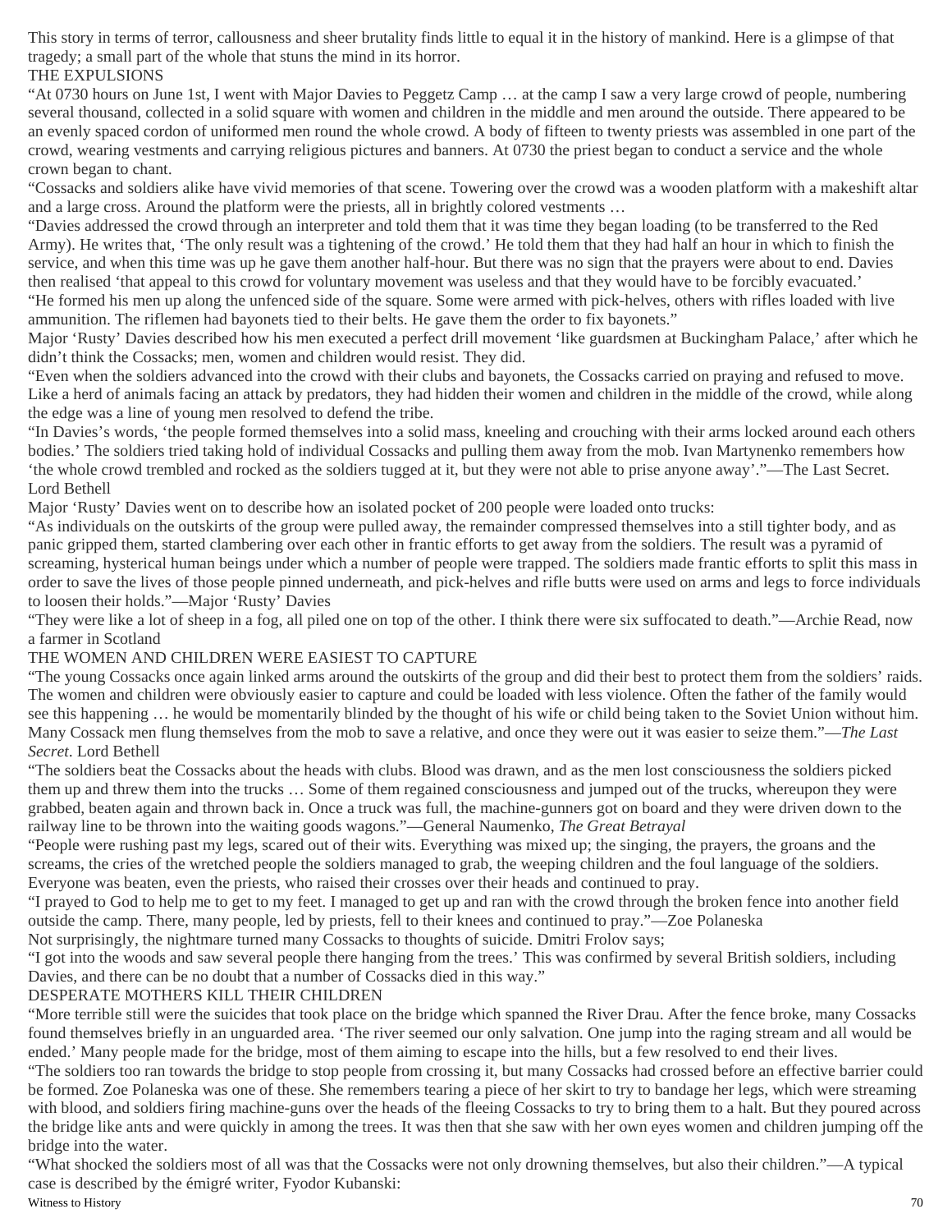This story in terms of terror, callousness and sheer brutality finds little to equal it in the history of mankind. Here is a glimpse of that tragedy; a small part of the whole that stuns the mind in its horror.

## THE EXPULSIONS

"At 0730 hours on June 1st, I went with Major Davies to Peggetz Camp … at the camp I saw a very large crowd of people, numbering several thousand, collected in a solid square with women and children in the middle and men around the outside. There appeared to be an evenly spaced cordon of uniformed men round the whole crowd. A body of fifteen to twenty priests was assembled in one part of the crowd, wearing vestments and carrying religious pictures and banners. At 0730 the priest began to conduct a service and the whole crown began to chant.

"Cossacks and soldiers alike have vivid memories of that scene. Towering over the crowd was a wooden platform with a makeshift altar and a large cross. Around the platform were the priests, all in brightly colored vestments …

"Davies addressed the crowd through an interpreter and told them that it was time they began loading (to be transferred to the Red Army). He writes that, 'The only result was a tightening of the crowd.' He told them that they had half an hour in which to finish the service, and when this time was up he gave them another half-hour. But there was no sign that the prayers were about to end. Davies then realised 'that appeal to this crowd for voluntary movement was useless and that they would have to be forcibly evacuated.'

"He formed his men up along the unfenced side of the square. Some were armed with pick-helves, others with rifles loaded with live ammunition. The riflemen had bayonets tied to their belts. He gave them the order to fix bayonets."

Major 'Rusty' Davies described how his men executed a perfect drill movement 'like guardsmen at Buckingham Palace,' after which he didn't think the Cossacks; men, women and children would resist. They did.

"Even when the soldiers advanced into the crowd with their clubs and bayonets, the Cossacks carried on praying and refused to move. Like a herd of animals facing an attack by predators, they had hidden their women and children in the middle of the crowd, while along the edge was a line of young men resolved to defend the tribe.

"In Davies's words, 'the people formed themselves into a solid mass, kneeling and crouching with their arms locked around each others bodies.' The soldiers tried taking hold of individual Cossacks and pulling them away from the mob. Ivan Martynenko remembers how 'the whole crowd trembled and rocked as the soldiers tugged at it, but they were not able to prise anyone away'."—The Last Secret. Lord Bethell

Major 'Rusty' Davies went on to describe how an isolated pocket of 200 people were loaded onto trucks:

"As individuals on the outskirts of the group were pulled away, the remainder compressed themselves into a still tighter body, and as panic gripped them, started clambering over each other in frantic efforts to get away from the soldiers. The result was a pyramid of screaming, hysterical human beings under which a number of people were trapped. The soldiers made frantic efforts to split this mass in order to save the lives of those people pinned underneath, and pick-helves and rifle butts were used on arms and legs to force individuals to loosen their holds."—Major 'Rusty' Davies

"They were like a lot of sheep in a fog, all piled one on top of the other. I think there were six suffocated to death."—Archie Read, now a farmer in Scotland

## THE WOMEN AND CHILDREN WERE EASIEST TO CAPTURE

"The young Cossacks once again linked arms around the outskirts of the group and did their best to protect them from the soldiers' raids. The women and children were obviously easier to capture and could be loaded with less violence. Often the father of the family would see this happening … he would be momentarily blinded by the thought of his wife or child being taken to the Soviet Union without him. Many Cossack men flung themselves from the mob to save a relative, and once they were out it was easier to seize them."—*The Last Secret*. Lord Bethell

"The soldiers beat the Cossacks about the heads with clubs. Blood was drawn, and as the men lost consciousness the soldiers picked them up and threw them into the trucks … Some of them regained consciousness and jumped out of the trucks, whereupon they were grabbed, beaten again and thrown back in. Once a truck was full, the machine-gunners got on board and they were driven down to the railway line to be thrown into the waiting goods wagons."—General Naumenko, *The Great Betrayal*

"People were rushing past my legs, scared out of their wits. Everything was mixed up; the singing, the prayers, the groans and the screams, the cries of the wretched people the soldiers managed to grab, the weeping children and the foul language of the soldiers. Everyone was beaten, even the priests, who raised their crosses over their heads and continued to pray.

"I prayed to God to help me to get to my feet. I managed to get up and ran with the crowd through the broken fence into another field outside the camp. There, many people, led by priests, fell to their knees and continued to pray."—Zoe Polaneska

Not surprisingly, the nightmare turned many Cossacks to thoughts of suicide. Dmitri Frolov says;

"I got into the woods and saw several people there hanging from the trees.' This was confirmed by several British soldiers, including Davies, and there can be no doubt that a number of Cossacks died in this way."

## DESPERATE MOTHERS KILL THEIR CHILDREN

"More terrible still were the suicides that took place on the bridge which spanned the River Drau. After the fence broke, many Cossacks found themselves briefly in an unguarded area. 'The river seemed our only salvation. One jump into the raging stream and all would be ended.' Many people made for the bridge, most of them aiming to escape into the hills, but a few resolved to end their lives.

"The soldiers too ran towards the bridge to stop people from crossing it, but many Cossacks had crossed before an effective barrier could be formed. Zoe Polaneska was one of these. She remembers tearing a piece of her skirt to try to bandage her legs, which were streaming with blood, and soldiers firing machine-guns over the heads of the fleeing Cossacks to try to bring them to a halt. But they poured across the bridge like ants and were quickly in among the trees. It was then that she saw with her own eyes women and children jumping off the bridge into the water.

"What shocked the soldiers most of all was that the Cossacks were not only drowning themselves, but also their children."—A typical case is described by the émigré writer, Fyodor Kubanski: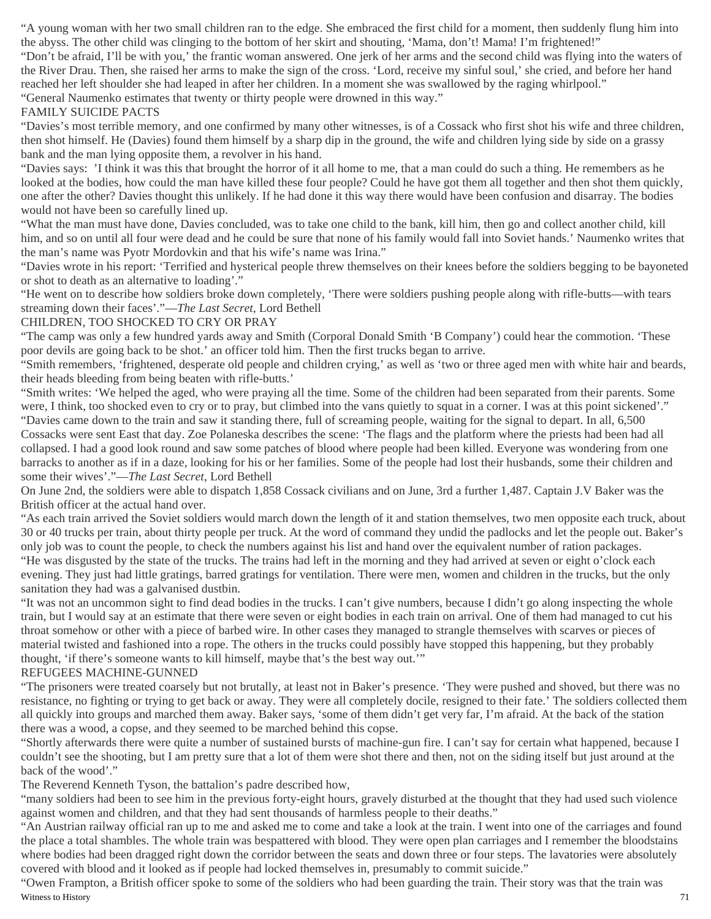"A young woman with her two small children ran to the edge. She embraced the first child for a moment, then suddenly flung him into the abyss. The other child was clinging to the bottom of her skirt and shouting, 'Mama, don't! Mama! I'm frightened!"

"Don't be afraid, I'll be with you,' the frantic woman answered. One jerk of her arms and the second child was flying into the waters of the River Drau. Then, she raised her arms to make the sign of the cross. 'Lord, receive my sinful soul,' she cried, and before her hand reached her left shoulder she had leaped in after her children. In a moment she was swallowed by the raging whirlpool."

"General Naumenko estimates that twenty or thirty people were drowned in this way."

## FAMILY SUICIDE PACTS

"Davies's most terrible memory, and one confirmed by many other witnesses, is of a Cossack who first shot his wife and three children, then shot himself. He (Davies) found them himself by a sharp dip in the ground, the wife and children lying side by side on a grassy bank and the man lying opposite them, a revolver in his hand.

"Davies says: 'I think it was this that brought the horror of it all home to me, that a man could do such a thing. He remembers as he looked at the bodies, how could the man have killed these four people? Could he have got them all together and then shot them quickly, one after the other? Davies thought this unlikely. If he had done it this way there would have been confusion and disarray. The bodies would not have been so carefully lined up.

"What the man must have done, Davies concluded, was to take one child to the bank, kill him, then go and collect another child, kill him, and so on until all four were dead and he could be sure that none of his family would fall into Soviet hands.' Naumenko writes that the man's name was Pyotr Mordovkin and that his wife's name was Irina."

"Davies wrote in his report: 'Terrified and hysterical people threw themselves on their knees before the soldiers begging to be bayoneted or shot to death as an alternative to loading'."

"He went on to describe how soldiers broke down completely, 'There were soldiers pushing people along with rifle-butts—with tears streaming down their faces'."—*The Last Secret*, Lord Bethell

## CHILDREN, TOO SHOCKED TO CRY OR PRAY

"The camp was only a few hundred yards away and Smith (Corporal Donald Smith 'B Company') could hear the commotion. 'These poor devils are going back to be shot.' an officer told him. Then the first trucks began to arrive.

"Smith remembers, 'frightened, desperate old people and children crying,' as well as 'two or three aged men with white hair and beards, their heads bleeding from being beaten with rifle-butts.'

"Smith writes: 'We helped the aged, who were praying all the time. Some of the children had been separated from their parents. Some were, I think, too shocked even to cry or to pray, but climbed into the vans quietly to squat in a corner. I was at this point sickened'."

"Davies came down to the train and saw it standing there, full of screaming people, waiting for the signal to depart. In all, 6,500 Cossacks were sent East that day. Zoe Polaneska describes the scene: 'The flags and the platform where the priests had been had all collapsed. I had a good look round and saw some patches of blood where people had been killed. Everyone was wondering from one barracks to another as if in a daze, looking for his or her families. Some of the people had lost their husbands, some their children and some their wives'."—*The Last Secret*, Lord Bethell

On June 2nd, the soldiers were able to dispatch 1,858 Cossack civilians and on June, 3rd a further 1,487. Captain J.V Baker was the British officer at the actual hand over.

"As each train arrived the Soviet soldiers would march down the length of it and station themselves, two men opposite each truck, about 30 or 40 trucks per train, about thirty people per truck. At the word of command they undid the padlocks and let the people out. Baker's only job was to count the people, to check the numbers against his list and hand over the equivalent number of ration packages.

"He was disgusted by the state of the trucks. The trains had left in the morning and they had arrived at seven or eight o'clock each evening. They just had little gratings, barred gratings for ventilation. There were men, women and children in the trucks, but the only sanitation they had was a galvanised dustbin.

"It was not an uncommon sight to find dead bodies in the trucks. I can't give numbers, because I didn't go along inspecting the whole train, but I would say at an estimate that there were seven or eight bodies in each train on arrival. One of them had managed to cut his throat somehow or other with a piece of barbed wire. In other cases they managed to strangle themselves with scarves or pieces of material twisted and fashioned into a rope. The others in the trucks could possibly have stopped this happening, but they probably thought, 'if there's someone wants to kill himself, maybe that's the best way out.'"

## REFUGEES MACHINE-GUNNED

"The prisoners were treated coarsely but not brutally, at least not in Baker's presence. 'They were pushed and shoved, but there was no resistance, no fighting or trying to get back or away. They were all completely docile, resigned to their fate.' The soldiers collected them all quickly into groups and marched them away. Baker says, 'some of them didn't get very far, I'm afraid. At the back of the station there was a wood, a copse, and they seemed to be marched behind this copse.

"Shortly afterwards there were quite a number of sustained bursts of machine-gun fire. I can't say for certain what happened, because I couldn't see the shooting, but I am pretty sure that a lot of them were shot there and then, not on the siding itself but just around at the back of the wood'."

The Reverend Kenneth Tyson, the battalion's padre described how,

"many soldiers had been to see him in the previous forty-eight hours, gravely disturbed at the thought that they had used such violence against women and children, and that they had sent thousands of harmless people to their deaths."

"An Austrian railway official ran up to me and asked me to come and take a look at the train. I went into one of the carriages and found the place a total shambles. The whole train was bespattered with blood. They were open plan carriages and I remember the bloodstains where bodies had been dragged right down the corridor between the seats and down three or four steps. The lavatories were absolutely covered with blood and it looked as if people had locked themselves in, presumably to commit suicide."

"Owen Frampton, a British officer spoke to some of the soldiers who had been guarding the train. Their story was that the train was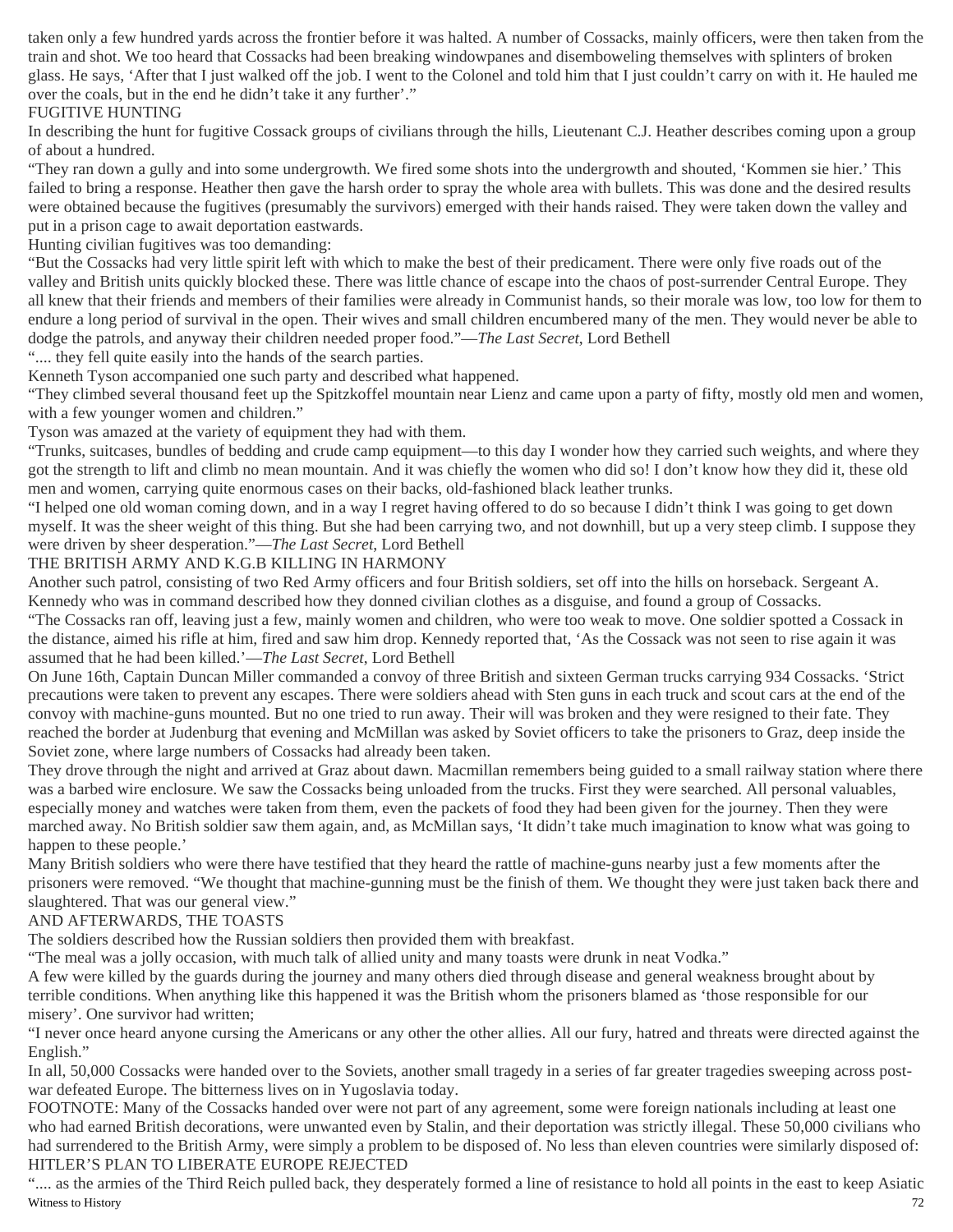taken only a few hundred yards across the frontier before it was halted. A number of Cossacks, mainly officers, were then taken from the train and shot. We too heard that Cossacks had been breaking windowpanes and disemboweling themselves with splinters of broken glass. He says, 'After that I just walked off the job. I went to the Colonel and told him that I just couldn't carry on with it. He hauled me over the coals, but in the end he didn't take it any further'."

## FUGITIVE HUNTING

In describing the hunt for fugitive Cossack groups of civilians through the hills, Lieutenant C.J. Heather describes coming upon a group of about a hundred.

"They ran down a gully and into some undergrowth. We fired some shots into the undergrowth and shouted, 'Kommen sie hier.' This failed to bring a response. Heather then gave the harsh order to spray the whole area with bullets. This was done and the desired results were obtained because the fugitives (presumably the survivors) emerged with their hands raised. They were taken down the valley and put in a prison cage to await deportation eastwards.

Hunting civilian fugitives was too demanding:

"But the Cossacks had very little spirit left with which to make the best of their predicament. There were only five roads out of the valley and British units quickly blocked these. There was little chance of escape into the chaos of post-surrender Central Europe. They all knew that their friends and members of their families were already in Communist hands, so their morale was low, too low for them to endure a long period of survival in the open. Their wives and small children encumbered many of the men. They would never be able to dodge the patrols, and anyway their children needed proper food."—*The Last Secret*, Lord Bethell

".... they fell quite easily into the hands of the search parties.

Kenneth Tyson accompanied one such party and described what happened.

"They climbed several thousand feet up the Spitzkoffel mountain near Lienz and came upon a party of fifty, mostly old men and women, with a few younger women and children."

Tyson was amazed at the variety of equipment they had with them.

"Trunks, suitcases, bundles of bedding and crude camp equipment—to this day I wonder how they carried such weights, and where they got the strength to lift and climb no mean mountain. And it was chiefly the women who did so! I don't know how they did it, these old men and women, carrying quite enormous cases on their backs, old-fashioned black leather trunks.

"I helped one old woman coming down, and in a way I regret having offered to do so because I didn't think I was going to get down myself. It was the sheer weight of this thing. But she had been carrying two, and not downhill, but up a very steep climb. I suppose they were driven by sheer desperation."—*The Last Secret*, Lord Bethell

## THE BRITISH ARMY AND K.G.B KILLING IN HARMONY

Another such patrol, consisting of two Red Army officers and four British soldiers, set off into the hills on horseback. Sergeant A. Kennedy who was in command described how they donned civilian clothes as a disguise, and found a group of Cossacks.

"The Cossacks ran off, leaving just a few, mainly women and children, who were too weak to move. One soldier spotted a Cossack in the distance, aimed his rifle at him, fired and saw him drop. Kennedy reported that, 'As the Cossack was not seen to rise again it was assumed that he had been killed.'—*The Last Secret*, Lord Bethell

On June 16th, Captain Duncan Miller commanded a convoy of three British and sixteen German trucks carrying 934 Cossacks. 'Strict precautions were taken to prevent any escapes. There were soldiers ahead with Sten guns in each truck and scout cars at the end of the convoy with machine-guns mounted. But no one tried to run away. Their will was broken and they were resigned to their fate. They reached the border at Judenburg that evening and McMillan was asked by Soviet officers to take the prisoners to Graz, deep inside the Soviet zone, where large numbers of Cossacks had already been taken.

They drove through the night and arrived at Graz about dawn. Macmillan remembers being guided to a small railway station where there was a barbed wire enclosure. We saw the Cossacks being unloaded from the trucks. First they were searched. All personal valuables, especially money and watches were taken from them, even the packets of food they had been given for the journey. Then they were marched away. No British soldier saw them again, and, as McMillan says, 'It didn't take much imagination to know what was going to happen to these people.'

Many British soldiers who were there have testified that they heard the rattle of machine-guns nearby just a few moments after the prisoners were removed. "We thought that machine-gunning must be the finish of them. We thought they were just taken back there and slaughtered. That was our general view."

## AND AFTERWARDS, THE TOASTS

The soldiers described how the Russian soldiers then provided them with breakfast.

"The meal was a jolly occasion, with much talk of allied unity and many toasts were drunk in neat Vodka."

A few were killed by the guards during the journey and many others died through disease and general weakness brought about by terrible conditions. When anything like this happened it was the British whom the prisoners blamed as 'those responsible for our misery'. One survivor had written;

"I never once heard anyone cursing the Americans or any other the other allies. All our fury, hatred and threats were directed against the English."

In all, 50,000 Cossacks were handed over to the Soviets, another small tragedy in a series of far greater tragedies sweeping across post-war defeated Europe. The bitterness lives on in Yugoslavia today.

FOOTNOTE: Many of the Cossacks handed over were not part of any agreement, some were foreign nationals including at least one who had earned British decorations, were unwanted even by Stalin, and their deportation was strictly illegal. These 50,000 civilians who had surrendered to the British Army, were simply a problem to be disposed of. No less than eleven countries were similarly disposed of:

## HITLER'S PLAN TO LIBERATE EUROPE REJECTED

".... as the armies of the Third Reich pulled back, they desperately formed a line of resistance to hold all points in the east to keep Asiatic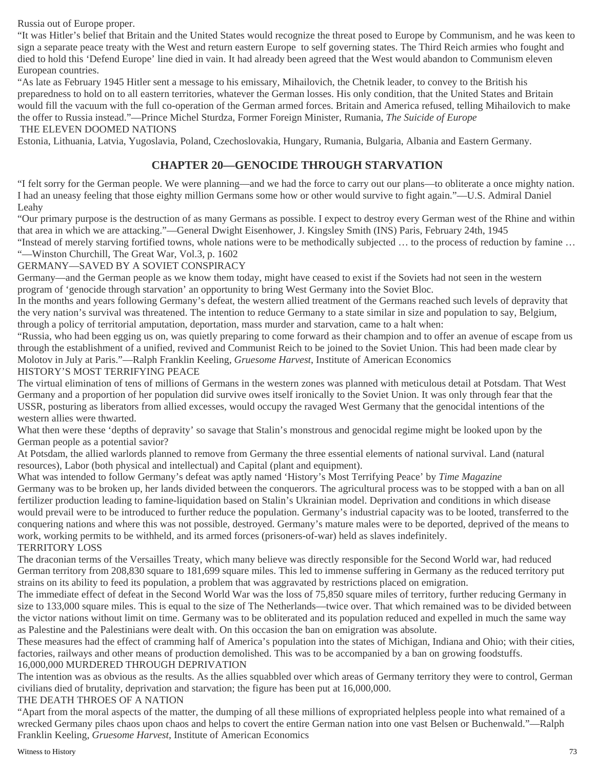Russia out of Europe proper.

"It was Hitler's belief that Britain and the United States would recognize the threat posed to Europe by Communism, and he was keen to sign a separate peace treaty with the West and return eastern Europe to self governing states. The Third Reich armies who fought and died to hold this 'Defend Europe' line died in vain. It had already been agreed that the West would abandon to Communism eleven European countries.

"As late as February 1945 Hitler sent a message to his emissary, Mihailovich, the Chetnik leader, to convey to the British his preparedness to hold on to all eastern territories, whatever the German losses. His only condition, that the United States and Britain would fill the vacuum with the full co-operation of the German armed forces. Britain and America refused, telling Mihailovich to make the offer to Russia instead."—Prince Michel Sturdza, Former Foreign Minister, Rumania, *The Suicide of Europe*

THE ELEVEN DOOMED NATIONS

Estonia, Lithuania, Latvia, Yugoslavia, Poland, Czechoslovakia, Hungary, Rumania, Bulgaria, Albania and Eastern Germany.

## CHAPTER 20—GENOCIDE THROUGH STARVATION

"I felt sorry for the German people. We were planning—and we had the force to carry out our plans—to obliterate a once mighty nation. I had an uneasy feeling that those eighty million Germans some how or other would survive to fight again."—U.S. Admiral Daniel Leahy

"Our primary purpose is the destruction of as many Germans as possible. I expect to destroy every German west of the Rhine and within that area in which we are attacking."—General Dwight Eisenhower, J. Kingsley Smith (INS) Paris, February 24th, 1945

"Instead of merely starving fortified towns, whole nations were to be methodically subjected … to the process of reduction by famine … "—Winston Churchill, The Great War, Vol.3, p. 1602

GERMANY—SAVED BY A SOVIET CONSPIRACY

Germany—and the German people as we know them today, might have ceased to exist if the Soviets had not seen in the western program of 'genocide through starvation' an opportunity to bring West Germany into the Soviet Bloc.

In the months and years following Germany's defeat, the western allied treatment of the Germans reached such levels of depravity that the very nation's survival was threatened. The intention to reduce Germany to a state similar in size and population to say, Belgium, through a policy of territorial amputation, deportation, mass murder and starvation, came to a halt when:

"Russia, who had been egging us on, was quietly preparing to come forward as their champion and to offer an avenue of escape from us through the establishment of a unified, revived and Communist Reich to be joined to the Soviet Union. This had been made clear by Molotov in July at Paris."—Ralph Franklin Keeling, *Gruesome Harvest*, Institute of American Economics

HISTORY'S MOST TERRIFYING PEACE

The virtual elimination of tens of millions of Germans in the western zones was planned with meticulous detail at Potsdam. That West Germany and a proportion of her population did survive owes itself ironically to the Soviet Union. It was only through fear that the USSR, posturing as liberators from allied excesses, would occupy the ravaged West Germany that the genocidal intentions of the western allies were thwarted.

What then were these 'depths of depravity' so savage that Stalin's monstrous and genocidal regime might be looked upon by the German people as a potential savior?

At Potsdam, the allied warlords planned to remove from Germany the three essential elements of national survival. Land (natural resources), Labor (both physical and intellectual) and Capital (plant and equipment).

What was intended to follow Germany's defeat was aptly named 'History's Most Terrifying Peace' by *Time Magazine*

Germany was to be broken up, her lands divided between the conquerors. The agricultural process was to be stopped with a ban on all fertilizer production leading to famine-liquidation based on Stalin's Ukrainian model. Deprivation and conditions in which disease would prevail were to be introduced to further reduce the population. Germany's industrial capacity was to be looted, transferred to the conquering nations and where this was not possible, destroyed. Germany's mature males were to be deported, deprived of the means to work, working permits to be withheld, and its armed forces (prisoners-of-war) held as slaves indefinitely.

TERRITORY LOSS

The draconian terms of the Versailles Treaty, which many believe was directly responsible for the Second World war, had reduced German territory from 208,830 square to 181,699 square miles. This led to immense suffering in Germany as the reduced territory put strains on its ability to feed its population, a problem that was aggravated by restrictions placed on emigration.

The immediate effect of defeat in the Second World War was the loss of 75,850 square miles of territory, further reducing Germany in size to 133,000 square miles. This is equal to the size of The Netherlands—twice over. That which remained was to be divided between the victor nations without limit on time. Germany was to be obliterated and its population reduced and expelled in much the same way as Palestine and the Palestinians were dealt with. On this occasion the ban on emigration was absolute.

These measures had the effect of cramming half of America's population into the states of Michigan, Indiana and Ohio; with their cities, factories, railways and other means of production demolished. This was to be accompanied by a ban on growing foodstuffs.

16,000,000 MURDERED THROUGH DEPRIVATION

The intention was as obvious as the results. As the allies squabbled over which areas of Germany territory they were to control, German civilians died of brutality, deprivation and starvation; the figure has been put at 16,000,000.

THE DEATH THROES OF A NATION

"Apart from the moral aspects of the matter, the dumping of all these millions of expropriated helpless people into what remained of a wrecked Germany piles chaos upon chaos and helps to covert the entire German nation into one vast Belsen or Buchenwald."—Ralph Franklin Keeling, *Gruesome Harvest*, Institute of American Economics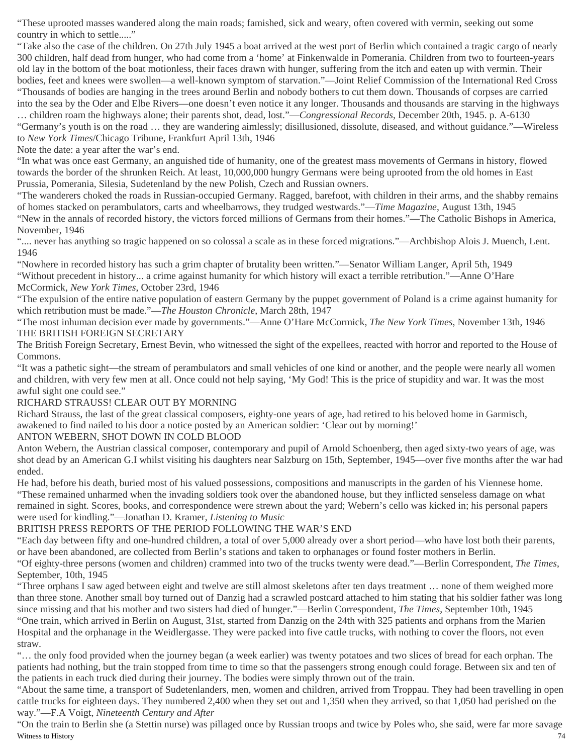"These uprooted masses wandered along the main roads; famished, sick and weary, often covered with vermin, seeking out some country in which to settle....."

"Take also the case of the children. On 27th July 1945 a boat arrived at the west port of Berlin which contained a tragic cargo of nearly 300 children, half dead from hunger, who had come from a 'home' at Finkenwalde in Pomerania. Children from two to fourteen-years old lay in the bottom of the boat motionless, their faces drawn with hunger, suffering from the itch and eaten up with vermin. Their bodies, feet and knees were swollen—a well-known symptom of starvation."—Joint Relief Commission of the International Red Cross

"Thousands of bodies are hanging in the trees around Berlin and nobody bothers to cut them down. Thousands of corpses are carried into the sea by the Oder and Elbe Rivers—one doesn't even notice it any longer. Thousands and thousands are starving in the highways … children roam the highways alone; their parents shot, dead, lost."—*Congressional Records*, December 20th, 1945. p. A-6130

"Germany's youth is on the road … they are wandering aimlessly; disillusioned, dissolute, diseased, and without guidance."—Wireless to *New York Times*/Chicago Tribune, Frankfurt April 13th, 1946

Note the date: a year after the war's end.

"In what was once east Germany, an anguished tide of humanity, one of the greatest mass movements of Germans in history, flowed towards the border of the shrunken Reich. At least, 10,000,000 hungry Germans were being uprooted from the old homes in East Prussia, Pomerania, Silesia, Sudetenland by the new Polish, Czech and Russian owners.

"The wanderers choked the roads in Russian-occupied Germany. Ragged, barefoot, with children in their arms, and the shabby remains of homes stacked on perambulators, carts and wheelbarrows, they trudged westwards."—*Time Magazine*, August 13th, 1945

"New in the annals of recorded history, the victors forced millions of Germans from their homes."—The Catholic Bishops in America, November, 1946

".... never has anything so tragic happened on so colossal a scale as in these forced migrations."—Archbishop Alois J. Muench, Lent. 1946

"Nowhere in recorded history has such a grim chapter of brutality been written."—Senator William Langer, April 5th, 1949

"Without precedent in history... a crime against humanity for which history will exact a terrible retribution."—Anne O'Hare McCormick, *New York Times*, October 23rd, 1946

"The expulsion of the entire native population of eastern Germany by the puppet government of Poland is a crime against humanity for which retribution must be made."—*The Houston Chronicle*, March 28th, 1947

"The most inhuman decision ever made by governments."—Anne O'Hare McCormick, *The New York Times*, November 13th, 1946

## THE BRITISH FOREIGN SECRETARY

The British Foreign Secretary, Ernest Bevin, who witnessed the sight of the expellees, reacted with horror and reported to the House of Commons.

"It was a pathetic sight—the stream of perambulators and small vehicles of one kind or another, and the people were nearly all women and children, with very few men at all. Once could not help saying, 'My God! This is the price of stupidity and war. It was the most awful sight one could see."

## RICHARD STRAUSS! CLEAR OUT BY MORNING

Richard Strauss, the last of the great classical composers, eighty-one years of age, had retired to his beloved home in Garmisch, awakened to find nailed to his door a notice posted by an American soldier: 'Clear out by morning!'

## ANTON WEBERN, SHOT DOWN IN COLD BLOOD

Anton Webern, the Austrian classical composer, contemporary and pupil of Arnold Schoenberg, then aged sixty-two years of age, was shot dead by an American G.I whilst visiting his daughters near Salzburg on 15th, September, 1945—over five months after the war had ended.

He had, before his death, buried most of his valued possessions, compositions and manuscripts in the garden of his Viennese home.

"These remained unharmed when the invading soldiers took over the abandoned house, but they inflicted senseless damage on what remained in sight. Scores, books, and correspondence were strewn about the yard; Webern's cello was kicked in; his personal papers were used for kindling."—Jonathan D. Kramer, *Listening to Music*

## BRITISH PRESS REPORTS OF THE PERIOD FOLLOWING THE WAR'S END

"Each day between fifty and one-hundred children, a total of over 5,000 already over a short period—who have lost both their parents, or have been abandoned, are collected from Berlin's stations and taken to orphanages or found foster mothers in Berlin.

"Of eighty-three persons (women and children) crammed into two of the trucks twenty were dead."—Berlin Correspondent, *The Times*, September, 10th, 1945

"Three orphans I saw aged between eight and twelve are still almost skeletons after ten days treatment … none of them weighed more than three stone. Another small boy turned out of Danzig had a scrawled postcard attached to him stating that his soldier father was long since missing and that his mother and two sisters had died of hunger."—Berlin Correspondent, *The Times*, September 10th, 1945

"One train, which arrived in Berlin on August, 31st, started from Danzig on the 24th with 325 patients and orphans from the Marien Hospital and the orphanage in the Weidlergasse. They were packed into five cattle trucks, with nothing to cover the floors, not even straw.

"… the only food provided when the journey began (a week earlier) was twenty potatoes and two slices of bread for each orphan. The patients had nothing, but the train stopped from time to time so that the passengers strong enough could forage. Between six and ten of the patients in each truck died during their journey. The bodies were simply thrown out of the train.

"About the same time, a transport of Sudetenlanders, men, women and children, arrived from Troppau. They had been travelling in open cattle trucks for eighteen days. They numbered 2,400 when they set out and 1,350 when they arrived, so that 1,050 had perished on the way."—F.A Voigt, *Nineteenth Century and After*

"On the train to Berlin she (a Stettin nurse) was pillaged once by Russian troops and twice by Poles who, she said, were far more savage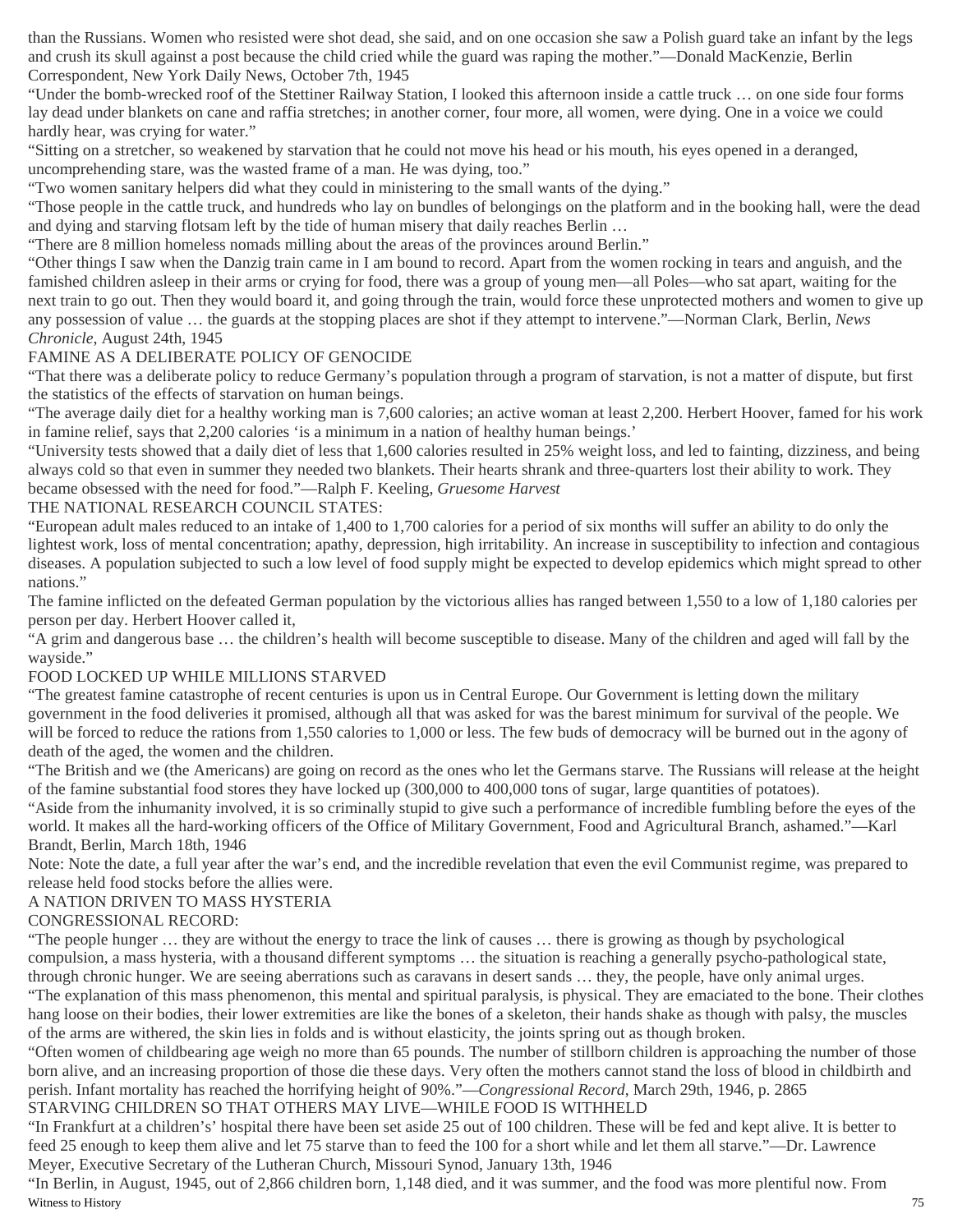than the Russians. Women who resisted were shot dead, she said, and on one occasion she saw a Polish guard take an infant by the legs and crush its skull against a post because the child cried while the guard was raping the mother."—Donald MacKenzie, Berlin Correspondent, New York Daily News, October 7th, 1945

"Under the bomb-wrecked roof of the Stettiner Railway Station, I looked this afternoon inside a cattle truck … on one side four forms lay dead under blankets on cane and raffia stretches; in another corner, four more, all women, were dying. One in a voice we could hardly hear, was crying for water."

"Sitting on a stretcher, so weakened by starvation that he could not move his head or his mouth, his eyes opened in a deranged, uncomprehending stare, was the wasted frame of a man. He was dying, too."

"Two women sanitary helpers did what they could in ministering to the small wants of the dying."

"Those people in the cattle truck, and hundreds who lay on bundles of belongings on the platform and in the booking hall, were the dead and dying and starving flotsam left by the tide of human misery that daily reaches Berlin …

"There are 8 million homeless nomads milling about the areas of the provinces around Berlin."

"Other things I saw when the Danzig train came in I am bound to record. Apart from the women rocking in tears and anguish, and the famished children asleep in their arms or crying for food, there was a group of young men—all Poles—who sat apart, waiting for the next train to go out. Then they would board it, and going through the train, would force these unprotected mothers and women to give up any possession of value … the guards at the stopping places are shot if they attempt to intervene."—Norman Clark, Berlin, *News Chronicle*, August 24th, 1945

## FAMINE AS A DELIBERATE POLICY OF GENOCIDE

"That there was a deliberate policy to reduce Germany's population through a program of starvation, is not a matter of dispute, but first the statistics of the effects of starvation on human beings.

"The average daily diet for a healthy working man is 7,600 calories; an active woman at least 2,200. Herbert Hoover, famed for his work in famine relief, says that 2,200 calories 'is a minimum in a nation of healthy human beings.'

"University tests showed that a daily diet of less that 1,600 calories resulted in 25% weight loss, and led to fainting, dizziness, and being always cold so that even in summer they needed two blankets. Their hearts shrank and three-quarters lost their ability to work. They became obsessed with the need for food."—Ralph F. Keeling, *Gruesome Harvest*

## THE NATIONAL RESEARCH COUNCIL STATES:

"European adult males reduced to an intake of 1,400 to 1,700 calories for a period of six months will suffer an ability to do only the lightest work, loss of mental concentration; apathy, depression, high irritability. An increase in susceptibility to infection and contagious diseases. A population subjected to such a low level of food supply might be expected to develop epidemics which might spread to other nations."

The famine inflicted on the defeated German population by the victorious allies has ranged between 1,550 to a low of 1,180 calories per person per day. Herbert Hoover called it,

"A grim and dangerous base … the children's health will become susceptible to disease. Many of the children and aged will fall by the wayside."

## FOOD LOCKED UP WHILE MILLIONS STARVED

"The greatest famine catastrophe of recent centuries is upon us in Central Europe. Our Government is letting down the military government in the food deliveries it promised, although all that was asked for was the barest minimum for survival of the people. We will be forced to reduce the rations from 1,550 calories to 1,000 or less. The few buds of democracy will be burned out in the agony of death of the aged, the women and the children.

"The British and we (the Americans) are going on record as the ones who let the Germans starve. The Russians will release at the height of the famine substantial food stores they have locked up (300,000 to 400,000 tons of sugar, large quantities of potatoes).

"Aside from the inhumanity involved, it is so criminally stupid to give such a performance of incredible fumbling before the eyes of the world. It makes all the hard-working officers of the Office of Military Government, Food and Agricultural Branch, ashamed."—Karl Brandt, Berlin, March 18th, 1946

Note: Note the date, a full year after the war's end, and the incredible revelation that even the evil Communist regime, was prepared to release held food stocks before the allies were.

## A NATION DRIVEN TO MASS HYSTERIA

CONGRESSIONAL RECORD:

"The people hunger … they are without the energy to trace the link of causes … there is growing as though by psychological compulsion, a mass hysteria, with a thousand different symptoms … the situation is reaching a generally psycho-pathological state, through chronic hunger. We are seeing aberrations such as caravans in desert sands … they, the people, have only animal urges.

"The explanation of this mass phenomenon, this mental and spiritual paralysis, is physical. They are emaciated to the bone. Their clothes hang loose on their bodies, their lower extremities are like the bones of a skeleton, their hands shake as though with palsy, the muscles of the arms are withered, the skin lies in folds and is without elasticity, the joints spring out as though broken.

"Often women of childbearing age weigh no more than 65 pounds. The number of stillborn children is approaching the number of those born alive, and an increasing proportion of those die these days. Very often the mothers cannot stand the loss of blood in childbirth and perish. Infant mortality has reached the horrifying height of 90%."—*Congressional Record*, March 29th, 1946, p. 2865

## STARVING CHILDREN SO THAT OTHERS MAY LIVE—WHILE FOOD IS WITHHELD

"In Frankfurt at a childrens'' hospital there have been set aside 25 out of 100 children. These will be fed and kept alive. It is better to feed 25 enough to keep them alive and let 75 starve than to feed the 100 for a short while and let them all starve."—Dr. Lawrence Meyer, Executive Secretary of the Lutheran Church, Missouri Synod, January 13th, 1946

"In Berlin, in August, 1945, out of 2,866 children born, 1,148 died, and it was summer, and the food was more plentiful now. From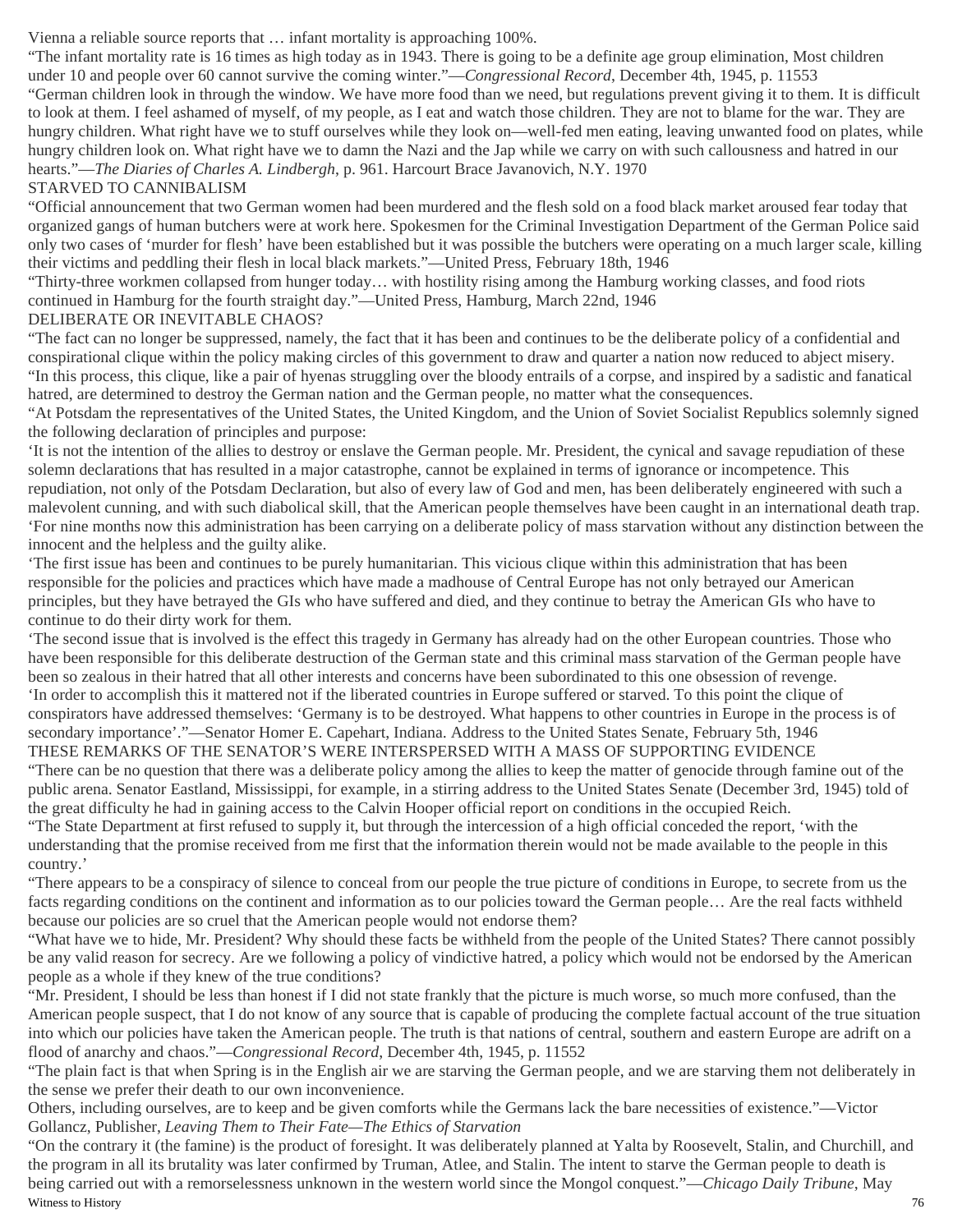Vienna a reliable source reports that … infant mortality is approaching 100%.

"The infant mortality rate is 16 times as high today as in 1943. There is going to be a definite age group elimination, Most children under 10 and people over 60 cannot survive the coming winter."—*Congressional Record*, December 4th, 1945, p. 11553

"German children look in through the window. We have more food than we need, but regulations prevent giving it to them. It is difficult to look at them. I feel ashamed of myself, of my people, as I eat and watch those children. They are not to blame for the war. They are hungry children. What right have we to stuff ourselves while they look on—well-fed men eating, leaving unwanted food on plates, while hungry children look on. What right have we to damn the Nazi and the Jap while we carry on with such callousness and hatred in our hearts."—*The Diaries of Charles A. Lindbergh*, p. 961. Harcourt Brace Javanovich, N.Y. 1970

STARVED TO CANNIBALISM

"Official announcement that two German women had been murdered and the flesh sold on a food black market aroused fear today that organized gangs of human butchers were at work here. Spokesmen for the Criminal Investigation Department of the German Police said only two cases of 'murder for flesh' have been established but it was possible the butchers were operating on a much larger scale, killing their victims and peddling their flesh in local black markets."—United Press, February 18th, 1946

"Thirty-three workmen collapsed from hunger today… with hostility rising among the Hamburg working classes, and food riots continued in Hamburg for the fourth straight day."—United Press, Hamburg, March 22nd, 1946

DELIBERATE OR INEVITABLE CHAOS?

"The fact can no longer be suppressed, namely, the fact that it has been and continues to be the deliberate policy of a confidential and conspirational clique within the policy making circles of this government to draw and quarter a nation now reduced to abject misery.

"In this process, this clique, like a pair of hyenas struggling over the bloody entrails of a corpse, and inspired by a sadistic and fanatical hatred, are determined to destroy the German nation and the German people, no matter what the consequences.

"At Potsdam the representatives of the United States, the United Kingdom, and the Union of Soviet Socialist Republics solemnly signed the following declaration of principles and purpose:

'It is not the intention of the allies to destroy or enslave the German people. Mr. President, the cynical and savage repudiation of these solemn declarations that has resulted in a major catastrophe, cannot be explained in terms of ignorance or incompetence. This repudiation, not only of the Potsdam Declaration, but also of every law of God and men, has been deliberately engineered with such a malevolent cunning, and with such diabolical skill, that the American people themselves have been caught in an international death trap.

'For nine months now this administration has been carrying on a deliberate policy of mass starvation without any distinction between the innocent and the helpless and the guilty alike.

'The first issue has been and continues to be purely humanitarian. This vicious clique within this administration that has been responsible for the policies and practices which have made a madhouse of Central Europe has not only betrayed our American principles, but they have betrayed the GIs who have suffered and died, and they continue to betray the American GIs who have to continue to do their dirty work for them.

'The second issue that is involved is the effect this tragedy in Germany has already had on the other European countries. Those who have been responsible for this deliberate destruction of the German state and this criminal mass starvation of the German people have been so zealous in their hatred that all other interests and concerns have been subordinated to this one obsession of revenge.

'In order to accomplish this it mattered not if the liberated countries in Europe suffered or starved. To this point the clique of conspirators have addressed themselves: 'Germany is to be destroyed. What happens to other countries in Europe in the process is of secondary importance'."—Senator Homer E. Capehart, Indiana. Address to the United States Senate, February 5th, 1946

THESE REMARKS OF THE SENATOR'S WERE INTERSPERSED WITH A MASS OF SUPPORTING EVIDENCE

"There can be no question that there was a deliberate policy among the allies to keep the matter of genocide through famine out of the public arena. Senator Eastland, Mississippi, for example, in a stirring address to the United States Senate (December 3rd, 1945) told of the great difficulty he had in gaining access to the Calvin Hooper official report on conditions in the occupied Reich.

"The State Department at first refused to supply it, but through the intercession of a high official conceded the report, 'with the understanding that the promise received from me first that the information therein would not be made available to the people in this country.'

"There appears to be a conspiracy of silence to conceal from our people the true picture of conditions in Europe, to secrete from us the facts regarding conditions on the continent and information as to our policies toward the German people… Are the real facts withheld because our policies are so cruel that the American people would not endorse them?

"What have we to hide, Mr. President? Why should these facts be withheld from the people of the United States? There cannot possibly be any valid reason for secrecy. Are we following a policy of vindictive hatred, a policy which would not be endorsed by the American people as a whole if they knew of the true conditions?

"Mr. President, I should be less than honest if I did not state frankly that the picture is much worse, so much more confused, than the American people suspect, that I do not know of any source that is capable of producing the complete factual account of the true situation into which our policies have taken the American people. The truth is that nations of central, southern and eastern Europe are adrift on a flood of anarchy and chaos."—*Congressional Record*, December 4th, 1945, p. 11552

"The plain fact is that when Spring is in the English air we are starving the German people, and we are starving them not deliberately in the sense we prefer their death to our own inconvenience.

Others, including ourselves, are to keep and be given comforts while the Germans lack the bare necessities of existence."—Victor Gollancz, Publisher, *Leaving Them to Their Fate—The Ethics of Starvation*

"On the contrary it (the famine) is the product of foresight. It was deliberately planned at Yalta by Roosevelt, Stalin, and Churchill, and the program in all its brutality was later confirmed by Truman, Atlee, and Stalin. The intent to starve the German people to death is being carried out with a remorselessness unknown in the western world since the Mongol conquest."—*Chicago Daily Tribune*, May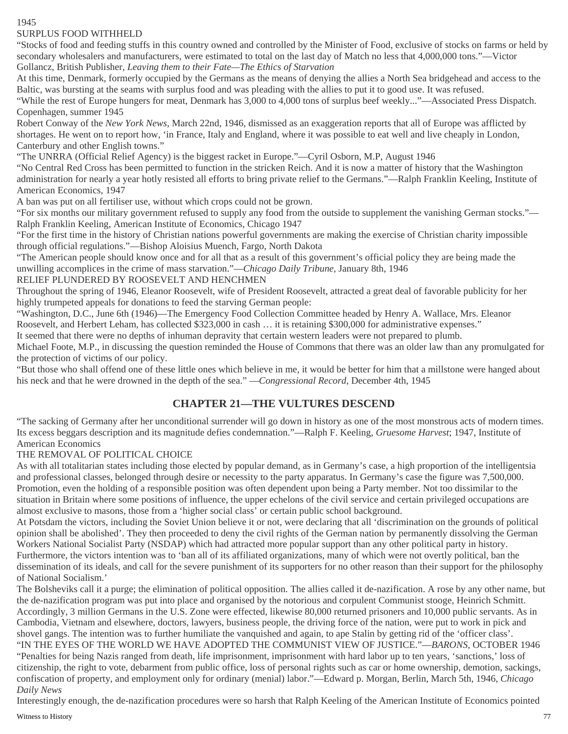1945

SURPLUS FOOD WITHHELD

"Stocks of food and feeding stuffs in this country owned and controlled by the Minister of Food, exclusive of stocks on farms or held by secondary wholesalers and manufacturers, were estimated to total on the last day of Match no less that 4,000,000 tons."—Victor Gollancz, British Publisher, *Leaving them to their Fate—The Ethics of Starvation*

At this time, Denmark, formerly occupied by the Germans as the means of denying the allies a North Sea bridgehead and access to the Baltic, was bursting at the seams with surplus food and was pleading with the allies to put it to good use. It was refused.

"While the rest of Europe hungers for meat, Denmark has 3,000 to 4,000 tons of surplus beef weekly..."—Associated Press Dispatch. Copenhagen, summer 1945

Robert Conway of the *New York News*, March 22nd, 1946, dismissed as an exaggeration reports that all of Europe was afflicted by shortages. He went on to report how, 'in France, Italy and England, where it was possible to eat well and live cheaply in London, Canterbury and other English towns."

"The UNRRA (Official Relief Agency) is the biggest racket in Europe."—Cyril Osborn, M.P, August 1946

"No Central Red Cross has been permitted to function in the stricken Reich. And it is now a matter of history that the Washington administration for nearly a year hotly resisted all efforts to bring private relief to the Germans."—Ralph Franklin Keeling, Institute of American Economics, 1947

A ban was put on all fertiliser use, without which crops could not be grown.

"For six months our military government refused to supply any food from the outside to supplement the vanishing German stocks."—Ralph Franklin Keeling, American Institute of Economics, Chicago 1947

"For the first time in the history of Christian nations powerful governments are making the exercise of Christian charity impossible through official regulations."—Bishop Aloisius Muench, Fargo, North Dakota

"The American people should know once and for all that as a result of this government's official policy they are being made the unwilling accomplices in the crime of mass starvation."—*Chicago Daily Tribune*, January 8th, 1946

RELIEF PLUNDERED BY ROOSEVELT AND HENCHMEN

Throughout the spring of 1946, Eleanor Roosevelt, wife of President Roosevelt, attracted a great deal of favorable publicity for her highly trumpeted appeals for donations to feed the starving German people:

"Washington, D.C., June 6th (1946)—The Emergency Food Collection Committee headed by Henry A. Wallace, Mrs. Eleanor Roosevelt, and Herbert Leham, has collected $323,000 in cash … it is retaining $300,000 for administrative expenses."

It seemed that there were no depths of inhuman depravity that certain western leaders were not prepared to plumb.

Michael Foote, M.P., in discussing the question reminded the House of Commons that there was an older law than any promulgated for the protection of victims of our policy.

"But those who shall offend one of these little ones which believe in me, it would be better for him that a millstone were hanged about his neck and that he were drowned in the depth of the sea." —*Congressional Record*, December 4th, 1945

## CHAPTER 21—THE VULTURES DESCEND

"The sacking of Germany after her unconditional surrender will go down in history as one of the most monstrous acts of modern times. Its excess beggars description and its magnitude defies condemnation."—Ralph F. Keeling, *Gruesome Harvest*; 1947, Institute of American Economics

THE REMOVAL OF POLITICAL CHOICE

As with all totalitarian states including those elected by popular demand, as in Germany's case, a high proportion of the intelligentsia and professional classes, belonged through desire or necessity to the party apparatus. In Germany's case the figure was 7,500,000. Promotion, even the holding of a responsible position was often dependent upon being a Party member. Not too dissimilar to the situation in Britain where some positions of influence, the upper echelons of the civil service and certain privileged occupations are almost exclusive to masons, those from a 'higher social class' or certain public school background.

At Potsdam the victors, including the Soviet Union believe it or not, were declaring that all 'discrimination on the grounds of political opinion shall be abolished'. They then proceeded to deny the civil rights of the German nation by permanently dissolving the German Workers National Socialist Party (NSDAP) which had attracted more popular support than any other political party in history. Furthermore, the victors intention was to 'ban all of its affiliated organizations, many of which were not overtly political, ban the dissemination of its ideals, and call for the severe punishment of its supporters for no other reason than their support for the philosophy of National Socialism.'

The Bolsheviks call it a purge; the elimination of political opposition. The allies called it de-nazification. A rose by any other name, but the de-nazification program was put into place and organised by the notorious and corpulent Communist stooge, Heinrich Schmitt. Accordingly, 3 million Germans in the U.S. Zone were effected, likewise 80,000 returned prisoners and 10,000 public servants. As in Cambodia, Vietnam and elsewhere, doctors, lawyers, business people, the driving force of the nation, were put to work in pick and shovel gangs. The intention was to further humiliate the vanquished and again, to ape Stalin by getting rid of the 'officer class'.

"IN THE EYES OF THE WORLD WE HAVE ADOPTED THE COMMUNIST VIEW OF JUSTICE."—*BARONS*, OCTOBER 1946

"Penalties for being Nazis ranged from death, life imprisonment, imprisonment with hard labor up to ten years, 'sanctions,' loss of citizenship, the right to vote, debarment from public office, loss of personal rights such as car or home ownership, demotion, sackings, confiscation of property, and employment only for ordinary (menial) labor."—Edward p. Morgan, Berlin, March 5th, 1946, *Chicago Daily News*

Interestingly enough, the de-nazification procedures were so harsh that Ralph Keeling of the American Institute of Economics pointed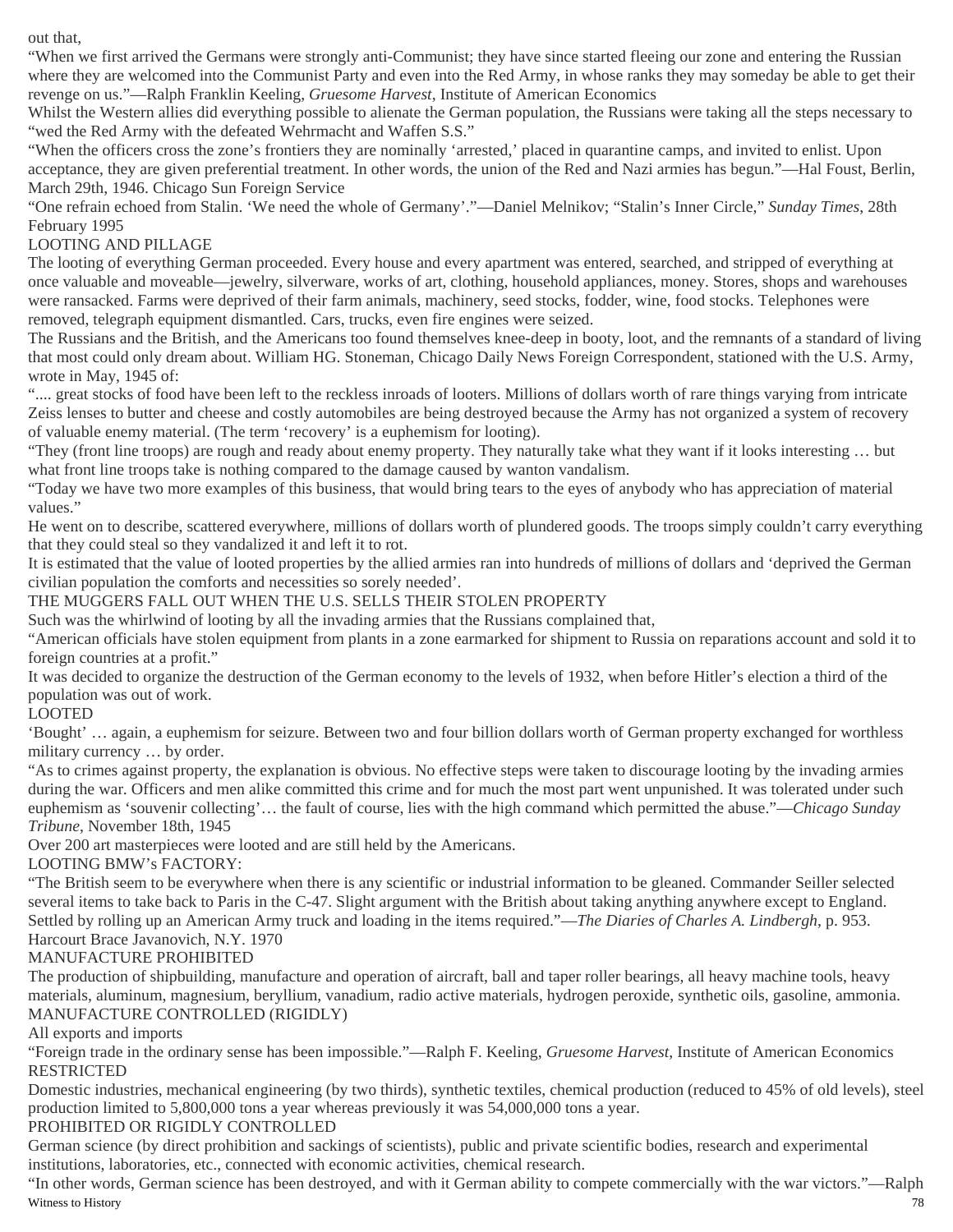out that,

"When we first arrived the Germans were strongly anti-Communist; they have since started fleeing our zone and entering the Russian where they are welcomed into the Communist Party and even into the Red Army, in whose ranks they may someday be able to get their revenge on us."—Ralph Franklin Keeling, *Gruesome Harvest*, Institute of American Economics

Whilst the Western allies did everything possible to alienate the German population, the Russians were taking all the steps necessary to "wed the Red Army with the defeated Wehrmacht and Waffen S.S."

"When the officers cross the zone's frontiers they are nominally 'arrested,' placed in quarantine camps, and invited to enlist. Upon acceptance, they are given preferential treatment. In other words, the union of the Red and Nazi armies has begun."—Hal Foust, Berlin, March 29th, 1946. Chicago Sun Foreign Service

"One refrain echoed from Stalin. 'We need the whole of Germany'."—Daniel Melnikov; "Stalin's Inner Circle," *Sunday Times*, 28th February 1995

## LOOTING AND PILLAGE

The looting of everything German proceeded. Every house and every apartment was entered, searched, and stripped of everything at once valuable and moveable—jewelry, silverware, works of art, clothing, household appliances, money. Stores, shops and warehouses were ransacked. Farms were deprived of their farm animals, machinery, seed stocks, fodder, wine, food stocks. Telephones were removed, telegraph equipment dismantled. Cars, trucks, even fire engines were seized.

The Russians and the British, and the Americans too found themselves knee-deep in booty, loot, and the remnants of a standard of living that most could only dream about. William HG. Stoneman, Chicago Daily News Foreign Correspondent, stationed with the U.S. Army, wrote in May, 1945 of:

".... great stocks of food have been left to the reckless inroads of looters. Millions of dollars worth of rare things varying from intricate Zeiss lenses to butter and cheese and costly automobiles are being destroyed because the Army has not organized a system of recovery of valuable enemy material. (The term 'recovery' is a euphemism for looting).

"They (front line troops) are rough and ready about enemy property. They naturally take what they want if it looks interesting … but what front line troops take is nothing compared to the damage caused by wanton vandalism.

"Today we have two more examples of this business, that would bring tears to the eyes of anybody who has appreciation of material values."

He went on to describe, scattered everywhere, millions of dollars worth of plundered goods. The troops simply couldn't carry everything that they could steal so they vandalized it and left it to rot.

It is estimated that the value of looted properties by the allied armies ran into hundreds of millions of dollars and 'deprived the German civilian population the comforts and necessities so sorely needed'.

## THE MUGGERS FALL OUT WHEN THE U.S. SELLS THEIR STOLEN PROPERTY

Such was the whirlwind of looting by all the invading armies that the Russians complained that,

"American officials have stolen equipment from plants in a zone earmarked for shipment to Russia on reparations account and sold it to foreign countries at a profit."

It was decided to organize the destruction of the German economy to the levels of 1932, when before Hitler's election a third of the population was out of work.

## LOOTED

'Bought' … again, a euphemism for seizure. Between two and four billion dollars worth of German property exchanged for worthless military currency … by order.

"As to crimes against property, the explanation is obvious. No effective steps were taken to discourage looting by the invading armies during the war. Officers and men alike committed this crime and for much the most part went unpunished. It was tolerated under such euphemism as 'souvenir collecting'… the fault of course, lies with the high command which permitted the abuse."—*Chicago Sunday Tribune*, November 18th, 1945

Over 200 art masterpieces were looted and are still held by the Americans.

## LOOTING BMW's FACTORY:

"The British seem to be everywhere when there is any scientific or industrial information to be gleaned. Commander Seiller selected several items to take back to Paris in the C-47. Slight argument with the British about taking anything anywhere except to England. Settled by rolling up an American Army truck and loading in the items required."—*The Diaries of Charles A. Lindbergh*, p. 953. Harcourt Brace Javanovich, N.Y. 1970

## MANUFACTURE PROHIBITED

The production of shipbuilding, manufacture and operation of aircraft, ball and taper roller bearings, all heavy machine tools, heavy materials, aluminum, magnesium, beryllium, vanadium, radio active materials, hydrogen peroxide, synthetic oils, gasoline, ammonia.

## MANUFACTURE CONTROLLED (RIGIDLY)

All exports and imports

"Foreign trade in the ordinary sense has been impossible."—Ralph F. Keeling, *Gruesome Harvest*, Institute of American Economics

## RESTRICTED

Domestic industries, mechanical engineering (by two thirds), synthetic textiles, chemical production (reduced to 45% of old levels), steel production limited to 5,800,000 tons a year whereas previously it was 54,000,000 tons a year.

## PROHIBITED OR RIGIDLY CONTROLLED

German science (by direct prohibition and sackings of scientists), public and private scientific bodies, research and experimental institutions, laboratories, etc., connected with economic activities, chemical research.

"In other words, German science has been destroyed, and with it German ability to compete commercially with the war victors."—Ralph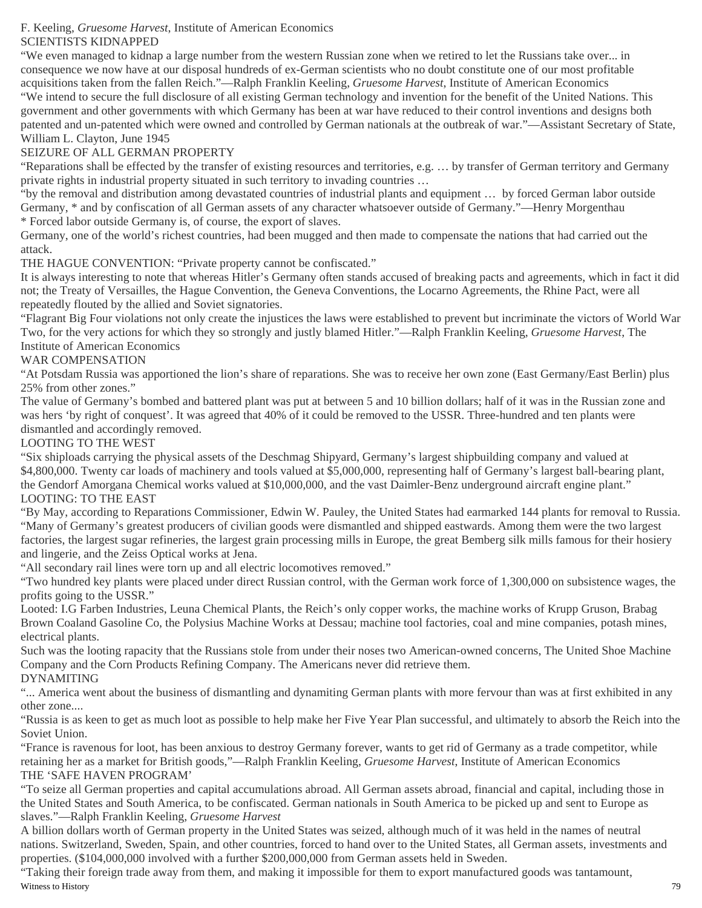F. Keeling, *Gruesome Harvest*, Institute of American Economics

## SCIENTISTS KIDNAPPED

"We even managed to kidnap a large number from the western Russian zone when we retired to let the Russians take over... in consequence we now have at our disposal hundreds of ex-German scientists who no doubt constitute one of our most profitable acquisitions taken from the fallen Reich."—Ralph Franklin Keeling, *Gruesome Harvest*, Institute of American Economics

"We intend to secure the full disclosure of all existing German technology and invention for the benefit of the United Nations. This government and other governments with which Germany has been at war have reduced to their control inventions and designs both patented and un-patented which were owned and controlled by German nationals at the outbreak of war."—Assistant Secretary of State, William L. Clayton, June 1945

## SEIZURE OF ALL GERMAN PROPERTY

"Reparations shall be effected by the transfer of existing resources and territories, e.g. … by transfer of German territory and Germany private rights in industrial property situated in such territory to invading countries …

"by the removal and distribution among devastated countries of industrial plants and equipment … by forced German labor outside Germany, * and by confiscation of all German assets of any character whatsoever outside of Germany."—Henry Morgenthau

\* Forced labor outside Germany is, of course, the export of slaves.

Germany, one of the world's richest countries, had been mugged and then made to compensate the nations that had carried out the attack.

THE HAGUE CONVENTION: "Private property cannot be confiscated."

It is always interesting to note that whereas Hitler's Germany often stands accused of breaking pacts and agreements, which in fact it did not; the Treaty of Versailles, the Hague Convention, the Geneva Conventions, the Locarno Agreements, the Rhine Pact, were all repeatedly flouted by the allied and Soviet signatories.

"Flagrant Big Four violations not only create the injustices the laws were established to prevent but incriminate the victors of World War Two, for the very actions for which they so strongly and justly blamed Hitler."—Ralph Franklin Keeling, *Gruesome Harvest*, The Institute of American Economics

## WAR COMPENSATION

"At Potsdam Russia was apportioned the lion's share of reparations. She was to receive her own zone (East Germany/East Berlin) plus 25% from other zones."

The value of Germany's bombed and battered plant was put at between 5 and 10 billion dollars; half of it was in the Russian zone and was hers 'by right of conquest'. It was agreed that 40% of it could be removed to the USSR. Three-hundred and ten plants were dismantled and accordingly removed.

## LOOTING TO THE WEST

"Six shiploads carrying the physical assets of the Deschmag Shipyard, Germany's largest shipbuilding company and valued at $4,800,000. Twenty car loads of machinery and tools valued at $5,000,000, representing half of Germany's largest ball-bearing plant, the Gendorf Amorgana Chemical works valued at $10,000,000, and the vast Daimler-Benz underground aircraft engine plant."

## LOOTING: TO THE EAST

"By May, according to Reparations Commissioner, Edwin W. Pauley, the United States had earmarked 144 plants for removal to Russia.

"Many of Germany's greatest producers of civilian goods were dismantled and shipped eastwards. Among them were the two largest factories, the largest sugar refineries, the largest grain processing mills in Europe, the great Bemberg silk mills famous for their hosiery and lingerie, and the Zeiss Optical works at Jena.

"All secondary rail lines were torn up and all electric locomotives removed."

"Two hundred key plants were placed under direct Russian control, with the German work force of 1,300,000 on subsistence wages, the profits going to the USSR."

Looted: I.G Farben Industries, Leuna Chemical Plants, the Reich's only copper works, the machine works of Krupp Gruson, Brabag Brown Coaland Gasoline Co, the Polysius Machine Works at Dessau; machine tool factories, coal and mine companies, potash mines, electrical plants.

Such was the looting rapacity that the Russians stole from under their noses two American-owned concerns, The United Shoe Machine Company and the Corn Products Refining Company. The Americans never did retrieve them.

## DYNAMITING

"... America went about the business of dismantling and dynamiting German plants with more fervour than was at first exhibited in any other zone....

"Russia is as keen to get as much loot as possible to help make her Five Year Plan successful, and ultimately to absorb the Reich into the Soviet Union.

"France is ravenous for loot, has been anxious to destroy Germany forever, wants to get rid of Germany as a trade competitor, while retaining her as a market for British goods,"—Ralph Franklin Keeling, *Gruesome Harvest*, Institute of American Economics

## THE 'SAFE HAVEN PROGRAM'

"To seize all German properties and capital accumulations abroad. All German assets abroad, financial and capital, including those in the United States and South America, to be confiscated. German nationals in South America to be picked up and sent to Europe as slaves."—Ralph Franklin Keeling, *Gruesome Harvest*

A billion dollars worth of German property in the United States was seized, although much of it was held in the names of neutral nations. Switzerland, Sweden, Spain, and other countries, forced to hand over to the United States, all German assets, investments and properties. ($104,000,000 involved with a further $200,000,000 from German assets held in Sweden.

"Taking their foreign trade away from them, and making it impossible for them to export manufactured goods was tantamount,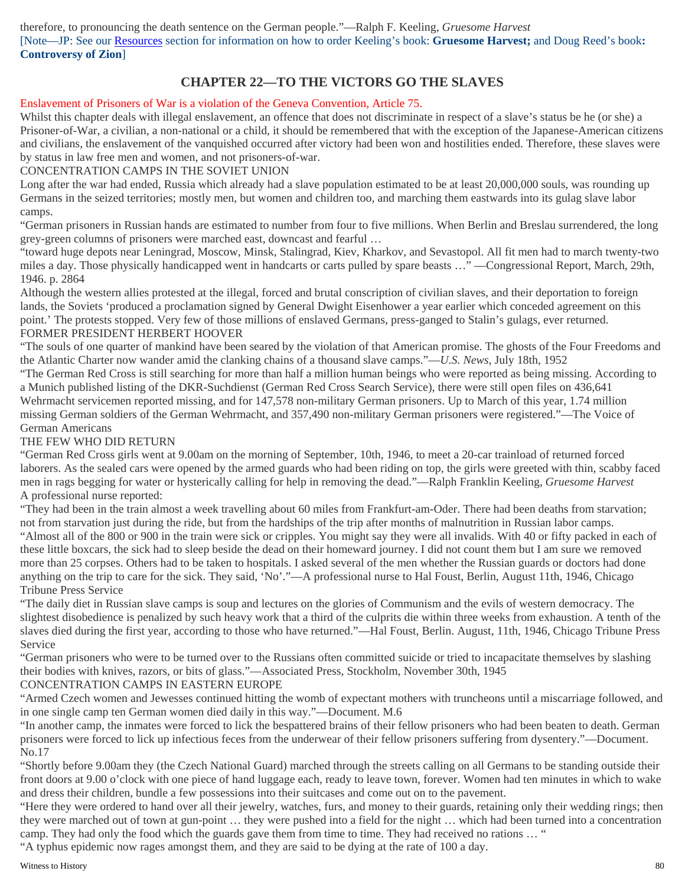therefore, to pronouncing the death sentence on the German people."—Ralph F. Keeling, *Gruesome Harvest*

[Note—JP: See our Resources section for information on how to order Keeling's book: **Gruesome Harvest;** and Doug Reed's book**: Controversy of Zion**]

## CHAPTER 22—TO THE VICTORS GO THE SLAVES

Enslavement of Prisoners of War is a violation of the Geneva Convention, Article 75.

Whilst this chapter deals with illegal enslavement, an offence that does not discriminate in respect of a slave's status be he (or she) a Prisoner-of-War, a civilian, a non-national or a child, it should be remembered that with the exception of the Japanese-American citizens and civilians, the enslavement of the vanquished occurred after victory had been won and hostilities ended. Therefore, these slaves were by status in law free men and women, and not prisoners-of-war.

CONCENTRATION CAMPS IN THE SOVIET UNION

Long after the war had ended, Russia which already had a slave population estimated to be at least 20,000,000 souls, was rounding up Germans in the seized territories; mostly men, but women and children too, and marching them eastwards into its gulag slave labor camps.

"German prisoners in Russian hands are estimated to number from four to five millions. When Berlin and Breslau surrendered, the long grey-green columns of prisoners were marched east, downcast and fearful …

"toward huge depots near Leningrad, Moscow, Minsk, Stalingrad, Kiev, Kharkov, and Sevastopol. All fit men had to march twenty-two miles a day. Those physically handicapped went in handcarts or carts pulled by spare beasts …" —Congressional Report, March, 29th, 1946. p. 2864

Although the western allies protested at the illegal, forced and brutal conscription of civilian slaves, and their deportation to foreign lands, the Soviets 'produced a proclamation signed by General Dwight Eisenhower a year earlier which conceded agreement on this point.' The protests stopped. Very few of those millions of enslaved Germans, press-ganged to Stalin's gulags, ever returned.

FORMER PRESIDENT HERBERT HOOVER

"The souls of one quarter of mankind have been seared by the violation of that American promise. The ghosts of the Four Freedoms and the Atlantic Charter now wander amid the clanking chains of a thousand slave camps."—*U.S. News*, July 18th, 1952

"The German Red Cross is still searching for more than half a million human beings who were reported as being missing. According to a Munich published listing of the DKR-Suchdienst (German Red Cross Search Service), there were still open files on 436,641 Wehrmacht servicemen reported missing, and for 147,578 non-military German prisoners. Up to March of this year, 1.74 million missing German soldiers of the German Wehrmacht, and 357,490 non-military German prisoners were registered."—The Voice of German Americans

THE FEW WHO DID RETURN

"German Red Cross girls went at 9.00am on the morning of September, 10th, 1946, to meet a 20-car trainload of returned forced laborers. As the sealed cars were opened by the armed guards who had been riding on top, the girls were greeted with thin, scabby faced men in rags begging for water or hysterically calling for help in removing the dead."—Ralph Franklin Keeling, *Gruesome Harvest*

A professional nurse reported:

"They had been in the train almost a week travelling about 60 miles from Frankfurt-am-Oder. There had been deaths from starvation; not from starvation just during the ride, but from the hardships of the trip after months of malnutrition in Russian labor camps.

"Almost all of the 800 or 900 in the train were sick or cripples. You might say they were all invalids. With 40 or fifty packed in each of these little boxcars, the sick had to sleep beside the dead on their homeward journey. I did not count them but I am sure we removed more than 25 corpses. Others had to be taken to hospitals. I asked several of the men whether the Russian guards or doctors had done anything on the trip to care for the sick. They said, 'No'."—A professional nurse to Hal Foust, Berlin, August 11th, 1946, Chicago Tribune Press Service

"The daily diet in Russian slave camps is soup and lectures on the glories of Communism and the evils of western democracy. The slightest disobedience is penalized by such heavy work that a third of the culprits die within three weeks from exhaustion. A tenth of the slaves died during the first year, according to those who have returned."—Hal Foust, Berlin. August, 11th, 1946, Chicago Tribune Press Service

"German prisoners who were to be turned over to the Russians often committed suicide or tried to incapacitate themselves by slashing their bodies with knives, razors, or bits of glass."—Associated Press, Stockholm, November 30th, 1945

CONCENTRATION CAMPS IN EASTERN EUROPE

"Armed Czech women and Jewesses continued hitting the womb of expectant mothers with truncheons until a miscarriage followed, and in one single camp ten German women died daily in this way."—Document. M.6

"In another camp, the inmates were forced to lick the bespattered brains of their fellow prisoners who had been beaten to death. German prisoners were forced to lick up infectious feces from the underwear of their fellow prisoners suffering from dysentery."—Document. No.17

"Shortly before 9.00am they (the Czech National Guard) marched through the streets calling on all Germans to be standing outside their front doors at 9.00 o'clock with one piece of hand luggage each, ready to leave town, forever. Women had ten minutes in which to wake and dress their children, bundle a few possessions into their suitcases and come out on to the pavement.

"Here they were ordered to hand over all their jewelry, watches, furs, and money to their guards, retaining only their wedding rings; then they were marched out of town at gun-point … they were pushed into a field for the night … which had been turned into a concentration camp. They had only the food which the guards gave them from time to time. They had received no rations … "

"A typhus epidemic now rages amongst them, and they are said to be dying at the rate of 100 a day.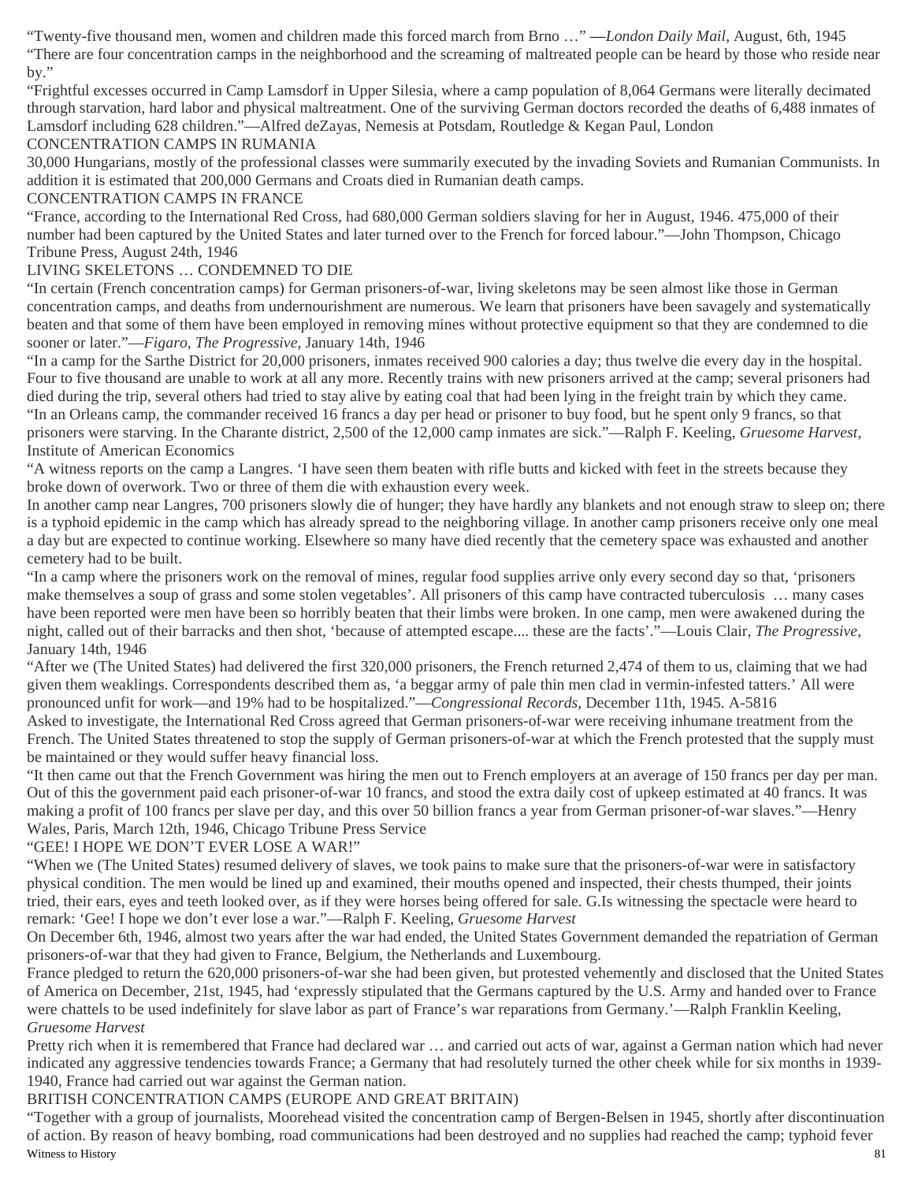"Twenty-five thousand men, women and children made this forced march from Brno …" —*London Daily Mail*, August, 6th, 1945

"There are four concentration camps in the neighborhood and the screaming of maltreated people can be heard by those who reside near by."

"Frightful excesses occurred in Camp Lamsdorf in Upper Silesia, where a camp population of 8,064 Germans were literally decimated through starvation, hard labor and physical maltreatment. One of the surviving German doctors recorded the deaths of 6,488 inmates of Lamsdorf including 628 children."—Alfred deZayas, Nemesis at Potsdam, Routledge & Kegan Paul, London

## CONCENTRATION CAMPS IN RUMANIA

30,000 Hungarians, mostly of the professional classes were summarily executed by the invading Soviets and Rumanian Communists. In addition it is estimated that 200,000 Germans and Croats died in Rumanian death camps.

## CONCENTRATION CAMPS IN FRANCE

"France, according to the International Red Cross, had 680,000 German soldiers slaving for her in August, 1946. 475,000 of their number had been captured by the United States and later turned over to the French for forced labour."—John Thompson, Chicago Tribune Press, August 24th, 1946

## LIVING SKELETONS … CONDEMNED TO DIE

"In certain (French concentration camps) for German prisoners-of-war, living skeletons may be seen almost like those in German concentration camps, and deaths from undernourishment are numerous. We learn that prisoners have been savagely and systematically beaten and that some of them have been employed in removing mines without protective equipment so that they are condemned to die sooner or later."—*Figaro, The Progressive*, January 14th, 1946

"In a camp for the Sarthe District for 20,000 prisoners, inmates received 900 calories a day; thus twelve die every day in the hospital. Four to five thousand are unable to work at all any more. Recently trains with new prisoners arrived at the camp; several prisoners had died during the trip, several others had tried to stay alive by eating coal that had been lying in the freight train by which they came.

"In an Orleans camp, the commander received 16 francs a day per head or prisoner to buy food, but he spent only 9 francs, so that prisoners were starving. In the Charante district, 2,500 of the 12,000 camp inmates are sick."—Ralph F. Keeling, *Gruesome Harvest*, Institute of American Economics

"A witness reports on the camp a Langres. 'I have seen them beaten with rifle butts and kicked with feet in the streets because they broke down of overwork. Two or three of them die with exhaustion every week.

In another camp near Langres, 700 prisoners slowly die of hunger; they have hardly any blankets and not enough straw to sleep on; there is a typhoid epidemic in the camp which has already spread to the neighboring village. In another camp prisoners receive only one meal a day but are expected to continue working. Elsewhere so many have died recently that the cemetery space was exhausted and another cemetery had to be built.

"In a camp where the prisoners work on the removal of mines, regular food supplies arrive only every second day so that, 'prisoners make themselves a soup of grass and some stolen vegetables'. All prisoners of this camp have contracted tuberculosis … many cases have been reported were men have been so horribly beaten that their limbs were broken. In one camp, men were awakened during the night, called out of their barracks and then shot, 'because of attempted escape.... these are the facts'."—Louis Clair, *The Progressive*, January 14th, 1946

"After we (The United States) had delivered the first 320,000 prisoners, the French returned 2,474 of them to us, claiming that we had given them weaklings. Correspondents described them as, 'a beggar army of pale thin men clad in vermin-infested tatters.' All were pronounced unfit for work—and 19% had to be hospitalized."—*Congressional Records*, December 11th, 1945. A-5816

Asked to investigate, the International Red Cross agreed that German prisoners-of-war were receiving inhumane treatment from the French. The United States threatened to stop the supply of German prisoners-of-war at which the French protested that the supply must be maintained or they would suffer heavy financial loss.

"It then came out that the French Government was hiring the men out to French employers at an average of 150 francs per day per man. Out of this the government paid each prisoner-of-war 10 francs, and stood the extra daily cost of upkeep estimated at 40 francs. It was making a profit of 100 francs per slave per day, and this over 50 billion francs a year from German prisoner-of-war slaves."—Henry Wales, Paris, March 12th, 1946, Chicago Tribune Press Service

## "GEE! I HOPE WE DON'T EVER LOSE A WAR!"

"When we (The United States) resumed delivery of slaves, we took pains to make sure that the prisoners-of-war were in satisfactory physical condition. The men would be lined up and examined, their mouths opened and inspected, their chests thumped, their joints tried, their ears, eyes and teeth looked over, as if they were horses being offered for sale. G.Is witnessing the spectacle were heard to remark: 'Gee! I hope we don't ever lose a war."—Ralph F. Keeling, *Gruesome Harvest*

On December 6th, 1946, almost two years after the war had ended, the United States Government demanded the repatriation of German prisoners-of-war that they had given to France, Belgium, the Netherlands and Luxembourg.

France pledged to return the 620,000 prisoners-of-war she had been given, but protested vehemently and disclosed that the United States of America on December, 21st, 1945, had 'expressly stipulated that the Germans captured by the U.S. Army and handed over to France were chattels to be used indefinitely for slave labor as part of France's war reparations from Germany.'—Ralph Franklin Keeling, *Gruesome Harvest*

Pretty rich when it is remembered that France had declared war … and carried out acts of war, against a German nation which had never indicated any aggressive tendencies towards France; a Germany that had resolutely turned the other cheek while for six months in 1939-1940, France had carried out war against the German nation.

## BRITISH CONCENTRATION CAMPS (EUROPE AND GREAT BRITAIN)

"Together with a group of journalists, Moorehead visited the concentration camp of Bergen-Belsen in 1945, shortly after discontinuation of action. By reason of heavy bombing, road communications had been destroyed and no supplies had reached the camp; typhoid fever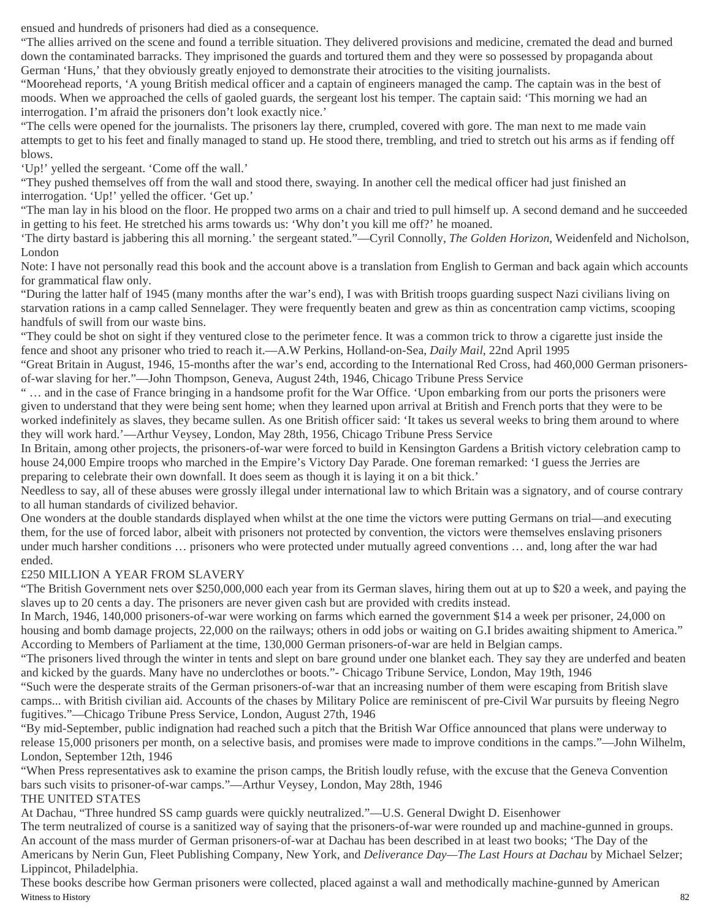ensued and hundreds of prisoners had died as a consequence.

"The allies arrived on the scene and found a terrible situation. They delivered provisions and medicine, cremated the dead and burned down the contaminated barracks. They imprisoned the guards and tortured them and they were so possessed by propaganda about German 'Huns,' that they obviously greatly enjoyed to demonstrate their atrocities to the visiting journalists.

"Moorehead reports, 'A young British medical officer and a captain of engineers managed the camp. The captain was in the best of moods. When we approached the cells of gaoled guards, the sergeant lost his temper. The captain said: 'This morning we had an interrogation. I'm afraid the prisoners don't look exactly nice.'

"The cells were opened for the journalists. The prisoners lay there, crumpled, covered with gore. The man next to me made vain attempts to get to his feet and finally managed to stand up. He stood there, trembling, and tried to stretch out his arms as if fending off blows.

'Up!' yelled the sergeant. 'Come off the wall.'

"They pushed themselves off from the wall and stood there, swaying. In another cell the medical officer had just finished an interrogation. 'Up!' yelled the officer. 'Get up.'

"The man lay in his blood on the floor. He propped two arms on a chair and tried to pull himself up. A second demand and he succeeded in getting to his feet. He stretched his arms towards us: 'Why don't you kill me off?' he moaned.

'The dirty bastard is jabbering this all morning.' the sergeant stated."—Cyril Connolly, *The Golden Horizon*, Weidenfeld and Nicholson, London

Note: I have not personally read this book and the account above is a translation from English to German and back again which accounts for grammatical flaw only.

"During the latter half of 1945 (many months after the war's end), I was with British troops guarding suspect Nazi civilians living on starvation rations in a camp called Sennelager. They were frequently beaten and grew as thin as concentration camp victims, scooping handfuls of swill from our waste bins.

"They could be shot on sight if they ventured close to the perimeter fence. It was a common trick to throw a cigarette just inside the fence and shoot any prisoner who tried to reach it.—A.W Perkins, Holland-on-Sea, *Daily Mail*, 22nd April 1995

"Great Britain in August, 1946, 15-months after the war's end, according to the International Red Cross, had 460,000 German prisoners-of-war slaving for her."—John Thompson, Geneva, August 24th, 1946, Chicago Tribune Press Service

" … and in the case of France bringing in a handsome profit for the War Office. 'Upon embarking from our ports the prisoners were given to understand that they were being sent home; when they learned upon arrival at British and French ports that they were to be worked indefinitely as slaves, they became sullen. As one British officer said: 'It takes us several weeks to bring them around to where they will work hard.'—Arthur Veysey, London, May 28th, 1956, Chicago Tribune Press Service

In Britain, among other projects, the prisoners-of-war were forced to build in Kensington Gardens a British victory celebration camp to house 24,000 Empire troops who marched in the Empire's Victory Day Parade. One foreman remarked: 'I guess the Jerries are preparing to celebrate their own downfall. It does seem as though it is laying it on a bit thick.'

Needless to say, all of these abuses were grossly illegal under international law to which Britain was a signatory, and of course contrary to all human standards of civilized behavior.

One wonders at the double standards displayed when whilst at the one time the victors were putting Germans on trial—and executing them, for the use of forced labor, albeit with prisoners not protected by convention, the victors were themselves enslaving prisoners under much harsher conditions … prisoners who were protected under mutually agreed conventions … and, long after the war had ended.

£250 MILLION A YEAR FROM SLAVERY

"The British Government nets over $250,000,000 each year from its German slaves, hiring them out at up to $20 a week, and paying the slaves up to 20 cents a day. The prisoners are never given cash but are provided with credits instead.

In March, 1946, 140,000 prisoners-of-war were working on farms which earned the government $14 a week per prisoner, 24,000 on housing and bomb damage projects, 22,000 on the railways; others in odd jobs or waiting on G.I brides awaiting shipment to America."

According to Members of Parliament at the time, 130,000 German prisoners-of-war are held in Belgian camps.

"The prisoners lived through the winter in tents and slept on bare ground under one blanket each. They say they are underfed and beaten and kicked by the guards. Many have no underclothes or boots."- Chicago Tribune Service, London, May 19th, 1946

"Such were the desperate straits of the German prisoners-of-war that an increasing number of them were escaping from British slave camps... with British civilian aid. Accounts of the chases by Military Police are reminiscent of pre-Civil War pursuits by fleeing Negro fugitives."—Chicago Tribune Press Service, London, August 27th, 1946

"By mid-September, public indignation had reached such a pitch that the British War Office announced that plans were underway to release 15,000 prisoners per month, on a selective basis, and promises were made to improve conditions in the camps."—John Wilhelm, London, September 12th, 1946

"When Press representatives ask to examine the prison camps, the British loudly refuse, with the excuse that the Geneva Convention bars such visits to prisoner-of-war camps."—Arthur Veysey, London, May 28th, 1946

THE UNITED STATES

At Dachau, "Three hundred SS camp guards were quickly neutralized."—U.S. General Dwight D. Eisenhower

The term neutralized of course is a sanitized way of saying that the prisoners-of-war were rounded up and machine-gunned in groups. An account of the mass murder of German prisoners-of-war at Dachau has been described in at least two books; 'The Day of the Americans by Nerin Gun, Fleet Publishing Company, New York, and *Deliverance Day—The Last Hours at Dachau* by Michael Selzer; Lippincot, Philadelphia.

These books describe how German prisoners were collected, placed against a wall and methodically machine-gunned by American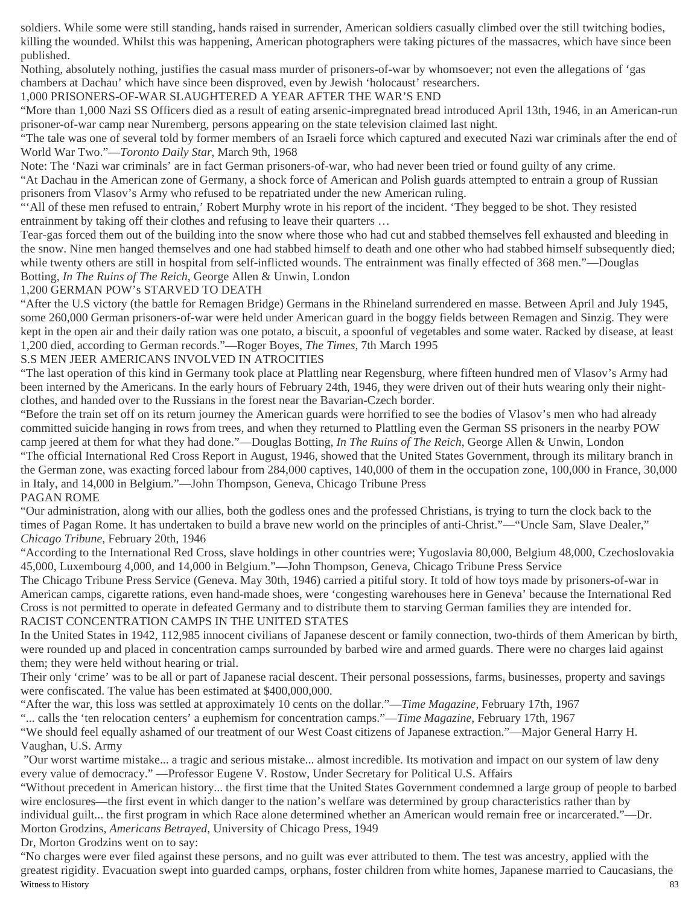soldiers. While some were still standing, hands raised in surrender, American soldiers casually climbed over the still twitching bodies, killing the wounded. Whilst this was happening, American photographers were taking pictures of the massacres, which have since been published.

Nothing, absolutely nothing, justifies the casual mass murder of prisoners-of-war by whomsoever; not even the allegations of 'gas chambers at Dachau' which have since been disproved, even by Jewish 'holocaust' researchers.

## 1,000 PRISONERS-OF-WAR SLAUGHTERED A YEAR AFTER THE WAR'S END

"More than 1,000 Nazi SS Officers died as a result of eating arsenic-impregnated bread introduced April 13th, 1946, in an American-run prisoner-of-war camp near Nuremberg, persons appearing on the state television claimed last night.

"The tale was one of several told by former members of an Israeli force which captured and executed Nazi war criminals after the end of World War Two."—*Toronto Daily Star*, March 9th, 1968

Note: The 'Nazi war criminals' are in fact German prisoners-of-war, who had never been tried or found guilty of any crime.

"At Dachau in the American zone of Germany, a shock force of American and Polish guards attempted to entrain a group of Russian prisoners from Vlasov's Army who refused to be repatriated under the new American ruling.

"'All of these men refused to entrain,' Robert Murphy wrote in his report of the incident. 'They begged to be shot. They resisted entrainment by taking off their clothes and refusing to leave their quarters …

Tear-gas forced them out of the building into the snow where those who had cut and stabbed themselves fell exhausted and bleeding in the snow. Nine men hanged themselves and one had stabbed himself to death and one other who had stabbed himself subsequently died; while twenty others are still in hospital from self-inflicted wounds. The entrainment was finally effected of 368 men."—Douglas Botting, *In The Ruins of The Reich*, George Allen & Unwin, London

## 1,200 GERMAN POW's STARVED TO DEATH

"After the U.S victory (the battle for Remagen Bridge) Germans in the Rhineland surrendered en masse. Between April and July 1945, some 260,000 German prisoners-of-war were held under American guard in the boggy fields between Remagen and Sinzig. They were kept in the open air and their daily ration was one potato, a biscuit, a spoonful of vegetables and some water. Racked by disease, at least 1,200 died, according to German records."—Roger Boyes, *The Times*, 7th March 1995

## S.S MEN JEER AMERICANS INVOLVED IN ATROCITIES

"The last operation of this kind in Germany took place at Plattling near Regensburg, where fifteen hundred men of Vlasov's Army had been interned by the Americans. In the early hours of February 24th, 1946, they were driven out of their huts wearing only their night-clothes, and handed over to the Russians in the forest near the Bavarian-Czech border.

"Before the train set off on its return journey the American guards were horrified to see the bodies of Vlasov's men who had already committed suicide hanging in rows from trees, and when they returned to Plattling even the German SS prisoners in the nearby POW camp jeered at them for what they had done."—Douglas Botting, *In The Ruins of The Reich*, George Allen & Unwin, London

"The official International Red Cross Report in August, 1946, showed that the United States Government, through its military branch in the German zone, was exacting forced labour from 284,000 captives, 140,000 of them in the occupation zone, 100,000 in France, 30,000 in Italy, and 14,000 in Belgium."—John Thompson, Geneva, Chicago Tribune Press

## PAGAN ROME

"Our administration, along with our allies, both the godless ones and the professed Christians, is trying to turn the clock back to the times of Pagan Rome. It has undertaken to build a brave new world on the principles of anti-Christ."—"Uncle Sam, Slave Dealer," *Chicago Tribune*, February 20th, 1946

"According to the International Red Cross, slave holdings in other countries were; Yugoslavia 80,000, Belgium 48,000, Czechoslovakia 45,000, Luxembourg 4,000, and 14,000 in Belgium."—John Thompson, Geneva, Chicago Tribune Press Service

The Chicago Tribune Press Service (Geneva. May 30th, 1946) carried a pitiful story. It told of how toys made by prisoners-of-war in American camps, cigarette rations, even hand-made shoes, were 'congesting warehouses here in Geneva' because the International Red Cross is not permitted to operate in defeated Germany and to distribute them to starving German families they are intended for.

## RACIST CONCENTRATION CAMPS IN THE UNITED STATES

In the United States in 1942, 112,985 innocent civilians of Japanese descent or family connection, two-thirds of them American by birth, were rounded up and placed in concentration camps surrounded by barbed wire and armed guards. There were no charges laid against them; they were held without hearing or trial.

Their only 'crime' was to be all or part of Japanese racial descent. Their personal possessions, farms, businesses, property and savings were confiscated. The value has been estimated at $400,000,000.

"After the war, this loss was settled at approximately 10 cents on the dollar."—*Time Magazine*, February 17th, 1967

"... calls the 'ten relocation centers' a euphemism for concentration camps."—*Time Magazine*, February 17th, 1967

"We should feel equally ashamed of our treatment of our West Coast citizens of Japanese extraction."—Major General Harry H. Vaughan, U.S. Army

"Our worst wartime mistake... a tragic and serious mistake... almost incredible. Its motivation and impact on our system of law deny every value of democracy." —Professor Eugene V. Rostow, Under Secretary for Political U.S. Affairs

"Without precedent in American history... the first time that the United States Government condemned a large group of people to barbed wire enclosures—the first event in which danger to the nation's welfare was determined by group characteristics rather than by individual guilt... the first program in which Race alone determined whether an American would remain free or incarcerated."—Dr. Morton Grodzins, *Americans Betrayed*, University of Chicago Press, 1949

Dr, Morton Grodzins went on to say:

"No charges were ever filed against these persons, and no guilt was ever attributed to them. The test was ancestry, applied with the greatest rigidity. Evacuation swept into guarded camps, orphans, foster children from white homes, Japanese married to Caucasians, the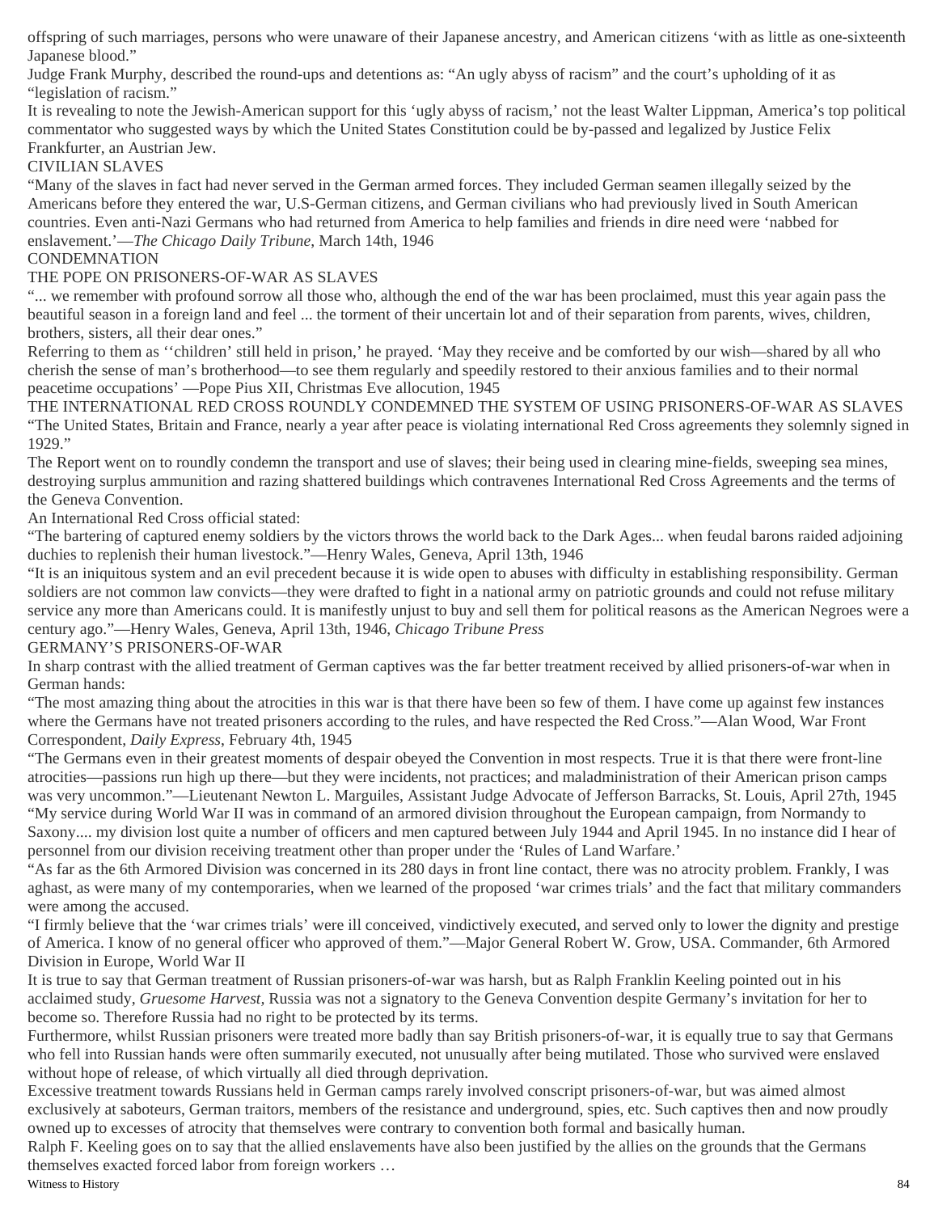offspring of such marriages, persons who were unaware of their Japanese ancestry, and American citizens 'with as little as one-sixteenth Japanese blood."

Judge Frank Murphy, described the round-ups and detentions as: "An ugly abyss of racism" and the court's upholding of it as "legislation of racism."

It is revealing to note the Jewish-American support for this 'ugly abyss of racism,' not the least Walter Lippman, America's top political commentator who suggested ways by which the United States Constitution could be by-passed and legalized by Justice Felix Frankfurter, an Austrian Jew.

## CIVILIAN SLAVES

"Many of the slaves in fact had never served in the German armed forces. They included German seamen illegally seized by the Americans before they entered the war, U.S-German citizens, and German civilians who had previously lived in South American countries. Even anti-Nazi Germans who had returned from America to help families and friends in dire need were 'nabbed for enslavement.'—*The Chicago Daily Tribune*, March 14th, 1946

## CONDEMNATION

### THE POPE ON PRISONERS-OF-WAR AS SLAVES

"... we remember with profound sorrow all those who, although the end of the war has been proclaimed, must this year again pass the beautiful season in a foreign land and feel ... the torment of their uncertain lot and of their separation from parents, wives, children, brothers, sisters, all their dear ones."

Referring to them as ''children' still held in prison,' he prayed. 'May they receive and be comforted by our wish—shared by all who cherish the sense of man's brotherhood—to see them regularly and speedily restored to their anxious families and to their normal peacetime occupations' —Pope Pius XII, Christmas Eve allocution, 1945

### THE INTERNATIONAL RED CROSS ROUNDLY CONDEMNED THE SYSTEM OF USING PRISONERS-OF-WAR AS SLAVES

"The United States, Britain and France, nearly a year after peace is violating international Red Cross agreements they solemnly signed in 1929."

The Report went on to roundly condemn the transport and use of slaves; their being used in clearing mine-fields, sweeping sea mines, destroying surplus ammunition and razing shattered buildings which contravenes International Red Cross Agreements and the terms of the Geneva Convention.

An International Red Cross official stated:

"The bartering of captured enemy soldiers by the victors throws the world back to the Dark Ages... when feudal barons raided adjoining duchies to replenish their human livestock."—Henry Wales, Geneva, April 13th, 1946

"It is an iniquitous system and an evil precedent because it is wide open to abuses with difficulty in establishing responsibility. German soldiers are not common law convicts—they were drafted to fight in a national army on patriotic grounds and could not refuse military service any more than Americans could. It is manifestly unjust to buy and sell them for political reasons as the American Negroes were a century ago."—Henry Wales, Geneva, April 13th, 1946, *Chicago Tribune Press*

## GERMANY'S PRISONERS-OF-WAR

In sharp contrast with the allied treatment of German captives was the far better treatment received by allied prisoners-of-war when in German hands:

"The most amazing thing about the atrocities in this war is that there have been so few of them. I have come up against few instances where the Germans have not treated prisoners according to the rules, and have respected the Red Cross."—Alan Wood, War Front Correspondent, *Daily Express*, February 4th, 1945

"The Germans even in their greatest moments of despair obeyed the Convention in most respects. True it is that there were front-line atrocities—passions run high up there—but they were incidents, not practices; and maladministration of their American prison camps was very uncommon."—Lieutenant Newton L. Marguiles, Assistant Judge Advocate of Jefferson Barracks, St. Louis, April 27th, 1945

"My service during World War II was in command of an armored division throughout the European campaign, from Normandy to Saxony.... my division lost quite a number of officers and men captured between July 1944 and April 1945. In no instance did I hear of personnel from our division receiving treatment other than proper under the 'Rules of Land Warfare.'

"As far as the 6th Armored Division was concerned in its 280 days in front line contact, there was no atrocity problem. Frankly, I was aghast, as were many of my contemporaries, when we learned of the proposed 'war crimes trials' and the fact that military commanders were among the accused.

"I firmly believe that the 'war crimes trials' were ill conceived, vindictively executed, and served only to lower the dignity and prestige of America. I know of no general officer who approved of them."—Major General Robert W. Grow, USA. Commander, 6th Armored Division in Europe, World War II

It is true to say that German treatment of Russian prisoners-of-war was harsh, but as Ralph Franklin Keeling pointed out in his acclaimed study, *Gruesome Harvest,* Russia was not a signatory to the Geneva Convention despite Germany's invitation for her to become so. Therefore Russia had no right to be protected by its terms.

Furthermore, whilst Russian prisoners were treated more badly than say British prisoners-of-war, it is equally true to say that Germans who fell into Russian hands were often summarily executed, not unusually after being mutilated. Those who survived were enslaved without hope of release, of which virtually all died through deprivation.

Excessive treatment towards Russians held in German camps rarely involved conscript prisoners-of-war, but was aimed almost exclusively at saboteurs, German traitors, members of the resistance and underground, spies, etc. Such captives then and now proudly owned up to excesses of atrocity that themselves were contrary to convention both formal and basically human.

Ralph F. Keeling goes on to say that the allied enslavements have also been justified by the allies on the grounds that the Germans themselves exacted forced labor from foreign workers …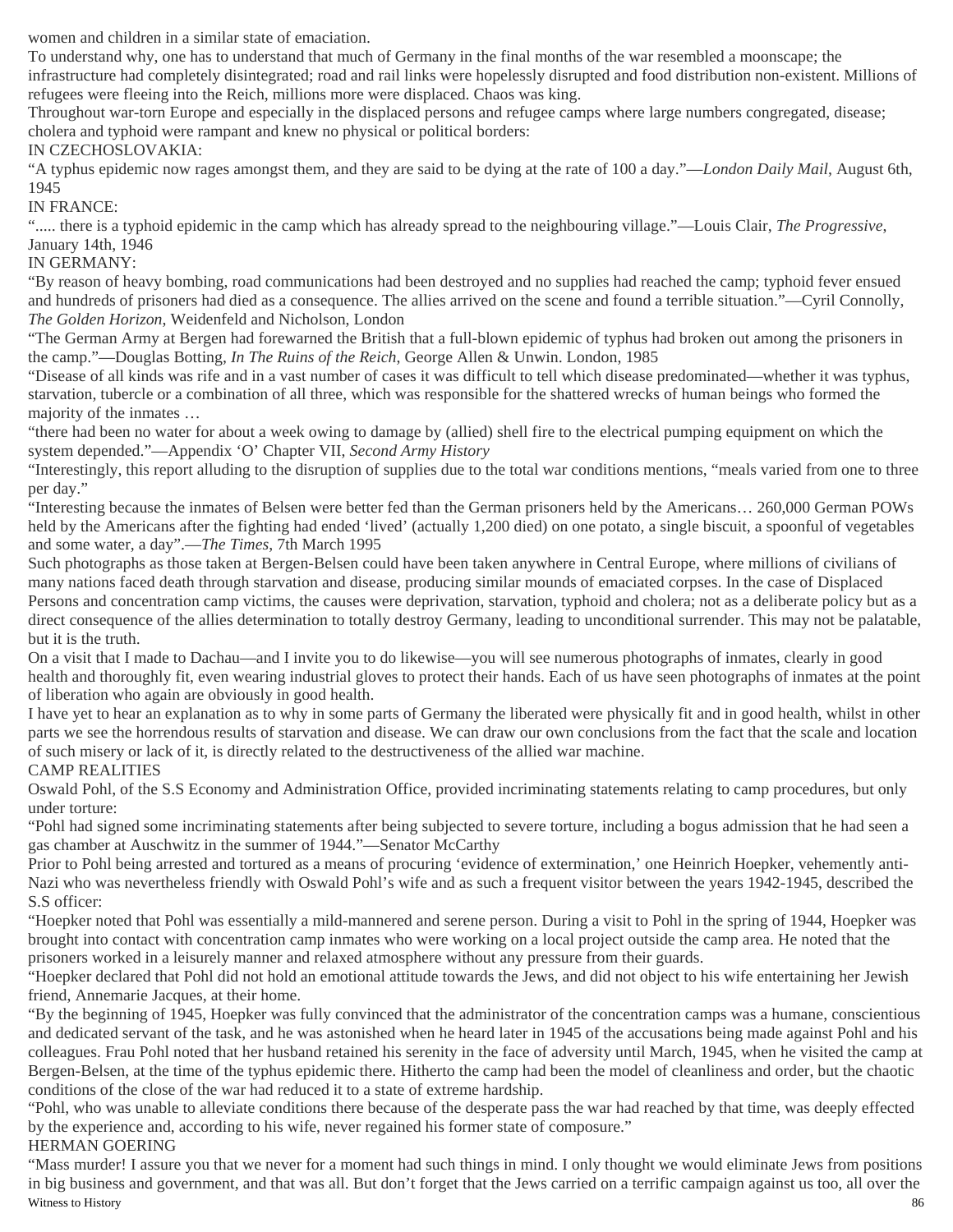women and children in a similar state of emaciation.

To understand why, one has to understand that much of Germany in the final months of the war resembled a moonscape; the infrastructure had completely disintegrated; road and rail links were hopelessly disrupted and food distribution non-existent. Millions of refugees were fleeing into the Reich, millions more were displaced. Chaos was king.

Throughout war-torn Europe and especially in the displaced persons and refugee camps where large numbers congregated, disease; cholera and typhoid were rampant and knew no physical or political borders:

IN CZECHOSLOVAKIA:

"A typhus epidemic now rages amongst them, and they are said to be dying at the rate of 100 a day."—*London Daily Mail*, August 6th, 1945

IN FRANCE:

"..... there is a typhoid epidemic in the camp which has already spread to the neighbouring village."—Louis Clair, *The Progressive*, January 14th, 1946

IN GERMANY:

"By reason of heavy bombing, road communications had been destroyed and no supplies had reached the camp; typhoid fever ensued and hundreds of prisoners had died as a consequence. The allies arrived on the scene and found a terrible situation."—Cyril Connolly, *The Golden Horizon*, Weidenfeld and Nicholson, London

"The German Army at Bergen had forewarned the British that a full-blown epidemic of typhus had broken out among the prisoners in the camp."—Douglas Botting, *In The Ruins of the Reich*, George Allen & Unwin. London, 1985

"Disease of all kinds was rife and in a vast number of cases it was difficult to tell which disease predominated—whether it was typhus, starvation, tubercle or a combination of all three, which was responsible for the shattered wrecks of human beings who formed the majority of the inmates …

"there had been no water for about a week owing to damage by (allied) shell fire to the electrical pumping equipment on which the system depended."—Appendix 'O' Chapter VII, *Second Army History*

"Interestingly, this report alluding to the disruption of supplies due to the total war conditions mentions, "meals varied from one to three per day."

"Interesting because the inmates of Belsen were better fed than the German prisoners held by the Americans… 260,000 German POWs held by the Americans after the fighting had ended 'lived' (actually 1,200 died) on one potato, a single biscuit, a spoonful of vegetables and some water, a day".—*The Times*, 7th March 1995

Such photographs as those taken at Bergen-Belsen could have been taken anywhere in Central Europe, where millions of civilians of many nations faced death through starvation and disease, producing similar mounds of emaciated corpses. In the case of Displaced Persons and concentration camp victims, the causes were deprivation, starvation, typhoid and cholera; not as a deliberate policy but as a direct consequence of the allies determination to totally destroy Germany, leading to unconditional surrender. This may not be palatable, but it is the truth.

On a visit that I made to Dachau—and I invite you to do likewise—you will see numerous photographs of inmates, clearly in good health and thoroughly fit, even wearing industrial gloves to protect their hands. Each of us have seen photographs of inmates at the point of liberation who again are obviously in good health.

I have yet to hear an explanation as to why in some parts of Germany the liberated were physically fit and in good health, whilst in other parts we see the horrendous results of starvation and disease. We can draw our own conclusions from the fact that the scale and location of such misery or lack of it, is directly related to the destructiveness of the allied war machine.

### CAMP REALITIES

Oswald Pohl, of the S.S Economy and Administration Office, provided incriminating statements relating to camp procedures, but only under torture:

"Pohl had signed some incriminating statements after being subjected to severe torture, including a bogus admission that he had seen a gas chamber at Auschwitz in the summer of 1944."—Senator McCarthy

Prior to Pohl being arrested and tortured as a means of procuring 'evidence of extermination,' one Heinrich Hoepker, vehemently anti-Nazi who was nevertheless friendly with Oswald Pohl's wife and as such a frequent visitor between the years 1942-1945, described the S.S officer:

"Hoepker noted that Pohl was essentially a mild-mannered and serene person. During a visit to Pohl in the spring of 1944, Hoepker was brought into contact with concentration camp inmates who were working on a local project outside the camp area. He noted that the prisoners worked in a leisurely manner and relaxed atmosphere without any pressure from their guards.

"Hoepker declared that Pohl did not hold an emotional attitude towards the Jews, and did not object to his wife entertaining her Jewish friend, Annemarie Jacques, at their home.

"By the beginning of 1945, Hoepker was fully convinced that the administrator of the concentration camps was a humane, conscientious and dedicated servant of the task, and he was astonished when he heard later in 1945 of the accusations being made against Pohl and his colleagues. Frau Pohl noted that her husband retained his serenity in the face of adversity until March, 1945, when he visited the camp at Bergen-Belsen, at the time of the typhus epidemic there. Hitherto the camp had been the model of cleanliness and order, but the chaotic conditions of the close of the war had reduced it to a state of extreme hardship.

"Pohl, who was unable to alleviate conditions there because of the desperate pass the war had reached by that time, was deeply effected by the experience and, according to his wife, never regained his former state of composure."

### HERMAN GOERING

"Mass murder! I assure you that we never for a moment had such things in mind. I only thought we would eliminate Jews from positions in big business and government, and that was all. But don't forget that the Jews carried on a terrific campaign against us too, all over the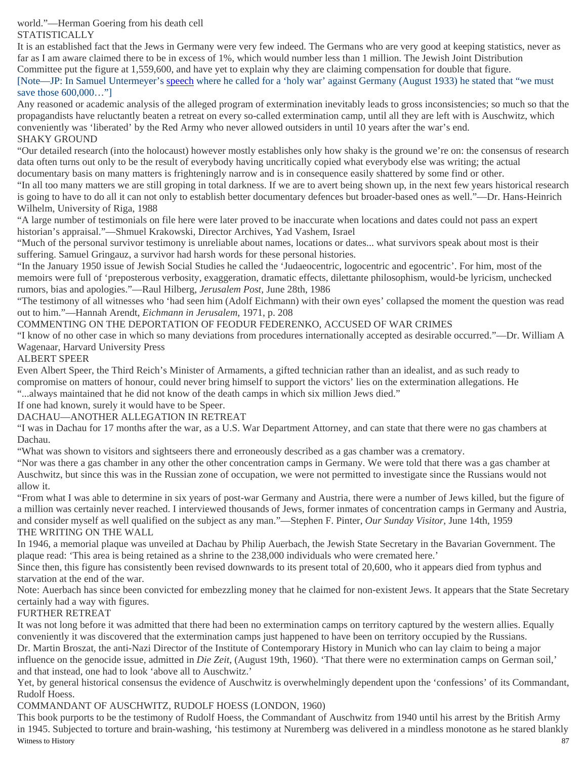world."—Herman Goering from his death cell

## STATISTICALLY

It is an established fact that the Jews in Germany were very few indeed. The Germans who are very good at keeping statistics, never as far as I am aware claimed there to be in excess of 1%, which would number less than 1 million. The Jewish Joint Distribution Committee put the figure at 1,559,600, and have yet to explain why they are claiming compensation for double that figure.

[Note—JP: In Samuel Untermeyer's speech where he called for a 'holy war' against Germany (August 1933) he stated that "we must save those 600,000…"]

Any reasoned or academic analysis of the alleged program of extermination inevitably leads to gross inconsistencies; so much so that the propagandists have reluctantly beaten a retreat on every so-called extermination camp, until all they are left with is Auschwitz, which conveniently was 'liberated' by the Red Army who never allowed outsiders in until 10 years after the war's end.

## SHAKY GROUND

"Our detailed research (into the holocaust) however mostly establishes only how shaky is the ground we're on: the consensus of research data often turns out only to be the result of everybody having uncritically copied what everybody else was writing; the actual documentary basis on many matters is frighteningly narrow and is in consequence easily shattered by some find or other.

"In all too many matters we are still groping in total darkness. If we are to avert being shown up, in the next few years historical research is going to have to do all it can not only to establish better documentary defences but broader-based ones as well."—Dr. Hans-Heinrich Wilhelm, University of Riga, 1988

"A large number of testimonials on file here were later proved to be inaccurate when locations and dates could not pass an expert historian's appraisal."—Shmuel Krakowski, Director Archives, Yad Vashem, Israel

"Much of the personal survivor testimony is unreliable about names, locations or dates... what survivors speak about most is their suffering. Samuel Gringauz, a survivor had harsh words for these personal histories.

"In the January 1950 issue of Jewish Social Studies he called the 'Judaeocentric, logocentric and egocentric'. For him, most of the memoirs were full of 'preposterous verbosity, exaggeration, dramatic effects, dilettante philosophism, would-be lyricism, unchecked rumors, bias and apologies."—Raul Hilberg, *Jerusalem Post*, June 28th, 1986

"The testimony of all witnesses who 'had seen him (Adolf Eichmann) with their own eyes' collapsed the moment the question was read out to him."—Hannah Arendt, *Eichmann in Jerusalem*, 1971, p. 208

## COMMENTING ON THE DEPORTATION OF FEODUR FEDERENKO, ACCUSED OF WAR CRIMES

"I know of no other case in which so many deviations from procedures internationally accepted as desirable occurred."—Dr. William A Wagenaar, Harvard University Press

## ALBERT SPEER

Even Albert Speer, the Third Reich's Minister of Armaments, a gifted technician rather than an idealist, and as such ready to compromise on matters of honour, could never bring himself to support the victors' lies on the extermination allegations. He "...always maintained that he did not know of the death camps in which six million Jews died."

If one had known, surely it would have to be Speer.

## DACHAU—ANOTHER ALLEGATION IN RETREAT

"I was in Dachau for 17 months after the war, as a U.S. War Department Attorney, and can state that there were no gas chambers at Dachau.

"What was shown to visitors and sightseers there and erroneously described as a gas chamber was a crematory.

"Nor was there a gas chamber in any other the other concentration camps in Germany. We were told that there was a gas chamber at Auschwitz, but since this was in the Russian zone of occupation, we were not permitted to investigate since the Russians would not allow it.

"From what I was able to determine in six years of post-war Germany and Austria, there were a number of Jews killed, but the figure of a million was certainly never reached. I interviewed thousands of Jews, former inmates of concentration camps in Germany and Austria, and consider myself as well qualified on the subject as any man."—Stephen F. Pinter, *Our Sunday Visitor*, June 14th, 1959

## THE WRITING ON THE WALL

In 1946, a memorial plaque was unveiled at Dachau by Philip Auerbach, the Jewish State Secretary in the Bavarian Government. The plaque read: 'This area is being retained as a shrine to the 238,000 individuals who were cremated here.'

Since then, this figure has consistently been revised downwards to its present total of 20,600, who it appears died from typhus and starvation at the end of the war.

Note: Auerbach has since been convicted for embezzling money that he claimed for non-existent Jews. It appears that the State Secretary certainly had a way with figures.

## FURTHER RETREAT

It was not long before it was admitted that there had been no extermination camps on territory captured by the western allies. Equally conveniently it was discovered that the extermination camps just happened to have been on territory occupied by the Russians.

Dr. Martin Broszat, the anti-Nazi Director of the Institute of Contemporary History in Munich who can lay claim to being a major influence on the genocide issue, admitted in *Die Zeit*, (August 19th, 1960). 'That there were no extermination camps on German soil,' and that instead, one had to look 'above all to Auschwitz.'

Yet, by general historical consensus the evidence of Auschwitz is overwhelmingly dependent upon the 'confessions' of its Commandant, Rudolf Hoess.

## COMMANDANT OF AUSCHWITZ, RUDOLF HOESS (LONDON, 1960)

This book purports to be the testimony of Rudolf Hoess, the Commandant of Auschwitz from 1940 until his arrest by the British Army in 1945. Subjected to torture and brain-washing, 'his testimony at Nuremberg was delivered in a mindless monotone as he stared blankly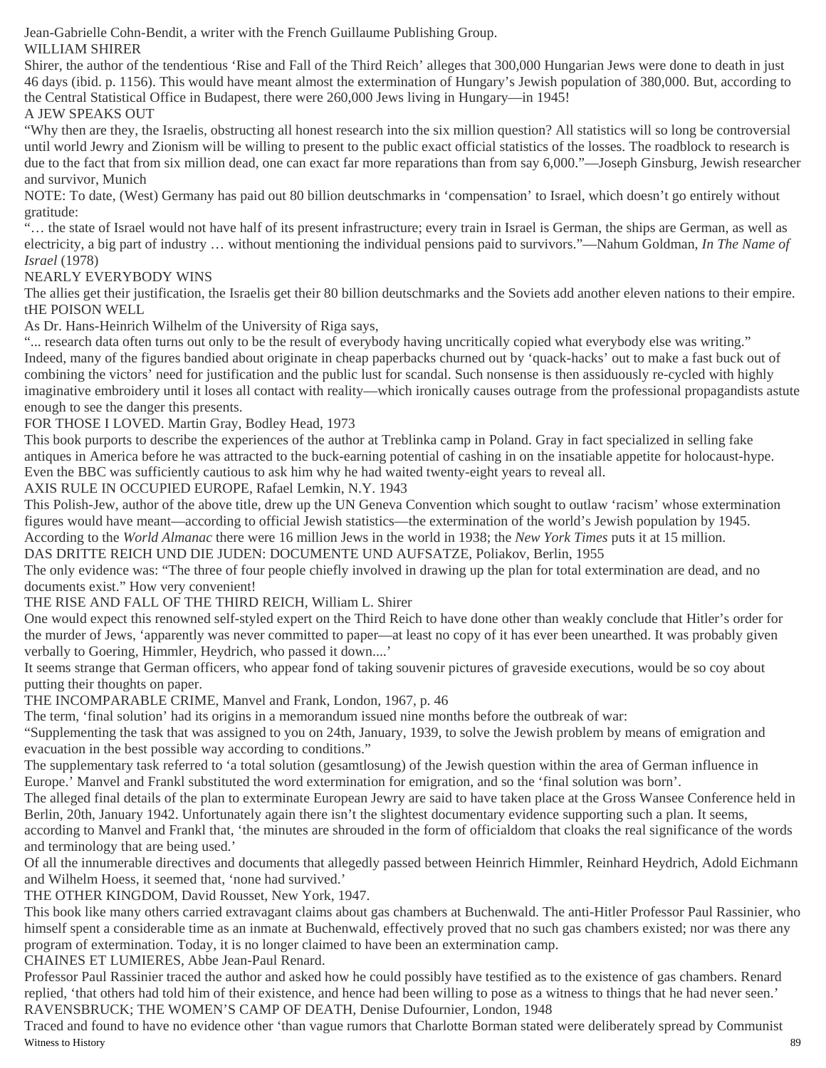Jean-Gabrielle Cohn-Bendit, a writer with the French Guillaume Publishing Group.

## WILLIAM SHIRER

Shirer, the author of the tendentious 'Rise and Fall of the Third Reich' alleges that 300,000 Hungarian Jews were done to death in just 46 days (ibid. p. 1156). This would have meant almost the extermination of Hungary's Jewish population of 380,000. But, according to the Central Statistical Office in Budapest, there were 260,000 Jews living in Hungary—in 1945!

## A JEW SPEAKS OUT

"Why then are they, the Israelis, obstructing all honest research into the six million question? All statistics will so long be controversial until world Jewry and Zionism will be willing to present to the public exact official statistics of the losses. The roadblock to research is due to the fact that from six million dead, one can exact far more reparations than from say 6,000."—Joseph Ginsburg, Jewish researcher and survivor, Munich

NOTE: To date, (West) Germany has paid out 80 billion deutschmarks in 'compensation' to Israel, which doesn't go entirely without gratitude:

"… the state of Israel would not have half of its present infrastructure; every train in Israel is German, the ships are German, as well as electricity, a big part of industry … without mentioning the individual pensions paid to survivors."—Nahum Goldman, *In The Name of Israel* (1978)

## NEARLY EVERYBODY WINS

The allies get their justification, the Israelis get their 80 billion deutschmarks and the Soviets add another eleven nations to their empire.

## tHE POISON WELL

As Dr. Hans-Heinrich Wilhelm of the University of Riga says,

"... research data often turns out only to be the result of everybody having uncritically copied what everybody else was writing." Indeed, many of the figures bandied about originate in cheap paperbacks churned out by 'quack-hacks' out to make a fast buck out of combining the victors' need for justification and the public lust for scandal. Such nonsense is then assiduously re-cycled with highly imaginative embroidery until it loses all contact with reality—which ironically causes outrage from the professional propagandists astute enough to see the danger this presents.

## FOR THOSE I LOVED. Martin Gray, Bodley Head, 1973

This book purports to describe the experiences of the author at Treblinka camp in Poland. Gray in fact specialized in selling fake antiques in America before he was attracted to the buck-earning potential of cashing in on the insatiable appetite for holocaust-hype. Even the BBC was sufficiently cautious to ask him why he had waited twenty-eight years to reveal all.

## AXIS RULE IN OCCUPIED EUROPE, Rafael Lemkin, N.Y. 1943

This Polish-Jew, author of the above title, drew up the UN Geneva Convention which sought to outlaw 'racism' whose extermination figures would have meant—according to official Jewish statistics—the extermination of the world's Jewish population by 1945. According to the *World Almanac* there were 16 million Jews in the world in 1938; the *New York Times* puts it at 15 million.

## DAS DRITTE REICH UND DIE JUDEN: DOCUMENTE UND AUFSATZE, Poliakov, Berlin, 1955

The only evidence was: "The three of four people chiefly involved in drawing up the plan for total extermination are dead, and no documents exist." How very convenient!

## THE RISE AND FALL OF THE THIRD REICH, William L. Shirer

One would expect this renowned self-styled expert on the Third Reich to have done other than weakly conclude that Hitler's order for the murder of Jews, 'apparently was never committed to paper—at least no copy of it has ever been unearthed. It was probably given verbally to Goering, Himmler, Heydrich, who passed it down....'

It seems strange that German officers, who appear fond of taking souvenir pictures of graveside executions, would be so coy about putting their thoughts on paper.

## THE INCOMPARABLE CRIME, Manvel and Frank, London, 1967, p. 46

The term, 'final solution' had its origins in a memorandum issued nine months before the outbreak of war:

"Supplementing the task that was assigned to you on 24th, January, 1939, to solve the Jewish problem by means of emigration and evacuation in the best possible way according to conditions."

The supplementary task referred to 'a total solution (gesamtlosung) of the Jewish question within the area of German influence in Europe.' Manvel and Frankl substituted the word extermination for emigration, and so the 'final solution was born'.

The alleged final details of the plan to exterminate European Jewry are said to have taken place at the Gross Wansee Conference held in Berlin, 20th, January 1942. Unfortunately again there isn't the slightest documentary evidence supporting such a plan. It seems, according to Manvel and Frankl that, 'the minutes are shrouded in the form of officialdom that cloaks the real significance of the words and terminology that are being used.'

Of all the innumerable directives and documents that allegedly passed between Heinrich Himmler, Reinhard Heydrich, Adold Eichmann and Wilhelm Hoess, it seemed that, 'none had survived.'

## THE OTHER KINGDOM, David Rousset, New York, 1947.

This book like many others carried extravagant claims about gas chambers at Buchenwald. The anti-Hitler Professor Paul Rassinier, who himself spent a considerable time as an inmate at Buchenwald, effectively proved that no such gas chambers existed; nor was there any program of extermination. Today, it is no longer claimed to have been an extermination camp.

## CHAINES ET LUMIERES, Abbe Jean-Paul Renard.

Professor Paul Rassinier traced the author and asked how he could possibly have testified as to the existence of gas chambers. Renard replied, 'that others had told him of their existence, and hence had been willing to pose as a witness to things that he had never seen.'

## RAVENSBRUCK; THE WOMEN'S CAMP OF DEATH, Denise Dufournier, London, 1948

Traced and found to have no evidence other 'than vague rumors that Charlotte Borman stated were deliberately spread by Communist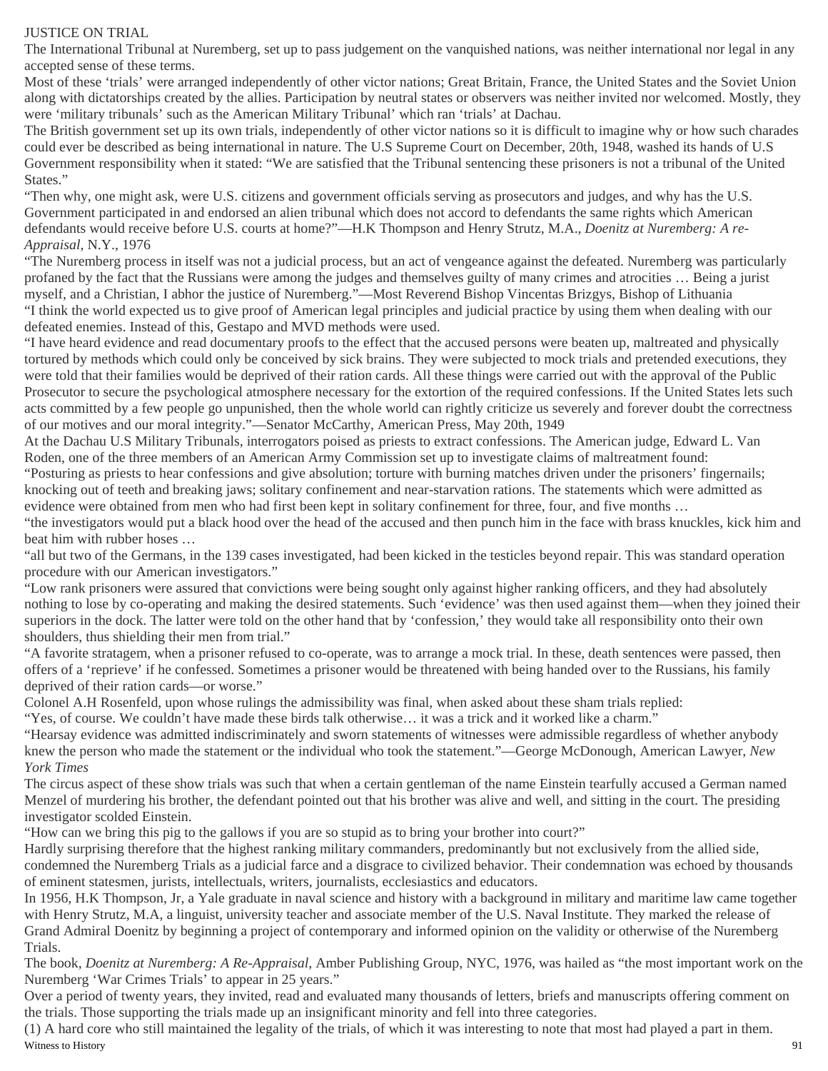# JUSTICE ON TRIAL

The International Tribunal at Nuremberg, set up to pass judgement on the vanquished nations, was neither international nor legal in any accepted sense of these terms.

Most of these 'trials' were arranged independently of other victor nations; Great Britain, France, the United States and the Soviet Union along with dictatorships created by the allies. Participation by neutral states or observers was neither invited nor welcomed. Mostly, they were 'military tribunals' such as the American Military Tribunal' which ran 'trials' at Dachau.

The British government set up its own trials, independently of other victor nations so it is difficult to imagine why or how such charades could ever be described as being international in nature. The U.S Supreme Court on December, 20th, 1948, washed its hands of U.S Government responsibility when it stated: "We are satisfied that the Tribunal sentencing these prisoners is not a tribunal of the United States."

"Then why, one might ask, were U.S. citizens and government officials serving as prosecutors and judges, and why has the U.S. Government participated in and endorsed an alien tribunal which does not accord to defendants the same rights which American defendants would receive before U.S. courts at home?"—H.K Thompson and Henry Strutz, M.A., *Doenitz at Nuremberg: A re-Appraisal*, N.Y., 1976

"The Nuremberg process in itself was not a judicial process, but an act of vengeance against the defeated. Nuremberg was particularly profaned by the fact that the Russians were among the judges and themselves guilty of many crimes and atrocities … Being a jurist myself, and a Christian, I abhor the justice of Nuremberg."—Most Reverend Bishop Vincentas Brizgys, Bishop of Lithuania

"I think the world expected us to give proof of American legal principles and judicial practice by using them when dealing with our defeated enemies. Instead of this, Gestapo and MVD methods were used.

"I have heard evidence and read documentary proofs to the effect that the accused persons were beaten up, maltreated and physically tortured by methods which could only be conceived by sick brains. They were subjected to mock trials and pretended executions, they were told that their families would be deprived of their ration cards. All these things were carried out with the approval of the Public Prosecutor to secure the psychological atmosphere necessary for the extortion of the required confessions. If the United States lets such acts committed by a few people go unpunished, then the whole world can rightly criticize us severely and forever doubt the correctness of our motives and our moral integrity."—Senator McCarthy, American Press, May 20th, 1949

At the Dachau U.S Military Tribunals, interrogators poised as priests to extract confessions. The American judge, Edward L. Van Roden, one of the three members of an American Army Commission set up to investigate claims of maltreatment found:

"Posturing as priests to hear confessions and give absolution; torture with burning matches driven under the prisoners' fingernails; knocking out of teeth and breaking jaws; solitary confinement and near-starvation rations. The statements which were admitted as evidence were obtained from men who had first been kept in solitary confinement for three, four, and five months …

"the investigators would put a black hood over the head of the accused and then punch him in the face with brass knuckles, kick him and beat him with rubber hoses …

"all but two of the Germans, in the 139 cases investigated, had been kicked in the testicles beyond repair. This was standard operation procedure with our American investigators."

"Low rank prisoners were assured that convictions were being sought only against higher ranking officers, and they had absolutely nothing to lose by co-operating and making the desired statements. Such 'evidence' was then used against them—when they joined their superiors in the dock. The latter were told on the other hand that by 'confession,' they would take all responsibility onto their own shoulders, thus shielding their men from trial."

"A favorite stratagem, when a prisoner refused to co-operate, was to arrange a mock trial. In these, death sentences were passed, then offers of a 'reprieve' if he confessed. Sometimes a prisoner would be threatened with being handed over to the Russians, his family deprived of their ration cards—or worse."

Colonel A.H Rosenfeld, upon whose rulings the admissibility was final, when asked about these sham trials replied:

"Yes, of course. We couldn't have made these birds talk otherwise… it was a trick and it worked like a charm."

"Hearsay evidence was admitted indiscriminately and sworn statements of witnesses were admissible regardless of whether anybody knew the person who made the statement or the individual who took the statement."—George McDonough, American Lawyer, *New York Times*

The circus aspect of these show trials was such that when a certain gentleman of the name Einstein tearfully accused a German named Menzel of murdering his brother, the defendant pointed out that his brother was alive and well, and sitting in the court. The presiding investigator scolded Einstein.

"How can we bring this pig to the gallows if you are so stupid as to bring your brother into court?"

Hardly surprising therefore that the highest ranking military commanders, predominantly but not exclusively from the allied side, condemned the Nuremberg Trials as a judicial farce and a disgrace to civilized behavior. Their condemnation was echoed by thousands of eminent statesmen, jurists, intellectuals, writers, journalists, ecclesiastics and educators.

In 1956, H.K Thompson, Jr, a Yale graduate in naval science and history with a background in military and maritime law came together with Henry Strutz, M.A, a linguist, university teacher and associate member of the U.S. Naval Institute. They marked the release of Grand Admiral Doenitz by beginning a project of contemporary and informed opinion on the validity or otherwise of the Nuremberg Trials.

The book, *Doenitz at Nuremberg: A Re-Appraisal*, Amber Publishing Group, NYC, 1976, was hailed as "the most important work on the Nuremberg 'War Crimes Trials' to appear in 25 years."

Over a period of twenty years, they invited, read and evaluated many thousands of letters, briefs and manuscripts offering comment on the trials. Those supporting the trials made up an insignificant minority and fell into three categories.

(1) A hard core who still maintained the legality of the trials, of which it was interesting to note that most had played a part in them.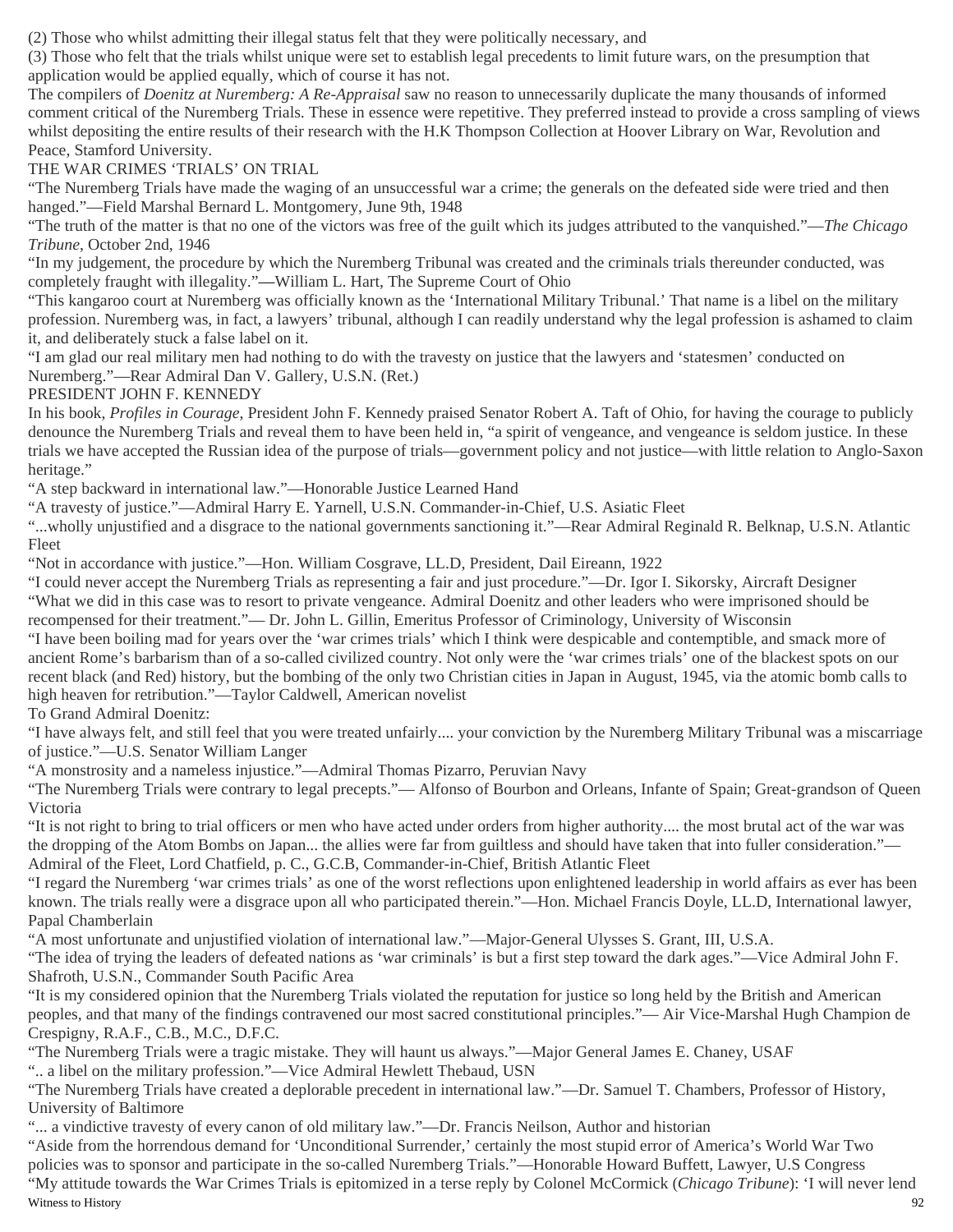(2) Those who whilst admitting their illegal status felt that they were politically necessary, and

(3) Those who felt that the trials whilst unique were set to establish legal precedents to limit future wars, on the presumption that application would be applied equally, which of course it has not.

The compilers of *Doenitz at Nuremberg: A Re-Appraisal* saw no reason to unnecessarily duplicate the many thousands of informed comment critical of the Nuremberg Trials. These in essence were repetitive. They preferred instead to provide a cross sampling of views whilst depositing the entire results of their research with the H.K Thompson Collection at Hoover Library on War, Revolution and Peace, Stamford University.

## THE WAR CRIMES 'TRIALS' ON TRIAL

"The Nuremberg Trials have made the waging of an unsuccessful war a crime; the generals on the defeated side were tried and then hanged."—Field Marshal Bernard L. Montgomery, June 9th, 1948

"The truth of the matter is that no one of the victors was free of the guilt which its judges attributed to the vanquished."—*The Chicago Tribune*, October 2nd, 1946

"In my judgement, the procedure by which the Nuremberg Tribunal was created and the criminals trials thereunder conducted, was completely fraught with illegality."—William L. Hart, The Supreme Court of Ohio

"This kangaroo court at Nuremberg was officially known as the 'International Military Tribunal.' That name is a libel on the military profession. Nuremberg was, in fact, a lawyers' tribunal, although I can readily understand why the legal profession is ashamed to claim it, and deliberately stuck a false label on it.

"I am glad our real military men had nothing to do with the travesty on justice that the lawyers and 'statesmen' conducted on Nuremberg."—Rear Admiral Dan V. Gallery, U.S.N. (Ret.)

## PRESIDENT JOHN F. KENNEDY

In his book, *Profiles in Courage*, President John F. Kennedy praised Senator Robert A. Taft of Ohio, for having the courage to publicly denounce the Nuremberg Trials and reveal them to have been held in, "a spirit of vengeance, and vengeance is seldom justice. In these trials we have accepted the Russian idea of the purpose of trials—government policy and not justice—with little relation to Anglo-Saxon heritage."

"A step backward in international law."—Honorable Justice Learned Hand

"A travesty of justice."—Admiral Harry E. Yarnell, U.S.N. Commander-in-Chief, U.S. Asiatic Fleet

"...wholly unjustified and a disgrace to the national governments sanctioning it."—Rear Admiral Reginald R. Belknap, U.S.N. Atlantic Fleet

"Not in accordance with justice."—Hon. William Cosgrave, LL.D, President, Dail Eireann, 1922

"I could never accept the Nuremberg Trials as representing a fair and just procedure."—Dr. Igor I. Sikorsky, Aircraft Designer

"What we did in this case was to resort to private vengeance. Admiral Doenitz and other leaders who were imprisoned should be recompensed for their treatment."— Dr. John L. Gillin, Emeritus Professor of Criminology, University of Wisconsin

"I have been boiling mad for years over the 'war crimes trials' which I think were despicable and contemptible, and smack more of ancient Rome's barbarism than of a so-called civilized country. Not only were the 'war crimes trials' one of the blackest spots on our recent black (and Red) history, but the bombing of the only two Christian cities in Japan in August, 1945, via the atomic bomb calls to high heaven for retribution."—Taylor Caldwell, American novelist

To Grand Admiral Doenitz:

"I have always felt, and still feel that you were treated unfairly.... your conviction by the Nuremberg Military Tribunal was a miscarriage of justice."—U.S. Senator William Langer

"A monstrosity and a nameless injustice."—Admiral Thomas Pizarro, Peruvian Navy

"The Nuremberg Trials were contrary to legal precepts."— Alfonso of Bourbon and Orleans, Infante of Spain; Great-grandson of Queen Victoria

"It is not right to bring to trial officers or men who have acted under orders from higher authority.... the most brutal act of the war was the dropping of the Atom Bombs on Japan... the allies were far from guiltless and should have taken that into fuller consideration."—Admiral of the Fleet, Lord Chatfield, p. C., G.C.B, Commander-in-Chief, British Atlantic Fleet

"I regard the Nuremberg 'war crimes trials' as one of the worst reflections upon enlightened leadership in world affairs as ever has been known. The trials really were a disgrace upon all who participated therein."—Hon. Michael Francis Doyle, LL.D, International lawyer, Papal Chamberlain

"A most unfortunate and unjustified violation of international law."—Major-General Ulysses S. Grant, III, U.S.A.

"The idea of trying the leaders of defeated nations as 'war criminals' is but a first step toward the dark ages."—Vice Admiral John F. Shafroth, U.S.N., Commander South Pacific Area

"It is my considered opinion that the Nuremberg Trials violated the reputation for justice so long held by the British and American peoples, and that many of the findings contravened our most sacred constitutional principles."— Air Vice-Marshal Hugh Champion de Crespigny, R.A.F., C.B., M.C., D.F.C.

"The Nuremberg Trials were a tragic mistake. They will haunt us always."—Major General James E. Chaney, USAF

".. a libel on the military profession."—Vice Admiral Hewlett Thebaud, USN

"The Nuremberg Trials have created a deplorable precedent in international law."—Dr. Samuel T. Chambers, Professor of History, University of Baltimore

"... a vindictive travesty of every canon of old military law."—Dr. Francis Neilson, Author and historian

"Aside from the horrendous demand for 'Unconditional Surrender,' certainly the most stupid error of America's World War Two policies was to sponsor and participate in the so-called Nuremberg Trials."—Honorable Howard Buffett, Lawyer, U.S Congress

"My attitude towards the War Crimes Trials is epitomized in a terse reply by Colonel McCormick (*Chicago Tribune*): 'I will never lend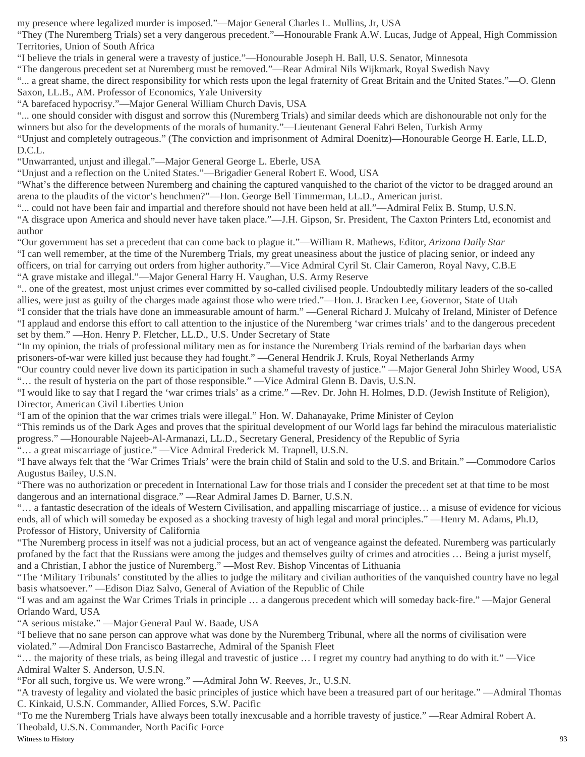my presence where legalized murder is imposed."—Major General Charles L. Mullins, Jr, USA

"They (The Nuremberg Trials) set a very dangerous precedent."—Honourable Frank A.W. Lucas, Judge of Appeal, High Commission Territories, Union of South Africa

"I believe the trials in general were a travesty of justice."—Honourable Joseph H. Ball, U.S. Senator, Minnesota

"The dangerous precedent set at Nuremberg must be removed."—Rear Admiral Nils Wijkmark, Royal Swedish Navy

"... a great shame, the direct responsibility for which rests upon the legal fraternity of Great Britain and the United States."—O. Glenn Saxon, LL.B., AM. Professor of Economics, Yale University

"A barefaced hypocrisy."—Major General William Church Davis, USA

"... one should consider with disgust and sorrow this (Nuremberg Trials) and similar deeds which are dishonourable not only for the winners but also for the developments of the morals of humanity."—Lieutenant General Fahri Belen, Turkish Army

"Unjust and completely outrageous." (The conviction and imprisonment of Admiral Doenitz)—Honourable George H. Earle, LL.D, D.C.L.

"Unwarranted, unjust and illegal."—Major General George L. Eberle, USA

"Unjust and a reflection on the United States."—Brigadier General Robert E. Wood, USA

"What's the difference between Nuremberg and chaining the captured vanquished to the chariot of the victor to be dragged around an arena to the plaudits of the victor's henchmen?"—Hon. George Bell Timmerman, LL.D., American jurist.

"... could not have been fair and impartial and therefore should not have been held at all."—Admiral Felix B. Stump, U.S.N.

"A disgrace upon America and should never have taken place."—J.H. Gipson, Sr. President, The Caxton Printers Ltd, economist and author

"Our government has set a precedent that can come back to plague it."—William R. Mathews, Editor, *Arizona Daily Star*

"I can well remember, at the time of the Nuremberg Trials, my great uneasiness about the justice of placing senior, or indeed any officers, on trial for carrying out orders from higher authority."—Vice Admiral Cyril St. Clair Cameron, Royal Navy, C.B.E

"A grave mistake and illegal."—Major General Harry H. Vaughan, U.S. Army Reserve

".. one of the greatest, most unjust crimes ever committed by so-called civilised people. Undoubtedly military leaders of the so-called allies, were just as guilty of the charges made against those who were tried."—Hon. J. Bracken Lee, Governor, State of Utah

"I consider that the trials have done an immeasurable amount of harm." —General Richard J. Mulcahy of Ireland, Minister of Defence

"I applaud and endorse this effort to call attention to the injustice of the Nuremberg 'war crimes trials' and to the dangerous precedent set by them." —Hon. Henry P. Fletcher, LL.D., U.S. Under Secretary of State

"In my opinion, the trials of professional military men as for instance the Nuremberg Trials remind of the barbarian days when prisoners-of-war were killed just because they had fought." —General Hendrik J. Kruls, Royal Netherlands Army

"Our country could never live down its participation in such a shameful travesty of justice." —Major General John Shirley Wood, USA

"… the result of hysteria on the part of those responsible." —Vice Admiral Glenn B. Davis, U.S.N.

"I would like to say that I regard the 'war crimes trials' as a crime." —Rev. Dr. John H. Holmes, D.D. (Jewish Institute of Religion), Director, American Civil Liberties Union

"I am of the opinion that the war crimes trials were illegal." Hon. W. Dahanayake, Prime Minister of Ceylon

"This reminds us of the Dark Ages and proves that the spiritual development of our World lags far behind the miraculous materialistic progress." —Honourable Najeeb-Al-Armanazi, LL.D., Secretary General, Presidency of the Republic of Syria

"… a great miscarriage of justice." —Vice Admiral Frederick M. Trapnell, U.S.N.

"I have always felt that the 'War Crimes Trials' were the brain child of Stalin and sold to the U.S. and Britain." —Commodore Carlos Augustus Bailey, U.S.N.

"There was no authorization or precedent in International Law for those trials and I consider the precedent set at that time to be most dangerous and an international disgrace." —Rear Admiral James D. Barner, U.S.N.

"… a fantastic desecration of the ideals of Western Civilisation, and appalling miscarriage of justice… a misuse of evidence for vicious ends, all of which will someday be exposed as a shocking travesty of high legal and moral principles." —Henry M. Adams, Ph.D, Professor of History, University of California

"The Nuremberg process in itself was not a judicial process, but an act of vengeance against the defeated. Nuremberg was particularly profaned by the fact that the Russians were among the judges and themselves guilty of crimes and atrocities … Being a jurist myself, and a Christian, I abhor the justice of Nuremberg." —Most Rev. Bishop Vincentas of Lithuania

"The 'Military Tribunals' constituted by the allies to judge the military and civilian authorities of the vanquished country have no legal basis whatsoever." —Edison Diaz Salvo, General of Aviation of the Republic of Chile

"I was and am against the War Crimes Trials in principle … a dangerous precedent which will someday back-fire." —Major General Orlando Ward, USA

"A serious mistake." —Major General Paul W. Baade, USA

"I believe that no sane person can approve what was done by the Nuremberg Tribunal, where all the norms of civilisation were violated." —Admiral Don Francisco Bastarreche, Admiral of the Spanish Fleet

"… the majority of these trials, as being illegal and travestic of justice … I regret my country had anything to do with it." —Vice Admiral Walter S. Anderson, U.S.N.

"For all such, forgive us. We were wrong." —Admiral John W. Reeves, Jr., U.S.N.

"A travesty of legality and violated the basic principles of justice which have been a treasured part of our heritage." —Admiral Thomas C. Kinkaid, U.S.N. Commander, Allied Forces, S.W. Pacific

"To me the Nuremberg Trials have always been totally inexcusable and a horrible travesty of justice." —Rear Admiral Robert A. Theobald, U.S.N. Commander, North Pacific Force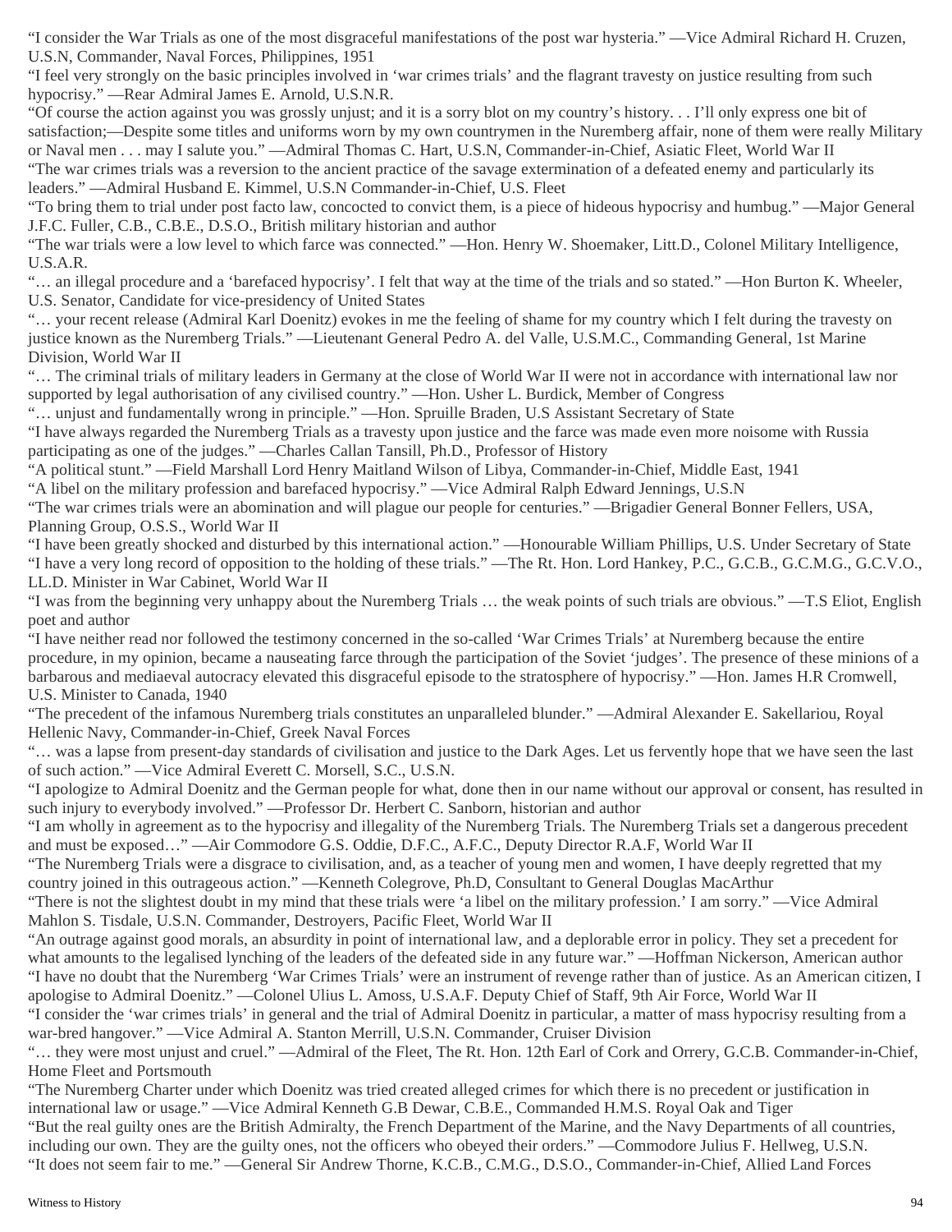"I consider the War Trials as one of the most disgraceful manifestations of the post war hysteria." —Vice Admiral Richard H. Cruzen, U.S.N, Commander, Naval Forces, Philippines, 1951

"I feel very strongly on the basic principles involved in 'war crimes trials' and the flagrant travesty on justice resulting from such hypocrisy." —Rear Admiral James E. Arnold, U.S.N.R.

"Of course the action against you was grossly unjust; and it is a sorry blot on my country's history. . . I'll only express one bit of satisfaction;—Despite some titles and uniforms worn by my own countrymen in the Nuremberg affair, none of them were really Military or Naval men . . . may I salute you." —Admiral Thomas C. Hart, U.S.N, Commander-in-Chief, Asiatic Fleet, World War II

"The war crimes trials was a reversion to the ancient practice of the savage extermination of a defeated enemy and particularly its leaders." —Admiral Husband E. Kimmel, U.S.N Commander-in-Chief, U.S. Fleet

"To bring them to trial under post facto law, concocted to convict them, is a piece of hideous hypocrisy and humbug." —Major General J.F.C. Fuller, C.B., C.B.E., D.S.O., British military historian and author

"The war trials were a low level to which farce was connected." —Hon. Henry W. Shoemaker, Litt.D., Colonel Military Intelligence, U.S.A.R.

"… an illegal procedure and a 'barefaced hypocrisy'. I felt that way at the time of the trials and so stated." —Hon Burton K. Wheeler, U.S. Senator, Candidate for vice-presidency of United States

"… your recent release (Admiral Karl Doenitz) evokes in me the feeling of shame for my country which I felt during the travesty on justice known as the Nuremberg Trials." —Lieutenant General Pedro A. del Valle, U.S.M.C., Commanding General, 1st Marine Division, World War II

"… The criminal trials of military leaders in Germany at the close of World War II were not in accordance with international law nor supported by legal authorisation of any civilised country." —Hon. Usher L. Burdick, Member of Congress

"… unjust and fundamentally wrong in principle." —Hon. Spruille Braden, U.S Assistant Secretary of State

"I have always regarded the Nuremberg Trials as a travesty upon justice and the farce was made even more noisome with Russia participating as one of the judges." —Charles Callan Tansill, Ph.D., Professor of History

"A political stunt." —Field Marshall Lord Henry Maitland Wilson of Libya, Commander-in-Chief, Middle East, 1941

"A libel on the military profession and barefaced hypocrisy." —Vice Admiral Ralph Edward Jennings, U.S.N

"The war crimes trials were an abomination and will plague our people for centuries." —Brigadier General Bonner Fellers, USA, Planning Group, O.S.S., World War II

"I have been greatly shocked and disturbed by this international action." —Honourable William Phillips, U.S. Under Secretary of State

"I have a very long record of opposition to the holding of these trials." —The Rt. Hon. Lord Hankey, P.C., G.C.B., G.C.M.G., G.C.V.O., LL.D. Minister in War Cabinet, World War II

"I was from the beginning very unhappy about the Nuremberg Trials … the weak points of such trials are obvious." —T.S Eliot, English poet and author

"I have neither read nor followed the testimony concerned in the so-called 'War Crimes Trials' at Nuremberg because the entire procedure, in my opinion, became a nauseating farce through the participation of the Soviet 'judges'. The presence of these minions of a barbarous and mediaeval autocracy elevated this disgraceful episode to the stratosphere of hypocrisy." —Hon. James H.R Cromwell, U.S. Minister to Canada, 1940

"The precedent of the infamous Nuremberg trials constitutes an unparalleled blunder." —Admiral Alexander E. Sakellariou, Royal Hellenic Navy, Commander-in-Chief, Greek Naval Forces

"… was a lapse from present-day standards of civilisation and justice to the Dark Ages. Let us fervently hope that we have seen the last of such action." —Vice Admiral Everett C. Morsell, S.C., U.S.N.

"I apologize to Admiral Doenitz and the German people for what, done then in our name without our approval or consent, has resulted in such injury to everybody involved." —Professor Dr. Herbert C. Sanborn, historian and author

"I am wholly in agreement as to the hypocrisy and illegality of the Nuremberg Trials. The Nuremberg Trials set a dangerous precedent and must be exposed…" —Air Commodore G.S. Oddie, D.F.C., A.F.C., Deputy Director R.A.F, World War II

"The Nuremberg Trials were a disgrace to civilisation, and, as a teacher of young men and women, I have deeply regretted that my country joined in this outrageous action." —Kenneth Colegrove, Ph.D, Consultant to General Douglas MacArthur

"There is not the slightest doubt in my mind that these trials were 'a libel on the military profession.' I am sorry." —Vice Admiral Mahlon S. Tisdale, U.S.N. Commander, Destroyers, Pacific Fleet, World War II

"An outrage against good morals, an absurdity in point of international law, and a deplorable error in policy. They set a precedent for what amounts to the legalised lynching of the leaders of the defeated side in any future war." —Hoffman Nickerson, American author

"I have no doubt that the Nuremberg 'War Crimes Trials' were an instrument of revenge rather than of justice. As an American citizen, I apologise to Admiral Doenitz." —Colonel Ulius L. Amoss, U.S.A.F. Deputy Chief of Staff, 9th Air Force, World War II

"I consider the 'war crimes trials' in general and the trial of Admiral Doenitz in particular, a matter of mass hypocrisy resulting from a war-bred hangover." —Vice Admiral A. Stanton Merrill, U.S.N. Commander, Cruiser Division

"… they were most unjust and cruel." —Admiral of the Fleet, The Rt. Hon. 12th Earl of Cork and Orrery, G.C.B. Commander-in-Chief, Home Fleet and Portsmouth

"The Nuremberg Charter under which Doenitz was tried created alleged crimes for which there is no precedent or justification in international law or usage." —Vice Admiral Kenneth G.B Dewar, C.B.E., Commanded H.M.S. Royal Oak and Tiger

"But the real guilty ones are the British Admiralty, the French Department of the Marine, and the Navy Departments of all countries, including our own. They are the guilty ones, not the officers who obeyed their orders." —Commodore Julius F. Hellweg, U.S.N.

"It does not seem fair to me." —General Sir Andrew Thorne, K.C.B., C.M.G., D.S.O., Commander-in-Chief, Allied Land Forces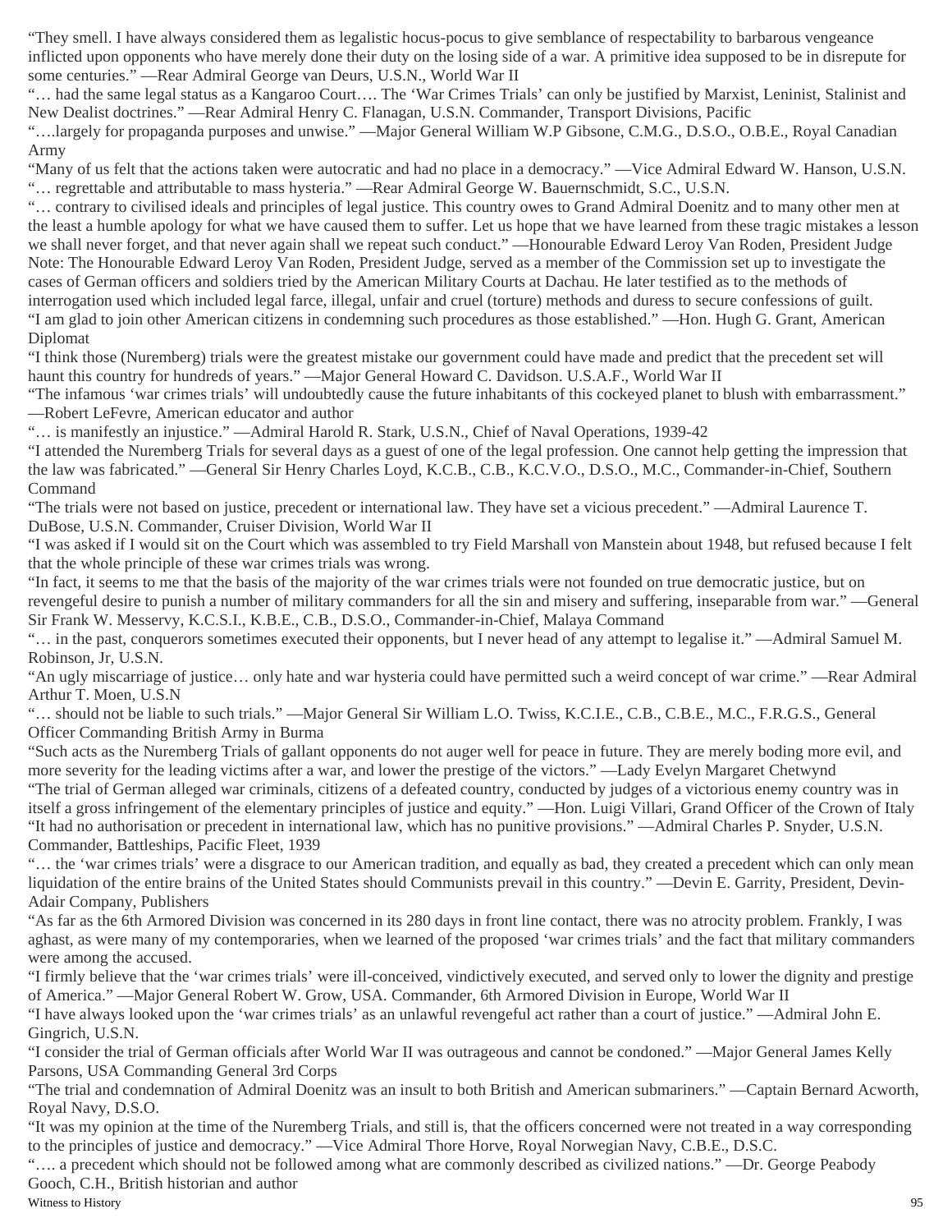"They smell. I have always considered them as legalistic hocus-pocus to give semblance of respectability to barbarous vengeance inflicted upon opponents who have merely done their duty on the losing side of a war. A primitive idea supposed to be in disrepute for some centuries." —Rear Admiral George van Deurs, U.S.N., World War II

"… had the same legal status as a Kangaroo Court…. The 'War Crimes Trials' can only be justified by Marxist, Leninist, Stalinist and New Dealist doctrines." —Rear Admiral Henry C. Flanagan, U.S.N. Commander, Transport Divisions, Pacific

"….largely for propaganda purposes and unwise." —Major General William W.P Gibsone, C.M.G., D.S.O., O.B.E., Royal Canadian Army

"Many of us felt that the actions taken were autocratic and had no place in a democracy." —Vice Admiral Edward W. Hanson, U.S.N.

"… regrettable and attributable to mass hysteria." —Rear Admiral George W. Bauernschmidt, S.C., U.S.N.

"… contrary to civilised ideals and principles of legal justice. This country owes to Grand Admiral Doenitz and to many other men at the least a humble apology for what we have caused them to suffer. Let us hope that we have learned from these tragic mistakes a lesson we shall never forget, and that never again shall we repeat such conduct." —Honourable Edward Leroy Van Roden, President Judge

Note: The Honourable Edward Leroy Van Roden, President Judge, served as a member of the Commission set up to investigate the cases of German officers and soldiers tried by the American Military Courts at Dachau. He later testified as to the methods of interrogation used which included legal farce, illegal, unfair and cruel (torture) methods and duress to secure confessions of guilt.

"I am glad to join other American citizens in condemning such procedures as those established." —Hon. Hugh G. Grant, American Diplomat

"I think those (Nuremberg) trials were the greatest mistake our government could have made and predict that the precedent set will haunt this country for hundreds of years." —Major General Howard C. Davidson. U.S.A.F., World War II

"The infamous 'war crimes trials' will undoubtedly cause the future inhabitants of this cockeyed planet to blush with embarrassment." —Robert LeFevre, American educator and author

"… is manifestly an injustice." —Admiral Harold R. Stark, U.S.N., Chief of Naval Operations, 1939-42

"I attended the Nuremberg Trials for several days as a guest of one of the legal profession. One cannot help getting the impression that the law was fabricated." —General Sir Henry Charles Loyd, K.C.B., C.B., K.C.V.O., D.S.O., M.C., Commander-in-Chief, Southern Command

"The trials were not based on justice, precedent or international law. They have set a vicious precedent." —Admiral Laurence T. DuBose, U.S.N. Commander, Cruiser Division, World War II

"I was asked if I would sit on the Court which was assembled to try Field Marshall von Manstein about 1948, but refused because I felt that the whole principle of these war crimes trials was wrong.

"In fact, it seems to me that the basis of the majority of the war crimes trials were not founded on true democratic justice, but on revengeful desire to punish a number of military commanders for all the sin and misery and suffering, inseparable from war." —General Sir Frank W. Messervy, K.C.S.I., K.B.E., C.B., D.S.O., Commander-in-Chief, Malaya Command

"… in the past, conquerors sometimes executed their opponents, but I never head of any attempt to legalise it." —Admiral Samuel M. Robinson, Jr, U.S.N.

"An ugly miscarriage of justice… only hate and war hysteria could have permitted such a weird concept of war crime." —Rear Admiral Arthur T. Moen, U.S.N

"… should not be liable to such trials." —Major General Sir William L.O. Twiss, K.C.I.E., C.B., C.B.E., M.C., F.R.G.S., General Officer Commanding British Army in Burma

"Such acts as the Nuremberg Trials of gallant opponents do not auger well for peace in future. They are merely boding more evil, and more severity for the leading victims after a war, and lower the prestige of the victors." —Lady Evelyn Margaret Chetwynd

"The trial of German alleged war criminals, citizens of a defeated country, conducted by judges of a victorious enemy country was in itself a gross infringement of the elementary principles of justice and equity." —Hon. Luigi Villari, Grand Officer of the Crown of Italy

"It had no authorisation or precedent in international law, which has no punitive provisions." —Admiral Charles P. Snyder, U.S.N. Commander, Battleships, Pacific Fleet, 1939

"… the 'war crimes trials' were a disgrace to our American tradition, and equally as bad, they created a precedent which can only mean liquidation of the entire brains of the United States should Communists prevail in this country." —Devin E. Garrity, President, Devin-Adair Company, Publishers

"As far as the 6th Armored Division was concerned in its 280 days in front line contact, there was no atrocity problem. Frankly, I was aghast, as were many of my contemporaries, when we learned of the proposed 'war crimes trials' and the fact that military commanders were among the accused.

"I firmly believe that the 'war crimes trials' were ill-conceived, vindictively executed, and served only to lower the dignity and prestige of America." —Major General Robert W. Grow, USA. Commander, 6th Armored Division in Europe, World War II

"I have always looked upon the 'war crimes trials' as an unlawful revengeful act rather than a court of justice." —Admiral John E. Gingrich, U.S.N.

"I consider the trial of German officials after World War II was outrageous and cannot be condoned." —Major General James Kelly Parsons, USA Commanding General 3rd Corps

"The trial and condemnation of Admiral Doenitz was an insult to both British and American submariners." —Captain Bernard Acworth, Royal Navy, D.S.O.

"It was my opinion at the time of the Nuremberg Trials, and still is, that the officers concerned were not treated in a way corresponding to the principles of justice and democracy." —Vice Admiral Thore Horve, Royal Norwegian Navy, C.B.E., D.S.C.

"…. a precedent which should not be followed among what are commonly described as civilized nations." —Dr. George Peabody Gooch, C.H., British historian and author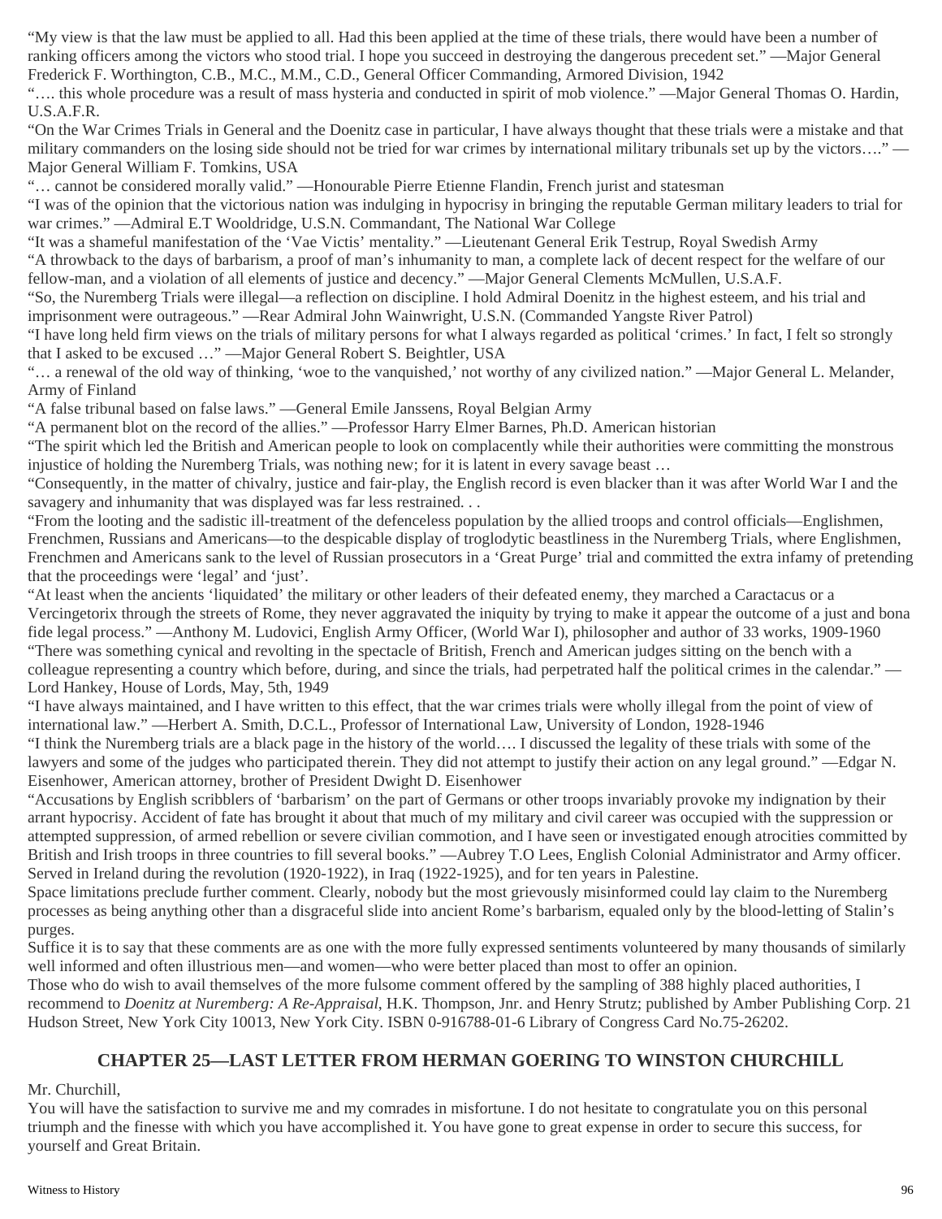"My view is that the law must be applied to all. Had this been applied at the time of these trials, there would have been a number of ranking officers among the victors who stood trial. I hope you succeed in destroying the dangerous precedent set." —Major General Frederick F. Worthington, C.B., M.C., M.M., C.D., General Officer Commanding, Armored Division, 1942

"…. this whole procedure was a result of mass hysteria and conducted in spirit of mob violence." —Major General Thomas O. Hardin, U.S.A.F.R.

"On the War Crimes Trials in General and the Doenitz case in particular, I have always thought that these trials were a mistake and that military commanders on the losing side should not be tried for war crimes by international military tribunals set up by the victors…." —Major General William F. Tomkins, USA

"… cannot be considered morally valid." —Honourable Pierre Etienne Flandin, French jurist and statesman

"I was of the opinion that the victorious nation was indulging in hypocrisy in bringing the reputable German military leaders to trial for war crimes." —Admiral E.T Wooldridge, U.S.N. Commandant, The National War College

"It was a shameful manifestation of the 'Vae Victis' mentality." —Lieutenant General Erik Testrup, Royal Swedish Army

"A throwback to the days of barbarism, a proof of man's inhumanity to man, a complete lack of decent respect for the welfare of our fellow-man, and a violation of all elements of justice and decency." —Major General Clements McMullen, U.S.A.F.

"So, the Nuremberg Trials were illegal—a reflection on discipline. I hold Admiral Doenitz in the highest esteem, and his trial and imprisonment were outrageous." —Rear Admiral John Wainwright, U.S.N. (Commanded Yangste River Patrol)

"I have long held firm views on the trials of military persons for what I always regarded as political 'crimes.' In fact, I felt so strongly that I asked to be excused …" —Major General Robert S. Beightler, USA

"… a renewal of the old way of thinking, 'woe to the vanquished,' not worthy of any civilized nation." —Major General L. Melander, Army of Finland

"A false tribunal based on false laws." —General Emile Janssens, Royal Belgian Army

"A permanent blot on the record of the allies." —Professor Harry Elmer Barnes, Ph.D. American historian

"The spirit which led the British and American people to look on complacently while their authorities were committing the monstrous injustice of holding the Nuremberg Trials, was nothing new; for it is latent in every savage beast …

"Consequently, in the matter of chivalry, justice and fair-play, the English record is even blacker than it was after World War I and the savagery and inhumanity that was displayed was far less restrained. . .

"From the looting and the sadistic ill-treatment of the defenceless population by the allied troops and control officials—Englishmen, Frenchmen, Russians and Americans—to the despicable display of troglodytic beastliness in the Nuremberg Trials, where Englishmen, Frenchmen and Americans sank to the level of Russian prosecutors in a 'Great Purge' trial and committed the extra infamy of pretending that the proceedings were 'legal' and 'just'.

"At least when the ancients 'liquidated' the military or other leaders of their defeated enemy, they marched a Caractacus or a Vercingetorix through the streets of Rome, they never aggravated the iniquity by trying to make it appear the outcome of a just and bona fide legal process." —Anthony M. Ludovici, English Army Officer, (World War I), philosopher and author of 33 works, 1909-1960

"There was something cynical and revolting in the spectacle of British, French and American judges sitting on the bench with a colleague representing a country which before, during, and since the trials, had perpetrated half the political crimes in the calendar." —Lord Hankey, House of Lords, May, 5th, 1949

"I have always maintained, and I have written to this effect, that the war crimes trials were wholly illegal from the point of view of international law." —Herbert A. Smith, D.C.L., Professor of International Law, University of London, 1928-1946

"I think the Nuremberg trials are a black page in the history of the world…. I discussed the legality of these trials with some of the lawyers and some of the judges who participated therein. They did not attempt to justify their action on any legal ground." —Edgar N. Eisenhower, American attorney, brother of President Dwight D. Eisenhower

"Accusations by English scribblers of 'barbarism' on the part of Germans or other troops invariably provoke my indignation by their arrant hypocrisy. Accident of fate has brought it about that much of my military and civil career was occupied with the suppression or attempted suppression, of armed rebellion or severe civilian commotion, and I have seen or investigated enough atrocities committed by British and Irish troops in three countries to fill several books." —Aubrey T.O Lees, English Colonial Administrator and Army officer. Served in Ireland during the revolution (1920-1922), in Iraq (1922-1925), and for ten years in Palestine.

Space limitations preclude further comment. Clearly, nobody but the most grievously misinformed could lay claim to the Nuremberg processes as being anything other than a disgraceful slide into ancient Rome's barbarism, equaled only by the blood-letting of Stalin's purges.

Suffice it is to say that these comments are as one with the more fully expressed sentiments volunteered by many thousands of similarly well informed and often illustrious men—and women—who were better placed than most to offer an opinion.

Those who do wish to avail themselves of the more fulsome comment offered by the sampling of 388 highly placed authorities, I recommend to *Doenitz at Nuremberg: A Re-Appraisal*, H.K. Thompson, Jnr. and Henry Strutz; published by Amber Publishing Corp. 21 Hudson Street, New York City 10013, New York City. ISBN 0-916788-01-6 Library of Congress Card No.75-26202.

## CHAPTER 25—LAST LETTER FROM HERMAN GOERING TO WINSTON CHURCHILL

Mr. Churchill,

You will have the satisfaction to survive me and my comrades in misfortune. I do not hesitate to congratulate you on this personal triumph and the finesse with which you have accomplished it. You have gone to great expense in order to secure this success, for yourself and Great Britain.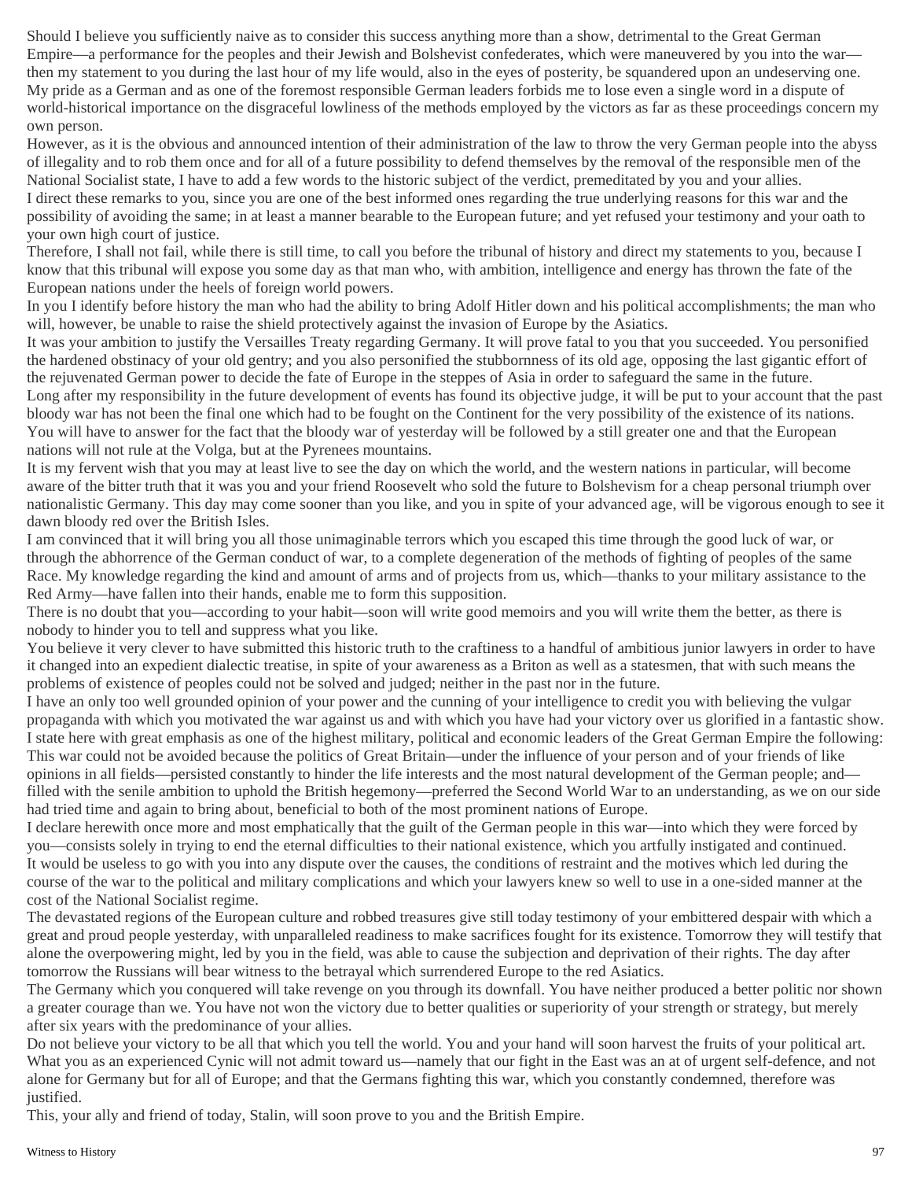Should I believe you sufficiently naive as to consider this success anything more than a show, detrimental to the Great German Empire—a performance for the peoples and their Jewish and Bolshevist confederates, which were maneuvered by you into the war—then my statement to you during the last hour of my life would, also in the eyes of posterity, be squandered upon an undeserving one. My pride as a German and as one of the foremost responsible German leaders forbids me to lose even a single word in a dispute of world-historical importance on the disgraceful lowliness of the methods employed by the victors as far as these proceedings concern my own person.

However, as it is the obvious and announced intention of their administration of the law to throw the very German people into the abyss of illegality and to rob them once and for all of a future possibility to defend themselves by the removal of the responsible men of the National Socialist state, I have to add a few words to the historic subject of the verdict, premeditated by you and your allies.

I direct these remarks to you, since you are one of the best informed ones regarding the true underlying reasons for this war and the possibility of avoiding the same; in at least a manner bearable to the European future; and yet refused your testimony and your oath to your own high court of justice.

Therefore, I shall not fail, while there is still time, to call you before the tribunal of history and direct my statements to you, because I know that this tribunal will expose you some day as that man who, with ambition, intelligence and energy has thrown the fate of the European nations under the heels of foreign world powers.

In you I identify before history the man who had the ability to bring Adolf Hitler down and his political accomplishments; the man who will, however, be unable to raise the shield protectively against the invasion of Europe by the Asiatics.

It was your ambition to justify the Versailles Treaty regarding Germany. It will prove fatal to you that you succeeded. You personified the hardened obstinacy of your old gentry; and you also personified the stubbornness of its old age, opposing the last gigantic effort of the rejuvenated German power to decide the fate of Europe in the steppes of Asia in order to safeguard the same in the future.

Long after my responsibility in the future development of events has found its objective judge, it will be put to your account that the past bloody war has not been the final one which had to be fought on the Continent for the very possibility of the existence of its nations. You will have to answer for the fact that the bloody war of yesterday will be followed by a still greater one and that the European nations will not rule at the Volga, but at the Pyrenees mountains.

It is my fervent wish that you may at least live to see the day on which the world, and the western nations in particular, will become aware of the bitter truth that it was you and your friend Roosevelt who sold the future to Bolshevism for a cheap personal triumph over nationalistic Germany. This day may come sooner than you like, and you in spite of your advanced age, will be vigorous enough to see it dawn bloody red over the British Isles.

I am convinced that it will bring you all those unimaginable terrors which you escaped this time through the good luck of war, or through the abhorrence of the German conduct of war, to a complete degeneration of the methods of fighting of peoples of the same Race. My knowledge regarding the kind and amount of arms and of projects from us, which—thanks to your military assistance to the Red Army—have fallen into their hands, enable me to form this supposition.

There is no doubt that you—according to your habit—soon will write good memoirs and you will write them the better, as there is nobody to hinder you to tell and suppress what you like.

You believe it very clever to have submitted this historic truth to the craftiness to a handful of ambitious junior lawyers in order to have it changed into an expedient dialectic treatise, in spite of your awareness as a Briton as well as a statesmen, that with such means the problems of existence of peoples could not be solved and judged; neither in the past nor in the future.

I have an only too well grounded opinion of your power and the cunning of your intelligence to credit you with believing the vulgar propaganda with which you motivated the war against us and with which you have had your victory over us glorified in a fantastic show.

I state here with great emphasis as one of the highest military, political and economic leaders of the Great German Empire the following: This war could not be avoided because the politics of Great Britain—under the influence of your person and of your friends of like opinions in all fields—persisted constantly to hinder the life interests and the most natural development of the German people; and—filled with the senile ambition to uphold the British hegemony—preferred the Second World War to an understanding, as we on our side had tried time and again to bring about, beneficial to both of the most prominent nations of Europe.

I declare herewith once more and most emphatically that the guilt of the German people in this war—into which they were forced by you—consists solely in trying to end the eternal difficulties to their national existence, which you artfully instigated and continued.

It would be useless to go with you into any dispute over the causes, the conditions of restraint and the motives which led during the course of the war to the political and military complications and which your lawyers knew so well to use in a one-sided manner at the cost of the National Socialist regime.

The devastated regions of the European culture and robbed treasures give still today testimony of your embittered despair with which a great and proud people yesterday, with unparalleled readiness to make sacrifices fought for its existence. Tomorrow they will testify that alone the overpowering might, led by you in the field, was able to cause the subjection and deprivation of their rights. The day after tomorrow the Russians will bear witness to the betrayal which surrendered Europe to the red Asiatics.

The Germany which you conquered will take revenge on you through its downfall. You have neither produced a better politic nor shown a greater courage than we. You have not won the victory due to better qualities or superiority of your strength or strategy, but merely after six years with the predominance of your allies.

Do not believe your victory to be all that which you tell the world. You and your hand will soon harvest the fruits of your political art. What you as an experienced Cynic will not admit toward us—namely that our fight in the East was an at of urgent self-defence, and not alone for Germany but for all of Europe; and that the Germans fighting this war, which you constantly condemned, therefore was justified.

This, your ally and friend of today, Stalin, will soon prove to you and the British Empire.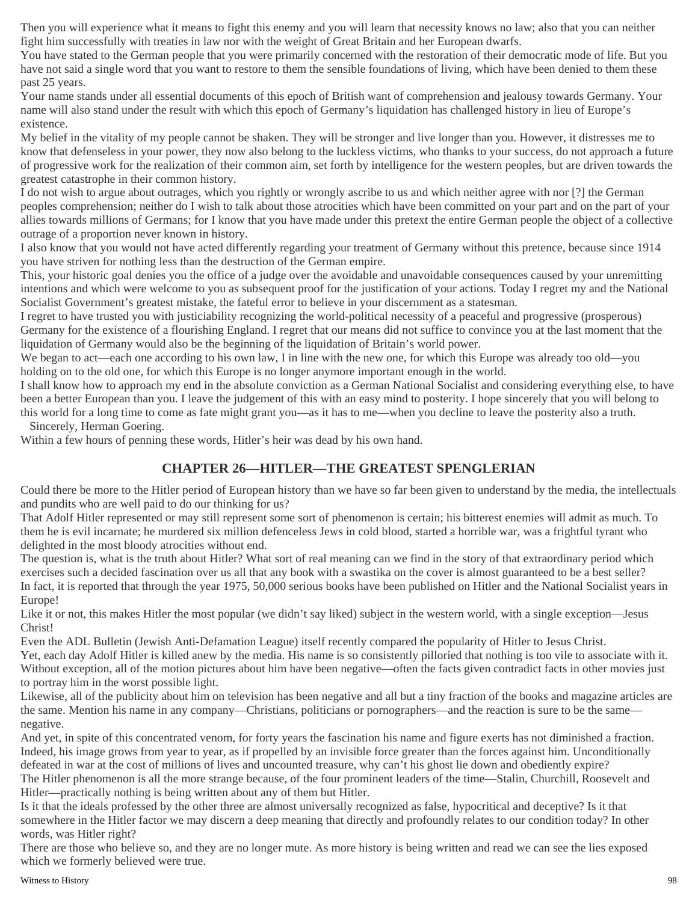Then you will experience what it means to fight this enemy and you will learn that necessity knows no law; also that you can neither fight him successfully with treaties in law nor with the weight of Great Britain and her European dwarfs.

You have stated to the German people that you were primarily concerned with the restoration of their democratic mode of life. But you have not said a single word that you want to restore to them the sensible foundations of living, which have been denied to them these past 25 years.

Your name stands under all essential documents of this epoch of British want of comprehension and jealousy towards Germany. Your name will also stand under the result with which this epoch of Germany's liquidation has challenged history in lieu of Europe's existence.

My belief in the vitality of my people cannot be shaken. They will be stronger and live longer than you. However, it distresses me to know that defenseless in your power, they now also belong to the luckless victims, who thanks to your success, do not approach a future of progressive work for the realization of their common aim, set forth by intelligence for the western peoples, but are driven towards the greatest catastrophe in their common history.

I do not wish to argue about outrages, which you rightly or wrongly ascribe to us and which neither agree with nor [?] the German peoples comprehension; neither do I wish to talk about those atrocities which have been committed on your part and on the part of your allies towards millions of Germans; for I know that you have made under this pretext the entire German people the object of a collective outrage of a proportion never known in history.

I also know that you would not have acted differently regarding your treatment of Germany without this pretence, because since 1914 you have striven for nothing less than the destruction of the German empire.

This, your historic goal denies you the office of a judge over the avoidable and unavoidable consequences caused by your unremitting intentions and which were welcome to you as subsequent proof for the justification of your actions. Today I regret my and the National Socialist Government's greatest mistake, the fateful error to believe in your discernment as a statesman.

I regret to have trusted you with justiciability recognizing the world-political necessity of a peaceful and progressive (prosperous) Germany for the existence of a flourishing England. I regret that our means did not suffice to convince you at the last moment that the liquidation of Germany would also be the beginning of the liquidation of Britain's world power.

We began to act—each one according to his own law, I in line with the new one, for which this Europe was already too old—you holding on to the old one, for which this Europe is no longer anymore important enough in the world.

I shall know how to approach my end in the absolute conviction as a German National Socialist and considering everything else, to have been a better European than you. I leave the judgement of this with an easy mind to posterity. I hope sincerely that you will belong to this world for a long time to come as fate might grant you—as it has to me—when you decline to leave the posterity also a truth.

Sincerely, Herman Goering.

Within a few hours of penning these words, Hitler's heir was dead by his own hand.

## CHAPTER 26—HITLER—THE GREATEST SPENGLERIAN

Could there be more to the Hitler period of European history than we have so far been given to understand by the media, the intellectuals and pundits who are well paid to do our thinking for us?

That Adolf Hitler represented or may still represent some sort of phenomenon is certain; his bitterest enemies will admit as much. To them he is evil incarnate; he murdered six million defenceless Jews in cold blood, started a horrible war, was a frightful tyrant who delighted in the most bloody atrocities without end.

The question is, what is the truth about Hitler? What sort of real meaning can we find in the story of that extraordinary period which exercises such a decided fascination over us all that any book with a swastika on the cover is almost guaranteed to be a best seller?

In fact, it is reported that through the year 1975, 50,000 serious books have been published on Hitler and the National Socialist years in Europe!

Like it or not, this makes Hitler the most popular (we didn't say liked) subject in the western world, with a single exception—Jesus Christ!

Even the ADL Bulletin (Jewish Anti-Defamation League) itself recently compared the popularity of Hitler to Jesus Christ.

Yet, each day Adolf Hitler is killed anew by the media. His name is so consistently pilloried that nothing is too vile to associate with it. Without exception, all of the motion pictures about him have been negative—often the facts given contradict facts in other movies just to portray him in the worst possible light.

Likewise, all of the publicity about him on television has been negative and all but a tiny fraction of the books and magazine articles are the same. Mention his name in any company—Christians, politicians or pornographers—and the reaction is sure to be the same—negative.

And yet, in spite of this concentrated venom, for forty years the fascination his name and figure exerts has not diminished a fraction. Indeed, his image grows from year to year, as if propelled by an invisible force greater than the forces against him. Unconditionally defeated in war at the cost of millions of lives and uncounted treasure, why can't his ghost lie down and obediently expire?

The Hitler phenomenon is all the more strange because, of the four prominent leaders of the time—Stalin, Churchill, Roosevelt and Hitler—practically nothing is being written about any of them but Hitler.

Is it that the ideals professed by the other three are almost universally recognized as false, hypocritical and deceptive? Is it that somewhere in the Hitler factor we may discern a deep meaning that directly and profoundly relates to our condition today? In other words, was Hitler right?

There are those who believe so, and they are no longer mute. As more history is being written and read we can see the lies exposed which we formerly believed were true.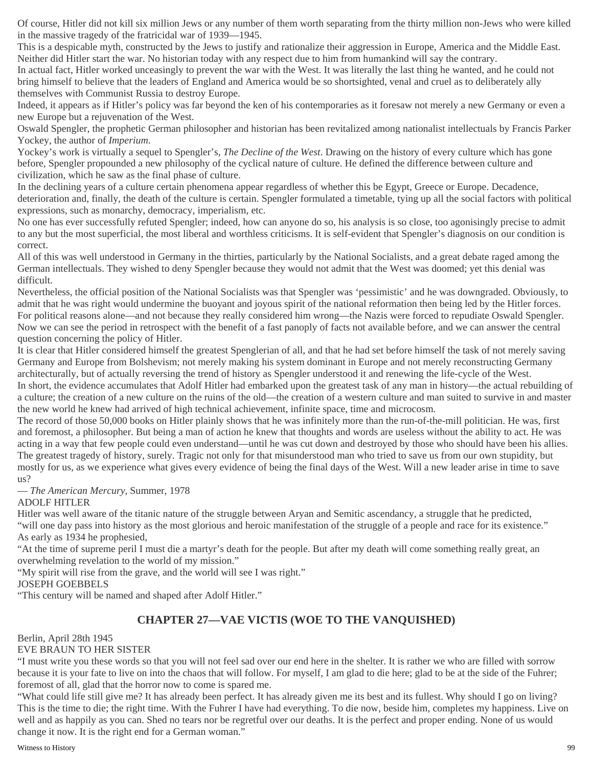Of course, Hitler did not kill six million Jews or any number of them worth separating from the thirty million non-Jews who were killed in the massive tragedy of the fratricidal war of 1939—1945.

This is a despicable myth, constructed by the Jews to justify and rationalize their aggression in Europe, America and the Middle East. Neither did Hitler start the war. No historian today with any respect due to him from humankind will say the contrary.

In actual fact, Hitler worked unceasingly to prevent the war with the West. It was literally the last thing he wanted, and he could not bring himself to believe that the leaders of England and America would be so shortsighted, venal and cruel as to deliberately ally themselves with Communist Russia to destroy Europe.

Indeed, it appears as if Hitler's policy was far beyond the ken of his contemporaries as it foresaw not merely a new Germany or even a new Europe but a rejuvenation of the West.

Oswald Spengler, the prophetic German philosopher and historian has been revitalized among nationalist intellectuals by Francis Parker Yockey, the author of *Imperium*.

Yockey's work is virtually a sequel to Spengler's, *The Decline of the West*. Drawing on the history of every culture which has gone before, Spengler propounded a new philosophy of the cyclical nature of culture. He defined the difference between culture and civilization, which he saw as the final phase of culture.

In the declining years of a culture certain phenomena appear regardless of whether this be Egypt, Greece or Europe. Decadence, deterioration and, finally, the death of the culture is certain. Spengler formulated a timetable, tying up all the social factors with political expressions, such as monarchy, democracy, imperialism, etc.

No one has ever successfully refuted Spengler; indeed, how can anyone do so, his analysis is so close, too agonisingly precise to admit to any but the most superficial, the most liberal and worthless criticisms. It is self-evident that Spengler's diagnosis on our condition is correct.

All of this was well understood in Germany in the thirties, particularly by the National Socialists, and a great debate raged among the German intellectuals. They wished to deny Spengler because they would not admit that the West was doomed; yet this denial was difficult.

Nevertheless, the official position of the National Socialists was that Spengler was 'pessimistic' and he was downgraded. Obviously, to admit that he was right would undermine the buoyant and joyous spirit of the national reformation then being led by the Hitler forces. For political reasons alone—and not because they really considered him wrong—the Nazis were forced to repudiate Oswald Spengler.

Now we can see the period in retrospect with the benefit of a fast panoply of facts not available before, and we can answer the central question concerning the policy of Hitler.

It is clear that Hitler considered himself the greatest Spenglerian of all, and that he had set before himself the task of not merely saving Germany and Europe from Bolshevism; not merely making his system dominant in Europe and not merely reconstructing Germany architecturally, but of actually reversing the trend of history as Spengler understood it and renewing the life-cycle of the West.

In short, the evidence accumulates that Adolf Hitler had embarked upon the greatest task of any man in history—the actual rebuilding of a culture; the creation of a new culture on the ruins of the old—the creation of a western culture and man suited to survive in and master the new world he knew had arrived of high technical achievement, infinite space, time and microcosm.

The record of those 50,000 books on Hitler plainly shows that he was infinitely more than the run-of-the-mill politician. He was, first and foremost, a philosopher. But being a man of action he knew that thoughts and words are useless without the ability to act. He was acting in a way that few people could even understand—until he was cut down and destroyed by those who should have been his allies.

The greatest tragedy of history, surely. Tragic not only for that misunderstood man who tried to save us from our own stupidity, but mostly for us, as we experience what gives every evidence of being the final days of the West. Will a new leader arise in time to save us?

— *The American Mercury*, Summer, 1978

ADOLF HITLER

Hitler was well aware of the titanic nature of the struggle between Aryan and Semitic ascendancy, a struggle that he predicted, "will one day pass into history as the most glorious and heroic manifestation of the struggle of a people and race for its existence."

As early as 1934 he prophesied,

"At the time of supreme peril I must die a martyr's death for the people. But after my death will come something really great, an overwhelming revelation to the world of my mission."

"My spirit will rise from the grave, and the world will see I was right."

JOSEPH GOEBBELS

"This century will be named and shaped after Adolf Hitler."

## CHAPTER 27—VAE VICTIS (WOE TO THE VANQUISHED)

Berlin, April 28th 1945

EVE BRAUN TO HER SISTER

"I must write you these words so that you will not feel sad over our end here in the shelter. It is rather we who are filled with sorrow because it is your fate to live on into the chaos that will follow. For myself, I am glad to die here; glad to be at the side of the Fuhrer; foremost of all, glad that the horror now to come is spared me.

"What could life still give me? It has already been perfect. It has already given me its best and its fullest. Why should I go on living? This is the time to die; the right time. With the Fuhrer I have had everything. To die now, beside him, completes my happiness. Live on well and as happily as you can. Shed no tears nor be regretful over our deaths. It is the perfect and proper ending. None of us would change it now. It is the right end for a German woman."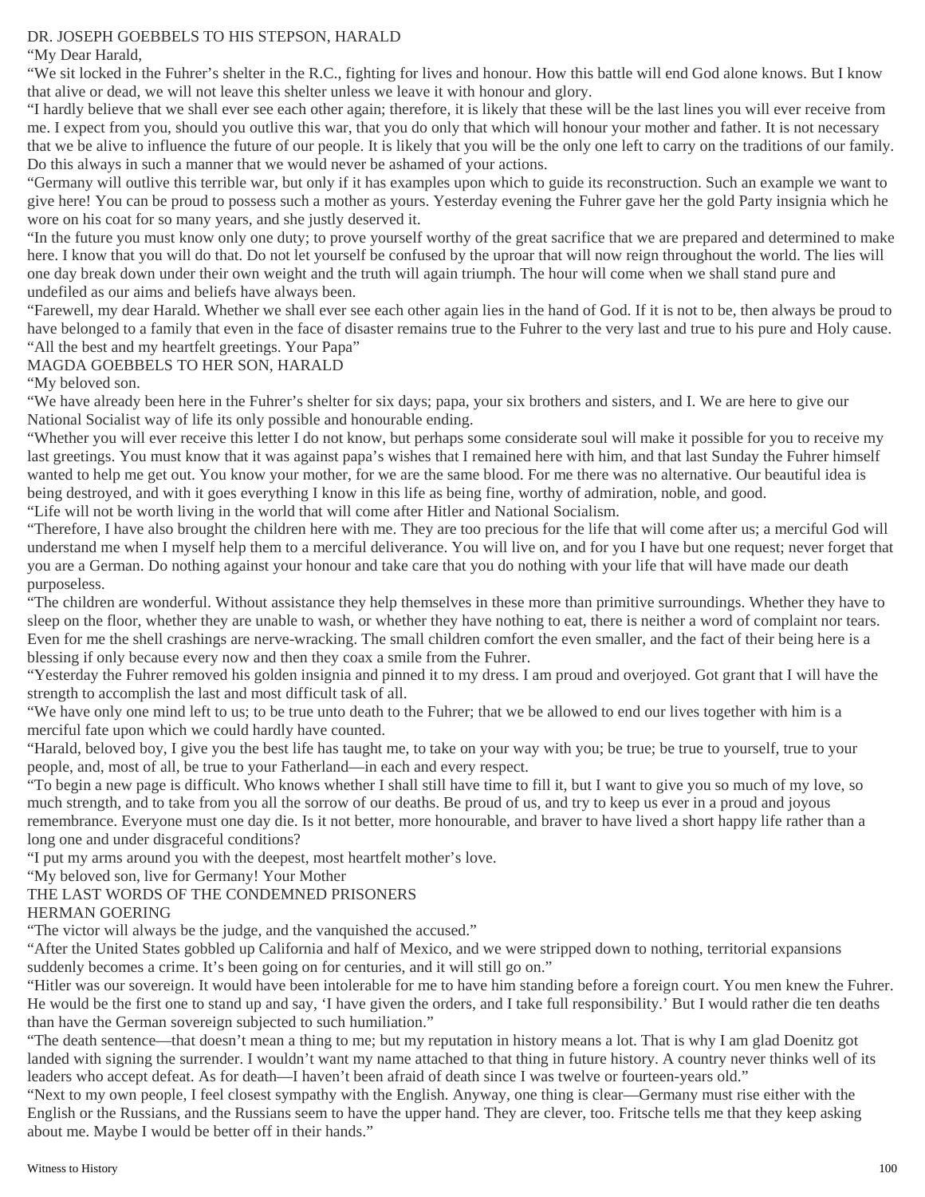## DR. JOSEPH GOEBBELS TO HIS STEPSON, HARALD

"My Dear Harald,

"We sit locked in the Fuhrer's shelter in the R.C., fighting for lives and honour. How this battle will end God alone knows. But I know that alive or dead, we will not leave this shelter unless we leave it with honour and glory.

"I hardly believe that we shall ever see each other again; therefore, it is likely that these will be the last lines you will ever receive from me. I expect from you, should you outlive this war, that you do only that which will honour your mother and father. It is not necessary that we be alive to influence the future of our people. It is likely that you will be the only one left to carry on the traditions of our family. Do this always in such a manner that we would never be ashamed of your actions.

"Germany will outlive this terrible war, but only if it has examples upon which to guide its reconstruction. Such an example we want to give here! You can be proud to possess such a mother as yours. Yesterday evening the Fuhrer gave her the gold Party insignia which he wore on his coat for so many years, and she justly deserved it.

"In the future you must know only one duty; to prove yourself worthy of the great sacrifice that we are prepared and determined to make here. I know that you will do that. Do not let yourself be confused by the uproar that will now reign throughout the world. The lies will one day break down under their own weight and the truth will again triumph. The hour will come when we shall stand pure and undefiled as our aims and beliefs have always been.

"Farewell, my dear Harald. Whether we shall ever see each other again lies in the hand of God. If it is not to be, then always be proud to have belonged to a family that even in the face of disaster remains true to the Fuhrer to the very last and true to his pure and Holy cause.

"All the best and my heartfelt greetings. Your Papa"

## MAGDA GOEBBELS TO HER SON, HARALD

"My beloved son.

"We have already been here in the Fuhrer's shelter for six days; papa, your six brothers and sisters, and I. We are here to give our National Socialist way of life its only possible and honourable ending.

"Whether you will ever receive this letter I do not know, but perhaps some considerate soul will make it possible for you to receive my last greetings. You must know that it was against papa's wishes that I remained here with him, and that last Sunday the Fuhrer himself wanted to help me get out. You know your mother, for we are the same blood. For me there was no alternative. Our beautiful idea is being destroyed, and with it goes everything I know in this life as being fine, worthy of admiration, noble, and good.

"Life will not be worth living in the world that will come after Hitler and National Socialism.

"Therefore, I have also brought the children here with me. They are too precious for the life that will come after us; a merciful God will understand me when I myself help them to a merciful deliverance. You will live on, and for you I have but one request; never forget that you are a German. Do nothing against your honour and take care that you do nothing with your life that will have made our death purposeless.

"The children are wonderful. Without assistance they help themselves in these more than primitive surroundings. Whether they have to sleep on the floor, whether they are unable to wash, or whether they have nothing to eat, there is neither a word of complaint nor tears. Even for me the shell crashings are nerve-wracking. The small children comfort the even smaller, and the fact of their being here is a blessing if only because every now and then they coax a smile from the Fuhrer.

"Yesterday the Fuhrer removed his golden insignia and pinned it to my dress. I am proud and overjoyed. Got grant that I will have the strength to accomplish the last and most difficult task of all.

"We have only one mind left to us; to be true unto death to the Fuhrer; that we be allowed to end our lives together with him is a merciful fate upon which we could hardly have counted.

"Harald, beloved boy, I give you the best life has taught me, to take on your way with you; be true; be true to yourself, true to your people, and, most of all, be true to your Fatherland—in each and every respect.

"To begin a new page is difficult. Who knows whether I shall still have time to fill it, but I want to give you so much of my love, so much strength, and to take from you all the sorrow of our deaths. Be proud of us, and try to keep us ever in a proud and joyous remembrance. Everyone must one day die. Is it not better, more honourable, and braver to have lived a short happy life rather than a long one and under disgraceful conditions?

"I put my arms around you with the deepest, most heartfelt mother's love.

"My beloved son, live for Germany! Your Mother

## THE LAST WORDS OF THE CONDEMNED PRISONERS

### HERMAN GOERING

"The victor will always be the judge, and the vanquished the accused."

"After the United States gobbled up California and half of Mexico, and we were stripped down to nothing, territorial expansions suddenly becomes a crime. It's been going on for centuries, and it will still go on."

"Hitler was our sovereign. It would have been intolerable for me to have him standing before a foreign court. You men knew the Fuhrer. He would be the first one to stand up and say, 'I have given the orders, and I take full responsibility.' But I would rather die ten deaths than have the German sovereign subjected to such humiliation."

"The death sentence—that doesn't mean a thing to me; but my reputation in history means a lot. That is why I am glad Doenitz got landed with signing the surrender. I wouldn't want my name attached to that thing in future history. A country never thinks well of its leaders who accept defeat. As for death—I haven't been afraid of death since I was twelve or fourteen-years old."

"Next to my own people, I feel closest sympathy with the English. Anyway, one thing is clear—Germany must rise either with the English or the Russians, and the Russians seem to have the upper hand. They are clever, too. Fritsche tells me that they keep asking about me. Maybe I would be better off in their hands."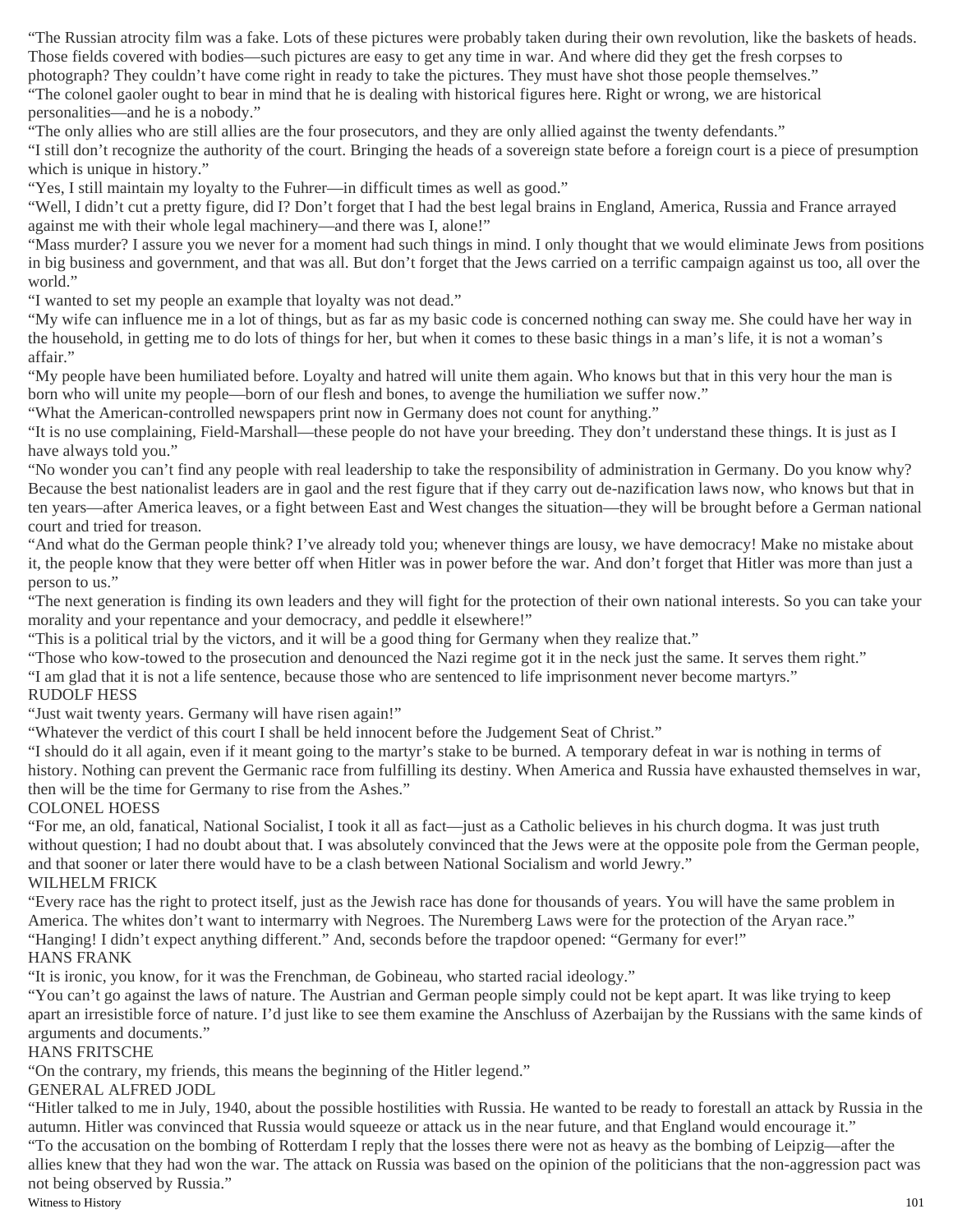"The Russian atrocity film was a fake. Lots of these pictures were probably taken during their own revolution, like the baskets of heads. Those fields covered with bodies—such pictures are easy to get any time in war. And where did they get the fresh corpses to photograph? They couldn't have come right in ready to take the pictures. They must have shot those people themselves."

"The colonel gaoler ought to bear in mind that he is dealing with historical figures here. Right or wrong, we are historical personalities—and he is a nobody."

"The only allies who are still allies are the four prosecutors, and they are only allied against the twenty defendants."

"I still don't recognize the authority of the court. Bringing the heads of a sovereign state before a foreign court is a piece of presumption which is unique in history."

"Yes, I still maintain my loyalty to the Fuhrer—in difficult times as well as good."

"Well, I didn't cut a pretty figure, did I? Don't forget that I had the best legal brains in England, America, Russia and France arrayed against me with their whole legal machinery—and there was I, alone!"

"Mass murder? I assure you we never for a moment had such things in mind. I only thought that we would eliminate Jews from positions in big business and government, and that was all. But don't forget that the Jews carried on a terrific campaign against us too, all over the world."

"I wanted to set my people an example that loyalty was not dead."

"My wife can influence me in a lot of things, but as far as my basic code is concerned nothing can sway me. She could have her way in the household, in getting me to do lots of things for her, but when it comes to these basic things in a man's life, it is not a woman's affair."

"My people have been humiliated before. Loyalty and hatred will unite them again. Who knows but that in this very hour the man is born who will unite my people—born of our flesh and bones, to avenge the humiliation we suffer now."

"What the American-controlled newspapers print now in Germany does not count for anything."

"It is no use complaining, Field-Marshall—these people do not have your breeding. They don't understand these things. It is just as I have always told you."

"No wonder you can't find any people with real leadership to take the responsibility of administration in Germany. Do you know why? Because the best nationalist leaders are in gaol and the rest figure that if they carry out de-nazification laws now, who knows but that in ten years—after America leaves, or a fight between East and West changes the situation—they will be brought before a German national court and tried for treason.

"And what do the German people think? I've already told you; whenever things are lousy, we have democracy! Make no mistake about it, the people know that they were better off when Hitler was in power before the war. And don't forget that Hitler was more than just a person to us."

"The next generation is finding its own leaders and they will fight for the protection of their own national interests. So you can take your morality and your repentance and your democracy, and peddle it elsewhere!"

"This is a political trial by the victors, and it will be a good thing for Germany when they realize that."

"Those who kow-towed to the prosecution and denounced the Nazi regime got it in the neck just the same. It serves them right."

"I am glad that it is not a life sentence, because those who are sentenced to life imprisonment never become martyrs."

RUDOLF HESS

"Just wait twenty years. Germany will have risen again!"

"Whatever the verdict of this court I shall be held innocent before the Judgement Seat of Christ."

"I should do it all again, even if it meant going to the martyr's stake to be burned. A temporary defeat in war is nothing in terms of history. Nothing can prevent the Germanic race from fulfilling its destiny. When America and Russia have exhausted themselves in war, then will be the time for Germany to rise from the Ashes."

COLONEL HOESS

"For me, an old, fanatical, National Socialist, I took it all as fact—just as a Catholic believes in his church dogma. It was just truth without question; I had no doubt about that. I was absolutely convinced that the Jews were at the opposite pole from the German people, and that sooner or later there would have to be a clash between National Socialism and world Jewry."

WILHELM FRICK

"Every race has the right to protect itself, just as the Jewish race has done for thousands of years. You will have the same problem in America. The whites don't want to intermarry with Negroes. The Nuremberg Laws were for the protection of the Aryan race."

"Hanging! I didn't expect anything different." And, seconds before the trapdoor opened: "Germany for ever!"

HANS FRANK

"It is ironic, you know, for it was the Frenchman, de Gobineau, who started racial ideology."

"You can't go against the laws of nature. The Austrian and German people simply could not be kept apart. It was like trying to keep apart an irresistible force of nature. I'd just like to see them examine the Anschluss of Azerbaijan by the Russians with the same kinds of arguments and documents."

HANS FRITSCHE

"On the contrary, my friends, this means the beginning of the Hitler legend."

GENERAL ALFRED JODL

"Hitler talked to me in July, 1940, about the possible hostilities with Russia. He wanted to be ready to forestall an attack by Russia in the autumn. Hitler was convinced that Russia would squeeze or attack us in the near future, and that England would encourage it."

"To the accusation on the bombing of Rotterdam I reply that the losses there were not as heavy as the bombing of Leipzig—after the allies knew that they had won the war. The attack on Russia was based on the opinion of the politicians that the non-aggression pact was not being observed by Russia."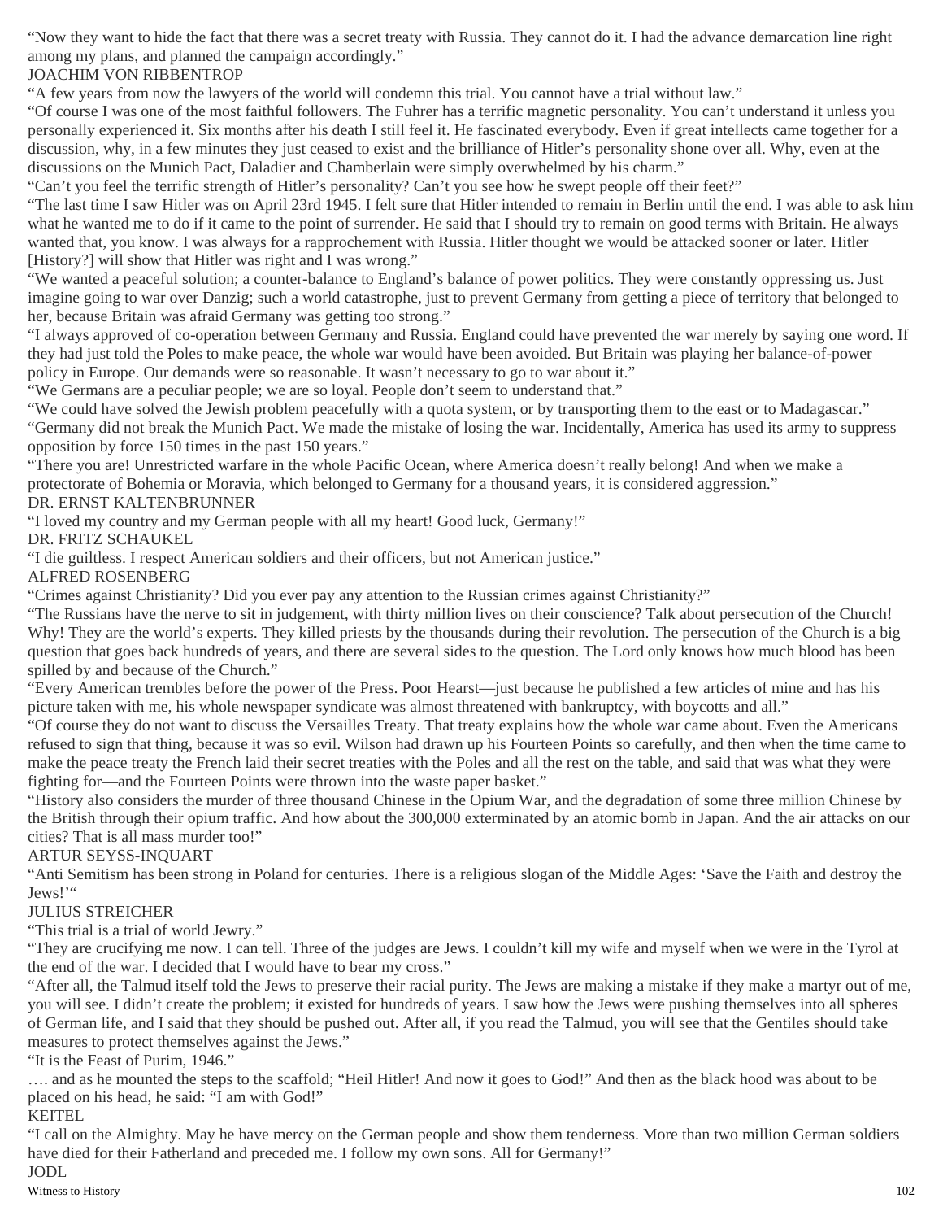"Now they want to hide the fact that there was a secret treaty with Russia. They cannot do it. I had the advance demarcation line right among my plans, and planned the campaign accordingly."

JOACHIM VON RIBBENTROP

"A few years from now the lawyers of the world will condemn this trial. You cannot have a trial without law."

"Of course I was one of the most faithful followers. The Fuhrer has a terrific magnetic personality. You can't understand it unless you personally experienced it. Six months after his death I still feel it. He fascinated everybody. Even if great intellects came together for a discussion, why, in a few minutes they just ceased to exist and the brilliance of Hitler's personality shone over all. Why, even at the discussions on the Munich Pact, Daladier and Chamberlain were simply overwhelmed by his charm."

"Can't you feel the terrific strength of Hitler's personality? Can't you see how he swept people off their feet?"

"The last time I saw Hitler was on April 23rd 1945. I felt sure that Hitler intended to remain in Berlin until the end. I was able to ask him what he wanted me to do if it came to the point of surrender. He said that I should try to remain on good terms with Britain. He always wanted that, you know. I was always for a rapprochement with Russia. Hitler thought we would be attacked sooner or later. Hitler [History?] will show that Hitler was right and I was wrong."

"We wanted a peaceful solution; a counter-balance to England's balance of power politics. They were constantly oppressing us. Just imagine going to war over Danzig; such a world catastrophe, just to prevent Germany from getting a piece of territory that belonged to her, because Britain was afraid Germany was getting too strong."

"I always approved of co-operation between Germany and Russia. England could have prevented the war merely by saying one word. If they had just told the Poles to make peace, the whole war would have been avoided. But Britain was playing her balance-of-power policy in Europe. Our demands were so reasonable. It wasn't necessary to go to war about it."

"We Germans are a peculiar people; we are so loyal. People don't seem to understand that."

"We could have solved the Jewish problem peacefully with a quota system, or by transporting them to the east or to Madagascar."

"Germany did not break the Munich Pact. We made the mistake of losing the war. Incidentally, America has used its army to suppress opposition by force 150 times in the past 150 years."

"There you are! Unrestricted warfare in the whole Pacific Ocean, where America doesn't really belong! And when we make a protectorate of Bohemia or Moravia, which belonged to Germany for a thousand years, it is considered aggression."

DR. ERNST KALTENBRUNNER

"I loved my country and my German people with all my heart! Good luck, Germany!"

DR. FRITZ SCHAUKEL

"I die guiltless. I respect American soldiers and their officers, but not American justice."

ALFRED ROSENBERG

"Crimes against Christianity? Did you ever pay any attention to the Russian crimes against Christianity?"

"The Russians have the nerve to sit in judgement, with thirty million lives on their conscience? Talk about persecution of the Church! Why! They are the world's experts. They killed priests by the thousands during their revolution. The persecution of the Church is a big question that goes back hundreds of years, and there are several sides to the question. The Lord only knows how much blood has been spilled by and because of the Church."

"Every American trembles before the power of the Press. Poor Hearst—just because he published a few articles of mine and has his picture taken with me, his whole newspaper syndicate was almost threatened with bankruptcy, with boycotts and all."

"Of course they do not want to discuss the Versailles Treaty. That treaty explains how the whole war came about. Even the Americans refused to sign that thing, because it was so evil. Wilson had drawn up his Fourteen Points so carefully, and then when the time came to make the peace treaty the French laid their secret treaties with the Poles and all the rest on the table, and said that was what they were fighting for—and the Fourteen Points were thrown into the waste paper basket."

"History also considers the murder of three thousand Chinese in the Opium War, and the degradation of some three million Chinese by the British through their opium traffic. And how about the 300,000 exterminated by an atomic bomb in Japan. And the air attacks on our cities? That is all mass murder too!"

ARTUR SEYSS-INQUART

"Anti Semitism has been strong in Poland for centuries. There is a religious slogan of the Middle Ages: 'Save the Faith and destroy the Jews!'"

JULIUS STREICHER

"This trial is a trial of world Jewry."

"They are crucifying me now. I can tell. Three of the judges are Jews. I couldn't kill my wife and myself when we were in the Tyrol at the end of the war. I decided that I would have to bear my cross."

"After all, the Talmud itself told the Jews to preserve their racial purity. The Jews are making a mistake if they make a martyr out of me, you will see. I didn't create the problem; it existed for hundreds of years. I saw how the Jews were pushing themselves into all spheres of German life, and I said that they should be pushed out. After all, if you read the Talmud, you will see that the Gentiles should take measures to protect themselves against the Jews."

"It is the Feast of Purim, 1946."

…. and as he mounted the steps to the scaffold; "Heil Hitler! And now it goes to God!" And then as the black hood was about to be placed on his head, he said: "I am with God!"

KEITEL

"I call on the Almighty. May he have mercy on the German people and show them tenderness. More than two million German soldiers have died for their Fatherland and preceded me. I follow my own sons. All for Germany!"

JODL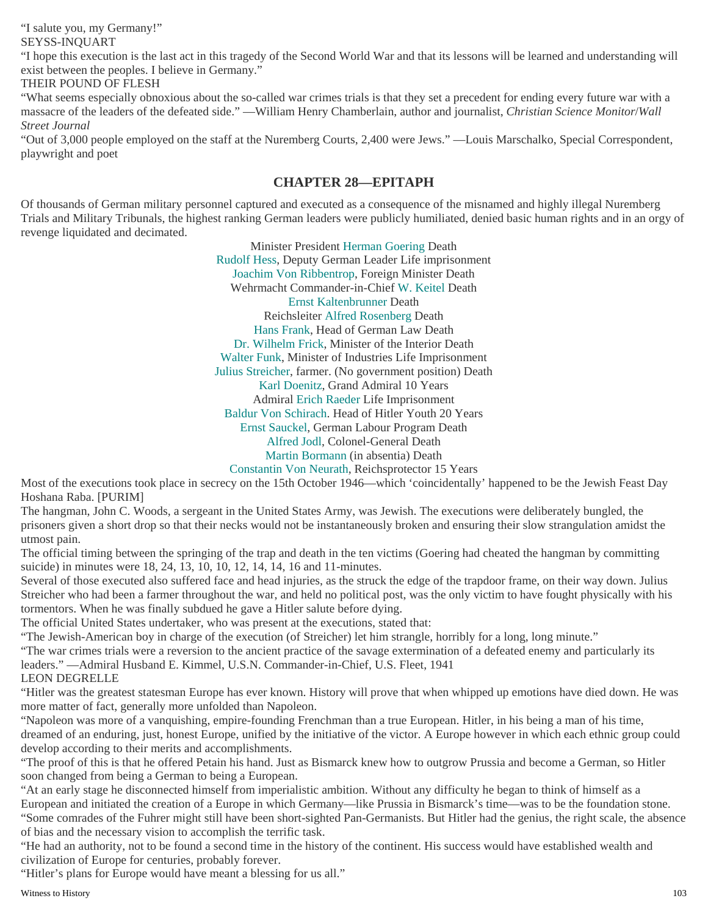"I salute you, my Germany!"

SEYSS-INQUART

"I hope this execution is the last act in this tragedy of the Second World War and that its lessons will be learned and understanding will exist between the peoples. I believe in Germany."

THEIR POUND OF FLESH

"What seems especially obnoxious about the so-called war crimes trials is that they set a precedent for ending every future war with a massacre of the leaders of the defeated side." —William Henry Chamberlain, author and journalist, *Christian Science Monitor*/*Wall Street Journal*

"Out of 3,000 people employed on the staff at the Nuremberg Courts, 2,400 were Jews." —Louis Marschalko, Special Correspondent, playwright and poet

## CHAPTER 28—EPITAPH

Of thousands of German military personnel captured and executed as a consequence of the misnamed and highly illegal Nuremberg Trials and Military Tribunals, the highest ranking German leaders were publicly humiliated, denied basic human rights and in an orgy of revenge liquidated and decimated.

Minister President Herman Goering Death
Rudolf Hess, Deputy German Leader Life imprisonment
Joachim Von Ribbentrop, Foreign Minister Death
Wehrmacht Commander-in-Chief W. Keitel Death
Ernst Kaltenbrunner Death
Reichsleiter Alfred Rosenberg Death
Hans Frank, Head of German Law Death
Dr. Wilhelm Frick, Minister of the Interior Death
Walter Funk, Minister of Industries Life Imprisonment
Julius Streicher, farmer. (No government position) Death
Karl Doenitz, Grand Admiral 10 Years
Admiral Erich Raeder Life Imprisonment
Baldur Von Schirach. Head of Hitler Youth 20 Years
Ernst Sauckel, German Labour Program Death
Alfred Jodl, Colonel-General Death
Martin Bormann (in absentia) Death
Constantin Von Neurath, Reichsprotector 15 Years

Most of the executions took place in secrecy on the 15th October 1946—which 'coincidentally' happened to be the Jewish Feast Day Hoshana Raba. [PURIM]

The hangman, John C. Woods, a sergeant in the United States Army, was Jewish. The executions were deliberately bungled, the prisoners given a short drop so that their necks would not be instantaneously broken and ensuring their slow strangulation amidst the utmost pain.

The official timing between the springing of the trap and death in the ten victims (Goering had cheated the hangman by committing suicide) in minutes were 18, 24, 13, 10, 10, 12, 14, 14, 16 and 11-minutes.

Several of those executed also suffered face and head injuries, as the struck the edge of the trapdoor frame, on their way down. Julius Streicher who had been a farmer throughout the war, and held no political post, was the only victim to have fought physically with his tormentors. When he was finally subdued he gave a Hitler salute before dying.

The official United States undertaker, who was present at the executions, stated that:

"The Jewish-American boy in charge of the execution (of Streicher) let him strangle, horribly for a long, long minute."

"The war crimes trials were a reversion to the ancient practice of the savage extermination of a defeated enemy and particularly its leaders." —Admiral Husband E. Kimmel, U.S.N. Commander-in-Chief, U.S. Fleet, 1941

LEON DEGRELLE

"Hitler was the greatest statesman Europe has ever known. History will prove that when whipped up emotions have died down. He was more matter of fact, generally more unfolded than Napoleon.

"Napoleon was more of a vanquishing, empire-founding Frenchman than a true European. Hitler, in his being a man of his time, dreamed of an enduring, just, honest Europe, unified by the initiative of the victor. A Europe however in which each ethnic group could develop according to their merits and accomplishments.

"The proof of this is that he offered Petain his hand. Just as Bismarck knew how to outgrow Prussia and become a German, so Hitler soon changed from being a German to being a European.

"At an early stage he disconnected himself from imperialistic ambition. Without any difficulty he began to think of himself as a European and initiated the creation of a Europe in which Germany—like Prussia in Bismarck's time—was to be the foundation stone.

"Some comrades of the Fuhrer might still have been short-sighted Pan-Germanists. But Hitler had the genius, the right scale, the absence of bias and the necessary vision to accomplish the terrific task.

"He had an authority, not to be found a second time in the history of the continent. His success would have established wealth and civilization of Europe for centuries, probably forever.

"Hitler's plans for Europe would have meant a blessing for us all."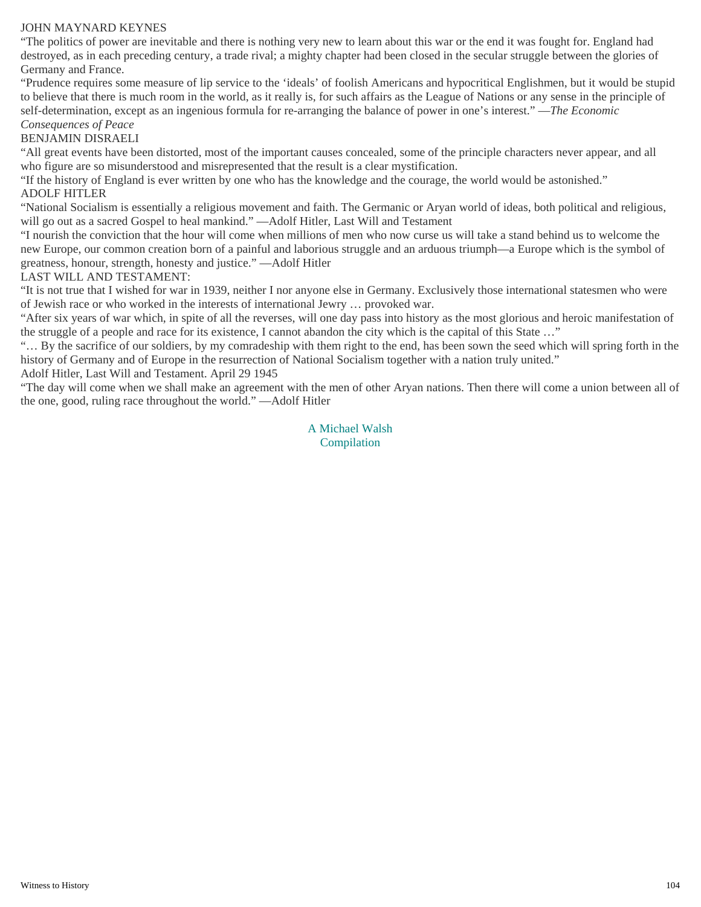JOHN MAYNARD KEYNES

"The politics of power are inevitable and there is nothing very new to learn about this war or the end it was fought for. England had destroyed, as in each preceding century, a trade rival; a mighty chapter had been closed in the secular struggle between the glories of Germany and France.

"Prudence requires some measure of lip service to the 'ideals' of foolish Americans and hypocritical Englishmen, but it would be stupid to believe that there is much room in the world, as it really is, for such affairs as the League of Nations or any sense in the principle of self-determination, except as an ingenious formula for re-arranging the balance of power in one's interest." —*The Economic Consequences of Peace*

BENJAMIN DISRAELI

"All great events have been distorted, most of the important causes concealed, some of the principle characters never appear, and all who figure are so misunderstood and misrepresented that the result is a clear mystification.

"If the history of England is ever written by one who has the knowledge and the courage, the world would be astonished."

ADOLF HITLER

"National Socialism is essentially a religious movement and faith. The Germanic or Aryan world of ideas, both political and religious, will go out as a sacred Gospel to heal mankind." —Adolf Hitler, Last Will and Testament

"I nourish the conviction that the hour will come when millions of men who now curse us will take a stand behind us to welcome the new Europe, our common creation born of a painful and laborious struggle and an arduous triumph—a Europe which is the symbol of greatness, honour, strength, honesty and justice." —Adolf Hitler

LAST WILL AND TESTAMENT:

"It is not true that I wished for war in 1939, neither I nor anyone else in Germany. Exclusively those international statesmen who were of Jewish race or who worked in the interests of international Jewry … provoked war.

"After six years of war which, in spite of all the reverses, will one day pass into history as the most glorious and heroic manifestation of the struggle of a people and race for its existence, I cannot abandon the city which is the capital of this State …"

"… By the sacrifice of our soldiers, by my comradeship with them right to the end, has been sown the seed which will spring forth in the history of Germany and of Europe in the resurrection of National Socialism together with a nation truly united."

Adolf Hitler, Last Will and Testament. April 29 1945

"The day will come when we shall make an agreement with the men of other Aryan nations. Then there will come a union between all of the one, good, ruling race throughout the world." —Adolf Hitler

A Michael Walsh
Compilation